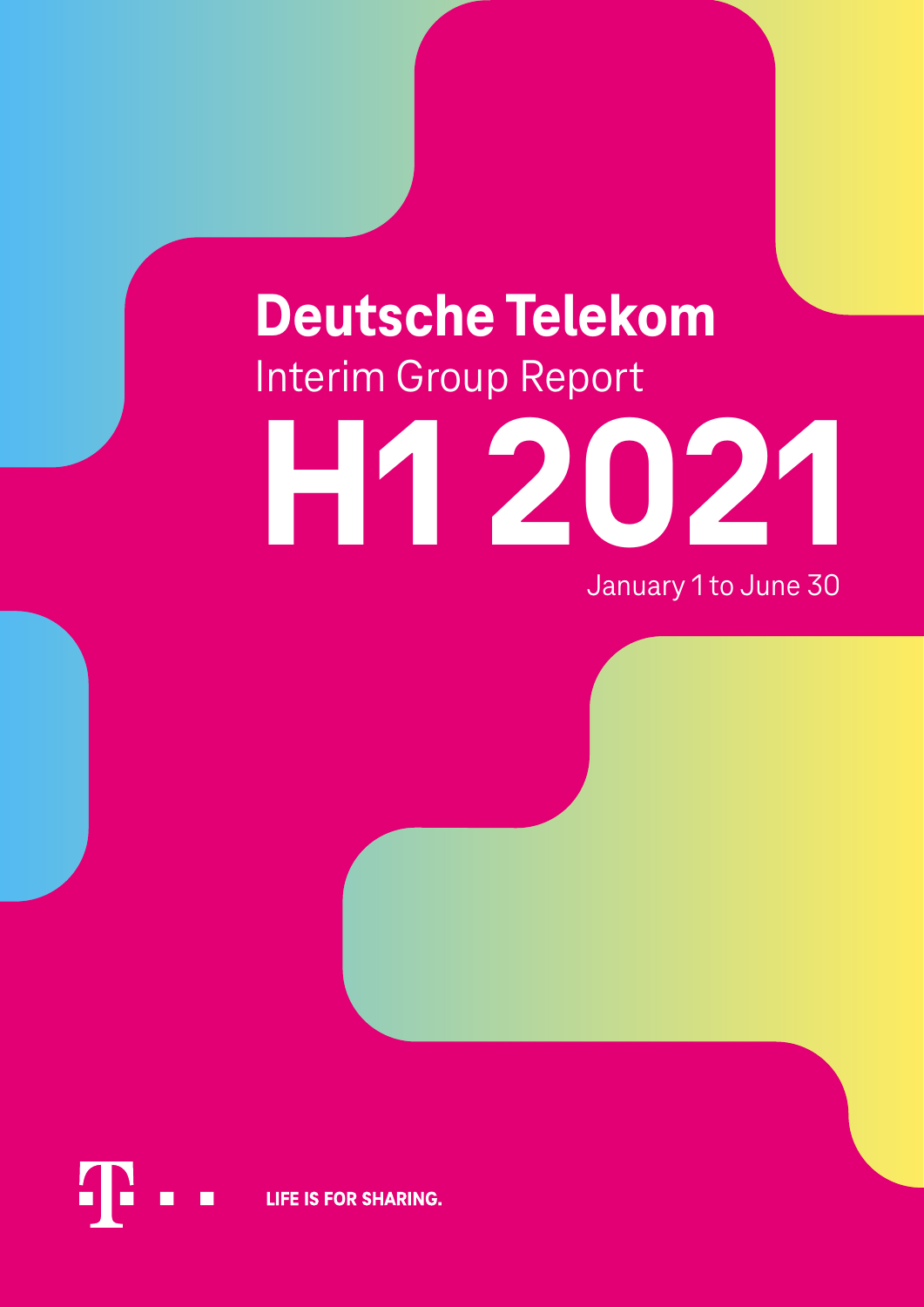# Deutsche Telekom

## Interim Group Report

# H1 2021

January 1 to June 30

LIFE IS FOR SHARING.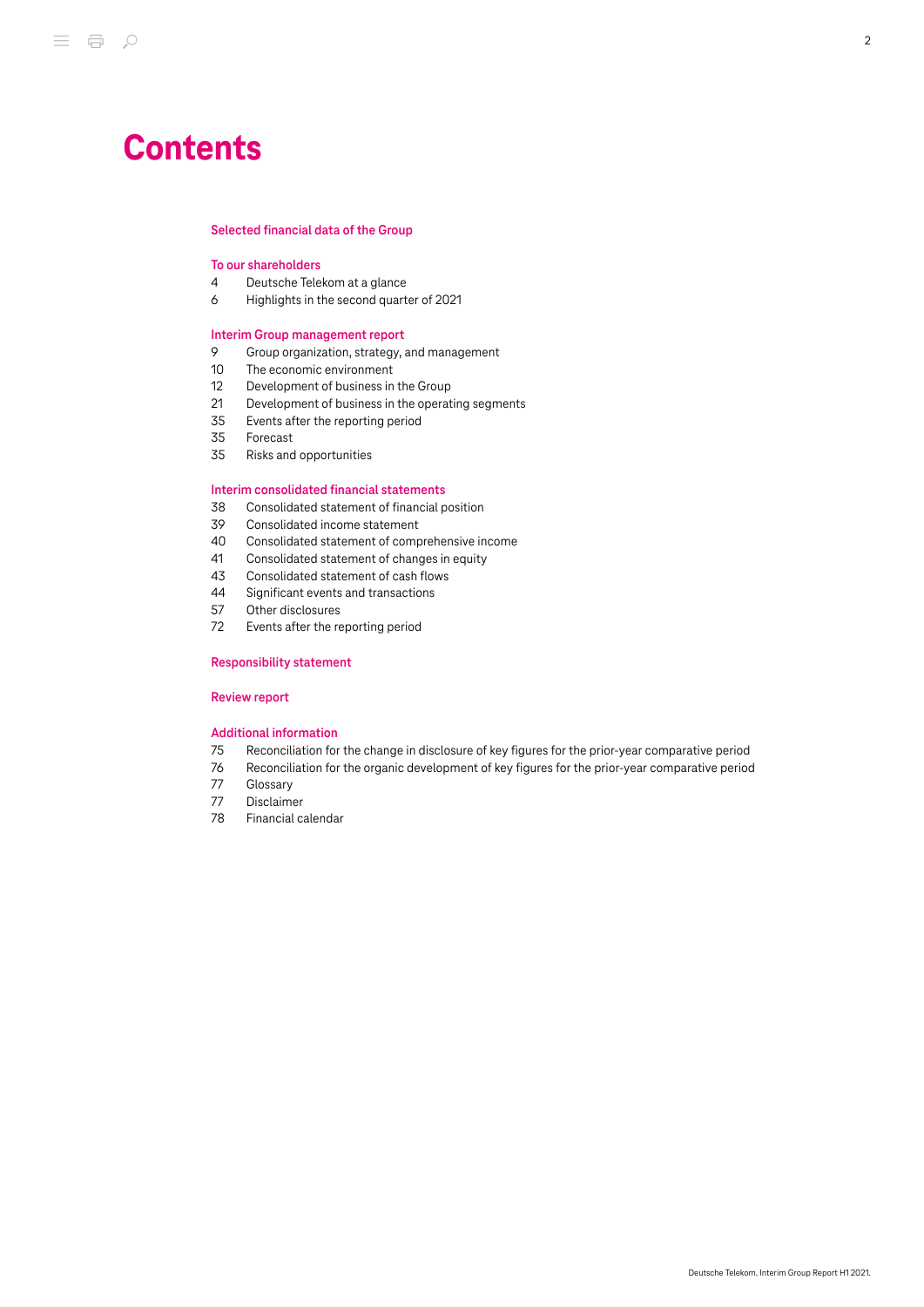# Contents

### Selected financial data of the Group

### To our shareholders

4 Deutsche Telekom at a glance
6 Highlights in the second quarter of 2021

### Interim Group management report

9 Group organization, strategy, and management
10 The economic environment
12 Development of business in the Group
21 Development of business in the operating segments
35 Events after the reporting period
35 Forecast
35 Risks and opportunities

### Interim consolidated financial statements

38 Consolidated statement of financial position
39 Consolidated income statement
40 Consolidated statement of comprehensive income
41 Consolidated statement of changes in equity
43 Consolidated statement of cash flows
44 Significant events and transactions
57 Other disclosures
72 Events after the reporting period

### Responsibility statement

### Review report

### Additional information

75 Reconciliation for the change in disclosure of key figures for the prior-year comparative period
76 Reconciliation for the organic development of key figures for the prior-year comparative period
77 Glossary
77 Disclaimer
78 Financial calendar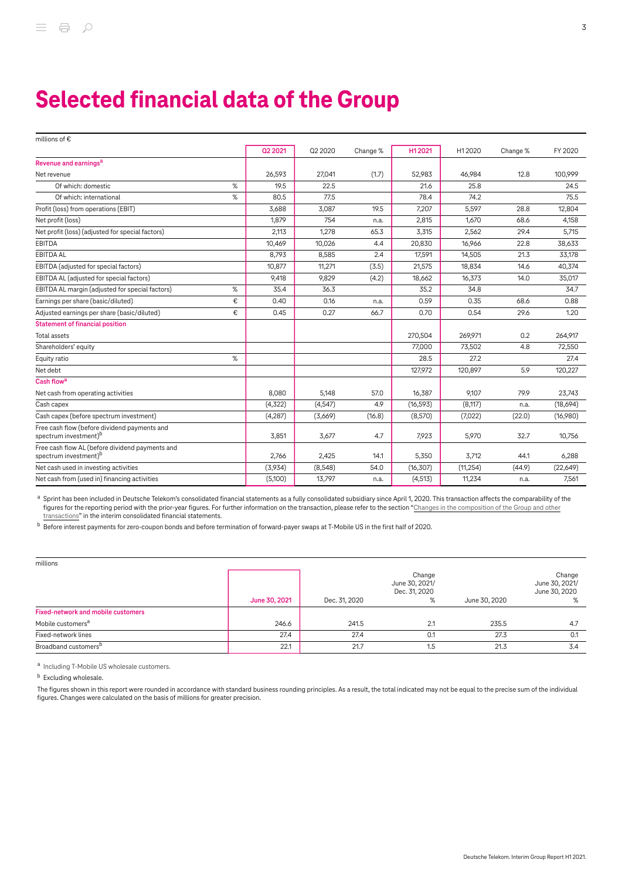# Selected financial data of the Group

millions of €

| | | Q2 2021 | Q2 2020 | Change % | H1 2021 | H1 2020 | Change % | FY 2020 |
|---|---|---|---|---|---|---|---|---|
| **Revenue and earnings**[a] | | | | | | | | |
| Net revenue | | 26,593 | 27,041 | (1.7) | 52,983 | 46,984 | 12.8 | 100,999 |
| Of which: domestic | % | 19.5 | 22.5 | | 21.6 | 25.8 | | 24.5 |
| Of which: international | % | 80.5 | 77.5 | | 78.4 | 74.2 | | 75.5 |
| Profit (loss) from operations (EBIT) | | 3,688 | 3,087 | 19.5 | 7,207 | 5,597 | 28.8 | 12,804 |
| Net profit (loss) | | 1,879 | 754 | n.a. | 2,815 | 1,670 | 68.6 | 4,158 |
| Net profit (loss) (adjusted for special factors) | | 2,113 | 1,278 | 65.3 | 3,315 | 2,562 | 29.4 | 5,715 |
| EBITDA | | 10,469 | 10,026 | 4.4 | 20,830 | 16,966 | 22.8 | 38,633 |
| EBITDA AL | | 8,793 | 8,585 | 2.4 | 17,591 | 14,505 | 21.3 | 33,178 |
| EBITDA (adjusted for special factors) | | 10,877 | 11,271 | (3.5) | 21,575 | 18,834 | 14.6 | 40,374 |
| EBITDA AL (adjusted for special factors) | | 9,418 | 9,829 | (4.2) | 18,662 | 16,373 | 14.0 | 35,017 |
| EBITDA AL margin (adjusted for special factors) | % | 35.4 | 36.3 | | 35.2 | 34.8 | | 34.7 |
| Earnings per share (basic/diluted) | € | 0.40 | 0.16 | n.a. | 0.59 | 0.35 | 68.6 | 0.88 |
| Adjusted earnings per share (basic/diluted) | € | 0.45 | 0.27 | 66.7 | 0.70 | 0.54 | 29.6 | 1.20 |
| **Statement of financial position** | | | | | | | | |
| Total assets | | | | | 270,504 | 269,971 | 0.2 | 264,917 |
| Shareholders' equity | | | | | 77,000 | 73,502 | 4.8 | 72,550 |
| Equity ratio | % | | | | 28.5 | 27.2 | | 27.4 |
| Net debt | | | | | 127,972 | 120,897 | 5.9 | 120,227 |
| **Cash flow**[a] | | | | | | | | |
| Net cash from operating activities | | 8,080 | 5,148 | 57.0 | 16,387 | 9,107 | 79.9 | 23,743 |
| Cash capex | | (4,322) | (4,547) | 4.9 | (16,593) | (8,117) | n.a. | (18,694) |
| Cash capex (before spectrum investment) | | (4,287) | (3,669) | (16.8) | (8,570) | (7,022) | (22.0) | (16,980) |
| Free cash flow (before dividend payments and spectrum investment)[b] | | 3,851 | 3,677 | 4.7 | 7,923 | 5,970 | 32.7 | 10,756 |
| Free cash flow AL (before dividend payments and spectrum investment)[b] | | 2,766 | 2,425 | 14.1 | 5,350 | 3,712 | 44.1 | 6,288 |
| Net cash used in investing activities | | (3,934) | (8,548) | 54.0 | (16,307) | (11,254) | (44.9) | (22,649) |
| Net cash from (used in) financing activities | | (5,100) | 13,797 | n.a. | (4,513) | 11,234 | n.a. | 7,561 |

[a] Sprint has been included in Deutsche Telekom's consolidated financial statements as a fully consolidated subsidiary since April 1, 2020. This transaction affects the comparability of the figures for the reporting period with the prior-year figures. For further information on the transaction, please refer to the section "Changes in the composition of the Group and other transactions" in the interim consolidated financial statements.

[b] Before interest payments for zero-coupon bonds and before termination of forward-payer swaps at T-Mobile US in the first half of 2020.

millions

| | June 30, 2021 | Dec. 31, 2020 | Change June 30, 2021/ Dec. 31, 2020 % | June 30, 2020 | Change June 30, 2021/ June 30, 2020 % |
|---|---|---|---|---|---|
| **Fixed-network and mobile customers** | | | | | |
| Mobile customers[a] | 246.6 | 241.5 | 2.1 | 235.5 | 4.7 |
| Fixed-network lines | 27.4 | 27.4 | 0.1 | 27.3 | 0.1 |
| Broadband customers[b] | 22.1 | 21.7 | 1.5 | 21.3 | 3.4 |

[a] Including T-Mobile US wholesale customers.

[b] Excluding wholesale.

The figures shown in this report were rounded in accordance with standard business rounding principles. As a result, the total indicated may not be equal to the precise sum of the individual figures. Changes were calculated on the basis of millions for greater precision.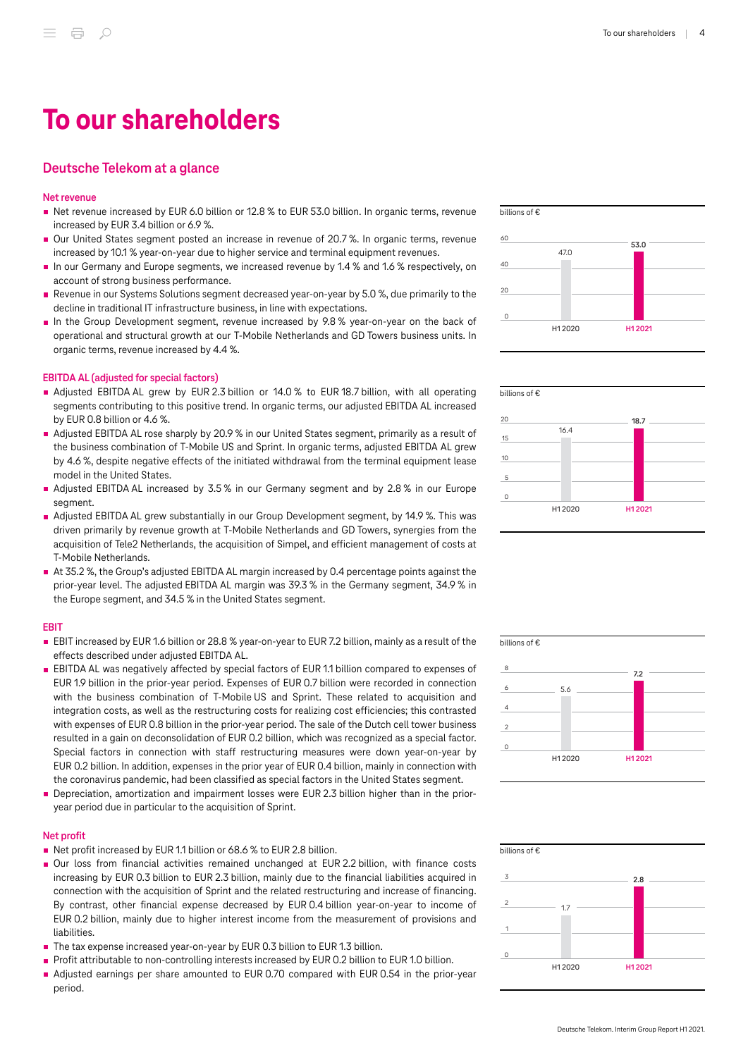# To our shareholders

## Deutsche Telekom at a glance

### Net revenue

- Net revenue increased by EUR 6.0 billion or 12.8 % to EUR 53.0 billion. In organic terms, revenue increased by EUR 3.4 billion or 6.9 %.
- Our United States segment posted an increase in revenue of 20.7 %. In organic terms, revenue increased by 10.1 % year-on-year due to higher service and terminal equipment revenues.
- In our Germany and Europe segments, we increased revenue by 1.4 % and 1.6 % respectively, on account of strong business performance.
- Revenue in our Systems Solutions segment decreased year-on-year by 5.0 %, due primarily to the decline in traditional IT infrastructure business, in line with expectations.
- In the Group Development segment, revenue increased by 9.8 % year-on-year on the back of operational and structural growth at our T-Mobile Netherlands and GD Towers business units. In organic terms, revenue increased by 4.4 %.

billions of €

| | H1 2020 | H1 2021 |
|---|---|---|
| Net revenue | 47.0 | 53.0 |

### EBITDA AL (adjusted for special factors)

- Adjusted EBITDA AL grew by EUR 2.3 billion or 14.0 % to EUR 18.7 billion, with all operating segments contributing to this positive trend. In organic terms, our adjusted EBITDA AL increased by EUR 0.8 billion or 4.6 %.
- Adjusted EBITDA AL rose sharply by 20.9 % in our United States segment, primarily as a result of the business combination of T-Mobile US and Sprint. In organic terms, adjusted EBITDA AL grew by 4.6 %, despite negative effects of the initiated withdrawal from the terminal equipment lease model in the United States.
- Adjusted EBITDA AL increased by 3.5 % in our Germany segment and by 2.8 % in our Europe segment.
- Adjusted EBITDA AL grew substantially in our Group Development segment, by 14.9 %. This was driven primarily by revenue growth at T-Mobile Netherlands and GD Towers, synergies from the acquisition of Tele2 Netherlands, the acquisition of Simpel, and efficient management of costs at T-Mobile Netherlands.
- At 35.2 %, the Group's adjusted EBITDA AL margin increased by 0.4 percentage points against the prior-year level. The adjusted EBITDA AL margin was 39.3 % in the Germany segment, 34.9 % in the Europe segment, and 34.5 % in the United States segment.

billions of €

| | H1 2020 | H1 2021 |
|---|---|---|
| Adjusted EBITDA AL | 16.4 | 18.7 |

### EBIT

- EBIT increased by EUR 1.6 billion or 28.8 % year-on-year to EUR 7.2 billion, mainly as a result of the effects described under adjusted EBITDA AL.
- EBITDA AL was negatively affected by special factors of EUR 1.1 billion compared to expenses of EUR 1.9 billion in the prior-year period. Expenses of EUR 0.7 billion were recorded in connection with the business combination of T-Mobile US and Sprint. These related to acquisition and integration costs, as well as the restructuring costs for realizing cost efficiencies; this contrasted with expenses of EUR 0.8 billion in the prior-year period. The sale of the Dutch cell tower business resulted in a gain on deconsolidation of EUR 0.2 billion, which was recognized as a special factor. Special factors in connection with staff restructuring measures were down year-on-year by EUR 0.2 billion. In addition, expenses in the prior year of EUR 0.4 billion, mainly in connection with the coronavirus pandemic, had been classified as special factors in the United States segment.
- Depreciation, amortization and impairment losses were EUR 2.3 billion higher than in the prior-year period due in particular to the acquisition of Sprint.

billions of €

| | H1 2020 | H1 2021 |
|---|---|---|
| EBIT | 5.6 | 7.2 |

### Net profit

- Net profit increased by EUR 1.1 billion or 68.6 % to EUR 2.8 billion.
- Our loss from financial activities remained unchanged at EUR 2.2 billion, with finance costs increasing by EUR 0.3 billion to EUR 2.3 billion, mainly due to the financial liabilities acquired in connection with the acquisition of Sprint and the related restructuring and increase of financing. By contrast, other financial expense decreased by EUR 0.4 billion year-on-year to income of EUR 0.2 billion, mainly due to higher interest income from the measurement of provisions and liabilities.
- The tax expense increased year-on-year by EUR 0.3 billion to EUR 1.3 billion.
- Profit attributable to non-controlling interests increased by EUR 0.2 billion to EUR 1.0 billion.
- Adjusted earnings per share amounted to EUR 0.70 compared with EUR 0.54 in the prior-year period.

billions of €

| | H1 2020 | H1 2021 |
|---|---|---|
| Net profit | 1.7 | 2.8 |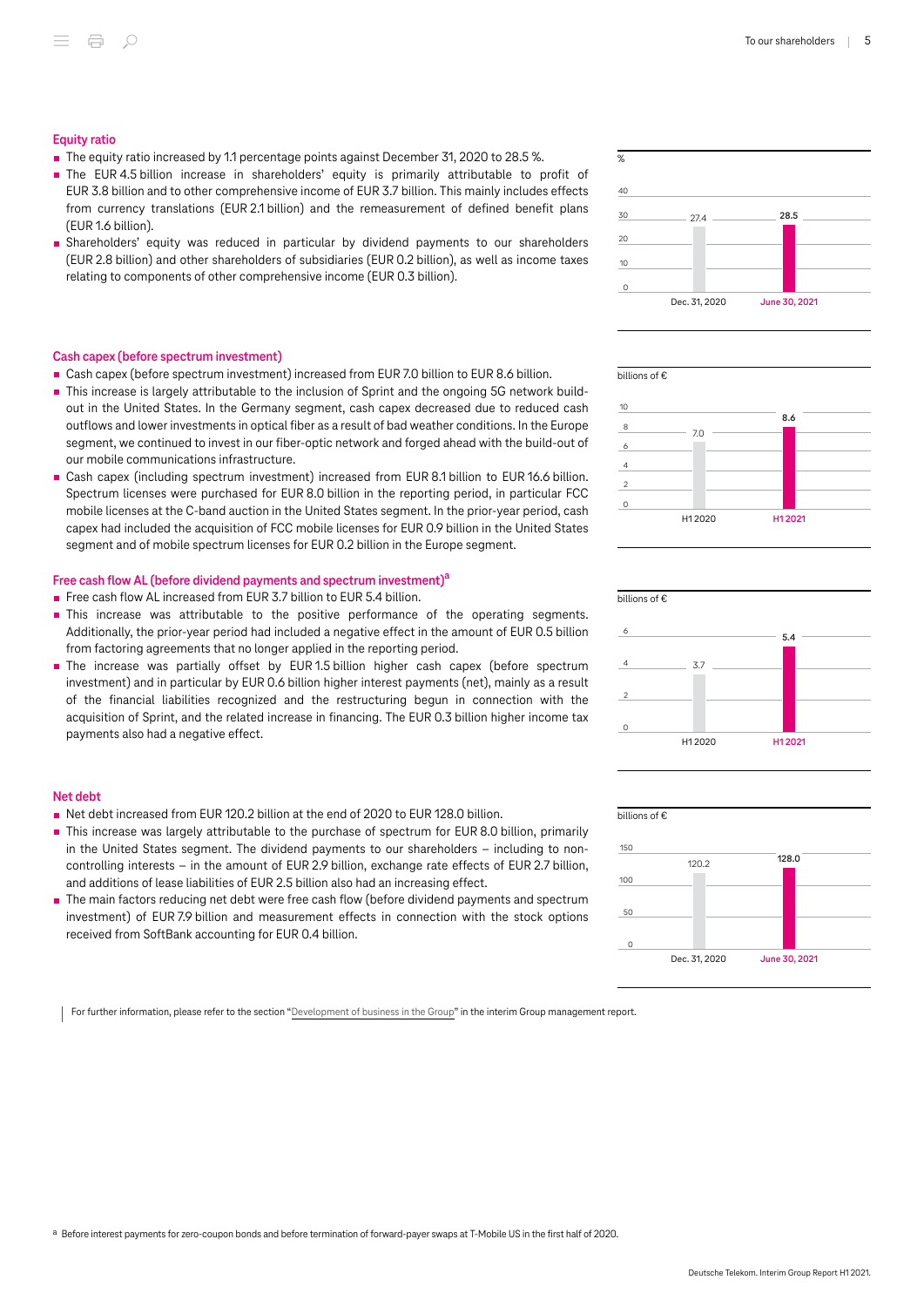## Equity ratio

- The equity ratio increased by 1.1 percentage points against December 31, 2020 to 28.5 %.
- The EUR 4.5 billion increase in shareholders' equity is primarily attributable to profit of EUR 3.8 billion and to other comprehensive income of EUR 3.7 billion. This mainly includes effects from currency translations (EUR 2.1 billion) and the remeasurement of defined benefit plans (EUR 1.6 billion).
- Shareholders' equity was reduced in particular by dividend payments to our shareholders (EUR 2.8 billion) and other shareholders of subsidiaries (EUR 0.2 billion), as well as income taxes relating to components of other comprehensive income (EUR 0.3 billion).

| % | |
|---|---|
| Dec. 31, 2020 | 27.4 |
| June 30, 2021 | 28.5 |

## Cash capex (before spectrum investment)

- Cash capex (before spectrum investment) increased from EUR 7.0 billion to EUR 8.6 billion.
- This increase is largely attributable to the inclusion of Sprint and the ongoing 5G network build-out in the United States. In the Germany segment, cash capex decreased due to reduced cash outflows and lower investments in optical fiber as a result of bad weather conditions. In the Europe segment, we continued to invest in our fiber-optic network and forged ahead with the build-out of our mobile communications infrastructure.
- Cash capex (including spectrum investment) increased from EUR 8.1 billion to EUR 16.6 billion. Spectrum licenses were purchased for EUR 8.0 billion in the reporting period, in particular FCC mobile licenses at the C-band auction in the United States segment. In the prior-year period, cash capex had included the acquisition of FCC mobile licenses for EUR 0.9 billion in the United States segment and of mobile spectrum licenses for EUR 0.2 billion in the Europe segment.

| billions of € | |
|---|---|
| H1 2020 | 7.0 |
| H1 2021 | 8.6 |

## Free cash flow AL (before dividend payments and spectrum investment)[a]

- Free cash flow AL increased from EUR 3.7 billion to EUR 5.4 billion.
- This increase was attributable to the positive performance of the operating segments. Additionally, the prior-year period had included a negative effect in the amount of EUR 0.5 billion from factoring agreements that no longer applied in the reporting period.
- The increase was partially offset by EUR 1.5 billion higher cash capex (before spectrum investment) and in particular by EUR 0.6 billion higher interest payments (net), mainly as a result of the financial liabilities recognized and the restructuring begun in connection with the acquisition of Sprint, and the related increase in financing. The EUR 0.3 billion higher income tax payments also had a negative effect.

| billions of € | |
|---|---|
| H1 2020 | 3.7 |
| H1 2021 | 5.4 |

## Net debt

- Net debt increased from EUR 120.2 billion at the end of 2020 to EUR 128.0 billion.
- This increase was largely attributable to the purchase of spectrum for EUR 8.0 billion, primarily in the United States segment. The dividend payments to our shareholders – including to non-controlling interests – in the amount of EUR 2.9 billion, exchange rate effects of EUR 2.7 billion, and additions of lease liabilities of EUR 2.5 billion also had an increasing effect.
- The main factors reducing net debt were free cash flow (before dividend payments and spectrum investment) of EUR 7.9 billion and measurement effects in connection with the stock options received from SoftBank accounting for EUR 0.4 billion.

| billions of € | |
|---|---|
| Dec. 31, 2020 | 120.2 |
| June 30, 2021 | 128.0 |

For further information, please refer to the section "Development of business in the Group" in the interim Group management report.

[a] Before interest payments for zero-coupon bonds and before termination of forward-payer swaps at T-Mobile US in the first half of 2020.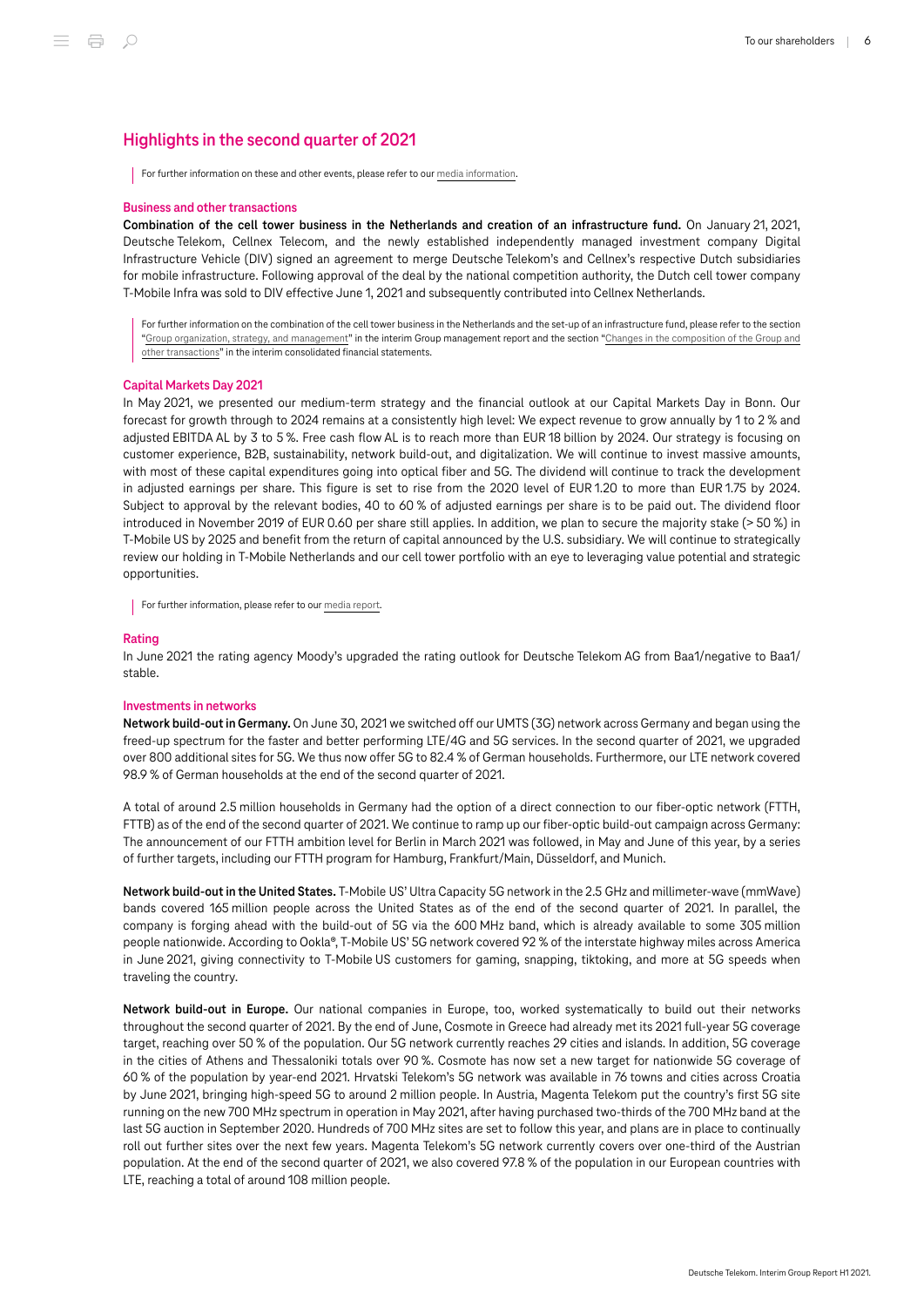## Highlights in the second quarter of 2021

For further information on these and other events, please refer to our media information.

### Business and other transactions

**Combination of the cell tower business in the Netherlands and creation of an infrastructure fund.** On January 21, 2021, Deutsche Telekom, Cellnex Telecom, and the newly established independently managed investment company Digital Infrastructure Vehicle (DIV) signed an agreement to merge Deutsche Telekom's and Cellnex's respective Dutch subsidiaries for mobile infrastructure. Following approval of the deal by the national competition authority, the Dutch cell tower company T-Mobile Infra was sold to DIV effective June 1, 2021 and subsequently contributed into Cellnex Netherlands.

For further information on the combination of the cell tower business in the Netherlands and the set-up of an infrastructure fund, please refer to the section "Group organization, strategy, and management" in the interim Group management report and the section "Changes in the composition of the Group and other transactions" in the interim consolidated financial statements.

### Capital Markets Day 2021

In May 2021, we presented our medium-term strategy and the financial outlook at our Capital Markets Day in Bonn. Our forecast for growth through to 2024 remains at a consistently high level: We expect revenue to grow annually by 1 to 2 % and adjusted EBITDA AL by 3 to 5 %. Free cash flow AL is to reach more than EUR 18 billion by 2024. Our strategy is focusing on customer experience, B2B, sustainability, network build-out, and digitalization. We will continue to invest massive amounts, with most of these capital expenditures going into optical fiber and 5G. The dividend will continue to track the development in adjusted earnings per share. This figure is set to rise from the 2020 level of EUR 1.20 to more than EUR 1.75 by 2024. Subject to approval by the relevant bodies, 40 to 60 % of adjusted earnings per share is to be paid out. The dividend floor introduced in November 2019 of EUR 0.60 per share still applies. In addition, we plan to secure the majority stake (> 50 %) in T-Mobile US by 2025 and benefit from the return of capital announced by the U.S. subsidiary. We will continue to strategically review our holding in T-Mobile Netherlands and our cell tower portfolio with an eye to leveraging value potential and strategic opportunities.

For further information, please refer to our media report.

### Rating

In June 2021 the rating agency Moody's upgraded the rating outlook for Deutsche Telekom AG from Baa1/negative to Baa1/stable.

### Investments in networks

**Network build-out in Germany.** On June 30, 2021 we switched off our UMTS (3G) network across Germany and began using the freed-up spectrum for the faster and better performing LTE/4G and 5G services. In the second quarter of 2021, we upgraded over 800 additional sites for 5G. We thus now offer 5G to 82.4 % of German households. Furthermore, our LTE network covered 98.9 % of German households at the end of the second quarter of 2021.

A total of around 2.5 million households in Germany had the option of a direct connection to our fiber-optic network (FTTH, FTTB) as of the end of the second quarter of 2021. We continue to ramp up our fiber-optic build-out campaign across Germany: The announcement of our FTTH ambition level for Berlin in March 2021 was followed, in May and June of this year, by a series of further targets, including our FTTH program for Hamburg, Frankfurt/Main, Düsseldorf, and Munich.

**Network build-out in the United States.** T-Mobile US' Ultra Capacity 5G network in the 2.5 GHz and millimeter-wave (mmWave) bands covered 165 million people across the United States as of the end of the second quarter of 2021. In parallel, the company is forging ahead with the build-out of 5G via the 600 MHz band, which is already available to some 305 million people nationwide. According to Ookla®, T-Mobile US' 5G network covered 92 % of the interstate highway miles across America in June 2021, giving connectivity to T-Mobile US customers for gaming, snapping, tiktoking, and more at 5G speeds when traveling the country.

**Network build-out in Europe.** Our national companies in Europe, too, worked systematically to build out their networks throughout the second quarter of 2021. By the end of June, Cosmote in Greece had already met its 2021 full-year 5G coverage target, reaching over 50 % of the population. Our 5G network currently reaches 29 cities and islands. In addition, 5G coverage in the cities of Athens and Thessaloniki totals over 90 %. Cosmote has now set a new target for nationwide 5G coverage of 60 % of the population by year-end 2021. Hrvatski Telekom's 5G network was available in 76 towns and cities across Croatia by June 2021, bringing high-speed 5G to around 2 million people. In Austria, Magenta Telekom put the country's first 5G site running on the new 700 MHz spectrum in operation in May 2021, after having purchased two-thirds of the 700 MHz band at the last 5G auction in September 2020. Hundreds of 700 MHz sites are set to follow this year, and plans are in place to continually roll out further sites over the next few years. Magenta Telekom's 5G network currently covers over one-third of the Austrian population. At the end of the second quarter of 2021, we also covered 97.8 % of the population in our European countries with LTE, reaching a total of around 108 million people.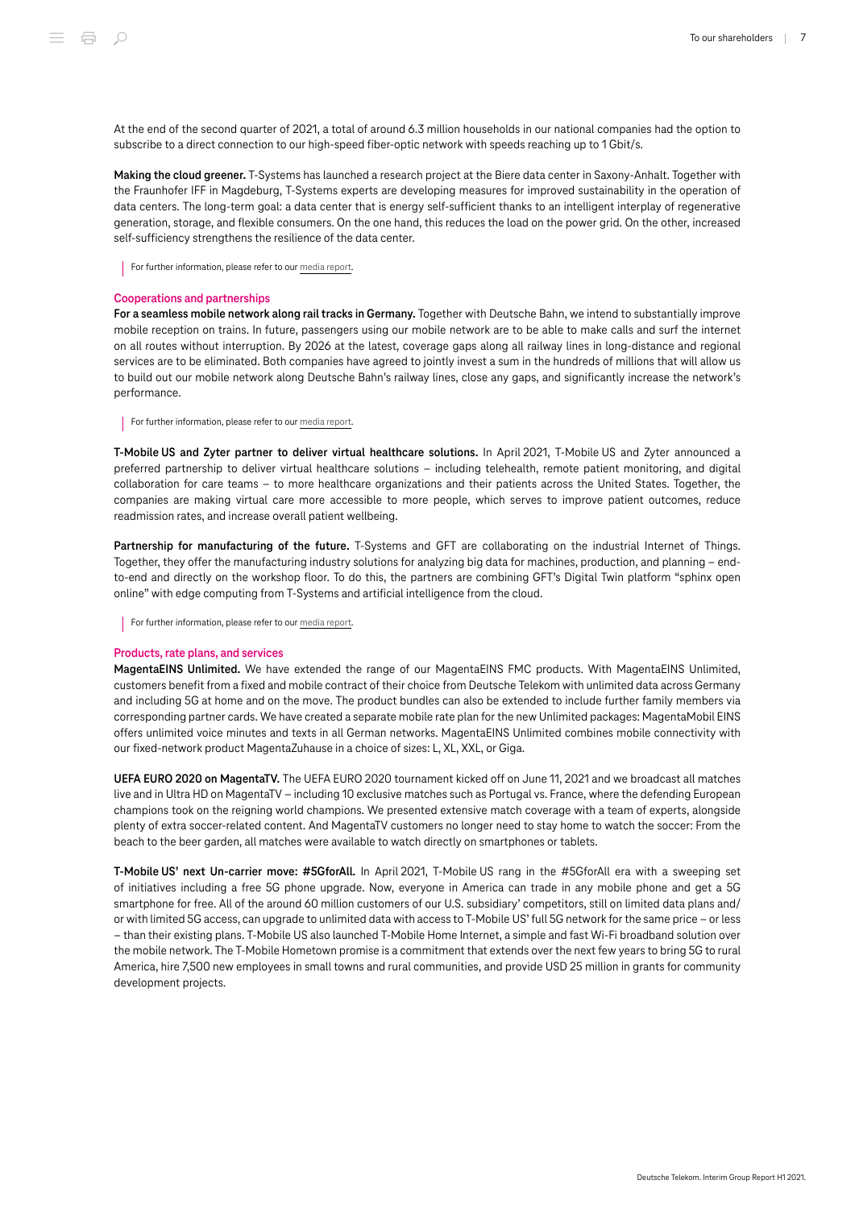At the end of the second quarter of 2021, a total of around 6.3 million households in our national companies had the option to subscribe to a direct connection to our high-speed fiber-optic network with speeds reaching up to 1 Gbit/s.

**Making the cloud greener.** T-Systems has launched a research project at the Biere data center in Saxony-Anhalt. Together with the Fraunhofer IFF in Magdeburg, T-Systems experts are developing measures for improved sustainability in the operation of data centers. The long-term goal: a data center that is energy self-sufficient thanks to an intelligent interplay of regenerative generation, storage, and flexible consumers. On the one hand, this reduces the load on the power grid. On the other, increased self-sufficiency strengthens the resilience of the data center.

For further information, please refer to our media report.

### Cooperations and partnerships

**For a seamless mobile network along rail tracks in Germany.** Together with Deutsche Bahn, we intend to substantially improve mobile reception on trains. In future, passengers using our mobile network are to be able to make calls and surf the internet on all routes without interruption. By 2026 at the latest, coverage gaps along all railway lines in long-distance and regional services are to be eliminated. Both companies have agreed to jointly invest a sum in the hundreds of millions that will allow us to build out our mobile network along Deutsche Bahn's railway lines, close any gaps, and significantly increase the network's performance.

For further information, please refer to our media report.

**T-Mobile US and Zyter partner to deliver virtual healthcare solutions.** In April 2021, T-Mobile US and Zyter announced a preferred partnership to deliver virtual healthcare solutions – including telehealth, remote patient monitoring, and digital collaboration for care teams – to more healthcare organizations and their patients across the United States. Together, the companies are making virtual care more accessible to more people, which serves to improve patient outcomes, reduce readmission rates, and increase overall patient wellbeing.

**Partnership for manufacturing of the future.** T-Systems and GFT are collaborating on the industrial Internet of Things. Together, they offer the manufacturing industry solutions for analyzing big data for machines, production, and planning – end-to-end and directly on the workshop floor. To do this, the partners are combining GFT's Digital Twin platform "sphinx open online" with edge computing from T-Systems and artificial intelligence from the cloud.

For further information, please refer to our media report.

### Products, rate plans, and services

**MagentaEINS Unlimited.** We have extended the range of our MagentaEINS FMC products. With MagentaEINS Unlimited, customers benefit from a fixed and mobile contract of their choice from Deutsche Telekom with unlimited data across Germany and including 5G at home and on the move. The product bundles can also be extended to include further family members via corresponding partner cards. We have created a separate mobile rate plan for the new Unlimited packages: MagentaMobil EINS offers unlimited voice minutes and texts in all German networks. MagentaEINS Unlimited combines mobile connectivity with our fixed-network product MagentaZuhause in a choice of sizes: L, XL, XXL, or Giga.

**UEFA EURO 2020 on MagentaTV.** The UEFA EURO 2020 tournament kicked off on June 11, 2021 and we broadcast all matches live and in Ultra HD on MagentaTV – including 10 exclusive matches such as Portugal vs. France, where the defending European champions took on the reigning world champions. We presented extensive match coverage with a team of experts, alongside plenty of extra soccer-related content. And MagentaTV customers no longer need to stay home to watch the soccer: From the beach to the beer garden, all matches were available to watch directly on smartphones or tablets.

**T-Mobile US' next Un-carrier move: #5GforAll.** In April 2021, T-Mobile US rang in the #5GforAll era with a sweeping set of initiatives including a free 5G phone upgrade. Now, everyone in America can trade in any mobile phone and get a 5G smartphone for free. All of the around 60 million customers of our U.S. subsidiary' competitors, still on limited data plans and/or with limited 5G access, can upgrade to unlimited data with access to T-Mobile US' full 5G network for the same price – or less – than their existing plans. T-Mobile US also launched T-Mobile Home Internet, a simple and fast Wi-Fi broadband solution over the mobile network. The T-Mobile Hometown promise is a commitment that extends over the next few years to bring 5G to rural America, hire 7,500 new employees in small towns and rural communities, and provide USD 25 million in grants for community development projects.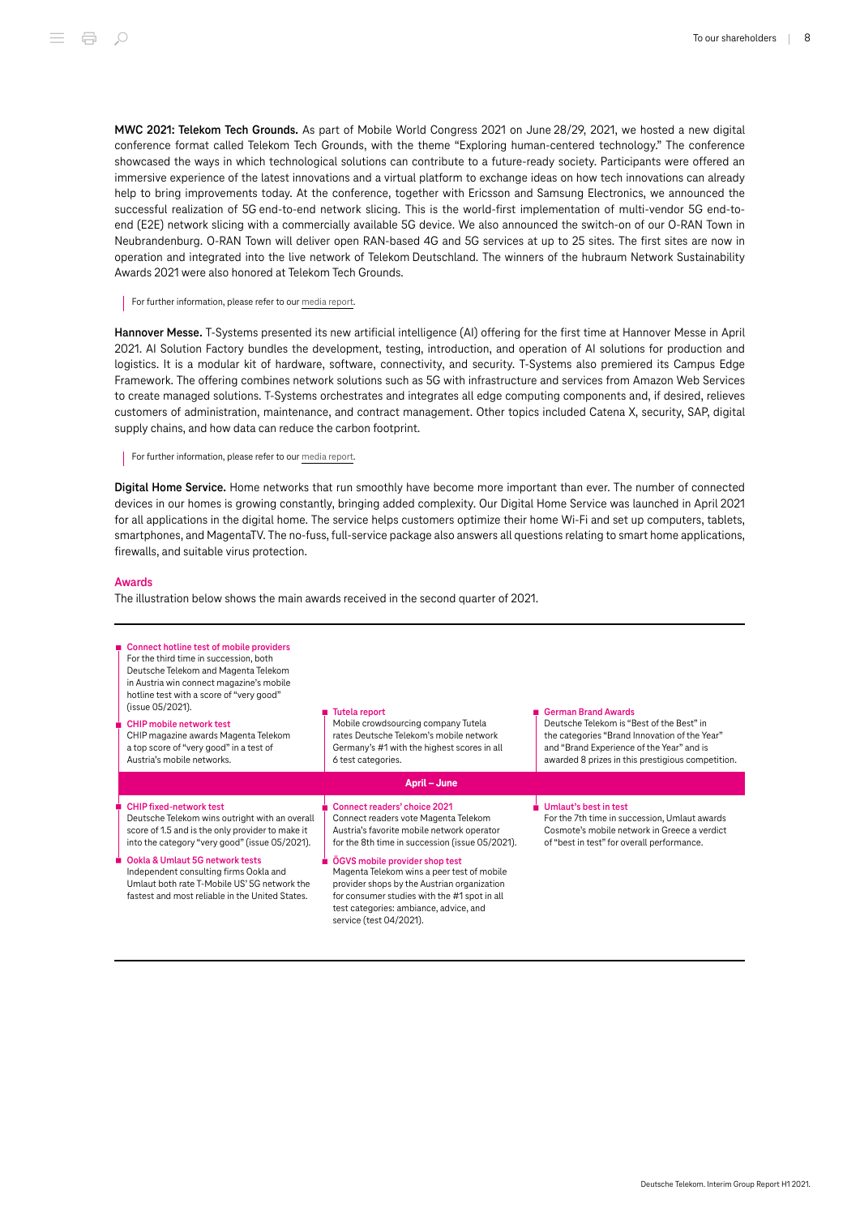**MWC 2021: Telekom Tech Grounds.** As part of Mobile World Congress 2021 on June 28/29, 2021, we hosted a new digital conference format called Telekom Tech Grounds, with the theme "Exploring human-centered technology." The conference showcased the ways in which technological solutions can contribute to a future-ready society. Participants were offered an immersive experience of the latest innovations and a virtual platform to exchange ideas on how tech innovations can already help to bring improvements today. At the conference, together with Ericsson and Samsung Electronics, we announced the successful realization of 5G end-to-end network slicing. This is the world-first implementation of multi-vendor 5G end-to-end (E2E) network slicing with a commercially available 5G device. We also announced the switch-on of our O-RAN Town in Neubrandenburg. O-RAN Town will deliver open RAN-based 4G and 5G services at up to 25 sites. The first sites are now in operation and integrated into the live network of Telekom Deutschland. The winners of the hubraum Network Sustainability Awards 2021 were also honored at Telekom Tech Grounds.

For further information, please refer to our media report.

**Hannover Messe.** T-Systems presented its new artificial intelligence (AI) offering for the first time at Hannover Messe in April 2021. AI Solution Factory bundles the development, testing, introduction, and operation of AI solutions for production and logistics. It is a modular kit of hardware, software, connectivity, and security. T-Systems also premiered its Campus Edge Framework. The offering combines network solutions such as 5G with infrastructure and services from Amazon Web Services to create managed solutions. T-Systems orchestrates and integrates all edge computing components and, if desired, relieves customers of administration, maintenance, and contract management. Other topics included Catena X, security, SAP, digital supply chains, and how data can reduce the carbon footprint.

For further information, please refer to our media report.

**Digital Home Service.** Home networks that run smoothly have become more important than ever. The number of connected devices in our homes is growing constantly, bringing added complexity. Our Digital Home Service was launched in April 2021 for all applications in the digital home. The service helps customers optimize their home Wi-Fi and set up computers, tablets, smartphones, and MagentaTV. The no-fuss, full-service package also answers all questions relating to smart home applications, firewalls, and suitable virus protection.

## Awards

The illustration below shows the main awards received in the second quarter of 2021.

**April – June**

- **Connect hotline test of mobile providers**
  For the third time in succession, both Deutsche Telekom and Magenta Telekom in Austria win connect magazine's mobile hotline test with a score of "very good" (issue 05/2021).
- **CHIP mobile network test**
  CHIP magazine awards Magenta Telekom a top score of "very good" in a test of Austria's mobile networks.
- **Tutela report**
  Mobile crowdsourcing company Tutela rates Deutsche Telekom's mobile network Germany's #1 with the highest scores in all 6 test categories.
- **German Brand Awards**
  Deutsche Telekom is "Best of the Best" in the categories "Brand Innovation of the Year" and "Brand Experience of the Year" and is awarded 8 prizes in this prestigious competition.
- **CHIP fixed-network test**
  Deutsche Telekom wins outright with an overall score of 1.5 and is the only provider to make it into the category "very good" (issue 05/2021).
- **Ookla & Umlaut 5G network tests**
  Independent consulting firms Ookla and Umlaut both rate T-Mobile US' 5G network the fastest and most reliable in the United States.
- **Connect readers' choice 2021**
  Connect readers vote Magenta Telekom Austria's favorite mobile network operator for the 8th time in succession (issue 05/2021).
- **ÖGVS mobile provider shop test**
  Magenta Telekom wins a peer test of mobile provider shops by the Austrian organization for consumer studies with the #1 spot in all test categories: ambiance, advice, and service (test 04/2021).
- **Umlaut's best in test**
  For the 7th time in succession, Umlaut awards Cosmote's mobile network in Greece a verdict of "best in test" for overall performance.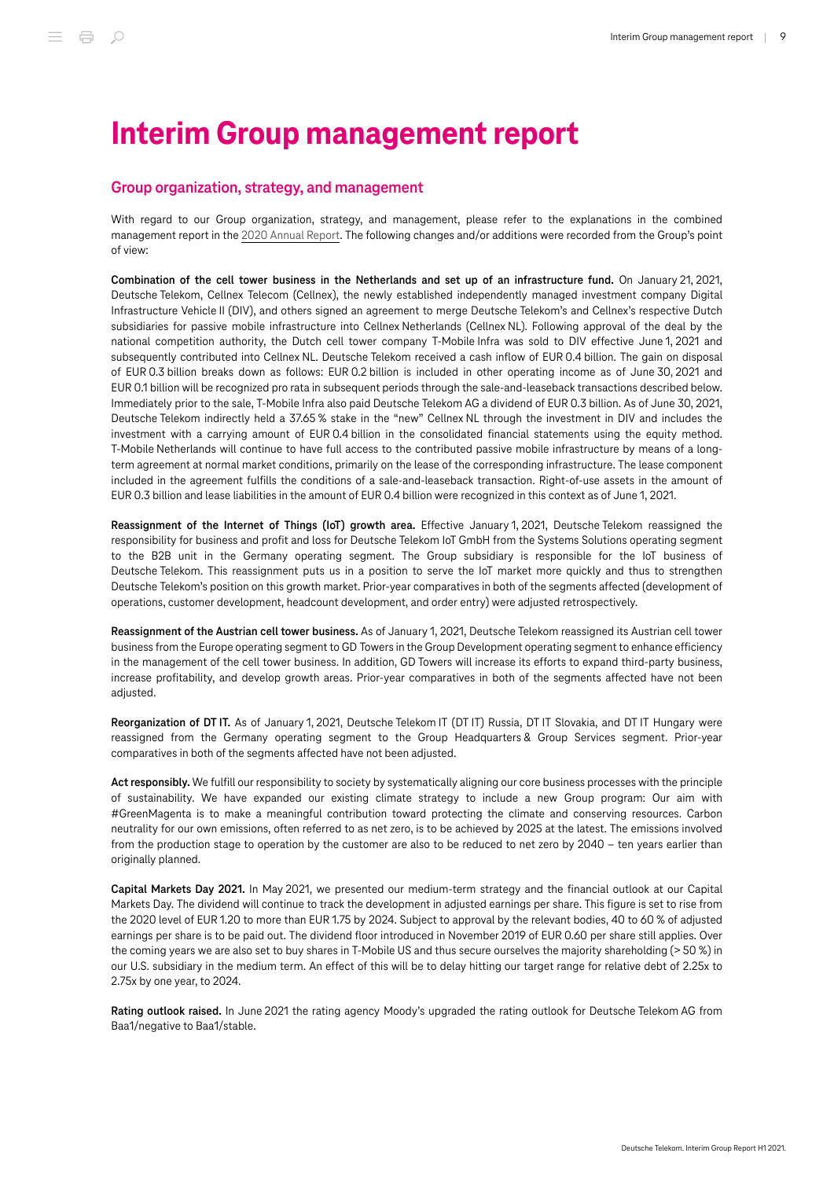# Interim Group management report

## Group organization, strategy, and management

With regard to our Group organization, strategy, and management, please refer to the explanations in the combined management report in the 2020 Annual Report. The following changes and/or additions were recorded from the Group's point of view:

**Combination of the cell tower business in the Netherlands and set up of an infrastructure fund.** On January 21, 2021, Deutsche Telekom, Cellnex Telecom (Cellnex), the newly established independently managed investment company Digital Infrastructure Vehicle II (DIV), and others signed an agreement to merge Deutsche Telekom's and Cellnex's respective Dutch subsidiaries for passive mobile infrastructure into Cellnex Netherlands (Cellnex NL). Following approval of the deal by the national competition authority, the Dutch cell tower company T-Mobile Infra was sold to DIV effective June 1, 2021 and subsequently contributed into Cellnex NL. Deutsche Telekom received a cash inflow of EUR 0.4 billion. The gain on disposal of EUR 0.3 billion breaks down as follows: EUR 0.2 billion is included in other operating income as of June 30, 2021 and EUR 0.1 billion will be recognized pro rata in subsequent periods through the sale-and-leaseback transactions described below. Immediately prior to the sale, T-Mobile Infra also paid Deutsche Telekom AG a dividend of EUR 0.3 billion. As of June 30, 2021, Deutsche Telekom indirectly held a 37.65 % stake in the "new" Cellnex NL through the investment in DIV and includes the investment with a carrying amount of EUR 0.4 billion in the consolidated financial statements using the equity method. T-Mobile Netherlands will continue to have full access to the contributed passive mobile infrastructure by means of a long-term agreement at normal market conditions, primarily on the lease of the corresponding infrastructure. The lease component included in the agreement fulfills the conditions of a sale-and-leaseback transaction. Right-of-use assets in the amount of EUR 0.3 billion and lease liabilities in the amount of EUR 0.4 billion were recognized in this context as of June 1, 2021.

**Reassignment of the Internet of Things (IoT) growth area.** Effective January 1, 2021, Deutsche Telekom reassigned the responsibility for business and profit and loss for Deutsche Telekom IoT GmbH from the Systems Solutions operating segment to the B2B unit in the Germany operating segment. The Group subsidiary is responsible for the IoT business of Deutsche Telekom. This reassignment puts us in a position to serve the IoT market more quickly and thus to strengthen Deutsche Telekom's position on this growth market. Prior-year comparatives in both of the segments affected (development of operations, customer development, headcount development, and order entry) were adjusted retrospectively.

**Reassignment of the Austrian cell tower business.** As of January 1, 2021, Deutsche Telekom reassigned its Austrian cell tower business from the Europe operating segment to GD Towers in the Group Development operating segment to enhance efficiency in the management of the cell tower business. In addition, GD Towers will increase its efforts to expand third-party business, increase profitability, and develop growth areas. Prior-year comparatives in both of the segments affected have not been adjusted.

**Reorganization of DT IT.** As of January 1, 2021, Deutsche Telekom IT (DT IT) Russia, DT IT Slovakia, and DT IT Hungary were reassigned from the Germany operating segment to the Group Headquarters & Group Services segment. Prior-year comparatives in both of the segments affected have not been adjusted.

**Act responsibly.** We fulfill our responsibility to society by systematically aligning our core business processes with the principle of sustainability. We have expanded our existing climate strategy to include a new Group program: Our aim with #GreenMagenta is to make a meaningful contribution toward protecting the climate and conserving resources. Carbon neutrality for our own emissions, often referred to as net zero, is to be achieved by 2025 at the latest. The emissions involved from the production stage to operation by the customer are also to be reduced to net zero by 2040 – ten years earlier than originally planned.

**Capital Markets Day 2021.** In May 2021, we presented our medium-term strategy and the financial outlook at our Capital Markets Day. The dividend will continue to track the development in adjusted earnings per share. This figure is set to rise from the 2020 level of EUR 1.20 to more than EUR 1.75 by 2024. Subject to approval by the relevant bodies, 40 to 60 % of adjusted earnings per share is to be paid out. The dividend floor introduced in November 2019 of EUR 0.60 per share still applies. Over the coming years we are also set to buy shares in T-Mobile US and thus secure ourselves the majority shareholding (> 50 %) in our U.S. subsidiary in the medium term. An effect of this will be to delay hitting our target range for relative debt of 2.25x to 2.75x by one year, to 2024.

**Rating outlook raised.** In June 2021 the rating agency Moody's upgraded the rating outlook for Deutsche Telekom AG from Baa1/negative to Baa1/stable.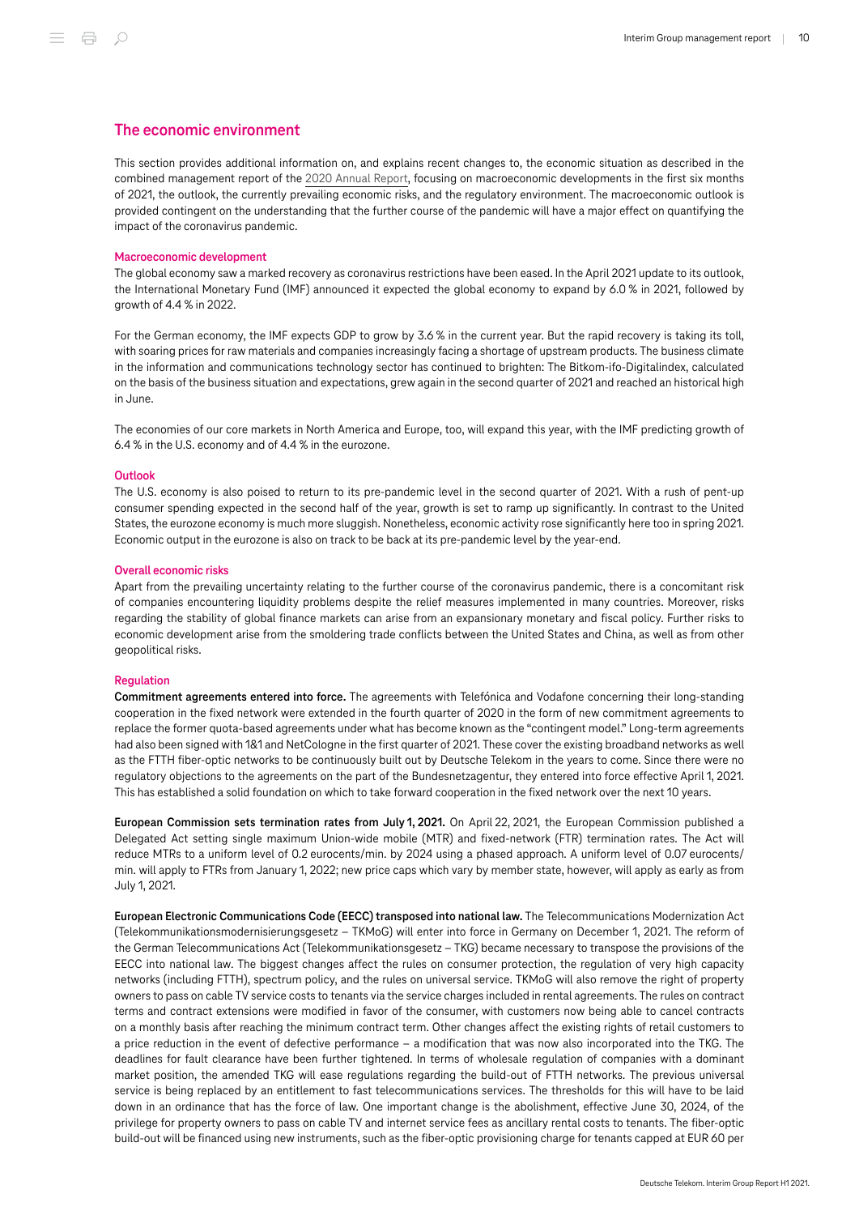## The economic environment

This section provides additional information on, and explains recent changes to, the economic situation as described in the combined management report of the 2020 Annual Report, focusing on macroeconomic developments in the first six months of 2021, the outlook, the currently prevailing economic risks, and the regulatory environment. The macroeconomic outlook is provided contingent on the understanding that the further course of the pandemic will have a major effect on quantifying the impact of the coronavirus pandemic.

### Macroeconomic development

The global economy saw a marked recovery as coronavirus restrictions have been eased. In the April 2021 update to its outlook, the International Monetary Fund (IMF) announced it expected the global economy to expand by 6.0 % in 2021, followed by growth of 4.4 % in 2022.

For the German economy, the IMF expects GDP to grow by 3.6 % in the current year. But the rapid recovery is taking its toll, with soaring prices for raw materials and companies increasingly facing a shortage of upstream products. The business climate in the information and communications technology sector has continued to brighten: The Bitkom-ifo-Digitalindex, calculated on the basis of the business situation and expectations, grew again in the second quarter of 2021 and reached an historical high in June.

The economies of our core markets in North America and Europe, too, will expand this year, with the IMF predicting growth of 6.4 % in the U.S. economy and of 4.4 % in the eurozone.

### Outlook

The U.S. economy is also poised to return to its pre-pandemic level in the second quarter of 2021. With a rush of pent-up consumer spending expected in the second half of the year, growth is set to ramp up significantly. In contrast to the United States, the eurozone economy is much more sluggish. Nonetheless, economic activity rose significantly here too in spring 2021. Economic output in the eurozone is also on track to be back at its pre-pandemic level by the year-end.

### Overall economic risks

Apart from the prevailing uncertainty relating to the further course of the coronavirus pandemic, there is a concomitant risk of companies encountering liquidity problems despite the relief measures implemented in many countries. Moreover, risks regarding the stability of global finance markets can arise from an expansionary monetary and fiscal policy. Further risks to economic development arise from the smoldering trade conflicts between the United States and China, as well as from other geopolitical risks.

### Regulation

**Commitment agreements entered into force.** The agreements with Telefónica and Vodafone concerning their long-standing cooperation in the fixed network were extended in the fourth quarter of 2020 in the form of new commitment agreements to replace the former quota-based agreements under what has become known as the "contingent model." Long-term agreements had also been signed with 1&1 and NetCologne in the first quarter of 2021. These cover the existing broadband networks as well as the FTTH fiber-optic networks to be continuously built out by Deutsche Telekom in the years to come. Since there were no regulatory objections to the agreements on the part of the Bundesnetzagentur, they entered into force effective April 1, 2021. This has established a solid foundation on which to take forward cooperation in the fixed network over the next 10 years.

**European Commission sets termination rates from July 1, 2021.** On April 22, 2021, the European Commission published a Delegated Act setting single maximum Union-wide mobile (MTR) and fixed-network (FTR) termination rates. The Act will reduce MTRs to a uniform level of 0.2 eurocents/min. by 2024 using a phased approach. A uniform level of 0.07 eurocents/min. will apply to FTRs from January 1, 2022; new price caps which vary by member state, however, will apply as early as from July 1, 2021.

**European Electronic Communications Code (EECC) transposed into national law.** The Telecommunications Modernization Act (Telekommunikationsmodernisierungsgesetz – TKMoG) will enter into force in Germany on December 1, 2021. The reform of the German Telecommunications Act (Telekommunikationsgesetz – TKG) became necessary to transpose the provisions of the EECC into national law. The biggest changes affect the rules on consumer protection, the regulation of very high capacity networks (including FTTH), spectrum policy, and the rules on universal service. TKMoG will also remove the right of property owners to pass on cable TV service costs to tenants via the service charges included in rental agreements. The rules on contract terms and contract extensions were modified in favor of the consumer, with customers now being able to cancel contracts on a monthly basis after reaching the minimum contract term. Other changes affect the existing rights of retail customers to a price reduction in the event of defective performance – a modification that was now also incorporated into the TKG. The deadlines for fault clearance have been further tightened. In terms of wholesale regulation of companies with a dominant market position, the amended TKG will ease regulations regarding the build-out of FTTH networks. The previous universal service is being replaced by an entitlement to fast telecommunications services. The thresholds for this will have to be laid down in an ordinance that has the force of law. One important change is the abolishment, effective June 30, 2024, of the privilege for property owners to pass on cable TV and internet service fees as ancillary rental costs to tenants. The fiber-optic build-out will be financed using new instruments, such as the fiber-optic provisioning charge for tenants capped at EUR 60 per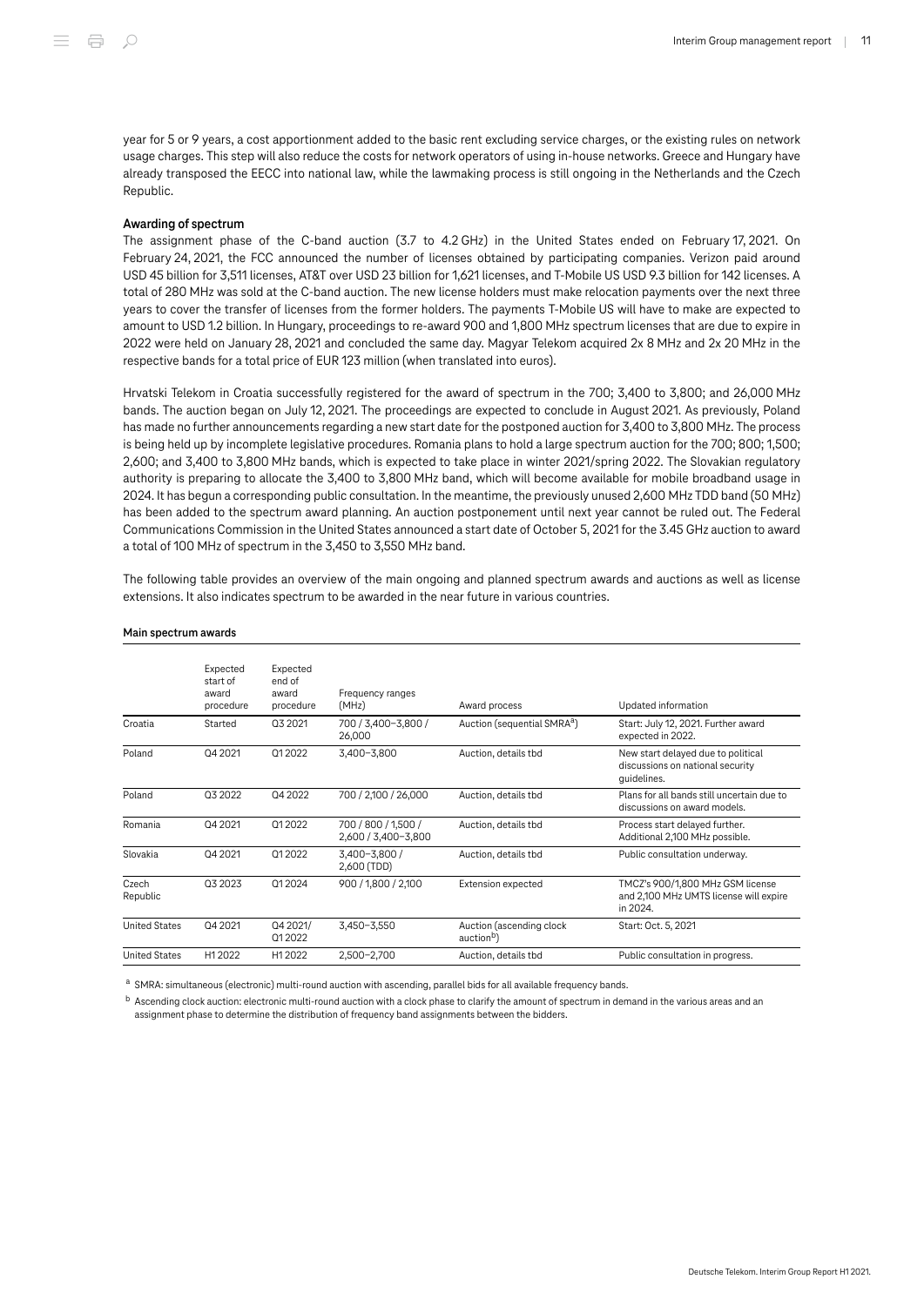year for 5 or 9 years, a cost apportionment added to the basic rent excluding service charges, or the existing rules on network usage charges. This step will also reduce the costs for network operators of using in-house networks. Greece and Hungary have already transposed the EECC into national law, while the lawmaking process is still ongoing in the Netherlands and the Czech Republic.

**Awarding of spectrum**

The assignment phase of the C-band auction (3.7 to 4.2 GHz) in the United States ended on February 17, 2021. On February 24, 2021, the FCC announced the number of licenses obtained by participating companies. Verizon paid around USD 45 billion for 3,511 licenses, AT&T over USD 23 billion for 1,621 licenses, and T-Mobile US USD 9.3 billion for 142 licenses. A total of 280 MHz was sold at the C-band auction. The new license holders must make relocation payments over the next three years to cover the transfer of licenses from the former holders. The payments T-Mobile US will have to make are expected to amount to USD 1.2 billion. In Hungary, proceedings to re-award 900 and 1,800 MHz spectrum licenses that are due to expire in 2022 were held on January 28, 2021 and concluded the same day. Magyar Telekom acquired 2x 8 MHz and 2x 20 MHz in the respective bands for a total price of EUR 123 million (when translated into euros).

Hrvatski Telekom in Croatia successfully registered for the award of spectrum in the 700; 3,400 to 3,800; and 26,000 MHz bands. The auction began on July 12, 2021. The proceedings are expected to conclude in August 2021. As previously, Poland has made no further announcements regarding a new start date for the postponed auction for 3,400 to 3,800 MHz. The process is being held up by incomplete legislative procedures. Romania plans to hold a large spectrum auction for the 700; 800; 1,500; 2,600; and 3,400 to 3,800 MHz bands, which is expected to take place in winter 2021/spring 2022. The Slovakian regulatory authority is preparing to allocate the 3,400 to 3,800 MHz band, which will become available for mobile broadband usage in 2024. It has begun a corresponding public consultation. In the meantime, the previously unused 2,600 MHz TDD band (50 MHz) has been added to the spectrum award planning. An auction postponement until next year cannot be ruled out. The Federal Communications Commission in the United States announced a start date of October 5, 2021 for the 3.45 GHz auction to award a total of 100 MHz of spectrum in the 3,450 to 3,550 MHz band.

The following table provides an overview of the main ongoing and planned spectrum awards and auctions as well as license extensions. It also indicates spectrum to be awarded in the near future in various countries.

**Main spectrum awards**

| | Expected start of award procedure | Expected end of award procedure | Frequency ranges (MHz) | Award process | Updated information |
|---|---|---|---|---|---|
| Croatia | Started | Q3 2021 | 700 / 3,400–3,800 / 26,000 | Auction (sequential SMRA[a]) | Start: July 12, 2021. Further award expected in 2022. |
| Poland | Q4 2021 | Q1 2022 | 3,400–3,800 | Auction, details tbd | New start delayed due to political discussions on national security guidelines. |
| Poland | Q3 2022 | Q4 2022 | 700 / 2,100 / 26,000 | Auction, details tbd | Plans for all bands still uncertain due to discussions on award models. |
| Romania | Q4 2021 | Q1 2022 | 700 / 800 / 1,500 / 2,600 / 3,400–3,800 | Auction, details tbd | Process start delayed further. Additional 2,100 MHz possible. |
| Slovakia | Q4 2021 | Q1 2022 | 3,400–3,800 / 2,600 (TDD) | Auction, details tbd | Public consultation underway. |
| Czech Republic | Q3 2023 | Q1 2024 | 900 / 1,800 / 2,100 | Extension expected | TMCZ's 900/1,800 MHz GSM license and 2,100 MHz UMTS license will expire in 2024. |
| United States | Q4 2021 | Q4 2021/ Q1 2022 | 3,450–3,550 | Auction (ascending clock auction[b]) | Start: Oct. 5, 2021 |
| United States | H1 2022 | H1 2022 | 2,500–2,700 | Auction, details tbd | Public consultation in progress. |

[a] SMRA: simultaneous (electronic) multi-round auction with ascending, parallel bids for all available frequency bands.

[b] Ascending clock auction: electronic multi-round auction with a clock phase to clarify the amount of spectrum in demand in the various areas and an assignment phase to determine the distribution of frequency band assignments between the bidders.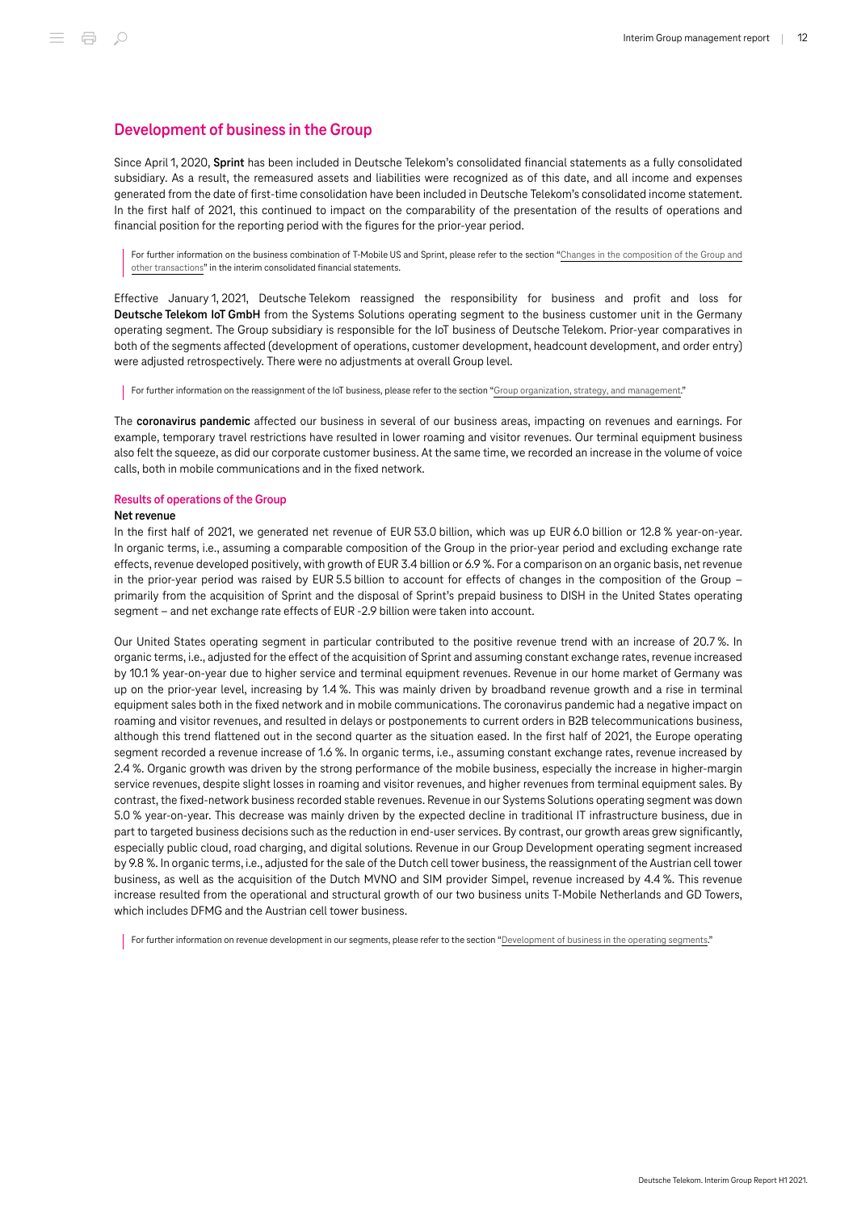## Development of business in the Group

Since April 1, 2020, **Sprint** has been included in Deutsche Telekom's consolidated financial statements as a fully consolidated subsidiary. As a result, the remeasured assets and liabilities were recognized as of this date, and all income and expenses generated from the date of first-time consolidation have been included in Deutsche Telekom's consolidated income statement. In the first half of 2021, this continued to impact on the comparability of the presentation of the results of operations and financial position for the reporting period with the figures for the prior-year period.

> For further information on the business combination of T-Mobile US and Sprint, please refer to the section "Changes in the composition of the Group and other transactions" in the interim consolidated financial statements.

Effective January 1, 2021, Deutsche Telekom reassigned the responsibility for business and profit and loss for **Deutsche Telekom IoT GmbH** from the Systems Solutions operating segment to the business customer unit in the Germany operating segment. The Group subsidiary is responsible for the IoT business of Deutsche Telekom. Prior-year comparatives in both of the segments affected (development of operations, customer development, headcount development, and order entry) were adjusted retrospectively. There were no adjustments at overall Group level.

> For further information on the reassignment of the IoT business, please refer to the section "Group organization, strategy, and management."

The **coronavirus pandemic** affected our business in several of our business areas, impacting on revenues and earnings. For example, temporary travel restrictions have resulted in lower roaming and visitor revenues. Our terminal equipment business also felt the squeeze, as did our corporate customer business. At the same time, we recorded an increase in the volume of voice calls, both in mobile communications and in the fixed network.

### Results of operations of the Group

#### Net revenue

In the first half of 2021, we generated net revenue of EUR 53.0 billion, which was up EUR 6.0 billion or 12.8 % year-on-year. In organic terms, i.e., assuming a comparable composition of the Group in the prior-year period and excluding exchange rate effects, revenue developed positively, with growth of EUR 3.4 billion or 6.9 %. For a comparison on an organic basis, net revenue in the prior-year period was raised by EUR 5.5 billion to account for effects of changes in the composition of the Group – primarily from the acquisition of Sprint and the disposal of Sprint's prepaid business to DISH in the United States operating segment – and net exchange rate effects of EUR -2.9 billion were taken into account.

Our United States operating segment in particular contributed to the positive revenue trend with an increase of 20.7 %. In organic terms, i.e., adjusted for the effect of the acquisition of Sprint and assuming constant exchange rates, revenue increased by 10.1 % year-on-year due to higher service and terminal equipment revenues. Revenue in our home market of Germany was up on the prior-year level, increasing by 1.4 %. This was mainly driven by broadband revenue growth and a rise in terminal equipment sales both in the fixed network and in mobile communications. The coronavirus pandemic had a negative impact on roaming and visitor revenues, and resulted in delays or postponements to current orders in B2B telecommunications business, although this trend flattened out in the second quarter as the situation eased. In the first half of 2021, the Europe operating segment recorded a revenue increase of 1.6 %. In organic terms, i.e., assuming constant exchange rates, revenue increased by 2.4 %. Organic growth was driven by the strong performance of the mobile business, especially the increase in higher-margin service revenues, despite slight losses in roaming and visitor revenues, and higher revenues from terminal equipment sales. By contrast, the fixed-network business recorded stable revenues. Revenue in our Systems Solutions operating segment was down 5.0 % year-on-year. This decrease was mainly driven by the expected decline in traditional IT infrastructure business, due in part to targeted business decisions such as the reduction in end-user services. By contrast, our growth areas grew significantly, especially public cloud, road charging, and digital solutions. Revenue in our Group Development operating segment increased by 9.8 %. In organic terms, i.e., adjusted for the sale of the Dutch cell tower business, the reassignment of the Austrian cell tower business, as well as the acquisition of the Dutch MVNO and SIM provider Simpel, revenue increased by 4.4 %. This revenue increase resulted from the operational and structural growth of our two business units T-Mobile Netherlands and GD Towers, which includes DFMG and the Austrian cell tower business.

> For further information on revenue development in our segments, please refer to the section "Development of business in the operating segments."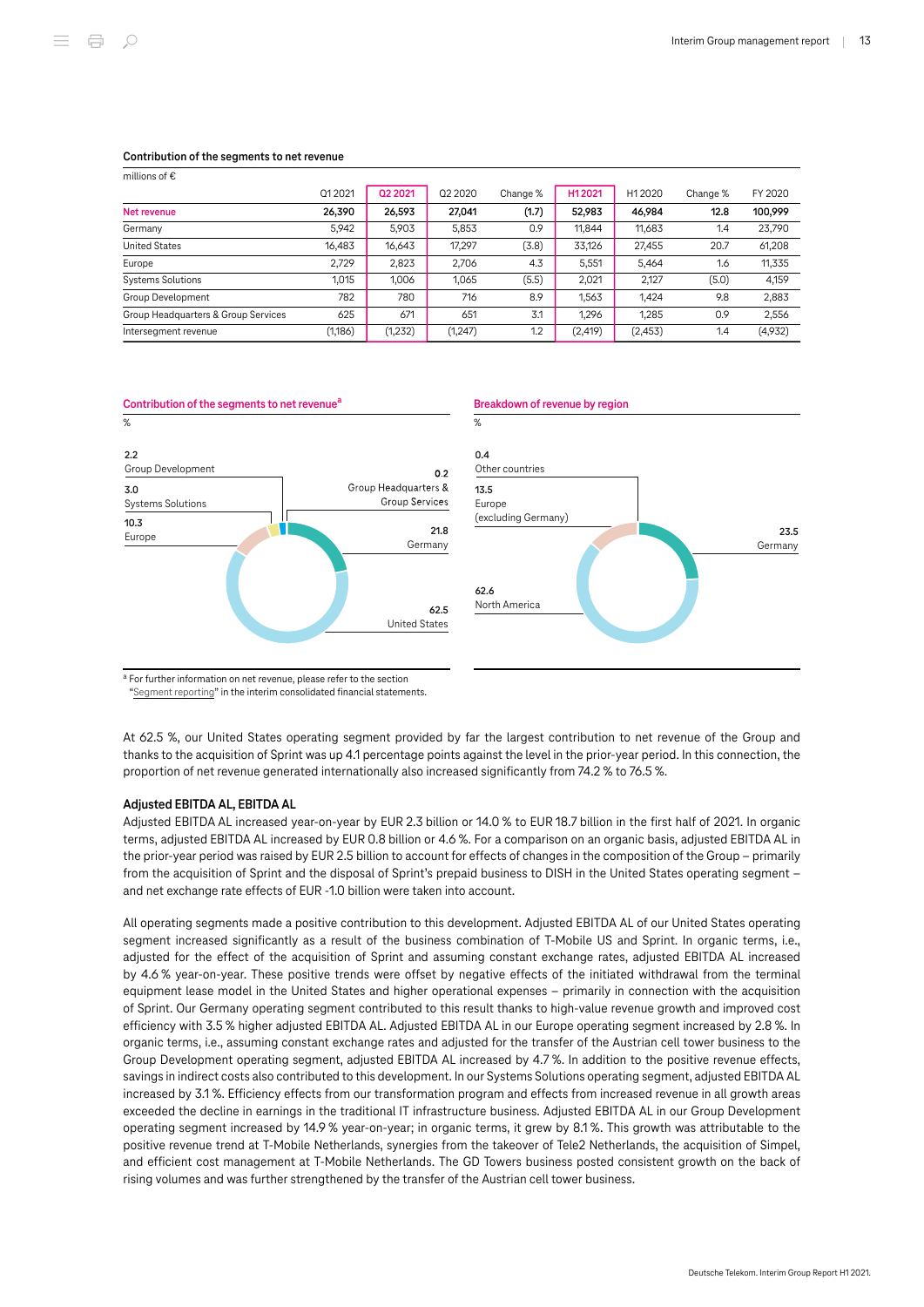**Contribution of the segments to net revenue**

millions of €

| | Q1 2021 | Q2 2021 | Q2 2020 | Change % | H1 2021 | H1 2020 | Change % | FY 2020 |
|---|---|---|---|---|---|---|---|---|
| **Net revenue** | **26,390** | **26,593** | **27,041** | **(1.7)** | **52,983** | **46,984** | **12.8** | **100,999** |
| Germany | 5,942 | 5,903 | 5,853 | 0.9 | 11,844 | 11,683 | 1.4 | 23,790 |
| United States | 16,483 | 16,643 | 17,297 | (3.8) | 33,126 | 27,455 | 20.7 | 61,208 |
| Europe | 2,729 | 2,823 | 2,706 | 4.3 | 5,551 | 5,464 | 1.6 | 11,335 |
| Systems Solutions | 1,015 | 1,006 | 1,065 | (5.5) | 2,021 | 2,127 | (5.0) | 4,159 |
| Group Development | 782 | 780 | 716 | 8.9 | 1,563 | 1,424 | 9.8 | 2,883 |
| Group Headquarters & Group Services | 625 | 671 | 651 | 3.1 | 1,296 | 1,285 | 0.9 | 2,556 |
| Intersegment revenue | (1,186) | (1,232) | (1,247) | 1.2 | (2,419) | (2,453) | 1.4 | (4,932) |

**Contribution of the segments to net revenue**[a]

%

- 2.2 Group Development
- 3.0 Systems Solutions
- 10.3 Europe
- 0.2 Group Headquarters & Group Services
- 21.8 Germany
- 62.5 United States

[a] For further information on net revenue, please refer to the section "Segment reporting" in the interim consolidated financial statements.

**Breakdown of revenue by region**

%

- 0.4 Other countries
- 13.5 Europe (excluding Germany)
- 23.5 Germany
- 62.6 North America

At 62.5 %, our United States operating segment provided by far the largest contribution to net revenue of the Group and thanks to the acquisition of Sprint was up 4.1 percentage points against the level in the prior-year period. In this connection, the proportion of net revenue generated internationally also increased significantly from 74.2 % to 76.5 %.

#### Adjusted EBITDA AL, EBITDA AL

Adjusted EBITDA AL increased year-on-year by EUR 2.3 billion or 14.0 % to EUR 18.7 billion in the first half of 2021. In organic terms, adjusted EBITDA AL increased by EUR 0.8 billion or 4.6 %. For a comparison on an organic basis, adjusted EBITDA AL in the prior-year period was raised by EUR 2.5 billion to account for effects of changes in the composition of the Group – primarily from the acquisition of Sprint and the disposal of Sprint's prepaid business to DISH in the United States operating segment – and net exchange rate effects of EUR -1.0 billion were taken into account.

All operating segments made a positive contribution to this development. Adjusted EBITDA AL of our United States operating segment increased significantly as a result of the business combination of T-Mobile US and Sprint. In organic terms, i.e., adjusted for the effect of the acquisition of Sprint and assuming constant exchange rates, adjusted EBITDA AL increased by 4.6 % year-on-year. These positive trends were offset by negative effects of the initiated withdrawal from the terminal equipment lease model in the United States and higher operational expenses – primarily in connection with the acquisition of Sprint. Our Germany operating segment contributed to this result thanks to high-value revenue growth and improved cost efficiency with 3.5 % higher adjusted EBITDA AL. Adjusted EBITDA AL in our Europe operating segment increased by 2.8 %. In organic terms, i.e., assuming constant exchange rates and adjusted for the transfer of the Austrian cell tower business to the Group Development operating segment, adjusted EBITDA AL increased by 4.7 %. In addition to the positive revenue effects, savings in indirect costs also contributed to this development. In our Systems Solutions operating segment, adjusted EBITDA AL increased by 3.1 %. Efficiency effects from our transformation program and effects from increased revenue in all growth areas exceeded the decline in earnings in the traditional IT infrastructure business. Adjusted EBITDA AL in our Group Development operating segment increased by 14.9 % year-on-year; in organic terms, it grew by 8.1 %. This growth was attributable to the positive revenue trend at T-Mobile Netherlands, synergies from the takeover of Tele2 Netherlands, the acquisition of Simpel, and efficient cost management at T-Mobile Netherlands. The GD Towers business posted consistent growth on the back of rising volumes and was further strengthened by the transfer of the Austrian cell tower business.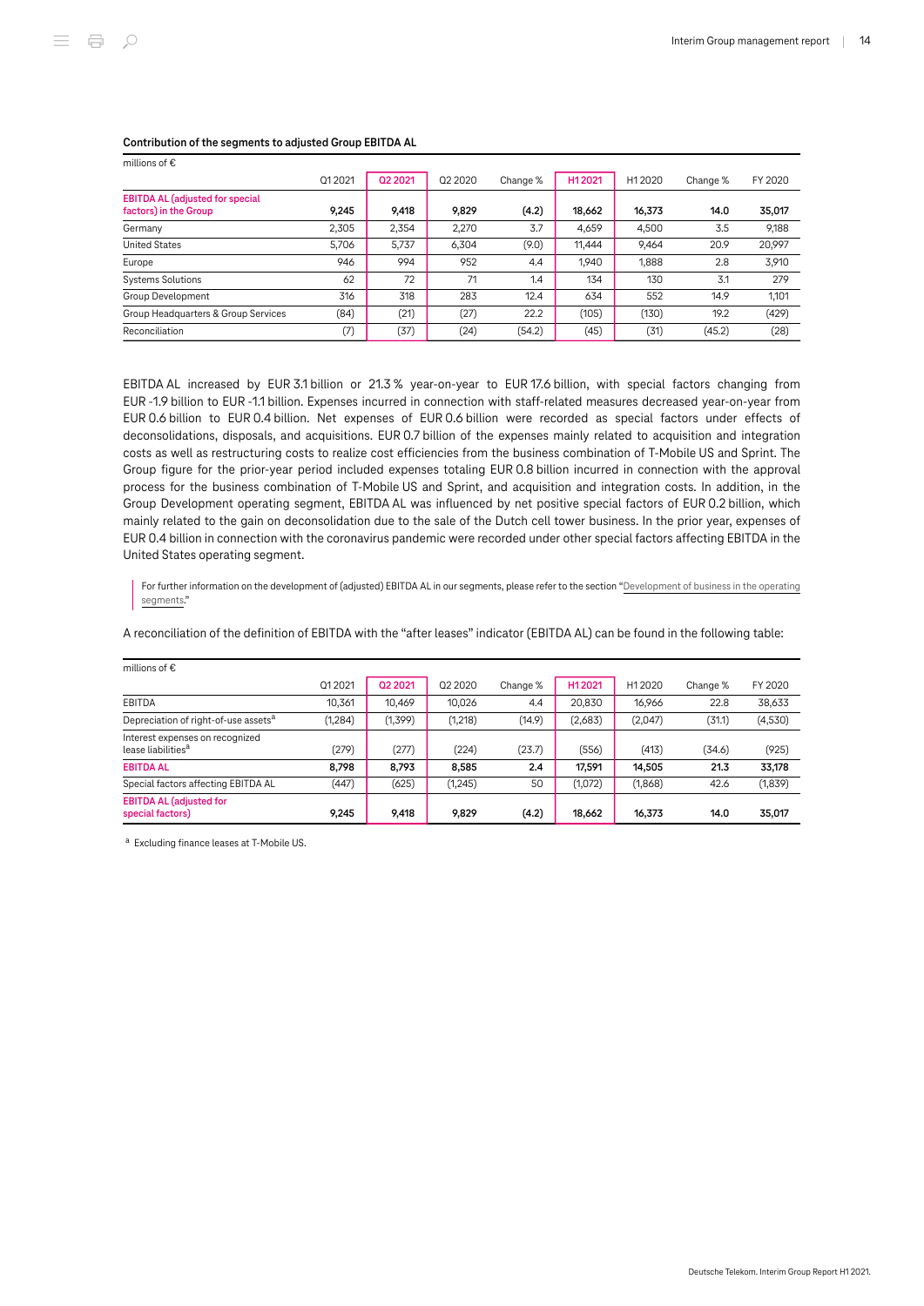#### Contribution of the segments to adjusted Group EBITDA AL

| millions of € | Q1 2021 | Q2 2021 | Q2 2020 | Change % | H1 2021 | H1 2020 | Change % | FY 2020 |
|---|---|---|---|---|---|---|---|---|
| **EBITDA AL (adjusted for special factors) in the Group** | **9,245** | **9,418** | **9,829** | **(4.2)** | **18,662** | **16,373** | **14.0** | **35,017** |
| Germany | 2,305 | 2,354 | 2,270 | 3.7 | 4,659 | 4,500 | 3.5 | 9,188 |
| United States | 5,706 | 5,737 | 6,304 | (9.0) | 11,444 | 9,464 | 20.9 | 20,997 |
| Europe | 946 | 994 | 952 | 4.4 | 1,940 | 1,888 | 2.8 | 3,910 |
| Systems Solutions | 62 | 72 | 71 | 1.4 | 134 | 130 | 3.1 | 279 |
| Group Development | 316 | 318 | 283 | 12.4 | 634 | 552 | 14.9 | 1,101 |
| Group Headquarters & Group Services | (84) | (21) | (27) | 22.2 | (105) | (130) | 19.2 | (429) |
| Reconciliation | (7) | (37) | (24) | (54.2) | (45) | (31) | (45.2) | (28) |

EBITDA AL increased by EUR 3.1 billion or 21.3 % year-on-year to EUR 17.6 billion, with special factors changing from EUR -1.9 billion to EUR -1.1 billion. Expenses incurred in connection with staff-related measures decreased year-on-year from EUR 0.6 billion to EUR 0.4 billion. Net expenses of EUR 0.6 billion were recorded as special factors under effects of deconsolidations, disposals, and acquisitions. EUR 0.7 billion of the expenses mainly related to acquisition and integration costs as well as restructuring costs to realize cost efficiencies from the business combination of T-Mobile US and Sprint. The Group figure for the prior-year period included expenses totaling EUR 0.8 billion incurred in connection with the approval process for the business combination of T-Mobile US and Sprint, and acquisition and integration costs. In addition, in the Group Development operating segment, EBITDA AL was influenced by net positive special factors of EUR 0.2 billion, which mainly related to the gain on deconsolidation due to the sale of the Dutch cell tower business. In the prior year, expenses of EUR 0.4 billion in connection with the coronavirus pandemic were recorded under other special factors affecting EBITDA in the United States operating segment.

> For further information on the development of (adjusted) EBITDA AL in our segments, please refer to the section "Development of business in the operating segments."

A reconciliation of the definition of EBITDA with the "after leases" indicator (EBITDA AL) can be found in the following table:

| millions of € | Q1 2021 | Q2 2021 | Q2 2020 | Change % | H1 2021 | H1 2020 | Change % | FY 2020 |
|---|---|---|---|---|---|---|---|---|
| EBITDA | 10,361 | 10,469 | 10,026 | 4.4 | 20,830 | 16,966 | 22.8 | 38,633 |
| Depreciation of right-of-use assets[a] | (1,284) | (1,399) | (1,218) | (14.9) | (2,683) | (2,047) | (31.1) | (4,530) |
| Interest expenses on recognized lease liabilities[a] | (279) | (277) | (224) | (23.7) | (556) | (413) | (34.6) | (925) |
| **EBITDA AL** | **8,798** | **8,793** | **8,585** | **2.4** | **17,591** | **14,505** | **21.3** | **33,178** |
| Special factors affecting EBITDA AL | (447) | (625) | (1,245) | 50 | (1,072) | (1,868) | 42.6 | (1,839) |
| **EBITDA AL (adjusted for special factors)** | **9,245** | **9,418** | **9,829** | **(4.2)** | **18,662** | **16,373** | **14.0** | **35,017** |

[a] Excluding finance leases at T-Mobile US.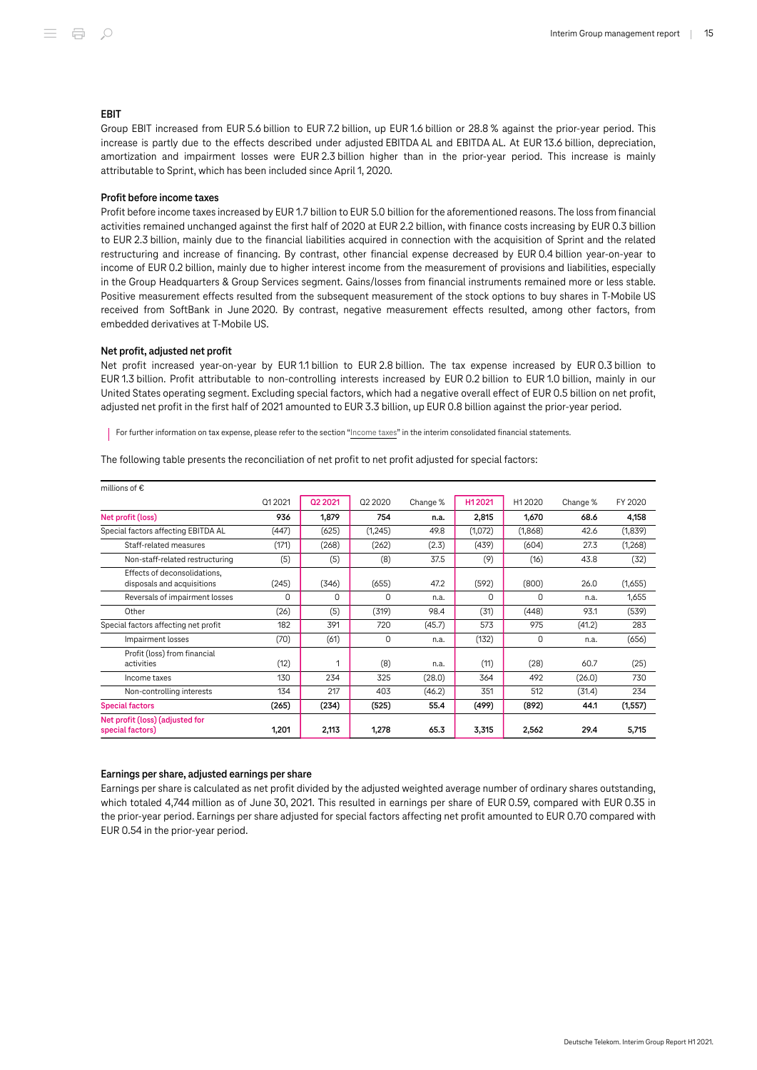### EBIT

Group EBIT increased from EUR 5.6 billion to EUR 7.2 billion, up EUR 1.6 billion or 28.8 % against the prior-year period. This increase is partly due to the effects described under adjusted EBITDA AL and EBITDA AL. At EUR 13.6 billion, depreciation, amortization and impairment losses were EUR 2.3 billion higher than in the prior-year period. This increase is mainly attributable to Sprint, which has been included since April 1, 2020.

### Profit before income taxes

Profit before income taxes increased by EUR 1.7 billion to EUR 5.0 billion for the aforementioned reasons. The loss from financial activities remained unchanged against the first half of 2020 at EUR 2.2 billion, with finance costs increasing by EUR 0.3 billion to EUR 2.3 billion, mainly due to the financial liabilities acquired in connection with the acquisition of Sprint and the related restructuring and increase of financing. By contrast, other financial expense decreased by EUR 0.4 billion year-on-year to income of EUR 0.2 billion, mainly due to higher interest income from the measurement of provisions and liabilities, especially in the Group Headquarters & Group Services segment. Gains/losses from financial instruments remained more or less stable. Positive measurement effects resulted from the subsequent measurement of the stock options to buy shares in T-Mobile US received from SoftBank in June 2020. By contrast, negative measurement effects resulted, among other factors, from embedded derivatives at T-Mobile US.

### Net profit, adjusted net profit

Net profit increased year-on-year by EUR 1.1 billion to EUR 2.8 billion. The tax expense increased by EUR 0.3 billion to EUR 1.3 billion. Profit attributable to non-controlling interests increased by EUR 0.2 billion to EUR 1.0 billion, mainly in our United States operating segment. Excluding special factors, which had a negative overall effect of EUR 0.5 billion on net profit, adjusted net profit in the first half of 2021 amounted to EUR 3.3 billion, up EUR 0.8 billion against the prior-year period.

For further information on tax expense, please refer to the section "Income taxes" in the interim consolidated financial statements.

The following table presents the reconciliation of net profit to net profit adjusted for special factors:

| millions of € | Q1 2021 | Q2 2021 | Q2 2020 | Change % | H1 2021 | H1 2020 | Change % | FY 2020 |
|---|---|---|---|---|---|---|---|---|
| **Net profit (loss)** | **936** | **1,879** | **754** | **n.a.** | **2,815** | **1,670** | **68.6** | **4,158** |
| Special factors affecting EBITDA AL | (447) | (625) | (1,245) | 49.8 | (1,072) | (1,868) | 42.6 | (1,839) |
| Staff-related measures | (171) | (268) | (262) | (2.3) | (439) | (604) | 27.3 | (1,268) |
| Non-staff-related restructuring | (5) | (5) | (8) | 37.5 | (9) | (16) | 43.8 | (32) |
| Effects of deconsolidations, disposals and acquisitions | (245) | (346) | (655) | 47.2 | (592) | (800) | 26.0 | (1,655) |
| Reversals of impairment losses | 0 | 0 | 0 | n.a. | 0 | 0 | n.a. | 1,655 |
| Other | (26) | (5) | (319) | 98.4 | (31) | (448) | 93.1 | (539) |
| Special factors affecting net profit | 182 | 391 | 720 | (45.7) | 573 | 975 | (41.2) | 283 |
| Impairment losses | (70) | (61) | 0 | n.a. | (132) | 0 | n.a. | (656) |
| Profit (loss) from financial activities | (12) | 1 | (8) | n.a. | (11) | (28) | 60.7 | (25) |
| Income taxes | 130 | 234 | 325 | (28.0) | 364 | 492 | (26.0) | 730 |
| Non-controlling interests | 134 | 217 | 403 | (46.2) | 351 | 512 | (31.4) | 234 |
| **Special factors** | **(265)** | **(234)** | **(525)** | **55.4** | **(499)** | **(892)** | **44.1** | **(1,557)** |
| **Net profit (loss) (adjusted for special factors)** | **1,201** | **2,113** | **1,278** | **65.3** | **3,315** | **2,562** | **29.4** | **5,715** |

### Earnings per share, adjusted earnings per share

Earnings per share is calculated as net profit divided by the adjusted weighted average number of ordinary shares outstanding, which totaled 4,744 million as of June 30, 2021. This resulted in earnings per share of EUR 0.59, compared with EUR 0.35 in the prior-year period. Earnings per share adjusted for special factors affecting net profit amounted to EUR 0.70 compared with EUR 0.54 in the prior-year period.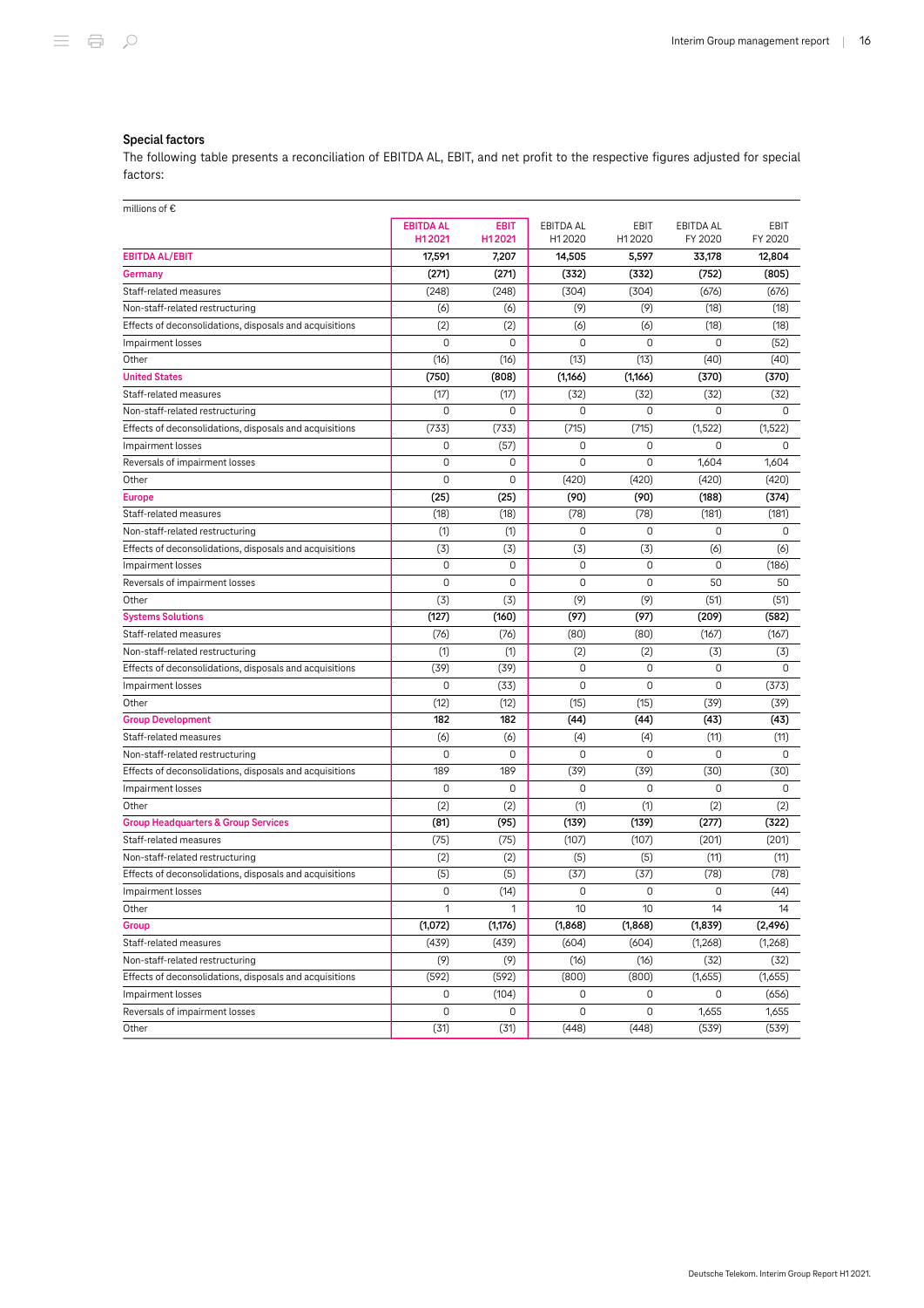### Special factors

The following table presents a reconciliation of EBITDA AL, EBIT, and net profit to the respective figures adjusted for special factors:

| millions of € | EBITDA AL H1 2021 | EBIT H1 2021 | EBITDA AL H1 2020 | EBIT H1 2020 | EBITDA AL FY 2020 | EBIT FY 2020 |
|---|---|---|---|---|---|---|
| **EBITDA AL/EBIT** | **17,591** | **7,207** | **14,505** | **5,597** | **33,178** | **12,804** |
| **Germany** | **(271)** | **(271)** | **(332)** | **(332)** | **(752)** | **(805)** |
| Staff-related measures | (248) | (248) | (304) | (304) | (676) | (676) |
| Non-staff-related restructuring | (6) | (6) | (9) | (9) | (18) | (18) |
| Effects of deconsolidations, disposals and acquisitions | (2) | (2) | (6) | (6) | (18) | (18) |
| Impairment losses | 0 | 0 | 0 | 0 | 0 | (52) |
| Other | (16) | (16) | (13) | (13) | (40) | (40) |
| **United States** | **(750)** | **(808)** | **(1,166)** | **(1,166)** | **(370)** | **(370)** |
| Staff-related measures | (17) | (17) | (32) | (32) | (32) | (32) |
| Non-staff-related restructuring | 0 | 0 | 0 | 0 | 0 | 0 |
| Effects of deconsolidations, disposals and acquisitions | (733) | (733) | (715) | (715) | (1,522) | (1,522) |
| Impairment losses | 0 | (57) | 0 | 0 | 0 | 0 |
| Reversals of impairment losses | 0 | 0 | 0 | 0 | 1,604 | 1,604 |
| Other | 0 | 0 | (420) | (420) | (420) | (420) |
| **Europe** | **(25)** | **(25)** | **(90)** | **(90)** | **(188)** | **(374)** |
| Staff-related measures | (18) | (18) | (78) | (78) | (181) | (181) |
| Non-staff-related restructuring | (1) | (1) | 0 | 0 | 0 | 0 |
| Effects of deconsolidations, disposals and acquisitions | (3) | (3) | (3) | (3) | (6) | (6) |
| Impairment losses | 0 | 0 | 0 | 0 | 0 | (186) |
| Reversals of impairment losses | 0 | 0 | 0 | 0 | 50 | 50 |
| Other | (3) | (3) | (9) | (9) | (51) | (51) |
| **Systems Solutions** | **(127)** | **(160)** | **(97)** | **(97)** | **(209)** | **(582)** |
| Staff-related measures | (76) | (76) | (80) | (80) | (167) | (167) |
| Non-staff-related restructuring | (1) | (1) | (2) | (2) | (3) | (3) |
| Effects of deconsolidations, disposals and acquisitions | (39) | (39) | 0 | 0 | 0 | 0 |
| Impairment losses | 0 | (33) | 0 | 0 | 0 | (373) |
| Other | (12) | (12) | (15) | (15) | (39) | (39) |
| **Group Development** | **182** | **182** | **(44)** | **(44)** | **(43)** | **(43)** |
| Staff-related measures | (6) | (6) | (4) | (4) | (11) | (11) |
| Non-staff-related restructuring | 0 | 0 | 0 | 0 | 0 | 0 |
| Effects of deconsolidations, disposals and acquisitions | 189 | 189 | (39) | (39) | (30) | (30) |
| Impairment losses | 0 | 0 | 0 | 0 | 0 | 0 |
| Other | (2) | (2) | (1) | (1) | (2) | (2) |
| **Group Headquarters & Group Services** | **(81)** | **(95)** | **(139)** | **(139)** | **(277)** | **(322)** |
| Staff-related measures | (75) | (75) | (107) | (107) | (201) | (201) |
| Non-staff-related restructuring | (2) | (2) | (5) | (5) | (11) | (11) |
| Effects of deconsolidations, disposals and acquisitions | (5) | (5) | (37) | (37) | (78) | (78) |
| Impairment losses | 0 | (14) | 0 | 0 | 0 | (44) |
| Other | 1 | 1 | 10 | 10 | 14 | 14 |
| **Group** | **(1,072)** | **(1,176)** | **(1,868)** | **(1,868)** | **(1,839)** | **(2,496)** |
| Staff-related measures | (439) | (439) | (604) | (604) | (1,268) | (1,268) |
| Non-staff-related restructuring | (9) | (9) | (16) | (16) | (32) | (32) |
| Effects of deconsolidations, disposals and acquisitions | (592) | (592) | (800) | (800) | (1,655) | (1,655) |
| Impairment losses | 0 | (104) | 0 | 0 | 0 | (656) |
| Reversals of impairment losses | 0 | 0 | 0 | 0 | 1,655 | 1,655 |
| Other | (31) | (31) | (448) | (448) | (539) | (539) |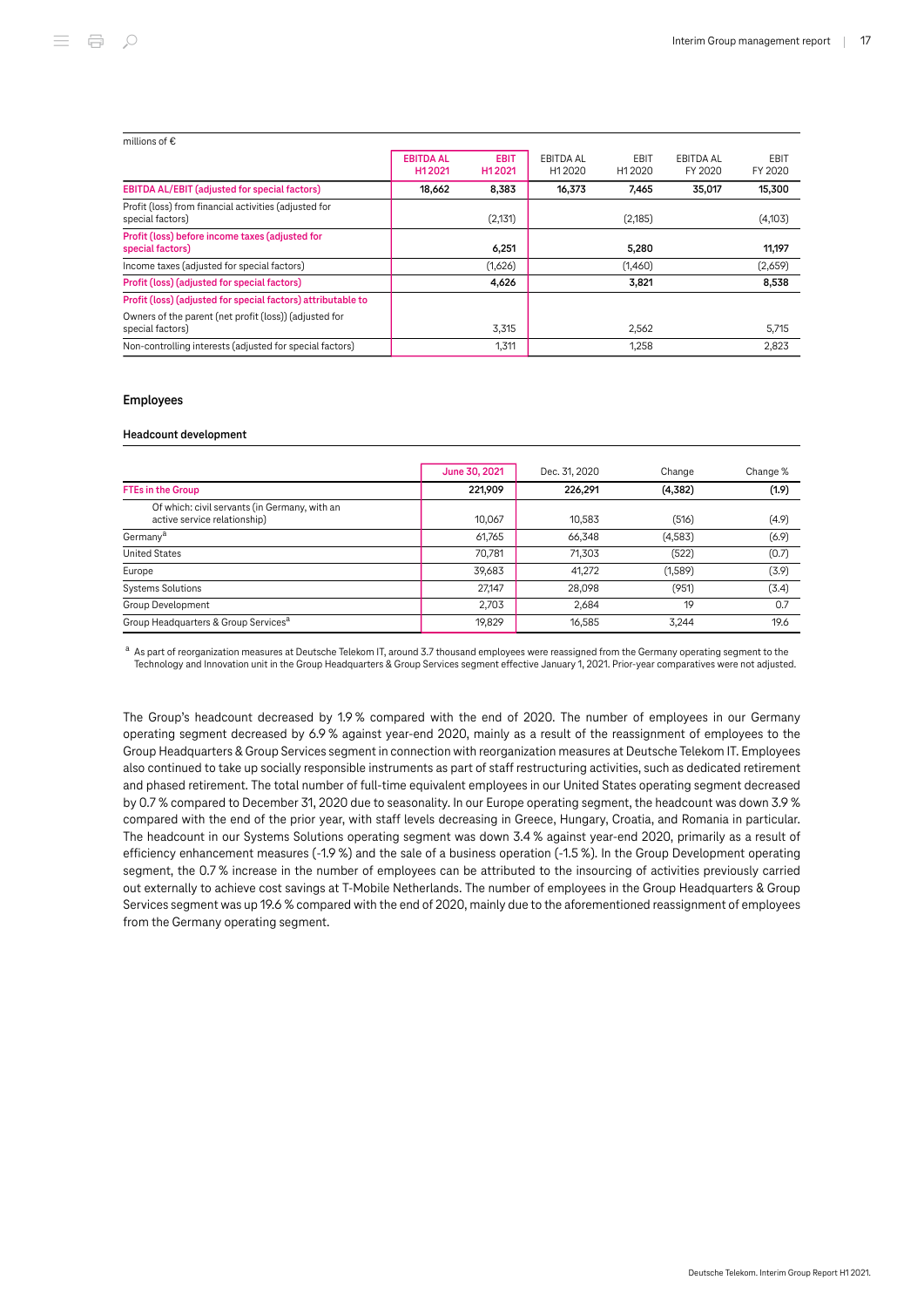| millions of € | EBITDA AL H1 2021 | EBIT H1 2021 | EBITDA AL H1 2020 | EBIT H1 2020 | EBITDA AL FY 2020 | EBIT FY 2020 |
|---|---|---|---|---|---|---|
| **EBITDA AL/EBIT (adjusted for special factors)** | **18,662** | **8,383** | **16,373** | **7,465** | **35,017** | **15,300** |
| Profit (loss) from financial activities (adjusted for special factors) | | (2,131) | | (2,185) | | (4,103) |
| **Profit (loss) before income taxes (adjusted for special factors)** | | **6,251** | | **5,280** | | **11,197** |
| Income taxes (adjusted for special factors) | | (1,626) | | (1,460) | | (2,659) |
| **Profit (loss) (adjusted for special factors)** | | **4,626** | | **3,821** | | **8,538** |
| **Profit (loss) (adjusted for special factors) attributable to** | | | | | | |
| Owners of the parent (net profit (loss)) (adjusted for special factors) | | 3,315 | | 2,562 | | 5,715 |
| Non-controlling interests (adjusted for special factors) | | 1,311 | | 1,258 | | 2,823 |

## Employees

### Headcount development

| | June 30, 2021 | Dec. 31, 2020 | Change | Change % |
|---|---|---|---|---|
| **FTEs in the Group** | **221,909** | **226,291** | **(4,382)** | **(1.9)** |
| Of which: civil servants (in Germany, with an active service relationship) | 10,067 | 10,583 | (516) | (4.9) |
| Germany[a] | 61,765 | 66,348 | (4,583) | (6.9) |
| United States | 70,781 | 71,303 | (522) | (0.7) |
| Europe | 39,683 | 41,272 | (1,589) | (3.9) |
| Systems Solutions | 27,147 | 28,098 | (951) | (3.4) |
| Group Development | 2,703 | 2,684 | 19 | 0.7 |
| Group Headquarters & Group Services[a] | 19,829 | 16,585 | 3,244 | 19.6 |

[a] As part of reorganization measures at Deutsche Telekom IT, around 3.7 thousand employees were reassigned from the Germany operating segment to the Technology and Innovation unit in the Group Headquarters & Group Services segment effective January 1, 2021. Prior-year comparatives were not adjusted.

The Group's headcount decreased by 1.9 % compared with the end of 2020. The number of employees in our Germany operating segment decreased by 6.9 % against year-end 2020, mainly as a result of the reassignment of employees to the Group Headquarters & Group Services segment in connection with reorganization measures at Deutsche Telekom IT. Employees also continued to take up socially responsible instruments as part of staff restructuring activities, such as dedicated retirement and phased retirement. The total number of full-time equivalent employees in our United States operating segment decreased by 0.7 % compared to December 31, 2020 due to seasonality. In our Europe operating segment, the headcount was down 3.9 % compared with the end of the prior year, with staff levels decreasing in Greece, Hungary, Croatia, and Romania in particular. The headcount in our Systems Solutions operating segment was down 3.4 % against year-end 2020, primarily as a result of efficiency enhancement measures (-1.9 %) and the sale of a business operation (-1.5 %). In the Group Development operating segment, the 0.7 % increase in the number of employees can be attributed to the insourcing of activities previously carried out externally to achieve cost savings at T-Mobile Netherlands. The number of employees in the Group Headquarters & Group Services segment was up 19.6 % compared with the end of 2020, mainly due to the aforementioned reassignment of employees from the Germany operating segment.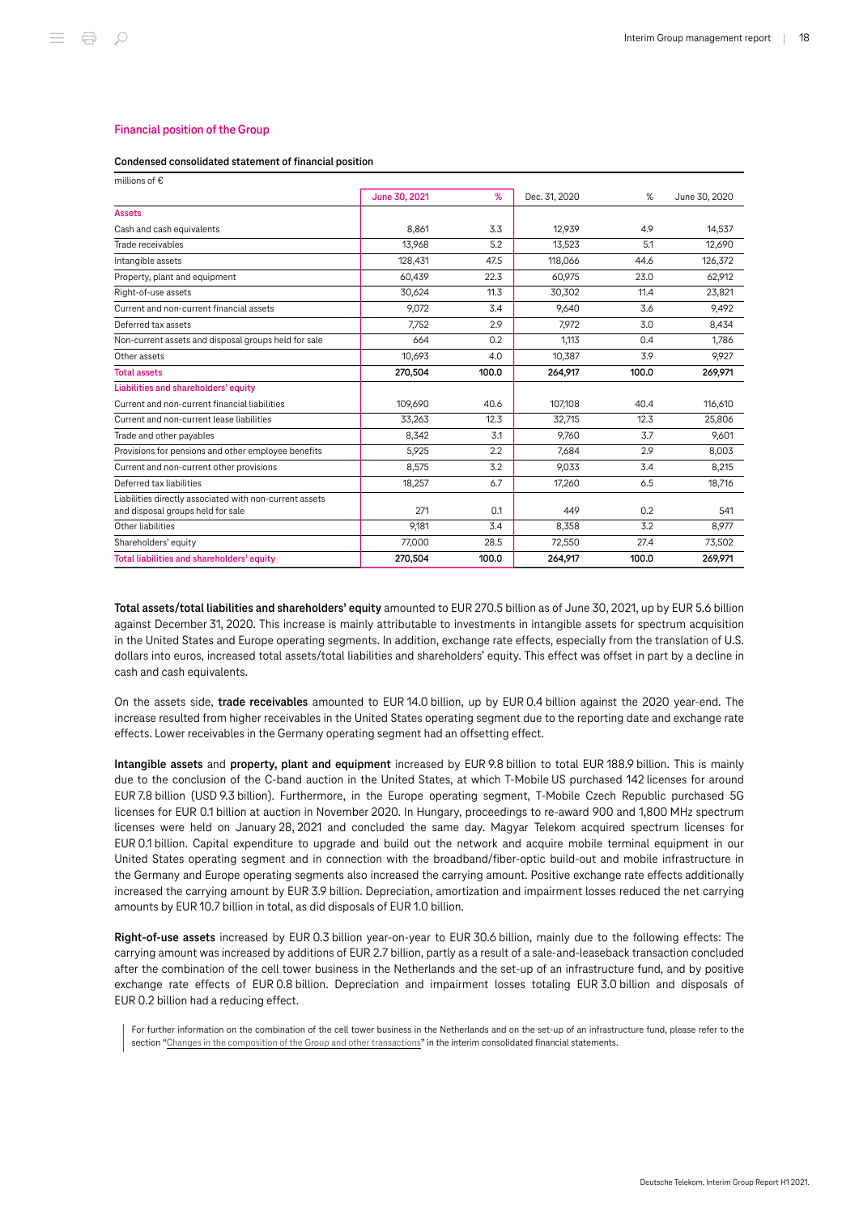## Financial position of the Group

### Condensed consolidated statement of financial position

millions of €

| | June 30, 2021 | % | Dec. 31, 2020 | % | June 30, 2020 |
|---|---|---|---|---|---|
| **Assets** | | | | | |
| Cash and cash equivalents | 8,861 | 3.3 | 12,939 | 4.9 | 14,537 |
| Trade receivables | 13,968 | 5.2 | 13,523 | 5.1 | 12,690 |
| Intangible assets | 128,431 | 47.5 | 118,066 | 44.6 | 126,372 |
| Property, plant and equipment | 60,439 | 22.3 | 60,975 | 23.0 | 62,912 |
| Right-of-use assets | 30,624 | 11.3 | 30,302 | 11.4 | 23,821 |
| Current and non-current financial assets | 9,072 | 3.4 | 9,640 | 3.6 | 9,492 |
| Deferred tax assets | 7,752 | 2.9 | 7,972 | 3.0 | 8,434 |
| Non-current assets and disposal groups held for sale | 664 | 0.2 | 1,113 | 0.4 | 1,786 |
| Other assets | 10,693 | 4.0 | 10,387 | 3.9 | 9,927 |
| **Total assets** | **270,504** | **100.0** | **264,917** | **100.0** | **269,971** |
| **Liabilities and shareholders' equity** | | | | | |
| Current and non-current financial liabilities | 109,690 | 40.6 | 107,108 | 40.4 | 116,610 |
| Current and non-current lease liabilities | 33,263 | 12.3 | 32,715 | 12.3 | 25,806 |
| Trade and other payables | 8,342 | 3.1 | 9,760 | 3.7 | 9,601 |
| Provisions for pensions and other employee benefits | 5,925 | 2.2 | 7,684 | 2.9 | 8,003 |
| Current and non-current other provisions | 8,575 | 3.2 | 9,033 | 3.4 | 8,215 |
| Deferred tax liabilities | 18,257 | 6.7 | 17,260 | 6.5 | 18,716 |
| Liabilities directly associated with non-current assets and disposal groups held for sale | 271 | 0.1 | 449 | 0.2 | 541 |
| Other liabilities | 9,181 | 3.4 | 8,358 | 3.2 | 8,977 |
| Shareholders' equity | 77,000 | 28.5 | 72,550 | 27.4 | 73,502 |
| **Total liabilities and shareholders' equity** | **270,504** | **100.0** | **264,917** | **100.0** | **269,971** |

**Total assets/total liabilities and shareholders' equity** amounted to EUR 270.5 billion as of June 30, 2021, up by EUR 5.6 billion against December 31, 2020. This increase is mainly attributable to investments in intangible assets for spectrum acquisition in the United States and Europe operating segments. In addition, exchange rate effects, especially from the translation of U.S. dollars into euros, increased total assets/total liabilities and shareholders' equity. This effect was offset in part by a decline in cash and cash equivalents.

On the assets side, **trade receivables** amounted to EUR 14.0 billion, up by EUR 0.4 billion against the 2020 year-end. The increase resulted from higher receivables in the United States operating segment due to the reporting date and exchange rate effects. Lower receivables in the Germany operating segment had an offsetting effect.

**Intangible assets** and **property, plant and equipment** increased by EUR 9.8 billion to total EUR 188.9 billion. This is mainly due to the conclusion of the C-band auction in the United States, at which T-Mobile US purchased 142 licenses for around EUR 7.8 billion (USD 9.3 billion). Furthermore, in the Europe operating segment, T-Mobile Czech Republic purchased 5G licenses for EUR 0.1 billion at auction in November 2020. In Hungary, proceedings to re-award 900 and 1,800 MHz spectrum licenses were held on January 28, 2021 and concluded the same day. Magyar Telekom acquired spectrum licenses for EUR 0.1 billion. Capital expenditure to upgrade and build out the network and acquire mobile terminal equipment in our United States operating segment and in connection with the broadband/fiber-optic build-out and mobile infrastructure in the Germany and Europe operating segments also increased the carrying amount. Positive exchange rate effects additionally increased the carrying amount by EUR 3.9 billion. Depreciation, amortization and impairment losses reduced the net carrying amounts by EUR 10.7 billion in total, as did disposals of EUR 1.0 billion.

**Right-of-use assets** increased by EUR 0.3 billion year-on-year to EUR 30.6 billion, mainly due to the following effects: The carrying amount was increased by additions of EUR 2.7 billion, partly as a result of a sale-and-leaseback transaction concluded after the combination of the cell tower business in the Netherlands and the set-up of an infrastructure fund, and by positive exchange rate effects of EUR 0.8 billion. Depreciation and impairment losses totaling EUR 3.0 billion and disposals of EUR 0.2 billion had a reducing effect.

For further information on the combination of the cell tower business in the Netherlands and on the set-up of an infrastructure fund, please refer to the section "Changes in the composition of the Group and other transactions" in the interim consolidated financial statements.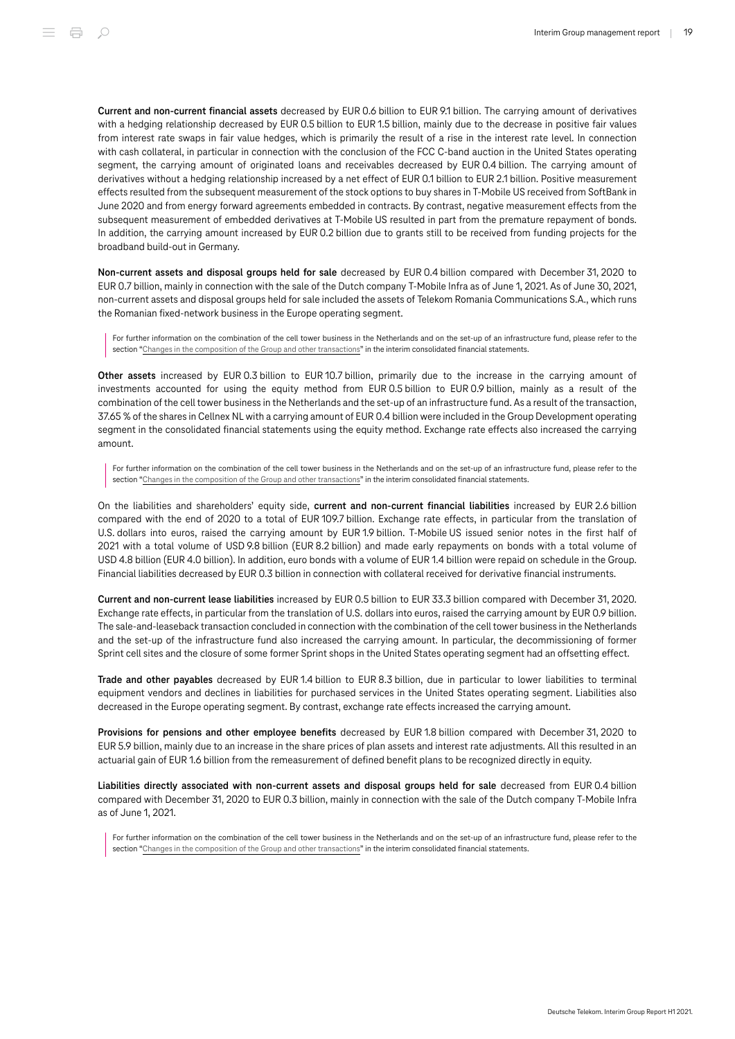**Current and non-current financial assets** decreased by EUR 0.6 billion to EUR 9.1 billion. The carrying amount of derivatives with a hedging relationship decreased by EUR 0.5 billion to EUR 1.5 billion, mainly due to the decrease in positive fair values from interest rate swaps in fair value hedges, which is primarily the result of a rise in the interest rate level. In connection with cash collateral, in particular in connection with the conclusion of the FCC C-band auction in the United States operating segment, the carrying amount of originated loans and receivables decreased by EUR 0.4 billion. The carrying amount of derivatives without a hedging relationship increased by a net effect of EUR 0.1 billion to EUR 2.1 billion. Positive measurement effects resulted from the subsequent measurement of the stock options to buy shares in T-Mobile US received from SoftBank in June 2020 and from energy forward agreements embedded in contracts. By contrast, negative measurement effects from the subsequent measurement of embedded derivatives at T-Mobile US resulted in part from the premature repayment of bonds. In addition, the carrying amount increased by EUR 0.2 billion due to grants still to be received from funding projects for the broadband build-out in Germany.

**Non-current assets and disposal groups held for sale** decreased by EUR 0.4 billion compared with December 31, 2020 to EUR 0.7 billion, mainly in connection with the sale of the Dutch company T-Mobile Infra as of June 1, 2021. As of June 30, 2021, non-current assets and disposal groups held for sale included the assets of Telekom Romania Communications S.A., which runs the Romanian fixed-network business in the Europe operating segment.

> For further information on the combination of the cell tower business in the Netherlands and on the set-up of an infrastructure fund, please refer to the section "Changes in the composition of the Group and other transactions" in the interim consolidated financial statements.

**Other assets** increased by EUR 0.3 billion to EUR 10.7 billion, primarily due to the increase in the carrying amount of investments accounted for using the equity method from EUR 0.5 billion to EUR 0.9 billion, mainly as a result of the combination of the cell tower business in the Netherlands and the set-up of an infrastructure fund. As a result of the transaction, 37.65 % of the shares in Cellnex NL with a carrying amount of EUR 0.4 billion were included in the Group Development operating segment in the consolidated financial statements using the equity method. Exchange rate effects also increased the carrying amount.

> For further information on the combination of the cell tower business in the Netherlands and on the set-up of an infrastructure fund, please refer to the section "Changes in the composition of the Group and other transactions" in the interim consolidated financial statements.

On the liabilities and shareholders' equity side, **current and non-current financial liabilities** increased by EUR 2.6 billion compared with the end of 2020 to a total of EUR 109.7 billion. Exchange rate effects, in particular from the translation of U.S. dollars into euros, raised the carrying amount by EUR 1.9 billion. T-Mobile US issued senior notes in the first half of 2021 with a total volume of USD 9.8 billion (EUR 8.2 billion) and made early repayments on bonds with a total volume of USD 4.8 billion (EUR 4.0 billion). In addition, euro bonds with a volume of EUR 1.4 billion were repaid on schedule in the Group. Financial liabilities decreased by EUR 0.3 billion in connection with collateral received for derivative financial instruments.

**Current and non-current lease liabilities** increased by EUR 0.5 billion to EUR 33.3 billion compared with December 31, 2020. Exchange rate effects, in particular from the translation of U.S. dollars into euros, raised the carrying amount by EUR 0.9 billion. The sale-and-leaseback transaction concluded in connection with the combination of the cell tower business in the Netherlands and the set-up of the infrastructure fund also increased the carrying amount. In particular, the decommissioning of former Sprint cell sites and the closure of some former Sprint shops in the United States operating segment had an offsetting effect.

**Trade and other payables** decreased by EUR 1.4 billion to EUR 8.3 billion, due in particular to lower liabilities to terminal equipment vendors and declines in liabilities for purchased services in the United States operating segment. Liabilities also decreased in the Europe operating segment. By contrast, exchange rate effects increased the carrying amount.

**Provisions for pensions and other employee benefits** decreased by EUR 1.8 billion compared with December 31, 2020 to EUR 5.9 billion, mainly due to an increase in the share prices of plan assets and interest rate adjustments. All this resulted in an actuarial gain of EUR 1.6 billion from the remeasurement of defined benefit plans to be recognized directly in equity.

**Liabilities directly associated with non-current assets and disposal groups held for sale** decreased from EUR 0.4 billion compared with December 31, 2020 to EUR 0.3 billion, mainly in connection with the sale of the Dutch company T-Mobile Infra as of June 1, 2021.

> For further information on the combination of the cell tower business in the Netherlands and on the set-up of an infrastructure fund, please refer to the section "Changes in the composition of the Group and other transactions" in the interim consolidated financial statements.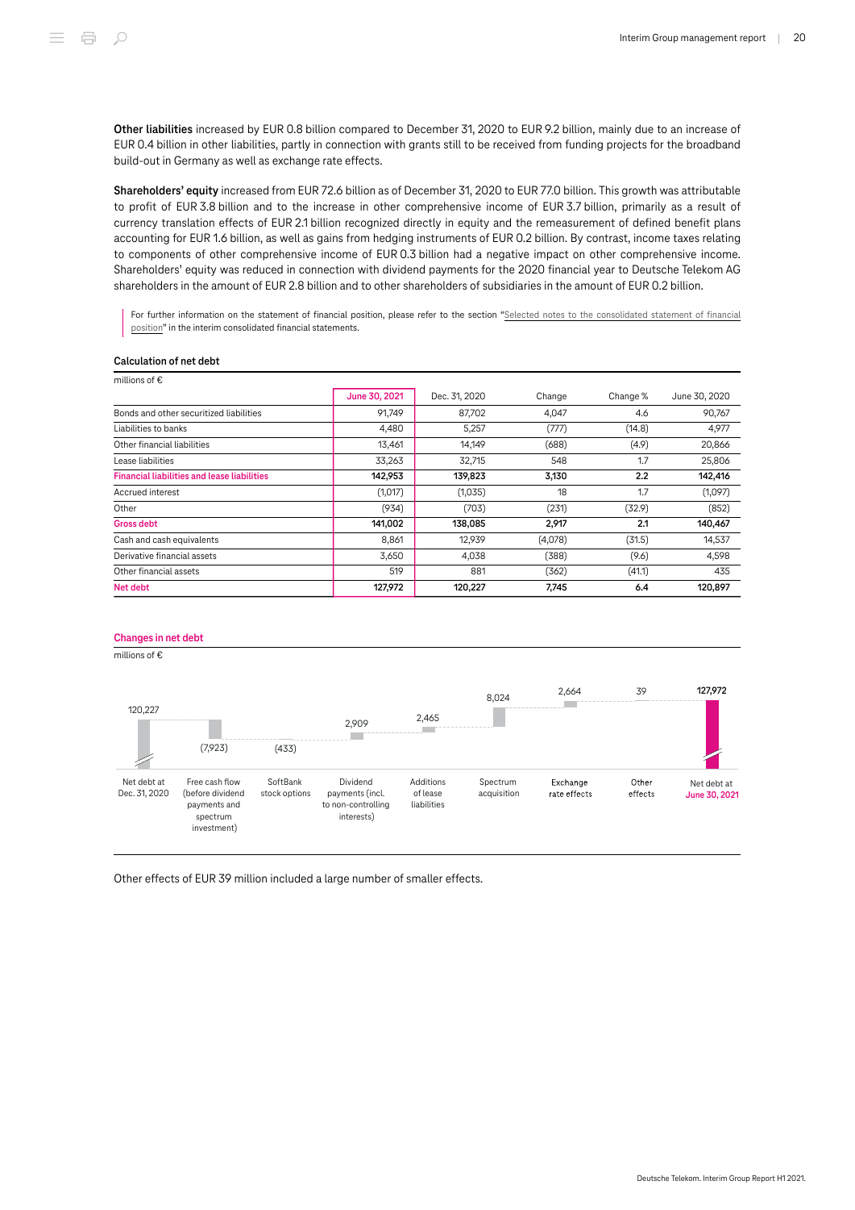**Other liabilities** increased by EUR 0.8 billion compared to December 31, 2020 to EUR 9.2 billion, mainly due to an increase of EUR 0.4 billion in other liabilities, partly in connection with grants still to be received from funding projects for the broadband build-out in Germany as well as exchange rate effects.

**Shareholders' equity** increased from EUR 72.6 billion as of December 31, 2020 to EUR 77.0 billion. This growth was attributable to profit of EUR 3.8 billion and to the increase in other comprehensive income of EUR 3.7 billion, primarily as a result of currency translation effects of EUR 2.1 billion recognized directly in equity and the remeasurement of defined benefit plans accounting for EUR 1.6 billion, as well as gains from hedging instruments of EUR 0.2 billion. By contrast, income taxes relating to components of other comprehensive income of EUR 0.3 billion had a negative impact on other comprehensive income. Shareholders' equity was reduced in connection with dividend payments for the 2020 financial year to Deutsche Telekom AG shareholders in the amount of EUR 2.8 billion and to other shareholders of subsidiaries in the amount of EUR 0.2 billion.

For further information on the statement of financial position, please refer to the section "Selected notes to the consolidated statement of financial position" in the interim consolidated financial statements.

**Calculation of net debt**

millions of €

| | June 30, 2021 | Dec. 31, 2020 | Change | Change % | June 30, 2020 |
|---|---|---|---|---|---|
| Bonds and other securitized liabilities | 91,749 | 87,702 | 4,047 | 4.6 | 90,767 |
| Liabilities to banks | 4,480 | 5,257 | (777) | (14.8) | 4,977 |
| Other financial liabilities | 13,461 | 14,149 | (688) | (4.9) | 20,866 |
| Lease liabilities | 33,263 | 32,715 | 548 | 1.7 | 25,806 |
| **Financial liabilities and lease liabilities** | **142,953** | **139,823** | **3,130** | **2.2** | **142,416** |
| Accrued interest | (1,017) | (1,035) | 18 | 1.7 | (1,097) |
| Other | (934) | (703) | (231) | (32.9) | (852) |
| **Gross debt** | **141,002** | **138,085** | **2,917** | **2.1** | **140,467** |
| Cash and cash equivalents | 8,861 | 12,939 | (4,078) | (31.5) | 14,537 |
| Derivative financial assets | 3,650 | 4,038 | (388) | (9.6) | 4,598 |
| Other financial assets | 519 | 881 | (362) | (41.1) | 435 |
| **Net debt** | **127,972** | **120,227** | **7,745** | **6.4** | **120,897** |

**Changes in net debt**

millions of €

| Item | Value |
|---|---|
| Net debt at Dec. 31, 2020 | 120,227 |
| Free cash flow (before dividend payments and spectrum investment) | (7,923) |
| SoftBank stock options | (433) |
| Dividend payments (incl. to non-controlling interests) | 2,909 |
| Additions of lease liabilities | 2,465 |
| Spectrum acquisition | 8,024 |
| Exchange rate effects | 2,664 |
| Other effects | 39 |
| Net debt at June 30, 2021 | 127,972 |

Other effects of EUR 39 million included a large number of smaller effects.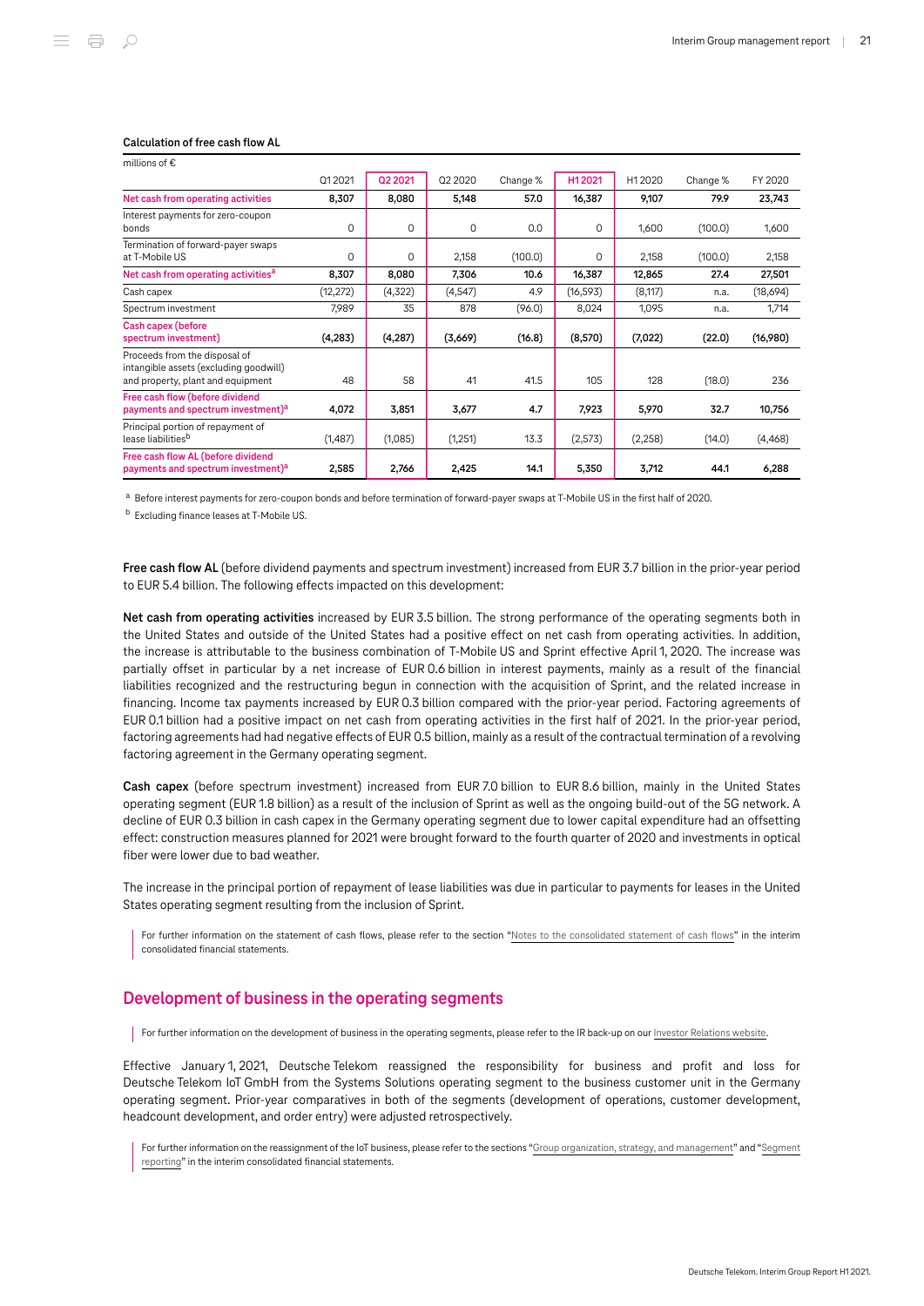#### Calculation of free cash flow AL

millions of €

| | Q1 2021 | Q2 2021 | Q2 2020 | Change % | H1 2021 | H1 2020 | Change % | FY 2020 |
|---|---|---|---|---|---|---|---|---|
| **Net cash from operating activities** | **8,307** | **8,080** | **5,148** | **57.0** | **16,387** | **9,107** | **79.9** | **23,743** |
| Interest payments for zero-coupon bonds | 0 | 0 | 0 | 0.0 | 0 | 1,600 | (100.0) | 1,600 |
| Termination of forward-payer swaps at T-Mobile US | 0 | 0 | 2,158 | (100.0) | 0 | 2,158 | (100.0) | 2,158 |
| **Net cash from operating activities[a]** | **8,307** | **8,080** | **7,306** | **10.6** | **16,387** | **12,865** | **27.4** | **27,501** |
| Cash capex | (12,272) | (4,322) | (4,547) | 4.9 | (16,593) | (8,117) | n.a. | (18,694) |
| Spectrum investment | 7,989 | 35 | 878 | (96.0) | 8,024 | 1,095 | n.a. | 1,714 |
| **Cash capex (before spectrum investment)** | **(4,283)** | **(4,287)** | **(3,669)** | **(16.8)** | **(8,570)** | **(7,022)** | **(22.0)** | **(16,980)** |
| Proceeds from the disposal of intangible assets (excluding goodwill) and property, plant and equipment | 48 | 58 | 41 | 41.5 | 105 | 128 | (18.0) | 236 |
| **Free cash flow (before dividend payments and spectrum investment)[a]** | **4,072** | **3,851** | **3,677** | **4.7** | **7,923** | **5,970** | **32.7** | **10,756** |
| Principal portion of repayment of lease liabilities[b] | (1,487) | (1,085) | (1,251) | 13.3 | (2,573) | (2,258) | (14.0) | (4,468) |
| **Free cash flow AL (before dividend payments and spectrum investment)[a]** | **2,585** | **2,766** | **2,425** | **14.1** | **5,350** | **3,712** | **44.1** | **6,288** |

[a] Before interest payments for zero-coupon bonds and before termination of forward-payer swaps at T-Mobile US in the first half of 2020.

[b] Excluding finance leases at T-Mobile US.

**Free cash flow AL** (before dividend payments and spectrum investment) increased from EUR 3.7 billion in the prior-year period to EUR 5.4 billion. The following effects impacted on this development:

**Net cash from operating activities** increased by EUR 3.5 billion. The strong performance of the operating segments both in the United States and outside of the United States had a positive effect on net cash from operating activities. In addition, the increase is attributable to the business combination of T-Mobile US and Sprint effective April 1, 2020. The increase was partially offset in particular by a net increase of EUR 0.6 billion in interest payments, mainly as a result of the financial liabilities recognized and the restructuring begun in connection with the acquisition of Sprint, and the related increase in financing. Income tax payments increased by EUR 0.3 billion compared with the prior-year period. Factoring agreements of EUR 0.1 billion had a positive impact on net cash from operating activities in the first half of 2021. In the prior-year period, factoring agreements had had negative effects of EUR 0.5 billion, mainly as a result of the contractual termination of a revolving factoring agreement in the Germany operating segment.

**Cash capex** (before spectrum investment) increased from EUR 7.0 billion to EUR 8.6 billion, mainly in the United States operating segment (EUR 1.8 billion) as a result of the inclusion of Sprint as well as the ongoing build-out of the 5G network. A decline of EUR 0.3 billion in cash capex in the Germany operating segment due to lower capital expenditure had an offsetting effect: construction measures planned for 2021 were brought forward to the fourth quarter of 2020 and investments in optical fiber were lower due to bad weather.

The increase in the principal portion of repayment of lease liabilities was due in particular to payments for leases in the United States operating segment resulting from the inclusion of Sprint.

For further information on the statement of cash flows, please refer to the section "Notes to the consolidated statement of cash flows" in the interim consolidated financial statements.

## Development of business in the operating segments

For further information on the development of business in the operating segments, please refer to the IR back-up on our Investor Relations website.

Effective January 1, 2021, Deutsche Telekom reassigned the responsibility for business and profit and loss for Deutsche Telekom IoT GmbH from the Systems Solutions operating segment to the business customer unit in the Germany operating segment. Prior-year comparatives in both of the segments (development of operations, customer development, headcount development, and order entry) were adjusted retrospectively.

For further information on the reassignment of the IoT business, please refer to the sections "Group organization, strategy, and management" and "Segment reporting" in the interim consolidated financial statements.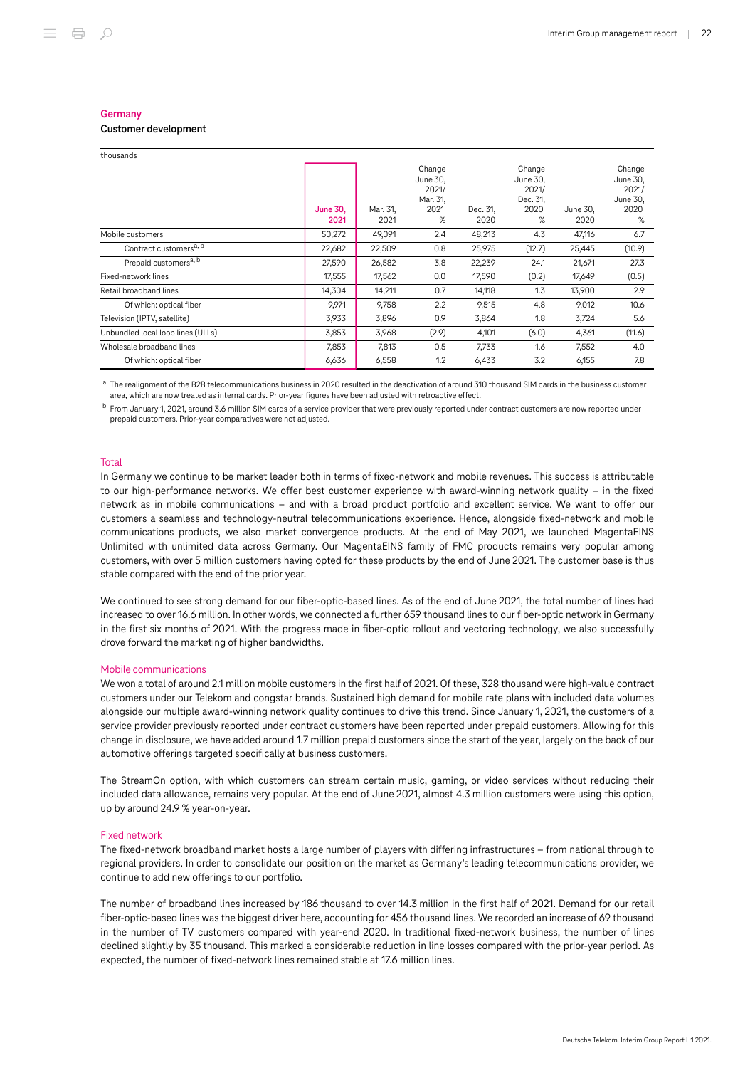## Germany

### Customer development

| thousands | June 30, 2021 | Mar. 31, 2021 | Change June 30, 2021/ Mar. 31, 2021 % | Dec. 31, 2020 | Change June 30, 2021/ Dec. 31, 2020 % | June 30, 2020 | Change June 30, 2021/ June 30, 2020 % |
|---|---|---|---|---|---|---|---|
| Mobile customers | 50,272 | 49,091 | 2.4 | 48,213 | 4.3 | 47,116 | 6.7 |
| Contract customers[a, b] | 22,682 | 22,509 | 0.8 | 25,975 | (12.7) | 25,445 | (10.9) |
| Prepaid customers[a, b] | 27,590 | 26,582 | 3.8 | 22,239 | 24.1 | 21,671 | 27.3 |
| Fixed-network lines | 17,555 | 17,562 | 0.0 | 17,590 | (0.2) | 17,649 | (0.5) |
| Retail broadband lines | 14,304 | 14,211 | 0.7 | 14,118 | 1.3 | 13,900 | 2.9 |
| Of which: optical fiber | 9,971 | 9,758 | 2.2 | 9,515 | 4.8 | 9,012 | 10.6 |
| Television (IPTV, satellite) | 3,933 | 3,896 | 0.9 | 3,864 | 1.8 | 3,724 | 5.6 |
| Unbundled local loop lines (ULLs) | 3,853 | 3,968 | (2.9) | 4,101 | (6.0) | 4,361 | (11.6) |
| Wholesale broadband lines | 7,853 | 7,813 | 0.5 | 7,733 | 1.6 | 7,552 | 4.0 |
| Of which: optical fiber | 6,636 | 6,558 | 1.2 | 6,433 | 3.2 | 6,155 | 7.8 |

[a] The realignment of the B2B telecommunications business in 2020 resulted in the deactivation of around 310 thousand SIM cards in the business customer area, which are now treated as internal cards. Prior-year figures have been adjusted with retroactive effect.

[b] From January 1, 2021, around 3.6 million SIM cards of a service provider that were previously reported under contract customers are now reported under prepaid customers. Prior-year comparatives were not adjusted.

#### Total

In Germany we continue to be market leader both in terms of fixed-network and mobile revenues. This success is attributable to our high-performance networks. We offer best customer experience with award-winning network quality – in the fixed network as in mobile communications – and with a broad product portfolio and excellent service. We want to offer our customers a seamless and technology-neutral telecommunications experience. Hence, alongside fixed-network and mobile communications products, we also market convergence products. At the end of May 2021, we launched MagentaEINS Unlimited with unlimited data across Germany. Our MagentaEINS family of FMC products remains very popular among customers, with over 5 million customers having opted for these products by the end of June 2021. The customer base is thus stable compared with the end of the prior year.

We continued to see strong demand for our fiber-optic-based lines. As of the end of June 2021, the total number of lines had increased to over 16.6 million. In other words, we connected a further 659 thousand lines to our fiber-optic network in Germany in the first six months of 2021. With the progress made in fiber-optic rollout and vectoring technology, we also successfully drove forward the marketing of higher bandwidths.

#### Mobile communications

We won a total of around 2.1 million mobile customers in the first half of 2021. Of these, 328 thousand were high-value contract customers under our Telekom and congstar brands. Sustained high demand for mobile rate plans with included data volumes alongside our multiple award-winning network quality continues to drive this trend. Since January 1, 2021, the customers of a service provider previously reported under contract customers have been reported under prepaid customers. Allowing for this change in disclosure, we have added around 1.7 million prepaid customers since the start of the year, largely on the back of our automotive offerings targeted specifically at business customers.

The StreamOn option, with which customers can stream certain music, gaming, or video services without reducing their included data allowance, remains very popular. At the end of June 2021, almost 4.3 million customers were using this option, up by around 24.9 % year-on-year.

#### Fixed network

The fixed-network broadband market hosts a large number of players with differing infrastructures – from national through to regional providers. In order to consolidate our position on the market as Germany's leading telecommunications provider, we continue to add new offerings to our portfolio.

The number of broadband lines increased by 186 thousand to over 14.3 million in the first half of 2021. Demand for our retail fiber-optic-based lines was the biggest driver here, accounting for 456 thousand lines. We recorded an increase of 69 thousand in the number of TV customers compared with year-end 2020. In traditional fixed-network business, the number of lines declined slightly by 35 thousand. This marked a considerable reduction in line losses compared with the prior-year period. As expected, the number of fixed-network lines remained stable at 17.6 million lines.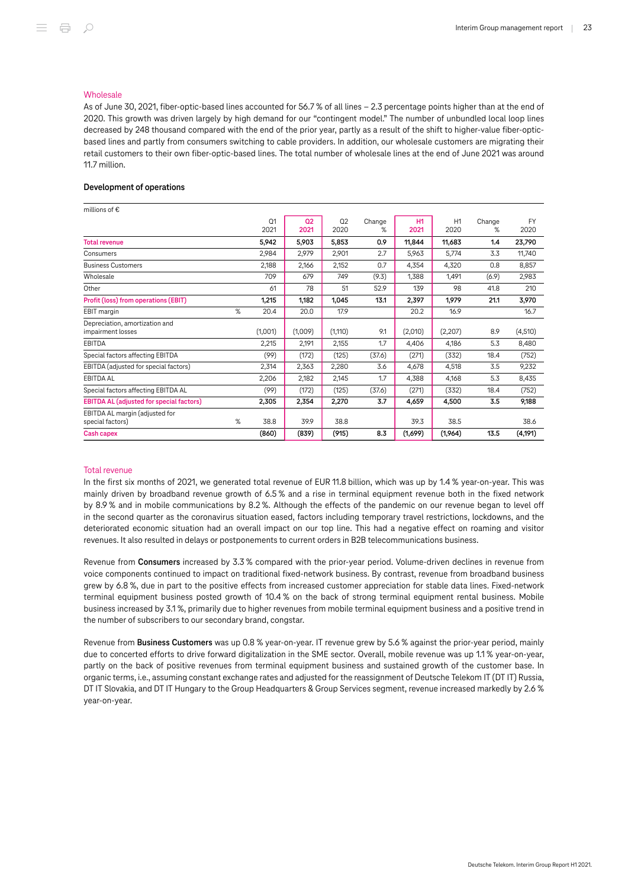### Wholesale

As of June 30, 2021, fiber-optic-based lines accounted for 56.7 % of all lines – 2.3 percentage points higher than at the end of 2020. This growth was driven largely by high demand for our "contingent model." The number of unbundled local loop lines decreased by 248 thousand compared with the end of the prior year, partly as a result of the shift to higher-value fiber-optic-based lines and partly from consumers switching to cable providers. In addition, our wholesale customers are migrating their retail customers to their own fiber-optic-based lines. The total number of wholesale lines at the end of June 2021 was around 11.7 million.

#### Development of operations

millions of €

| | | Q1 2021 | Q2 2021 | Q2 2020 | Change % | H1 2021 | H1 2020 | Change % | FY 2020 |
|---|---|---|---|---|---|---|---|---|---|
| **Total revenue** | | **5,942** | **5,903** | **5,853** | **0.9** | **11,844** | **11,683** | **1.4** | **23,790** |
| Consumers | | 2,984 | 2,979 | 2,901 | 2.7 | 5,963 | 5,774 | 3.3 | 11,740 |
| Business Customers | | 2,188 | 2,166 | 2,152 | 0.7 | 4,354 | 4,320 | 0.8 | 8,857 |
| Wholesale | | 709 | 679 | 749 | (9.3) | 1,388 | 1,491 | (6.9) | 2,983 |
| Other | | 61 | 78 | 51 | 52.9 | 139 | 98 | 41.8 | 210 |
| **Profit (loss) from operations (EBIT)** | | **1,215** | **1,182** | **1,045** | **13.1** | **2,397** | **1,979** | **21.1** | **3,970** |
| EBIT margin | % | 20.4 | 20.0 | 17.9 | | 20.2 | 16.9 | | 16.7 |
| Depreciation, amortization and impairment losses | | (1,001) | (1,009) | (1,110) | 9.1 | (2,010) | (2,207) | 8.9 | (4,510) |
| EBITDA | | 2,215 | 2,191 | 2,155 | 1.7 | 4,406 | 4,186 | 5.3 | 8,480 |
| Special factors affecting EBITDA | | (99) | (172) | (125) | (37.6) | (271) | (332) | 18.4 | (752) |
| EBITDA (adjusted for special factors) | | 2,314 | 2,363 | 2,280 | 3.6 | 4,678 | 4,518 | 3.5 | 9,232 |
| EBITDA AL | | 2,206 | 2,182 | 2,145 | 1.7 | 4,388 | 4,168 | 5.3 | 8,435 |
| Special factors affecting EBITDA AL | | (99) | (172) | (125) | (37.6) | (271) | (332) | 18.4 | (752) |
| **EBITDA AL (adjusted for special factors)** | | **2,305** | **2,354** | **2,270** | **3.7** | **4,659** | **4,500** | **3.5** | **9,188** |
| EBITDA AL margin (adjusted for special factors) | % | 38.8 | 39.9 | 38.8 | | 39.3 | 38.5 | | 38.6 |
| **Cash capex** | | **(860)** | **(839)** | **(915)** | **8.3** | **(1,699)** | **(1,964)** | **13.5** | **(4,191)** |

### Total revenue

In the first six months of 2021, we generated total revenue of EUR 11.8 billion, which was up by 1.4 % year-on-year. This was mainly driven by broadband revenue growth of 6.5 % and a rise in terminal equipment revenue both in the fixed network by 8.9 % and in mobile communications by 8.2 %. Although the effects of the pandemic on our revenue began to level off in the second quarter as the coronavirus situation eased, factors including temporary travel restrictions, lockdowns, and the deteriorated economic situation had an overall impact on our top line. This had a negative effect on roaming and visitor revenues. It also resulted in delays or postponements to current orders in B2B telecommunications business.

Revenue from **Consumers** increased by 3.3 % compared with the prior-year period. Volume-driven declines in revenue from voice components continued to impact on traditional fixed-network business. By contrast, revenue from broadband business grew by 6.8 %, due in part to the positive effects from increased customer appreciation for stable data lines. Fixed-network terminal equipment business posted growth of 10.4 % on the back of strong terminal equipment rental business. Mobile business increased by 3.1 %, primarily due to higher revenues from mobile terminal equipment business and a positive trend in the number of subscribers to our secondary brand, congstar.

Revenue from **Business Customers** was up 0.8 % year-on-year. IT revenue grew by 5.6 % against the prior-year period, mainly due to concerted efforts to drive forward digitalization in the SME sector. Overall, mobile revenue was up 1.1 % year-on-year, partly on the back of positive revenues from terminal equipment business and sustained growth of the customer base. In organic terms, i.e., assuming constant exchange rates and adjusted for the reassignment of Deutsche Telekom IT (DT IT) Russia, DT IT Slovakia, and DT IT Hungary to the Group Headquarters & Group Services segment, revenue increased markedly by 2.6 % year-on-year.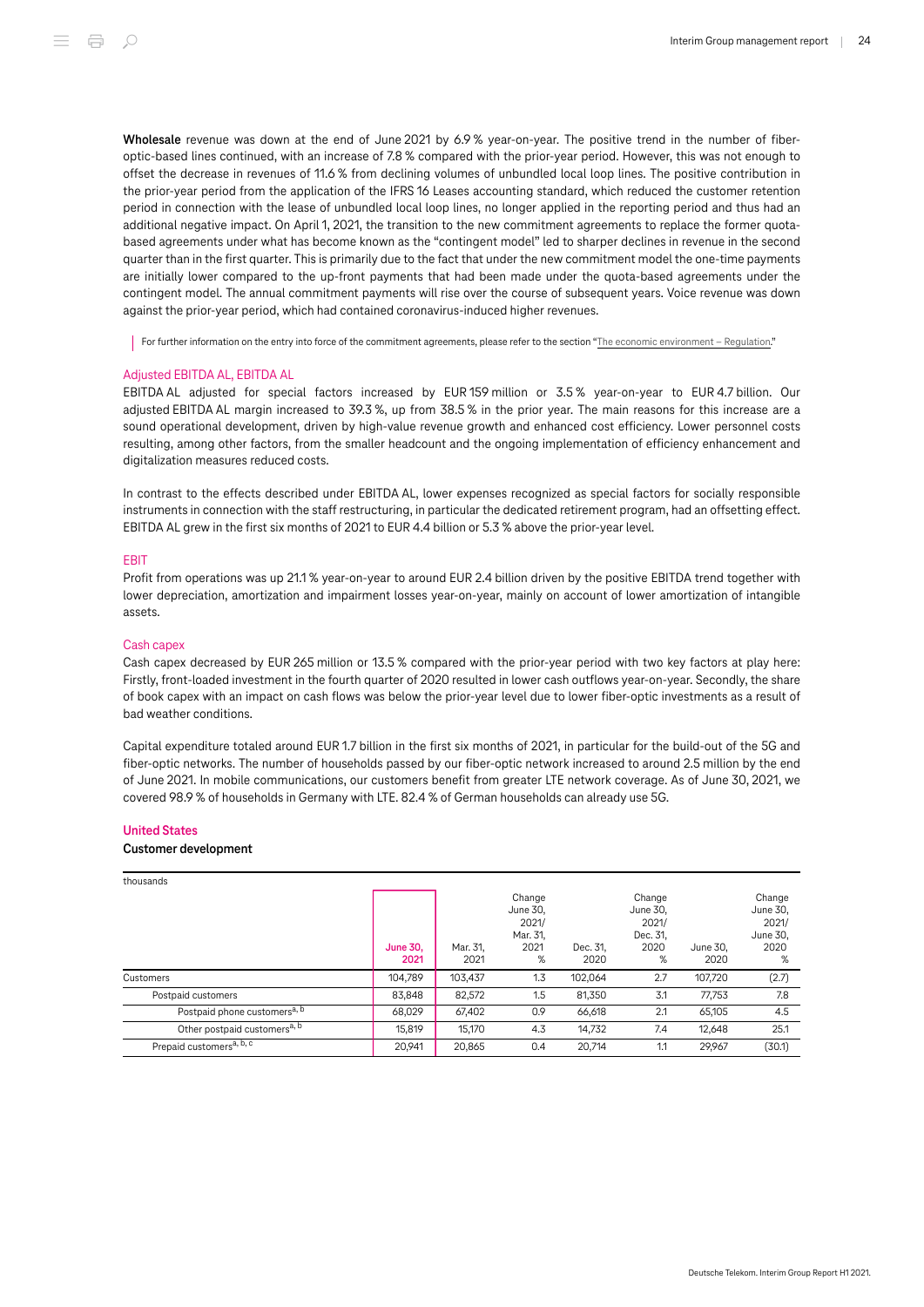**Wholesale** revenue was down at the end of June 2021 by 6.9 % year-on-year. The positive trend in the number of fiber-optic-based lines continued, with an increase of 7.8 % compared with the prior-year period. However, this was not enough to offset the decrease in revenues of 11.6 % from declining volumes of unbundled local loop lines. The positive contribution in the prior-year period from the application of the IFRS 16 Leases accounting standard, which reduced the customer retention period in connection with the lease of unbundled local loop lines, no longer applied in the reporting period and thus had an additional negative impact. On April 1, 2021, the transition to the new commitment agreements to replace the former quota-based agreements under what has become known as the "contingent model" led to sharper declines in revenue in the second quarter than in the first quarter. This is primarily due to the fact that under the new commitment model the one-time payments are initially lower compared to the up-front payments that had been made under the quota-based agreements under the contingent model. The annual commitment payments will rise over the course of subsequent years. Voice revenue was down against the prior-year period, which had contained coronavirus-induced higher revenues.

For further information on the entry into force of the commitment agreements, please refer to the section "The economic environment – Regulation."

### Adjusted EBITDA AL, EBITDA AL

EBITDA AL adjusted for special factors increased by EUR 159 million or 3.5 % year-on-year to EUR 4.7 billion. Our adjusted EBITDA AL margin increased to 39.3 %, up from 38.5 % in the prior year. The main reasons for this increase are a sound operational development, driven by high-value revenue growth and enhanced cost efficiency. Lower personnel costs resulting, among other factors, from the smaller headcount and the ongoing implementation of efficiency enhancement and digitalization measures reduced costs.

In contrast to the effects described under EBITDA AL, lower expenses recognized as special factors for socially responsible instruments in connection with the staff restructuring, in particular the dedicated retirement program, had an offsetting effect. EBITDA AL grew in the first six months of 2021 to EUR 4.4 billion or 5.3 % above the prior-year level.

### EBIT

Profit from operations was up 21.1 % year-on-year to around EUR 2.4 billion driven by the positive EBITDA trend together with lower depreciation, amortization and impairment losses year-on-year, mainly on account of lower amortization of intangible assets.

### Cash capex

Cash capex decreased by EUR 265 million or 13.5 % compared with the prior-year period with two key factors at play here: Firstly, front-loaded investment in the fourth quarter of 2020 resulted in lower cash outflows year-on-year. Secondly, the share of book capex with an impact on cash flows was below the prior-year level due to lower fiber-optic investments as a result of bad weather conditions.

Capital expenditure totaled around EUR 1.7 billion in the first six months of 2021, in particular for the build-out of the 5G and fiber-optic networks. The number of households passed by our fiber-optic network increased to around 2.5 million by the end of June 2021. In mobile communications, our customers benefit from greater LTE network coverage. As of June 30, 2021, we covered 98.9 % of households in Germany with LTE. 82.4 % of German households can already use 5G.

## United States

### Customer development

| thousands | June 30, 2021 | Mar. 31, 2021 | Change June 30, 2021/ Mar. 31, 2021 % | Dec. 31, 2020 | Change June 30, 2021/ Dec. 31, 2020 % | June 30, 2020 | Change June 30, 2021/ June 30, 2020 % |
|---|---|---|---|---|---|---|---|
| Customers | 104,789 | 103,437 | 1.3 | 102,064 | 2.7 | 107,720 | (2.7) |
| Postpaid customers | 83,848 | 82,572 | 1.5 | 81,350 | 3.1 | 77,753 | 7.8 |
| Postpaid phone customers[a, b] | 68,029 | 67,402 | 0.9 | 66,618 | 2.1 | 65,105 | 4.5 |
| Other postpaid customers[a, b] | 15,819 | 15,170 | 4.3 | 14,732 | 7.4 | 12,648 | 25.1 |
| Prepaid customers[a, b, c] | 20,941 | 20,865 | 0.4 | 20,714 | 1.1 | 29,967 | (30.1) |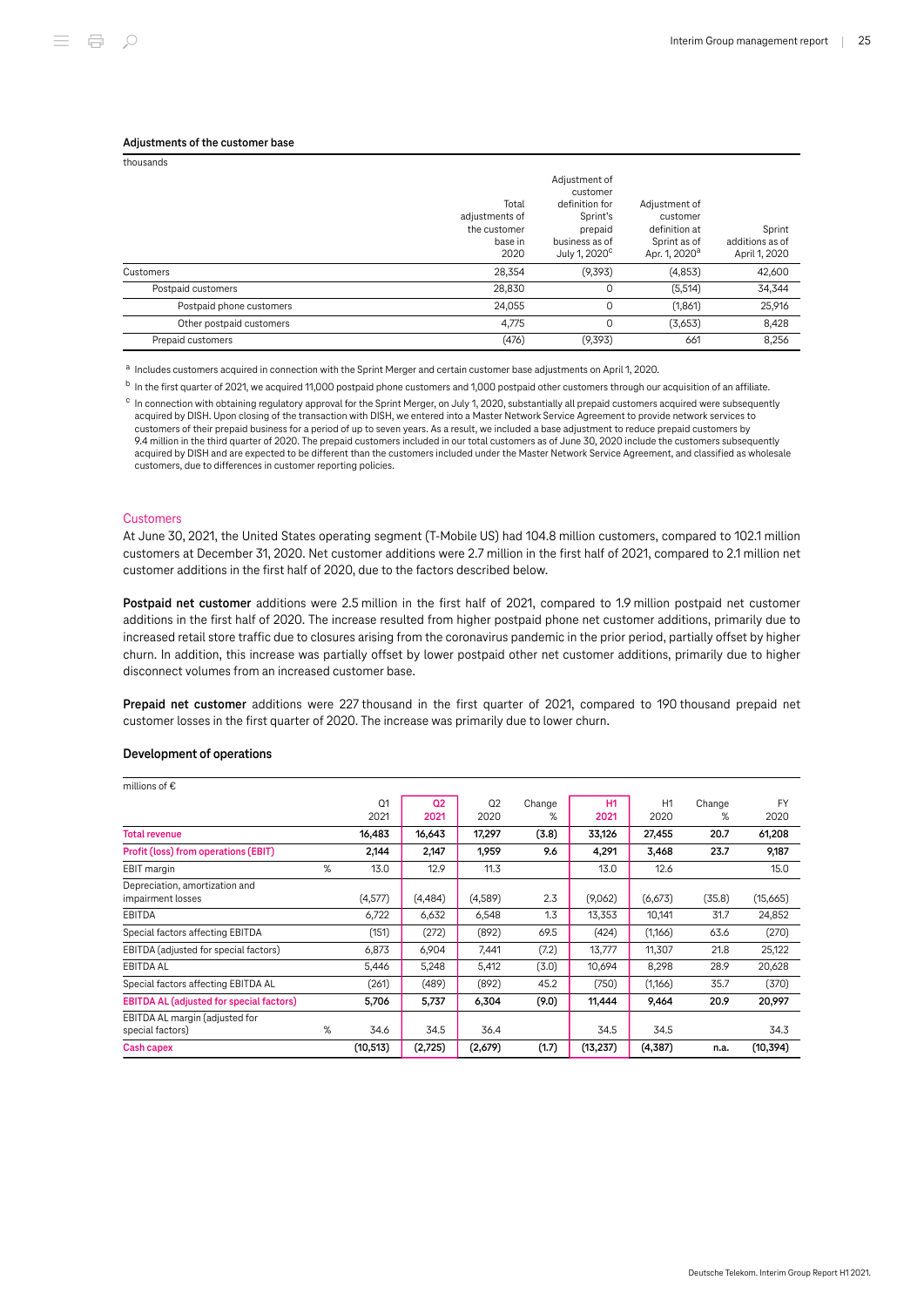#### Adjustments of the customer base

| thousands | Total adjustments of the customer base in 2020 | Adjustment of customer definition for Sprint's prepaid business as of July 1, 2020[c] | Adjustment of customer definition at Sprint as of Apr. 1, 2020[a] | Sprint additions as of April 1, 2020 |
|---|---|---|---|---|
| Customers | 28,354 | (9,393) | (4,853) | 42,600 |
| Postpaid customers | 28,830 | 0 | (5,514) | 34,344 |
| Postpaid phone customers | 24,055 | 0 | (1,861) | 25,916 |
| Other postpaid customers | 4,775 | 0 | (3,653) | 8,428 |
| Prepaid customers | (476) | (9,393) | 661 | 8,256 |

[a] Includes customers acquired in connection with the Sprint Merger and certain customer base adjustments on April 1, 2020.

[b] In the first quarter of 2021, we acquired 11,000 postpaid phone customers and 1,000 postpaid other customers through our acquisition of an affiliate.

[c] In connection with obtaining regulatory approval for the Sprint Merger, on July 1, 2020, substantially all prepaid customers acquired were subsequently acquired by DISH. Upon closing of the transaction with DISH, we entered into a Master Network Service Agreement to provide network services to customers of their prepaid business for a period of up to seven years. As a result, we included a base adjustment to reduce prepaid customers by 9.4 million in the third quarter of 2020. The prepaid customers included in our total customers as of June 30, 2020 include the customers subsequently acquired by DISH and are expected to be different than the customers included under the Master Network Service Agreement, and classified as wholesale customers, due to differences in customer reporting policies.

### Customers

At June 30, 2021, the United States operating segment (T-Mobile US) had 104.8 million customers, compared to 102.1 million customers at December 31, 2020. Net customer additions were 2.7 million in the first half of 2021, compared to 2.1 million net customer additions in the first half of 2020, due to the factors described below.

**Postpaid net customer** additions were 2.5 million in the first half of 2021, compared to 1.9 million postpaid net customer additions in the first half of 2020. The increase resulted from higher postpaid phone net customer additions, primarily due to increased retail store traffic due to closures arising from the coronavirus pandemic in the prior period, partially offset by higher churn. In addition, this increase was partially offset by lower postpaid other net customer additions, primarily due to higher disconnect volumes from an increased customer base.

**Prepaid net customer** additions were 227 thousand in the first quarter of 2021, compared to 190 thousand prepaid net customer losses in the first quarter of 2020. The increase was primarily due to lower churn.

#### Development of operations

| millions of € | | Q1 2021 | Q2 2021 | Q2 2020 | Change % | H1 2021 | H1 2020 | Change % | FY 2020 |
|---|---|---|---|---|---|---|---|---|---|
| Total revenue | | 16,483 | 16,643 | 17,297 | (3.8) | 33,126 | 27,455 | 20.7 | 61,208 |
| Profit (loss) from operations (EBIT) | | 2,144 | 2,147 | 1,959 | 9.6 | 4,291 | 3,468 | 23.7 | 9,187 |
| EBIT margin | % | 13.0 | 12.9 | 11.3 | | 13.0 | 12.6 | | 15.0 |
| Depreciation, amortization and impairment losses | | (4,577) | (4,484) | (4,589) | 2.3 | (9,062) | (6,673) | (35.8) | (15,665) |
| EBITDA | | 6,722 | 6,632 | 6,548 | 1.3 | 13,353 | 10,141 | 31.7 | 24,852 |
| Special factors affecting EBITDA | | (151) | (272) | (892) | 69.5 | (424) | (1,166) | 63.6 | (270) |
| EBITDA (adjusted for special factors) | | 6,873 | 6,904 | 7,441 | (7.2) | 13,777 | 11,307 | 21.8 | 25,122 |
| EBITDA AL | | 5,446 | 5,248 | 5,412 | (3.0) | 10,694 | 8,298 | 28.9 | 20,628 |
| Special factors affecting EBITDA AL | | (261) | (489) | (892) | 45.2 | (750) | (1,166) | 35.7 | (370) |
| EBITDA AL (adjusted for special factors) | | 5,706 | 5,737 | 6,304 | (9.0) | 11,444 | 9,464 | 20.9 | 20,997 |
| EBITDA AL margin (adjusted for special factors) | % | 34.6 | 34.5 | 36.4 | | 34.5 | 34.5 | | 34.3 |
| Cash capex | | (10,513) | (2,725) | (2,679) | (1.7) | (13,237) | (4,387) | n.a. | (10,394) |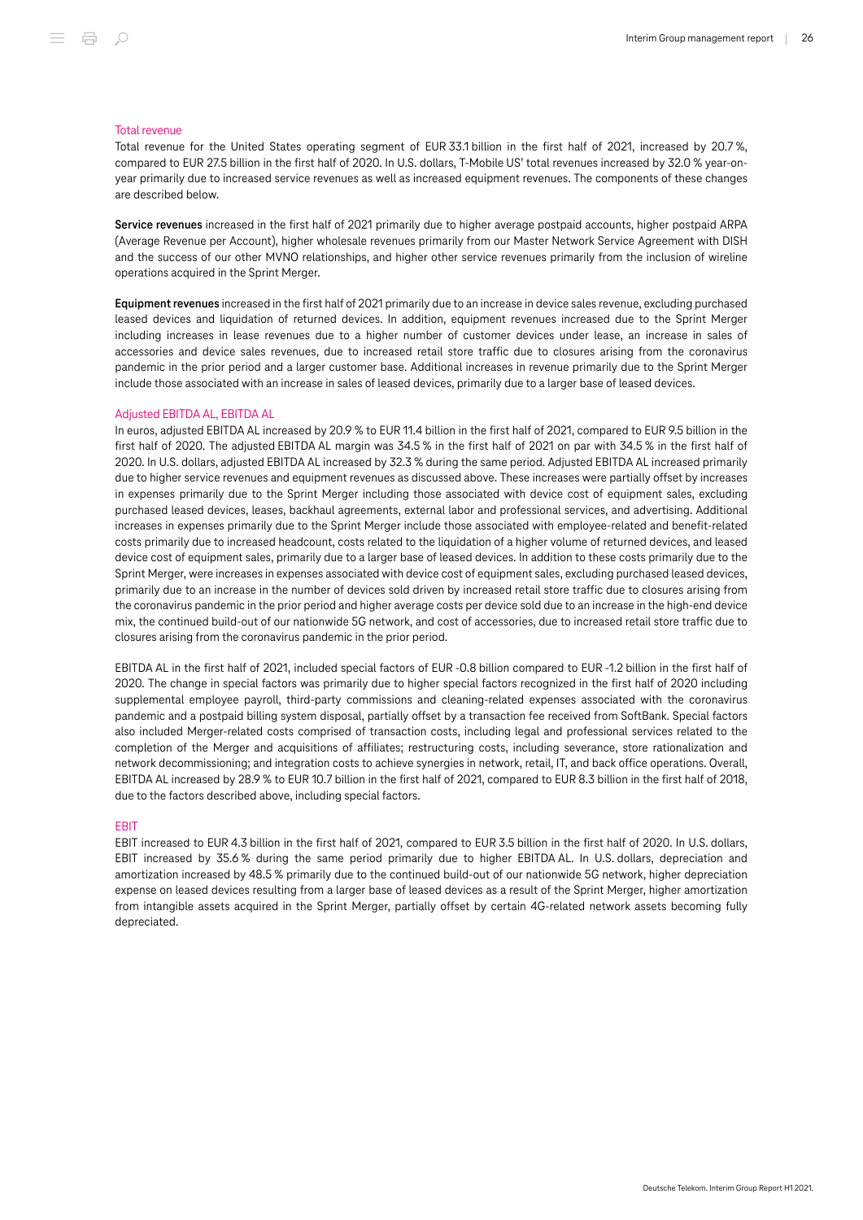### Total revenue

Total revenue for the United States operating segment of EUR 33.1 billion in the first half of 2021, increased by 20.7 %, compared to EUR 27.5 billion in the first half of 2020. In U.S. dollars, T-Mobile US' total revenues increased by 32.0 % year-on-year primarily due to increased service revenues as well as increased equipment revenues. The components of these changes are described below.

**Service revenues** increased in the first half of 2021 primarily due to higher average postpaid accounts, higher postpaid ARPA (Average Revenue per Account), higher wholesale revenues primarily from our Master Network Service Agreement with DISH and the success of our other MVNO relationships, and higher other service revenues primarily from the inclusion of wireline operations acquired in the Sprint Merger.

**Equipment revenues** increased in the first half of 2021 primarily due to an increase in device sales revenue, excluding purchased leased devices and liquidation of returned devices. In addition, equipment revenues increased due to the Sprint Merger including increases in lease revenues due to a higher number of customer devices under lease, an increase in sales of accessories and device sales revenues, due to increased retail store traffic due to closures arising from the coronavirus pandemic in the prior period and a larger customer base. Additional increases in revenue primarily due to the Sprint Merger include those associated with an increase in sales of leased devices, primarily due to a larger base of leased devices.

### Adjusted EBITDA AL, EBITDA AL

In euros, adjusted EBITDA AL increased by 20.9 % to EUR 11.4 billion in the first half of 2021, compared to EUR 9.5 billion in the first half of 2020. The adjusted EBITDA AL margin was 34.5 % in the first half of 2021 on par with 34.5 % in the first half of 2020. In U.S. dollars, adjusted EBITDA AL increased by 32.3 % during the same period. Adjusted EBITDA AL increased primarily due to higher service revenues and equipment revenues as discussed above. These increases were partially offset by increases in expenses primarily due to the Sprint Merger including those associated with device cost of equipment sales, excluding purchased leased devices, leases, backhaul agreements, external labor and professional services, and advertising. Additional increases in expenses primarily due to the Sprint Merger include those associated with employee-related and benefit-related costs primarily due to increased headcount, costs related to the liquidation of a higher volume of returned devices, and leased device cost of equipment sales, primarily due to a larger base of leased devices. In addition to these costs primarily due to the Sprint Merger, were increases in expenses associated with device cost of equipment sales, excluding purchased leased devices, primarily due to an increase in the number of devices sold driven by increased retail store traffic due to closures arising from the coronavirus pandemic in the prior period and higher average costs per device sold due to an increase in the high-end device mix, the continued build-out of our nationwide 5G network, and cost of accessories, due to increased retail store traffic due to closures arising from the coronavirus pandemic in the prior period.

EBITDA AL in the first half of 2021, included special factors of EUR -0.8 billion compared to EUR -1.2 billion in the first half of 2020. The change in special factors was primarily due to higher special factors recognized in the first half of 2020 including supplemental employee payroll, third-party commissions and cleaning-related expenses associated with the coronavirus pandemic and a postpaid billing system disposal, partially offset by a transaction fee received from SoftBank. Special factors also included Merger-related costs comprised of transaction costs, including legal and professional services related to the completion of the Merger and acquisitions of affiliates; restructuring costs, including severance, store rationalization and network decommissioning; and integration costs to achieve synergies in network, retail, IT, and back office operations. Overall, EBITDA AL increased by 28.9 % to EUR 10.7 billion in the first half of 2021, compared to EUR 8.3 billion in the first half of 2018, due to the factors described above, including special factors.

### EBIT

EBIT increased to EUR 4.3 billion in the first half of 2021, compared to EUR 3.5 billion in the first half of 2020. In U.S. dollars, EBIT increased by 35.6 % during the same period primarily due to higher EBITDA AL. In U.S. dollars, depreciation and amortization increased by 48.5 % primarily due to the continued build-out of our nationwide 5G network, higher depreciation expense on leased devices resulting from a larger base of leased devices as a result of the Sprint Merger, higher amortization from intangible assets acquired in the Sprint Merger, partially offset by certain 4G-related network assets becoming fully depreciated.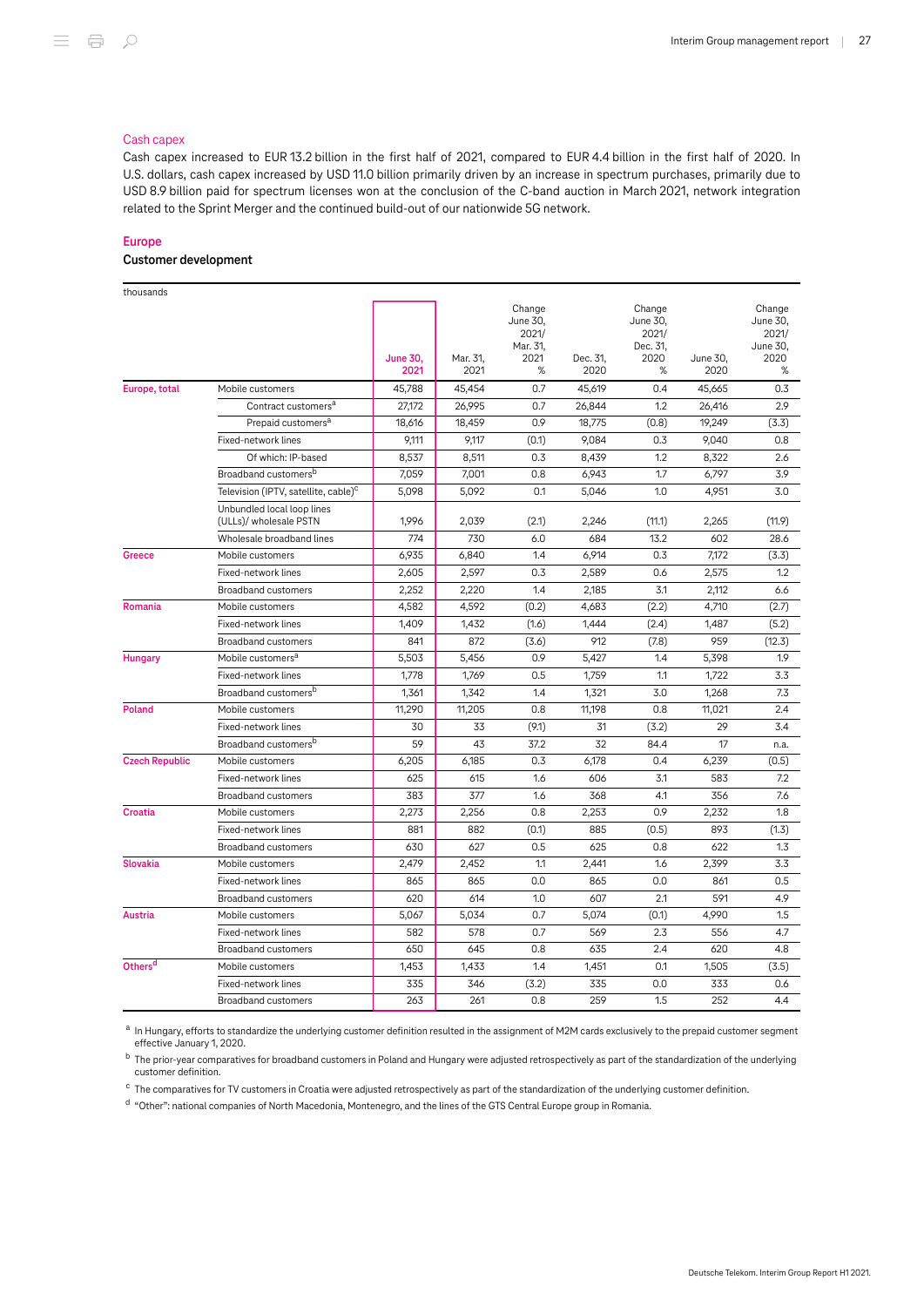### Cash capex

Cash capex increased to EUR 13.2 billion in the first half of 2021, compared to EUR 4.4 billion in the first half of 2020. In U.S. dollars, cash capex increased by USD 11.0 billion primarily driven by an increase in spectrum purchases, primarily due to USD 8.9 billion paid for spectrum licenses won at the conclusion of the C-band auction in March 2021, network integration related to the Sprint Merger and the continued build-out of our nationwide 5G network.

## Europe

### Customer development

thousands

| | | June 30, 2021 | Mar. 31, 2021 | Change June 30, 2021/ Mar. 31, 2021 % | Dec. 31, 2020 | Change June 30, 2021/ Dec. 31, 2020 % | June 30, 2020 | Change June 30, 2021/ June 30, 2020 % |
|---|---|---|---|---|---|---|---|---|
| **Europe, total** | Mobile customers | 45,788 | 45,454 | 0.7 | 45,619 | 0.4 | 45,665 | 0.3 |
| | Contract customers[a] | 27,172 | 26,995 | 0.7 | 26,844 | 1.2 | 26,416 | 2.9 |
| | Prepaid customers[a] | 18,616 | 18,459 | 0.9 | 18,775 | (0.8) | 19,249 | (3.3) |
| | Fixed-network lines | 9,111 | 9,117 | (0.1) | 9,084 | 0.3 | 9,040 | 0.8 |
| | Of which: IP-based | 8,537 | 8,511 | 0.3 | 8,439 | 1.2 | 8,322 | 2.6 |
| | Broadband customers[b] | 7,059 | 7,001 | 0.8 | 6,943 | 1.7 | 6,797 | 3.9 |
| | Television (IPTV, satellite, cable)[c] | 5,098 | 5,092 | 0.1 | 5,046 | 1.0 | 4,951 | 3.0 |
| | Unbundled local loop lines (ULLs)/ wholesale PSTN | 1,996 | 2,039 | (2.1) | 2,246 | (11.1) | 2,265 | (11.9) |
| | Wholesale broadband lines | 774 | 730 | 6.0 | 684 | 13.2 | 602 | 28.6 |
| **Greece** | Mobile customers | 6,935 | 6,840 | 1.4 | 6,914 | 0.3 | 7,172 | (3.3) |
| | Fixed-network lines | 2,605 | 2,597 | 0.3 | 2,589 | 0.6 | 2,575 | 1.2 |
| | Broadband customers | 2,252 | 2,220 | 1.4 | 2,185 | 3.1 | 2,112 | 6.6 |
| **Romania** | Mobile customers | 4,582 | 4,592 | (0.2) | 4,683 | (2.2) | 4,710 | (2.7) |
| | Fixed-network lines | 1,409 | 1,432 | (1.6) | 1,444 | (2.4) | 1,487 | (5.2) |
| | Broadband customers | 841 | 872 | (3.6) | 912 | (7.8) | 959 | (12.3) |
| **Hungary** | Mobile customers[a] | 5,503 | 5,456 | 0.9 | 5,427 | 1.4 | 5,398 | 1.9 |
| | Fixed-network lines | 1,778 | 1,769 | 0.5 | 1,759 | 1.1 | 1,722 | 3.3 |
| | Broadband customers[b] | 1,361 | 1,342 | 1.4 | 1,321 | 3.0 | 1,268 | 7.3 |
| **Poland** | Mobile customers | 11,290 | 11,205 | 0.8 | 11,198 | 0.8 | 11,021 | 2.4 |
| | Fixed-network lines | 30 | 33 | (9.1) | 31 | (3.2) | 29 | 3.4 |
| | Broadband customers[b] | 59 | 43 | 37.2 | 32 | 84.4 | 17 | n.a. |
| **Czech Republic** | Mobile customers | 6,205 | 6,185 | 0.3 | 6,178 | 0.4 | 6,239 | (0.5) |
| | Fixed-network lines | 625 | 615 | 1.6 | 606 | 3.1 | 583 | 7.2 |
| | Broadband customers | 383 | 377 | 1.6 | 368 | 4.1 | 356 | 7.6 |
| **Croatia** | Mobile customers | 2,273 | 2,256 | 0.8 | 2,253 | 0.9 | 2,232 | 1.8 |
| | Fixed-network lines | 881 | 882 | (0.1) | 885 | (0.5) | 893 | (1.3) |
| | Broadband customers | 630 | 627 | 0.5 | 625 | 0.8 | 622 | 1.3 |
| **Slovakia** | Mobile customers | 2,479 | 2,452 | 1.1 | 2,441 | 1.6 | 2,399 | 3.3 |
| | Fixed-network lines | 865 | 865 | 0.0 | 865 | 0.0 | 861 | 0.5 |
| | Broadband customers | 620 | 614 | 1.0 | 607 | 2.1 | 591 | 4.9 |
| **Austria** | Mobile customers | 5,067 | 5,034 | 0.7 | 5,074 | (0.1) | 4,990 | 1.5 |
| | Fixed-network lines | 582 | 578 | 0.7 | 569 | 2.3 | 556 | 4.7 |
| | Broadband customers | 650 | 645 | 0.8 | 635 | 2.4 | 620 | 4.8 |
| **Others[d]** | Mobile customers | 1,453 | 1,433 | 1.4 | 1,451 | 0.1 | 1,505 | (3.5) |
| | Fixed-network lines | 335 | 346 | (3.2) | 335 | 0.0 | 333 | 0.6 |
| | Broadband customers | 263 | 261 | 0.8 | 259 | 1.5 | 252 | 4.4 |

[a] In Hungary, efforts to standardize the underlying customer definition resulted in the assignment of M2M cards exclusively to the prepaid customer segment effective January 1, 2020.

[b] The prior-year comparatives for broadband customers in Poland and Hungary were adjusted retrospectively as part of the standardization of the underlying customer definition.

[c] The comparatives for TV customers in Croatia were adjusted retrospectively as part of the standardization of the underlying customer definition.

[d] "Other": national companies of North Macedonia, Montenegro, and the lines of the GTS Central Europe group in Romania.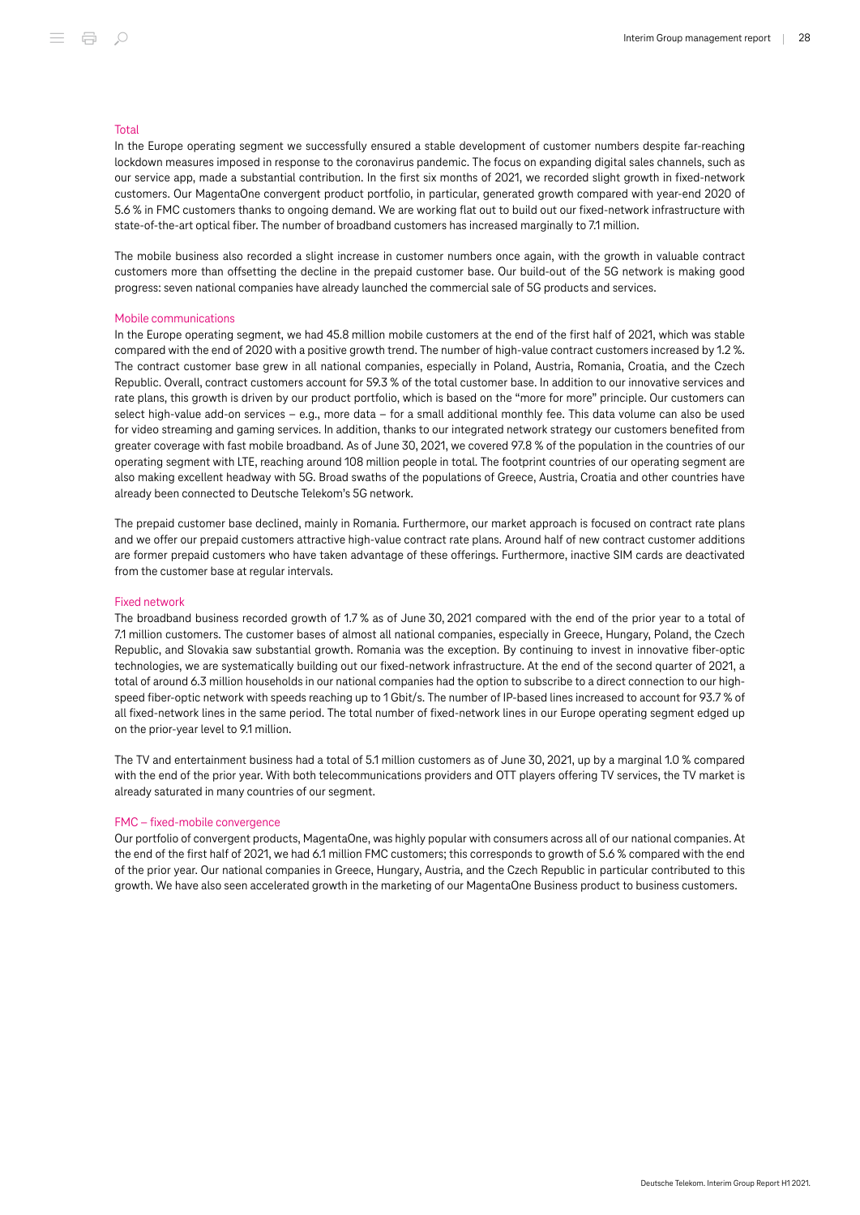### Total

In the Europe operating segment we successfully ensured a stable development of customer numbers despite far-reaching lockdown measures imposed in response to the coronavirus pandemic. The focus on expanding digital sales channels, such as our service app, made a substantial contribution. In the first six months of 2021, we recorded slight growth in fixed-network customers. Our MagentaOne convergent product portfolio, in particular, generated growth compared with year-end 2020 of 5.6 % in FMC customers thanks to ongoing demand. We are working flat out to build out our fixed-network infrastructure with state-of-the-art optical fiber. The number of broadband customers has increased marginally to 7.1 million.

The mobile business also recorded a slight increase in customer numbers once again, with the growth in valuable contract customers more than offsetting the decline in the prepaid customer base. Our build-out of the 5G network is making good progress: seven national companies have already launched the commercial sale of 5G products and services.

### Mobile communications

In the Europe operating segment, we had 45.8 million mobile customers at the end of the first half of 2021, which was stable compared with the end of 2020 with a positive growth trend. The number of high-value contract customers increased by 1.2 %. The contract customer base grew in all national companies, especially in Poland, Austria, Romania, Croatia, and the Czech Republic. Overall, contract customers account for 59.3 % of the total customer base. In addition to our innovative services and rate plans, this growth is driven by our product portfolio, which is based on the "more for more" principle. Our customers can select high-value add-on services – e.g., more data – for a small additional monthly fee. This data volume can also be used for video streaming and gaming services. In addition, thanks to our integrated network strategy our customers benefited from greater coverage with fast mobile broadband. As of June 30, 2021, we covered 97.8 % of the population in the countries of our operating segment with LTE, reaching around 108 million people in total. The footprint countries of our operating segment are also making excellent headway with 5G. Broad swaths of the populations of Greece, Austria, Croatia and other countries have already been connected to Deutsche Telekom's 5G network.

The prepaid customer base declined, mainly in Romania. Furthermore, our market approach is focused on contract rate plans and we offer our prepaid customers attractive high-value contract rate plans. Around half of new contract customer additions are former prepaid customers who have taken advantage of these offerings. Furthermore, inactive SIM cards are deactivated from the customer base at regular intervals.

### Fixed network

The broadband business recorded growth of 1.7 % as of June 30, 2021 compared with the end of the prior year to a total of 7.1 million customers. The customer bases of almost all national companies, especially in Greece, Hungary, Poland, the Czech Republic, and Slovakia saw substantial growth. Romania was the exception. By continuing to invest in innovative fiber-optic technologies, we are systematically building out our fixed-network infrastructure. At the end of the second quarter of 2021, a total of around 6.3 million households in our national companies had the option to subscribe to a direct connection to our high-speed fiber-optic network with speeds reaching up to 1 Gbit/s. The number of IP-based lines increased to account for 93.7 % of all fixed-network lines in the same period. The total number of fixed-network lines in our Europe operating segment edged up on the prior-year level to 9.1 million.

The TV and entertainment business had a total of 5.1 million customers as of June 30, 2021, up by a marginal 1.0 % compared with the end of the prior year. With both telecommunications providers and OTT players offering TV services, the TV market is already saturated in many countries of our segment.

### FMC – fixed-mobile convergence

Our portfolio of convergent products, MagentaOne, was highly popular with consumers across all of our national companies. At the end of the first half of 2021, we had 6.1 million FMC customers; this corresponds to growth of 5.6 % compared with the end of the prior year. Our national companies in Greece, Hungary, Austria, and the Czech Republic in particular contributed to this growth. We have also seen accelerated growth in the marketing of our MagentaOne Business product to business customers.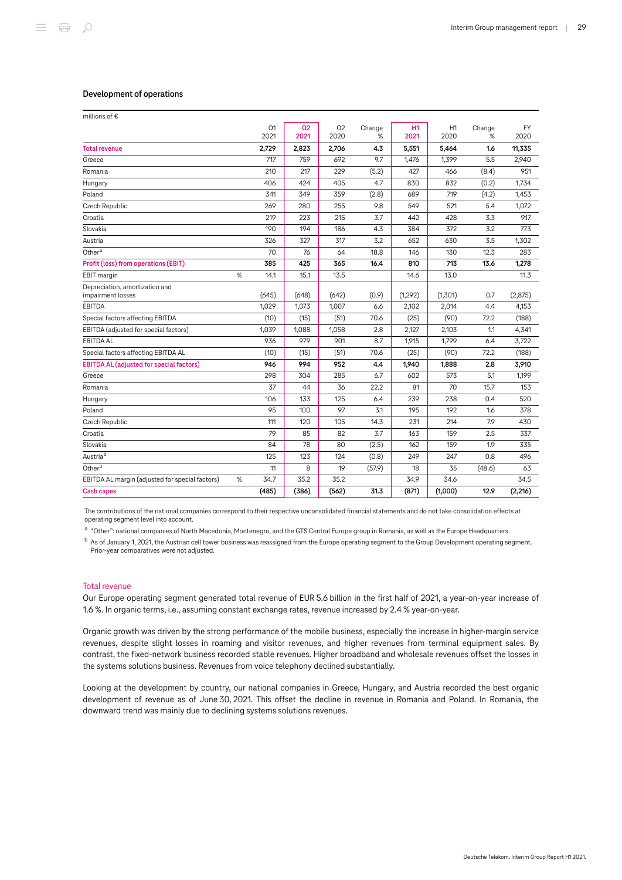### Development of operations

millions of €

| | | Q1 2021 | Q2 2021 | Q2 2020 | Change % | H1 2021 | H1 2020 | Change % | FY 2020 |
|---|---|---|---|---|---|---|---|---|---|
| **Total revenue** | | **2,729** | **2,823** | **2,706** | **4.3** | **5,551** | **5,464** | **1.6** | **11,335** |
| Greece | | 717 | 759 | 692 | 9.7 | 1,476 | 1,399 | 5.5 | 2,940 |
| Romania | | 210 | 217 | 229 | (5.2) | 427 | 466 | (8.4) | 951 |
| Hungary | | 406 | 424 | 405 | 4.7 | 830 | 832 | (0.2) | 1,734 |
| Poland | | 341 | 349 | 359 | (2.8) | 689 | 719 | (4.2) | 1,453 |
| Czech Republic | | 269 | 280 | 255 | 9.8 | 549 | 521 | 5.4 | 1,072 |
| Croatia | | 219 | 223 | 215 | 3.7 | 442 | 428 | 3.3 | 917 |
| Slovakia | | 190 | 194 | 186 | 4.3 | 384 | 372 | 3.2 | 773 |
| Austria | | 326 | 327 | 317 | 3.2 | 652 | 630 | 3.5 | 1,302 |
| Other[a] | | 70 | 76 | 64 | 18.8 | 146 | 130 | 12.3 | 283 |
| **Profit (loss) from operations (EBIT)** | | **385** | **425** | **365** | **16.4** | **810** | **713** | **13.6** | **1,278** |
| EBIT margin | % | 14.1 | 15.1 | 13.5 | | 14.6 | 13.0 | | 11.3 |
| Depreciation, amortization and impairment losses | | (645) | (648) | (642) | (0.9) | (1,292) | (1,301) | 0.7 | (2,875) |
| EBITDA | | 1,029 | 1,073 | 1,007 | 6.6 | 2,102 | 2,014 | 4.4 | 4,153 |
| Special factors affecting EBITDA | | (10) | (15) | (51) | 70.6 | (25) | (90) | 72.2 | (188) |
| EBITDA (adjusted for special factors) | | 1,039 | 1,088 | 1,058 | 2.8 | 2,127 | 2,103 | 1.1 | 4,341 |
| EBITDA AL | | 936 | 979 | 901 | 8.7 | 1,915 | 1,799 | 6.4 | 3,722 |
| Special factors affecting EBITDA AL | | (10) | (15) | (51) | 70.6 | (25) | (90) | 72.2 | (188) |
| **EBITDA AL (adjusted for special factors)** | | **946** | **994** | **952** | **4.4** | **1,940** | **1,888** | **2.8** | **3,910** |
| Greece | | 298 | 304 | 285 | 6.7 | 602 | 573 | 5.1 | 1,199 |
| Romania | | 37 | 44 | 36 | 22.2 | 81 | 70 | 15.7 | 153 |
| Hungary | | 106 | 133 | 125 | 6.4 | 239 | 238 | 0.4 | 520 |
| Poland | | 95 | 100 | 97 | 3.1 | 195 | 192 | 1.6 | 378 |
| Czech Republic | | 111 | 120 | 105 | 14.3 | 231 | 214 | 7.9 | 430 |
| Croatia | | 79 | 85 | 82 | 3.7 | 163 | 159 | 2.5 | 337 |
| Slovakia | | 84 | 78 | 80 | (2.5) | 162 | 159 | 1.9 | 335 |
| Austria[b] | | 125 | 123 | 124 | (0.8) | 249 | 247 | 0.8 | 496 |
| Other[a] | | 11 | 8 | 19 | (57.9) | 18 | 35 | (48.6) | 63 |
| EBITDA AL margin (adjusted for special factors) | % | 34.7 | 35.2 | 35.2 | | 34.9 | 34.6 | | 34.5 |
| **Cash capex** | | **(485)** | **(386)** | **(562)** | **31.3** | **(871)** | **(1,000)** | **12.9** | **(2,216)** |

The contributions of the national companies correspond to their respective unconsolidated financial statements and do not take consolidation effects at operating segment level into account.

[a] "Other": national companies of North Macedonia, Montenegro, and the GTS Central Europe group in Romania, as well as the Europe Headquarters.

[b] As of January 1, 2021, the Austrian cell tower business was reassigned from the Europe operating segment to the Group Development operating segment. Prior-year comparatives were not adjusted.

#### Total revenue

Our Europe operating segment generated total revenue of EUR 5.6 billion in the first half of 2021, a year-on-year increase of 1.6 %. In organic terms, i.e., assuming constant exchange rates, revenue increased by 2.4 % year-on-year.

Organic growth was driven by the strong performance of the mobile business, especially the increase in higher-margin service revenues, despite slight losses in roaming and visitor revenues, and higher revenues from terminal equipment sales. By contrast, the fixed-network business recorded stable revenues. Higher broadband and wholesale revenues offset the losses in the systems solutions business. Revenues from voice telephony declined substantially.

Looking at the development by country, our national companies in Greece, Hungary, and Austria recorded the best organic development of revenue as of June 30, 2021. This offset the decline in revenue in Romania and Poland. In Romania, the downward trend was mainly due to declining systems solutions revenues.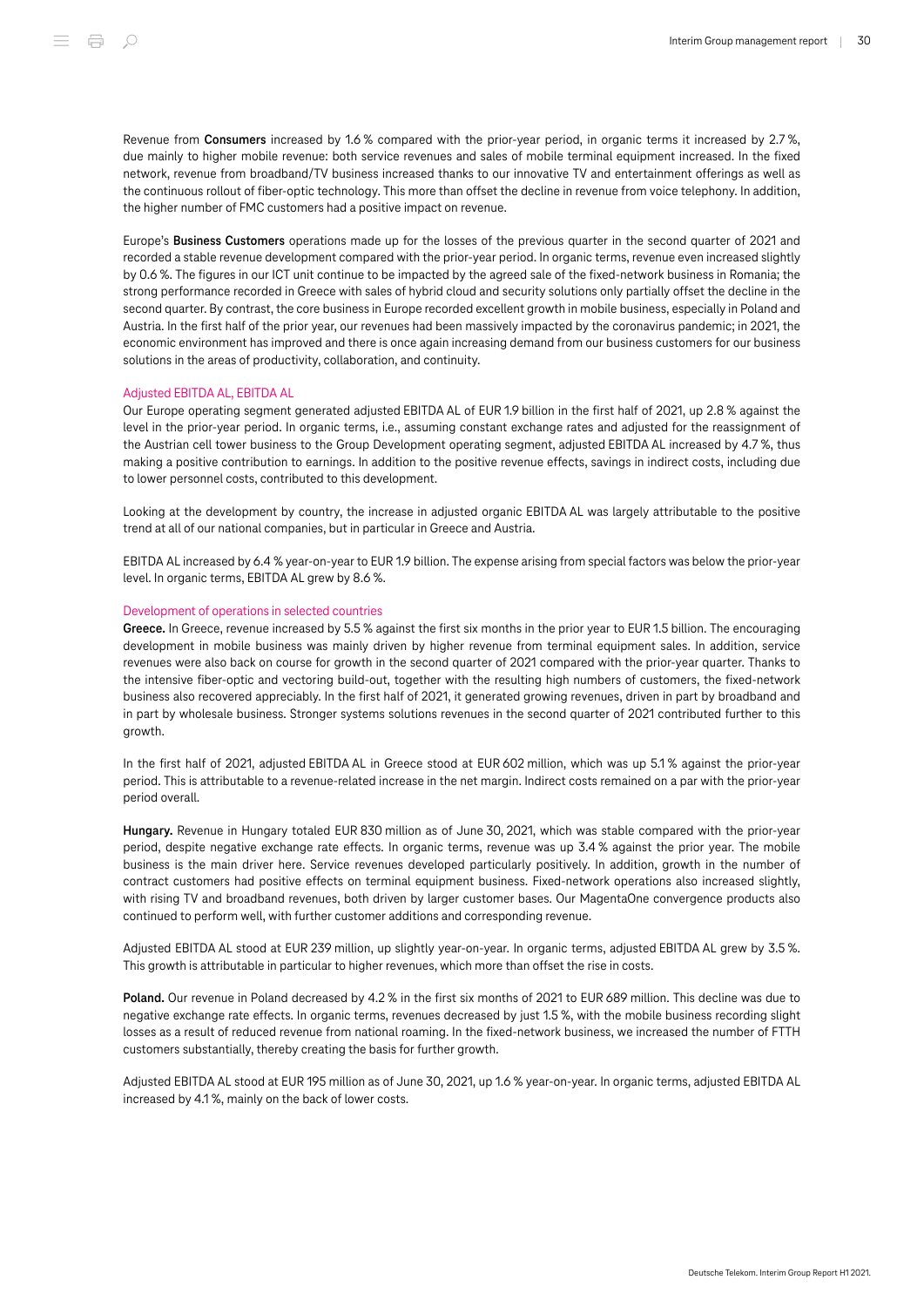Revenue from **Consumers** increased by 1.6 % compared with the prior-year period, in organic terms it increased by 2.7 %, due mainly to higher mobile revenue: both service revenues and sales of mobile terminal equipment increased. In the fixed network, revenue from broadband/TV business increased thanks to our innovative TV and entertainment offerings as well as the continuous rollout of fiber-optic technology. This more than offset the decline in revenue from voice telephony. In addition, the higher number of FMC customers had a positive impact on revenue.

Europe's **Business Customers** operations made up for the losses of the previous quarter in the second quarter of 2021 and recorded a stable revenue development compared with the prior-year period. In organic terms, revenue even increased slightly by 0.6 %. The figures in our ICT unit continue to be impacted by the agreed sale of the fixed-network business in Romania; the strong performance recorded in Greece with sales of hybrid cloud and security solutions only partially offset the decline in the second quarter. By contrast, the core business in Europe recorded excellent growth in mobile business, especially in Poland and Austria. In the first half of the prior year, our revenues had been massively impacted by the coronavirus pandemic; in 2021, the economic environment has improved and there is once again increasing demand from our business customers for our business solutions in the areas of productivity, collaboration, and continuity.

### Adjusted EBITDA AL, EBITDA AL

Our Europe operating segment generated adjusted EBITDA AL of EUR 1.9 billion in the first half of 2021, up 2.8 % against the level in the prior-year period. In organic terms, i.e., assuming constant exchange rates and adjusted for the reassignment of the Austrian cell tower business to the Group Development operating segment, adjusted EBITDA AL increased by 4.7 %, thus making a positive contribution to earnings. In addition to the positive revenue effects, savings in indirect costs, including due to lower personnel costs, contributed to this development.

Looking at the development by country, the increase in adjusted organic EBITDA AL was largely attributable to the positive trend at all of our national companies, but in particular in Greece and Austria.

EBITDA AL increased by 6.4 % year-on-year to EUR 1.9 billion. The expense arising from special factors was below the prior-year level. In organic terms, EBITDA AL grew by 8.6 %.

### Development of operations in selected countries

**Greece.** In Greece, revenue increased by 5.5 % against the first six months in the prior year to EUR 1.5 billion. The encouraging development in mobile business was mainly driven by higher revenue from terminal equipment sales. In addition, service revenues were also back on course for growth in the second quarter of 2021 compared with the prior-year quarter. Thanks to the intensive fiber-optic and vectoring build-out, together with the resulting high numbers of customers, the fixed-network business also recovered appreciably. In the first half of 2021, it generated growing revenues, driven in part by broadband and in part by wholesale business. Stronger systems solutions revenues in the second quarter of 2021 contributed further to this growth.

In the first half of 2021, adjusted EBITDA AL in Greece stood at EUR 602 million, which was up 5.1 % against the prior-year period. This is attributable to a revenue-related increase in the net margin. Indirect costs remained on a par with the prior-year period overall.

**Hungary.** Revenue in Hungary totaled EUR 830 million as of June 30, 2021, which was stable compared with the prior-year period, despite negative exchange rate effects. In organic terms, revenue was up 3.4 % against the prior year. The mobile business is the main driver here. Service revenues developed particularly positively. In addition, growth in the number of contract customers had positive effects on terminal equipment business. Fixed-network operations also increased slightly, with rising TV and broadband revenues, both driven by larger customer bases. Our MagentaOne convergence products also continued to perform well, with further customer additions and corresponding revenue.

Adjusted EBITDA AL stood at EUR 239 million, up slightly year-on-year. In organic terms, adjusted EBITDA AL grew by 3.5 %. This growth is attributable in particular to higher revenues, which more than offset the rise in costs.

**Poland.** Our revenue in Poland decreased by 4.2 % in the first six months of 2021 to EUR 689 million. This decline was due to negative exchange rate effects. In organic terms, revenues decreased by just 1.5 %, with the mobile business recording slight losses as a result of reduced revenue from national roaming. In the fixed-network business, we increased the number of FTTH customers substantially, thereby creating the basis for further growth.

Adjusted EBITDA AL stood at EUR 195 million as of June 30, 2021, up 1.6 % year-on-year. In organic terms, adjusted EBITDA AL increased by 4.1 %, mainly on the back of lower costs.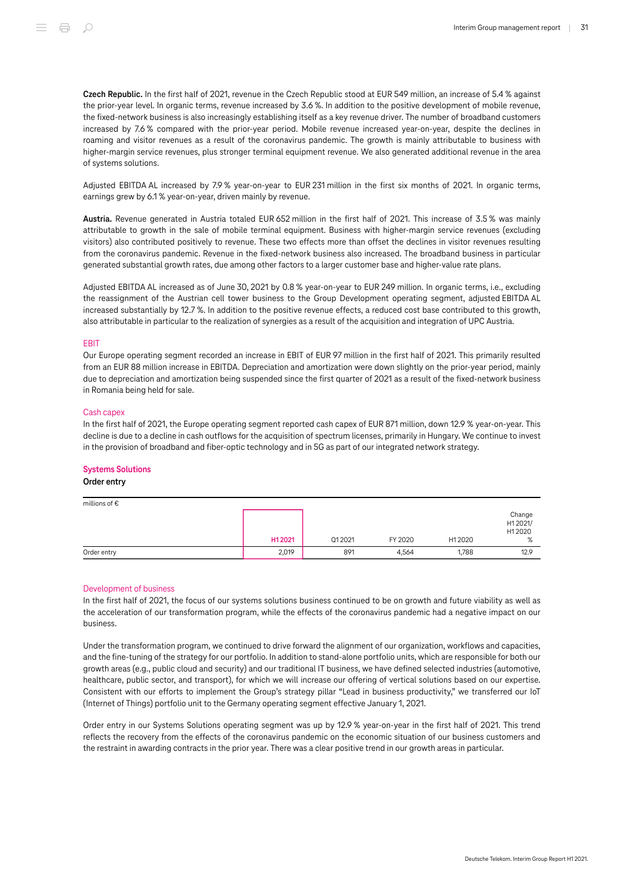**Czech Republic.** In the first half of 2021, revenue in the Czech Republic stood at EUR 549 million, an increase of 5.4 % against the prior-year level. In organic terms, revenue increased by 3.6 %. In addition to the positive development of mobile revenue, the fixed-network business is also increasingly establishing itself as a key revenue driver. The number of broadband customers increased by 7.6 % compared with the prior-year period. Mobile revenue increased year-on-year, despite the declines in roaming and visitor revenues as a result of the coronavirus pandemic. The growth is mainly attributable to business with higher-margin service revenues, plus stronger terminal equipment revenue. We also generated additional revenue in the area of systems solutions.

Adjusted EBITDA AL increased by 7.9 % year-on-year to EUR 231 million in the first six months of 2021. In organic terms, earnings grew by 6.1 % year-on-year, driven mainly by revenue.

**Austria.** Revenue generated in Austria totaled EUR 652 million in the first half of 2021. This increase of 3.5 % was mainly attributable to growth in the sale of mobile terminal equipment. Business with higher-margin service revenues (excluding visitors) also contributed positively to revenue. These two effects more than offset the declines in visitor revenues resulting from the coronavirus pandemic. Revenue in the fixed-network business also increased. The broadband business in particular generated substantial growth rates, due among other factors to a larger customer base and higher-value rate plans.

Adjusted EBITDA AL increased as of June 30, 2021 by 0.8 % year-on-year to EUR 249 million. In organic terms, i.e., excluding the reassignment of the Austrian cell tower business to the Group Development operating segment, adjusted EBITDA AL increased substantially by 12.7 %. In addition to the positive revenue effects, a reduced cost base contributed to this growth, also attributable in particular to the realization of synergies as a result of the acquisition and integration of UPC Austria.

### EBIT

Our Europe operating segment recorded an increase in EBIT of EUR 97 million in the first half of 2021. This primarily resulted from an EUR 88 million increase in EBITDA. Depreciation and amortization were down slightly on the prior-year period, mainly due to depreciation and amortization being suspended since the first quarter of 2021 as a result of the fixed-network business in Romania being held for sale.

### Cash capex

In the first half of 2021, the Europe operating segment reported cash capex of EUR 871 million, down 12.9 % year-on-year. This decline is due to a decline in cash outflows for the acquisition of spectrum licenses, primarily in Hungary. We continue to invest in the provision of broadband and fiber-optic technology and in 5G as part of our integrated network strategy.

## Systems Solutions

### Order entry

millions of €

| | H1 2021 | Q1 2021 | FY 2020 | H1 2020 | Change H1 2021/ H1 2020 % |
|---|---|---|---|---|---|
| Order entry | 2,019 | 891 | 4,564 | 1,788 | 12.9 |

### Development of business

In the first half of 2021, the focus of our systems solutions business continued to be on growth and future viability as well as the acceleration of our transformation program, while the effects of the coronavirus pandemic had a negative impact on our business.

Under the transformation program, we continued to drive forward the alignment of our organization, workflows and capacities, and the fine-tuning of the strategy for our portfolio. In addition to stand-alone portfolio units, which are responsible for both our growth areas (e.g., public cloud and security) and our traditional IT business, we have defined selected industries (automotive, healthcare, public sector, and transport), for which we will increase our offering of vertical solutions based on our expertise. Consistent with our efforts to implement the Group's strategy pillar "Lead in business productivity," we transferred our IoT (Internet of Things) portfolio unit to the Germany operating segment effective January 1, 2021.

Order entry in our Systems Solutions operating segment was up by 12.9 % year-on-year in the first half of 2021. This trend reflects the recovery from the effects of the coronavirus pandemic on the economic situation of our business customers and the restraint in awarding contracts in the prior year. There was a clear positive trend in our growth areas in particular.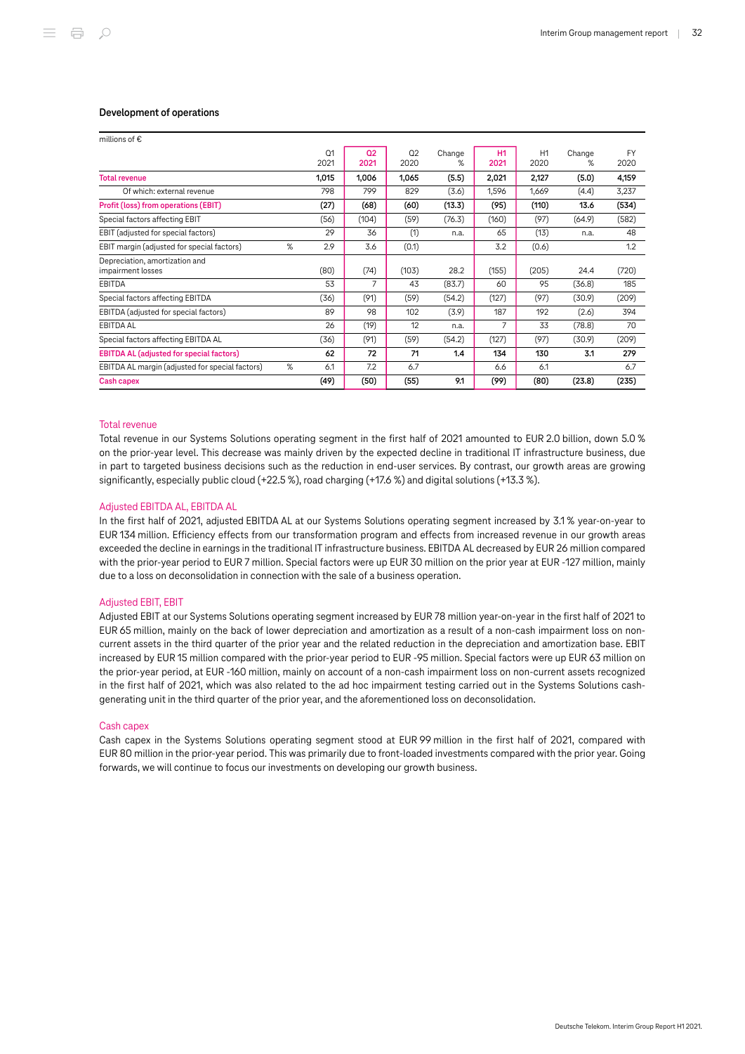### Development of operations

millions of €

| | | Q1 2021 | Q2 2021 | Q2 2020 | Change % | H1 2021 | H1 2020 | Change % | FY 2020 |
|---|---|---|---|---|---|---|---|---|---|
| **Total revenue** | | **1,015** | **1,006** | **1,065** | **(5.5)** | **2,021** | **2,127** | **(5.0)** | **4,159** |
| Of which: external revenue | | 798 | 799 | 829 | (3.6) | 1,596 | 1,669 | (4.4) | 3,237 |
| **Profit (loss) from operations (EBIT)** | | **(27)** | **(68)** | **(60)** | **(13.3)** | **(95)** | **(110)** | **13.6** | **(534)** |
| Special factors affecting EBIT | | (56) | (104) | (59) | (76.3) | (160) | (97) | (64.9) | (582) |
| EBIT (adjusted for special factors) | | 29 | 36 | (1) | n.a. | 65 | (13) | n.a. | 48 |
| EBIT margin (adjusted for special factors) | % | 2.9 | 3.6 | (0.1) | | 3.2 | (0.6) | | 1.2 |
| Depreciation, amortization and impairment losses | | (80) | (74) | (103) | 28.2 | (155) | (205) | 24.4 | (720) |
| EBITDA | | 53 | 7 | 43 | (83.7) | 60 | 95 | (36.8) | 185 |
| Special factors affecting EBITDA | | (36) | (91) | (59) | (54.2) | (127) | (97) | (30.9) | (209) |
| EBITDA (adjusted for special factors) | | 89 | 98 | 102 | (3.9) | 187 | 192 | (2.6) | 394 |
| EBITDA AL | | 26 | (19) | 12 | n.a. | 7 | 33 | (78.8) | 70 |
| Special factors affecting EBITDA AL | | (36) | (91) | (59) | (54.2) | (127) | (97) | (30.9) | (209) |
| **EBITDA AL (adjusted for special factors)** | | **62** | **72** | **71** | **1.4** | **134** | **130** | **3.1** | **279** |
| EBITDA AL margin (adjusted for special factors) | % | 6.1 | 7.2 | 6.7 | | 6.6 | 6.1 | | 6.7 |
| **Cash capex** | | **(49)** | **(50)** | **(55)** | **9.1** | **(99)** | **(80)** | **(23.8)** | **(235)** |

#### Total revenue

Total revenue in our Systems Solutions operating segment in the first half of 2021 amounted to EUR 2.0 billion, down 5.0 % on the prior-year level. This decrease was mainly driven by the expected decline in traditional IT infrastructure business, due in part to targeted business decisions such as the reduction in end-user services. By contrast, our growth areas are growing significantly, especially public cloud (+22.5 %), road charging (+17.6 %) and digital solutions (+13.3 %).

#### Adjusted EBITDA AL, EBITDA AL

In the first half of 2021, adjusted EBITDA AL at our Systems Solutions operating segment increased by 3.1 % year-on-year to EUR 134 million. Efficiency effects from our transformation program and effects from increased revenue in our growth areas exceeded the decline in earnings in the traditional IT infrastructure business. EBITDA AL decreased by EUR 26 million compared with the prior-year period to EUR 7 million. Special factors were up EUR 30 million on the prior year at EUR -127 million, mainly due to a loss on deconsolidation in connection with the sale of a business operation.

#### Adjusted EBIT, EBIT

Adjusted EBIT at our Systems Solutions operating segment increased by EUR 78 million year-on-year in the first half of 2021 to EUR 65 million, mainly on the back of lower depreciation and amortization as a result of a non-cash impairment loss on non-current assets in the third quarter of the prior year and the related reduction in the depreciation and amortization base. EBIT increased by EUR 15 million compared with the prior-year period to EUR -95 million. Special factors were up EUR 63 million on the prior-year period, at EUR -160 million, mainly on account of a non-cash impairment loss on non-current assets recognized in the first half of 2021, which was also related to the ad hoc impairment testing carried out in the Systems Solutions cash-generating unit in the third quarter of the prior year, and the aforementioned loss on deconsolidation.

#### Cash capex

Cash capex in the Systems Solutions operating segment stood at EUR 99 million in the first half of 2021, compared with EUR 80 million in the prior-year period. This was primarily due to front-loaded investments compared with the prior year. Going forwards, we will continue to focus our investments on developing our growth business.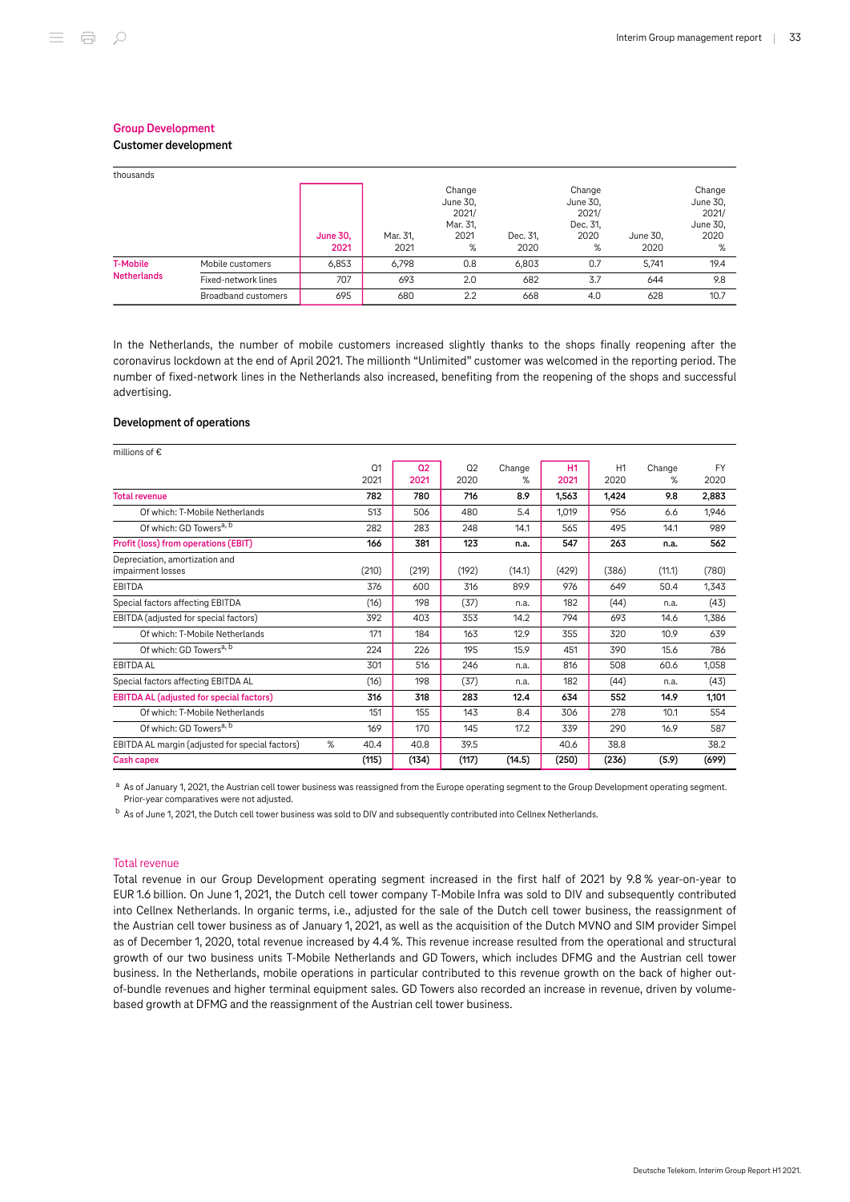## Group Development

### Customer development

| thousands | | June 30, 2021 | Mar. 31, 2021 | Change June 30, 2021/ Mar. 31, 2021 % | Dec. 31, 2020 | Change June 30, 2021/ Dec. 31, 2020 % | June 30, 2020 | Change June 30, 2021/ June 30, 2020 % |
|---|---|---|---|---|---|---|---|---|
| T-Mobile Netherlands | Mobile customers | 6,853 | 6,798 | 0.8 | 6,803 | 0.7 | 5,741 | 19.4 |
| | Fixed-network lines | 707 | 693 | 2.0 | 682 | 3.7 | 644 | 9.8 |
| | Broadband customers | 695 | 680 | 2.2 | 668 | 4.0 | 628 | 10.7 |

In the Netherlands, the number of mobile customers increased slightly thanks to the shops finally reopening after the coronavirus lockdown at the end of April 2021. The millionth "Unlimited" customer was welcomed in the reporting period. The number of fixed-network lines in the Netherlands also increased, benefiting from the reopening of the shops and successful advertising.

### Development of operations

| millions of € | | Q1 2021 | Q2 2021 | Q2 2020 | Change % | H1 2021 | H1 2020 | Change % | FY 2020 |
|---|---|---|---|---|---|---|---|---|---|
| **Total revenue** | | **782** | **780** | **716** | **8.9** | **1,563** | **1,424** | **9.8** | **2,883** |
| Of which: T-Mobile Netherlands | | 513 | 506 | 480 | 5.4 | 1,019 | 956 | 6.6 | 1,946 |
| Of which: GD Towers[a, b] | | 282 | 283 | 248 | 14.1 | 565 | 495 | 14.1 | 989 |
| **Profit (loss) from operations (EBIT)** | | **166** | **381** | **123** | **n.a.** | **547** | **263** | **n.a.** | **562** |
| Depreciation, amortization and impairment losses | | (210) | (219) | (192) | (14.1) | (429) | (386) | (11.1) | (780) |
| EBITDA | | 376 | 600 | 316 | 89.9 | 976 | 649 | 50.4 | 1,343 |
| Special factors affecting EBITDA | | (16) | 198 | (37) | n.a. | 182 | (44) | n.a. | (43) |
| EBITDA (adjusted for special factors) | | 392 | 403 | 353 | 14.2 | 794 | 693 | 14.6 | 1,386 |
| Of which: T-Mobile Netherlands | | 171 | 184 | 163 | 12.9 | 355 | 320 | 10.9 | 639 |
| Of which: GD Towers[a, b] | | 224 | 226 | 195 | 15.9 | 451 | 390 | 15.6 | 786 |
| EBITDA AL | | 301 | 516 | 246 | n.a. | 816 | 508 | 60.6 | 1,058 |
| Special factors affecting EBITDA AL | | (16) | 198 | (37) | n.a. | 182 | (44) | n.a. | (43) |
| **EBITDA AL (adjusted for special factors)** | | **316** | **318** | **283** | **12.4** | **634** | **552** | **14.9** | **1,101** |
| Of which: T-Mobile Netherlands | | 151 | 155 | 143 | 8.4 | 306 | 278 | 10.1 | 554 |
| Of which: GD Towers[a, b] | | 169 | 170 | 145 | 17.2 | 339 | 290 | 16.9 | 587 |
| EBITDA AL margin (adjusted for special factors) | % | 40.4 | 40.8 | 39.5 | | 40.6 | 38.8 | | 38.2 |
| **Cash capex** | | **(115)** | **(134)** | **(117)** | **(14.5)** | **(250)** | **(236)** | **(5.9)** | **(699)** |

[a] As of January 1, 2021, the Austrian cell tower business was reassigned from the Europe operating segment to the Group Development operating segment. Prior-year comparatives were not adjusted.

[b] As of June 1, 2021, the Dutch cell tower business was sold to DIV and subsequently contributed into Cellnex Netherlands.

#### Total revenue

Total revenue in our Group Development operating segment increased in the first half of 2021 by 9.8 % year-on-year to EUR 1.6 billion. On June 1, 2021, the Dutch cell tower company T-Mobile Infra was sold to DIV and subsequently contributed into Cellnex Netherlands. In organic terms, i.e., adjusted for the sale of the Dutch cell tower business, the reassignment of the Austrian cell tower business as of January 1, 2021, as well as the acquisition of the Dutch MVNO and SIM provider Simpel as of December 1, 2020, total revenue increased by 4.4 %. This revenue increase resulted from the operational and structural growth of our two business units T-Mobile Netherlands and GD Towers, which includes DFMG and the Austrian cell tower business. In the Netherlands, mobile operations in particular contributed to this revenue growth on the back of higher out-of-bundle revenues and higher terminal equipment sales. GD Towers also recorded an increase in revenue, driven by volume-based growth at DFMG and the reassignment of the Austrian cell tower business.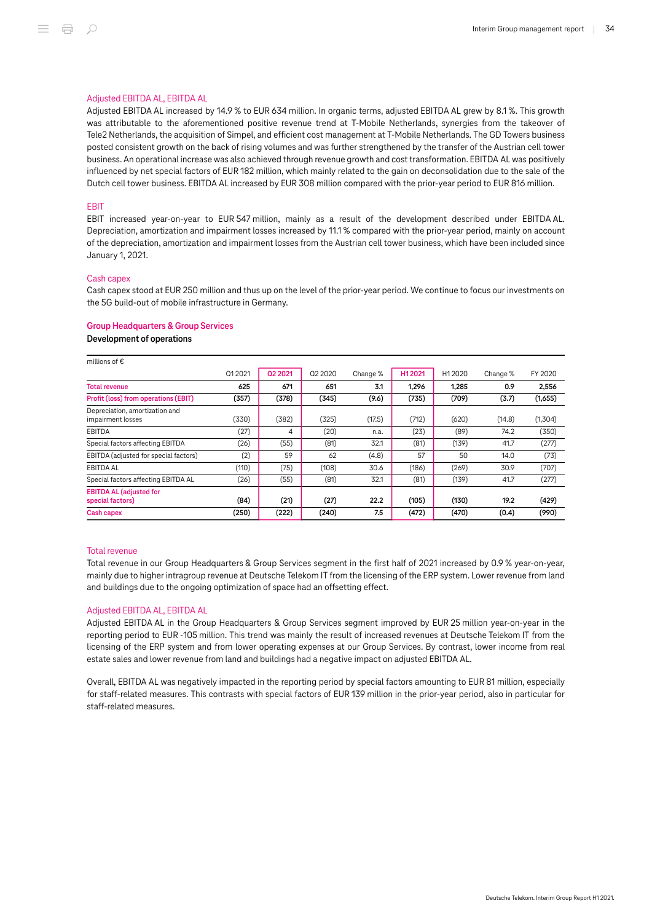### Adjusted EBITDA AL, EBITDA AL

Adjusted EBITDA AL increased by 14.9 % to EUR 634 million. In organic terms, adjusted EBITDA AL grew by 8.1 %. This growth was attributable to the aforementioned positive revenue trend at T-Mobile Netherlands, synergies from the takeover of Tele2 Netherlands, the acquisition of Simpel, and efficient cost management at T-Mobile Netherlands. The GD Towers business posted consistent growth on the back of rising volumes and was further strengthened by the transfer of the Austrian cell tower business. An operational increase was also achieved through revenue growth and cost transformation. EBITDA AL was positively influenced by net special factors of EUR 182 million, which mainly related to the gain on deconsolidation due to the sale of the Dutch cell tower business. EBITDA AL increased by EUR 308 million compared with the prior-year period to EUR 816 million.

### EBIT

EBIT increased year-on-year to EUR 547 million, mainly as a result of the development described under EBITDA AL. Depreciation, amortization and impairment losses increased by 11.1 % compared with the prior-year period, mainly on account of the depreciation, amortization and impairment losses from the Austrian cell tower business, which have been included since January 1, 2021.

### Cash capex

Cash capex stood at EUR 250 million and thus up on the level of the prior-year period. We continue to focus our investments on the 5G build-out of mobile infrastructure in Germany.

## Group Headquarters & Group Services

**Development of operations**

millions of €

| | Q1 2021 | Q2 2021 | Q2 2020 | Change % | H1 2021 | H1 2020 | Change % | FY 2020 |
|---|---|---|---|---|---|---|---|---|
| **Total revenue** | **625** | **671** | **651** | **3.1** | **1,296** | **1,285** | **0.9** | **2,556** |
| **Profit (loss) from operations (EBIT)** | **(357)** | **(378)** | **(345)** | **(9.6)** | **(735)** | **(709)** | **(3.7)** | **(1,655)** |
| Depreciation, amortization and impairment losses | (330) | (382) | (325) | (17.5) | (712) | (620) | (14.8) | (1,304) |
| EBITDA | (27) | 4 | (20) | n.a. | (23) | (89) | 74.2 | (350) |
| Special factors affecting EBITDA | (26) | (55) | (81) | 32.1 | (81) | (139) | 41.7 | (277) |
| EBITDA (adjusted for special factors) | (2) | 59 | 62 | (4.8) | 57 | 50 | 14.0 | (73) |
| EBITDA AL | (110) | (75) | (108) | 30.6 | (186) | (269) | 30.9 | (707) |
| Special factors affecting EBITDA AL | (26) | (55) | (81) | 32.1 | (81) | (139) | 41.7 | (277) |
| **EBITDA AL (adjusted for special factors)** | **(84)** | **(21)** | **(27)** | **22.2** | **(105)** | **(130)** | **19.2** | **(429)** |
| **Cash capex** | **(250)** | **(222)** | **(240)** | **7.5** | **(472)** | **(470)** | **(0.4)** | **(990)** |

### Total revenue

Total revenue in our Group Headquarters & Group Services segment in the first half of 2021 increased by 0.9 % year-on-year, mainly due to higher intragroup revenue at Deutsche Telekom IT from the licensing of the ERP system. Lower revenue from land and buildings due to the ongoing optimization of space had an offsetting effect.

### Adjusted EBITDA AL, EBITDA AL

Adjusted EBITDA AL in the Group Headquarters & Group Services segment improved by EUR 25 million year-on-year in the reporting period to EUR -105 million. This trend was mainly the result of increased revenues at Deutsche Telekom IT from the licensing of the ERP system and from lower operating expenses at our Group Services. By contrast, lower income from real estate sales and lower revenue from land and buildings had a negative impact on adjusted EBITDA AL.

Overall, EBITDA AL was negatively impacted in the reporting period by special factors amounting to EUR 81 million, especially for staff-related measures. This contrasts with special factors of EUR 139 million in the prior-year period, also in particular for staff-related measures.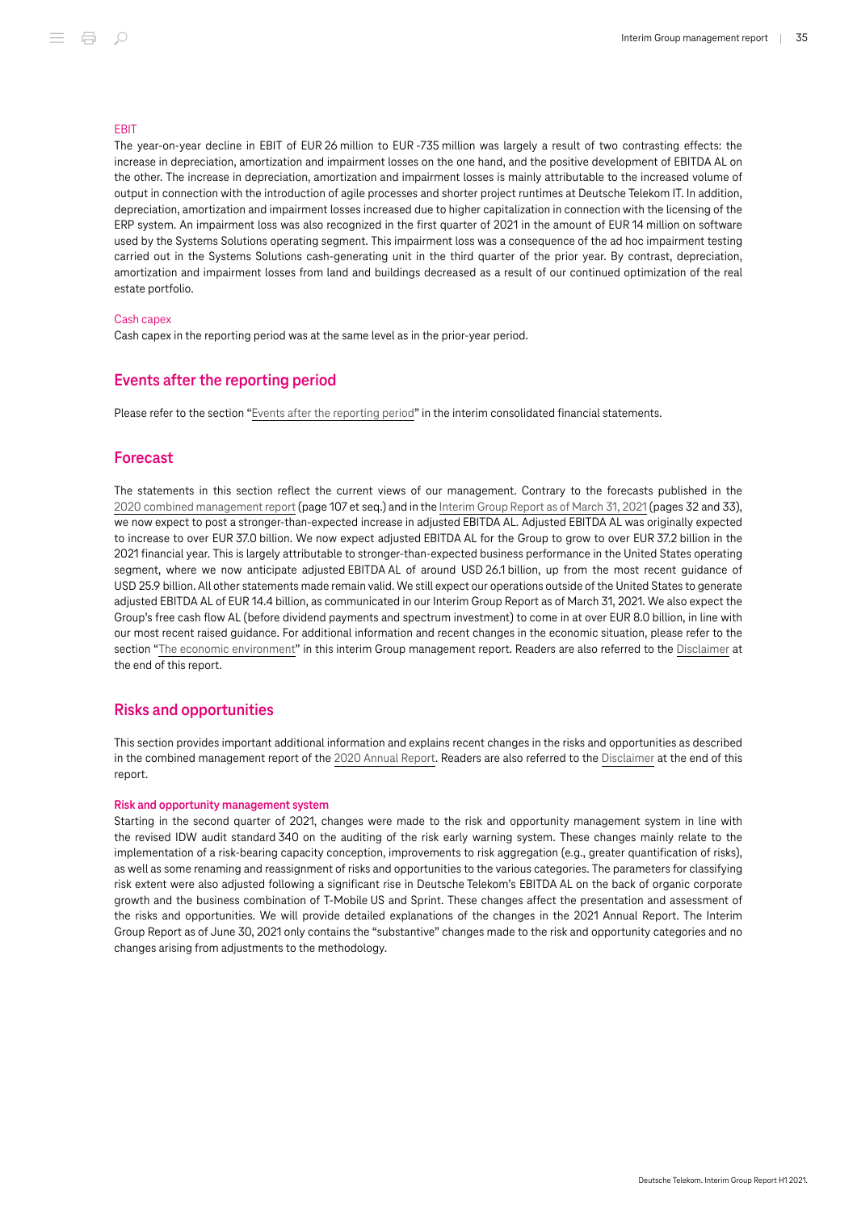#### EBIT

The year-on-year decline in EBIT of EUR 26 million to EUR -735 million was largely a result of two contrasting effects: the increase in depreciation, amortization and impairment losses on the one hand, and the positive development of EBITDA AL on the other. The increase in depreciation, amortization and impairment losses is mainly attributable to the increased volume of output in connection with the introduction of agile processes and shorter project runtimes at Deutsche Telekom IT. In addition, depreciation, amortization and impairment losses increased due to higher capitalization in connection with the licensing of the ERP system. An impairment loss was also recognized in the first quarter of 2021 in the amount of EUR 14 million on software used by the Systems Solutions operating segment. This impairment loss was a consequence of the ad hoc impairment testing carried out in the Systems Solutions cash-generating unit in the third quarter of the prior year. By contrast, depreciation, amortization and impairment losses from land and buildings decreased as a result of our continued optimization of the real estate portfolio.

#### Cash capex

Cash capex in the reporting period was at the same level as in the prior-year period.

## Events after the reporting period

Please refer to the section "Events after the reporting period" in the interim consolidated financial statements.

## Forecast

The statements in this section reflect the current views of our management. Contrary to the forecasts published in the 2020 combined management report (page 107 et seq.) and in the Interim Group Report as of March 31, 2021 (pages 32 and 33), we now expect to post a stronger-than-expected increase in adjusted EBITDA AL. Adjusted EBITDA AL was originally expected to increase to over EUR 37.0 billion. We now expect adjusted EBITDA AL for the Group to grow to over EUR 37.2 billion in the 2021 financial year. This is largely attributable to stronger-than-expected business performance in the United States operating segment, where we now anticipate adjusted EBITDA AL of around USD 26.1 billion, up from the most recent guidance of USD 25.9 billion. All other statements made remain valid. We still expect our operations outside of the United States to generate adjusted EBITDA AL of EUR 14.4 billion, as communicated in our Interim Group Report as of March 31, 2021. We also expect the Group's free cash flow AL (before dividend payments and spectrum investment) to come in at over EUR 8.0 billion, in line with our most recent raised guidance. For additional information and recent changes in the economic situation, please refer to the section "The economic environment" in this interim Group management report. Readers are also referred to the Disclaimer at the end of this report.

## Risks and opportunities

This section provides important additional information and explains recent changes in the risks and opportunities as described in the combined management report of the 2020 Annual Report. Readers are also referred to the Disclaimer at the end of this report.

#### Risk and opportunity management system

Starting in the second quarter of 2021, changes were made to the risk and opportunity management system in line with the revised IDW audit standard 340 on the auditing of the risk early warning system. These changes mainly relate to the implementation of a risk-bearing capacity conception, improvements to risk aggregation (e.g., greater quantification of risks), as well as some renaming and reassignment of risks and opportunities to the various categories. The parameters for classifying risk extent were also adjusted following a significant rise in Deutsche Telekom's EBITDA AL on the back of organic corporate growth and the business combination of T-Mobile US and Sprint. These changes affect the presentation and assessment of the risks and opportunities. We will provide detailed explanations of the changes in the 2021 Annual Report. The Interim Group Report as of June 30, 2021 only contains the "substantive" changes made to the risk and opportunity categories and no changes arising from adjustments to the methodology.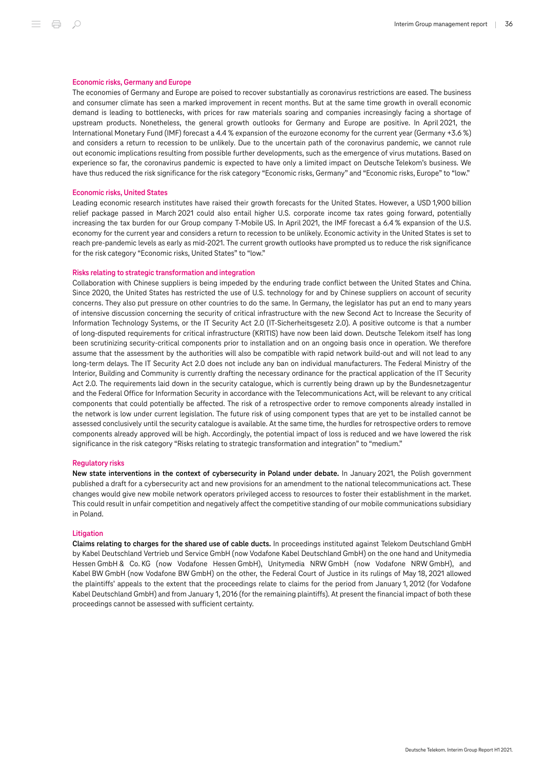#### Economic risks, Germany and Europe

The economies of Germany and Europe are poised to recover substantially as coronavirus restrictions are eased. The business and consumer climate has seen a marked improvement in recent months. But at the same time growth in overall economic demand is leading to bottlenecks, with prices for raw materials soaring and companies increasingly facing a shortage of upstream products. Nonetheless, the general growth outlooks for Germany and Europe are positive. In April 2021, the International Monetary Fund (IMF) forecast a 4.4 % expansion of the eurozone economy for the current year (Germany +3.6 %) and considers a return to recession to be unlikely. Due to the uncertain path of the coronavirus pandemic, we cannot rule out economic implications resulting from possible further developments, such as the emergence of virus mutations. Based on experience so far, the coronavirus pandemic is expected to have only a limited impact on Deutsche Telekom's business. We have thus reduced the risk significance for the risk category "Economic risks, Germany" and "Economic risks, Europe" to "low."

#### Economic risks, United States

Leading economic research institutes have raised their growth forecasts for the United States. However, a USD 1,900 billion relief package passed in March 2021 could also entail higher U.S. corporate income tax rates going forward, potentially increasing the tax burden for our Group company T-Mobile US. In April 2021, the IMF forecast a 6.4 % expansion of the U.S. economy for the current year and considers a return to recession to be unlikely. Economic activity in the United States is set to reach pre-pandemic levels as early as mid-2021. The current growth outlooks have prompted us to reduce the risk significance for the risk category "Economic risks, United States" to "low."

#### Risks relating to strategic transformation and integration

Collaboration with Chinese suppliers is being impeded by the enduring trade conflict between the United States and China. Since 2020, the United States has restricted the use of U.S. technology for and by Chinese suppliers on account of security concerns. They also put pressure on other countries to do the same. In Germany, the legislator has put an end to many years of intensive discussion concerning the security of critical infrastructure with the new Second Act to Increase the Security of Information Technology Systems, or the IT Security Act 2.0 (IT-Sicherheitsgesetz 2.0). A positive outcome is that a number of long-disputed requirements for critical infrastructure (KRITIS) have now been laid down. Deutsche Telekom itself has long been scrutinizing security-critical components prior to installation and on an ongoing basis once in operation. We therefore assume that the assessment by the authorities will also be compatible with rapid network build-out and will not lead to any long-term delays. The IT Security Act 2.0 does not include any ban on individual manufacturers. The Federal Ministry of the Interior, Building and Community is currently drafting the necessary ordinance for the practical application of the IT Security Act 2.0. The requirements laid down in the security catalogue, which is currently being drawn up by the Bundesnetzagentur and the Federal Office for Information Security in accordance with the Telecommunications Act, will be relevant to any critical components that could potentially be affected. The risk of a retrospective order to remove components already installed in the network is low under current legislation. The future risk of using component types that are yet to be installed cannot be assessed conclusively until the security catalogue is available. At the same time, the hurdles for retrospective orders to remove components already approved will be high. Accordingly, the potential impact of loss is reduced and we have lowered the risk significance in the risk category "Risks relating to strategic transformation and integration" to "medium."

#### Regulatory risks

**New state interventions in the context of cybersecurity in Poland under debate.** In January 2021, the Polish government published a draft for a cybersecurity act and new provisions for an amendment to the national telecommunications act. These changes would give new mobile network operators privileged access to resources to foster their establishment in the market. This could result in unfair competition and negatively affect the competitive standing of our mobile communications subsidiary in Poland.

#### Litigation

**Claims relating to charges for the shared use of cable ducts.** In proceedings instituted against Telekom Deutschland GmbH by Kabel Deutschland Vertrieb und Service GmbH (now Vodafone Kabel Deutschland GmbH) on the one hand and Unitymedia Hessen GmbH & Co. KG (now Vodafone Hessen GmbH), Unitymedia NRW GmbH (now Vodafone NRW GmbH), and Kabel BW GmbH (now Vodafone BW GmbH) on the other, the Federal Court of Justice in its rulings of May 18, 2021 allowed the plaintiffs' appeals to the extent that the proceedings relate to claims for the period from January 1, 2012 (for Vodafone Kabel Deutschland GmbH) and from January 1, 2016 (for the remaining plaintiffs). At present the financial impact of both these proceedings cannot be assessed with sufficient certainty.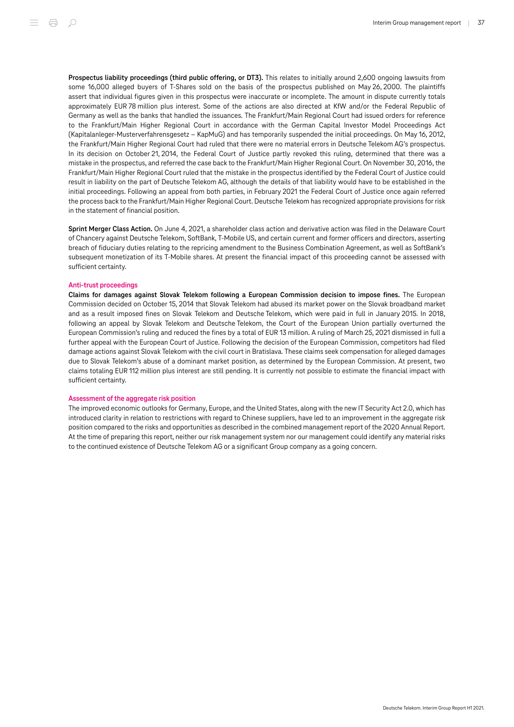**Prospectus liability proceedings (third public offering, or DT3).** This relates to initially around 2,600 ongoing lawsuits from some 16,000 alleged buyers of T-Shares sold on the basis of the prospectus published on May 26, 2000. The plaintiffs assert that individual figures given in this prospectus were inaccurate or incomplete. The amount in dispute currently totals approximately EUR 78 million plus interest. Some of the actions are also directed at KfW and/or the Federal Republic of Germany as well as the banks that handled the issuances. The Frankfurt/Main Regional Court had issued orders for reference to the Frankfurt/Main Higher Regional Court in accordance with the German Capital Investor Model Proceedings Act (Kapitalanleger-Musterverfahrensgesetz – KapMuG) and has temporarily suspended the initial proceedings. On May 16, 2012, the Frankfurt/Main Higher Regional Court had ruled that there were no material errors in Deutsche Telekom AG's prospectus. In its decision on October 21, 2014, the Federal Court of Justice partly revoked this ruling, determined that there was a mistake in the prospectus, and referred the case back to the Frankfurt/Main Higher Regional Court. On November 30, 2016, the Frankfurt/Main Higher Regional Court ruled that the mistake in the prospectus identified by the Federal Court of Justice could result in liability on the part of Deutsche Telekom AG, although the details of that liability would have to be established in the initial proceedings. Following an appeal from both parties, in February 2021 the Federal Court of Justice once again referred the process back to the Frankfurt/Main Higher Regional Court. Deutsche Telekom has recognized appropriate provisions for risk in the statement of financial position.

**Sprint Merger Class Action.** On June 4, 2021, a shareholder class action and derivative action was filed in the Delaware Court of Chancery against Deutsche Telekom, SoftBank, T-Mobile US, and certain current and former officers and directors, asserting breach of fiduciary duties relating to the repricing amendment to the Business Combination Agreement, as well as SoftBank's subsequent monetization of its T-Mobile shares. At present the financial impact of this proceeding cannot be assessed with sufficient certainty.

### Anti-trust proceedings

**Claims for damages against Slovak Telekom following a European Commission decision to impose fines.** The European Commission decided on October 15, 2014 that Slovak Telekom had abused its market power on the Slovak broadband market and as a result imposed fines on Slovak Telekom and Deutsche Telekom, which were paid in full in January 2015. In 2018, following an appeal by Slovak Telekom and Deutsche Telekom, the Court of the European Union partially overturned the European Commission's ruling and reduced the fines by a total of EUR 13 million. A ruling of March 25, 2021 dismissed in full a further appeal with the European Court of Justice. Following the decision of the European Commission, competitors had filed damage actions against Slovak Telekom with the civil court in Bratislava. These claims seek compensation for alleged damages due to Slovak Telekom's abuse of a dominant market position, as determined by the European Commission. At present, two claims totaling EUR 112 million plus interest are still pending. It is currently not possible to estimate the financial impact with sufficient certainty.

### Assessment of the aggregate risk position

The improved economic outlooks for Germany, Europe, and the United States, along with the new IT Security Act 2.0, which has introduced clarity in relation to restrictions with regard to Chinese suppliers, have led to an improvement in the aggregate risk position compared to the risks and opportunities as described in the combined management report of the 2020 Annual Report. At the time of preparing this report, neither our risk management system nor our management could identify any material risks to the continued existence of Deutsche Telekom AG or a significant Group company as a going concern.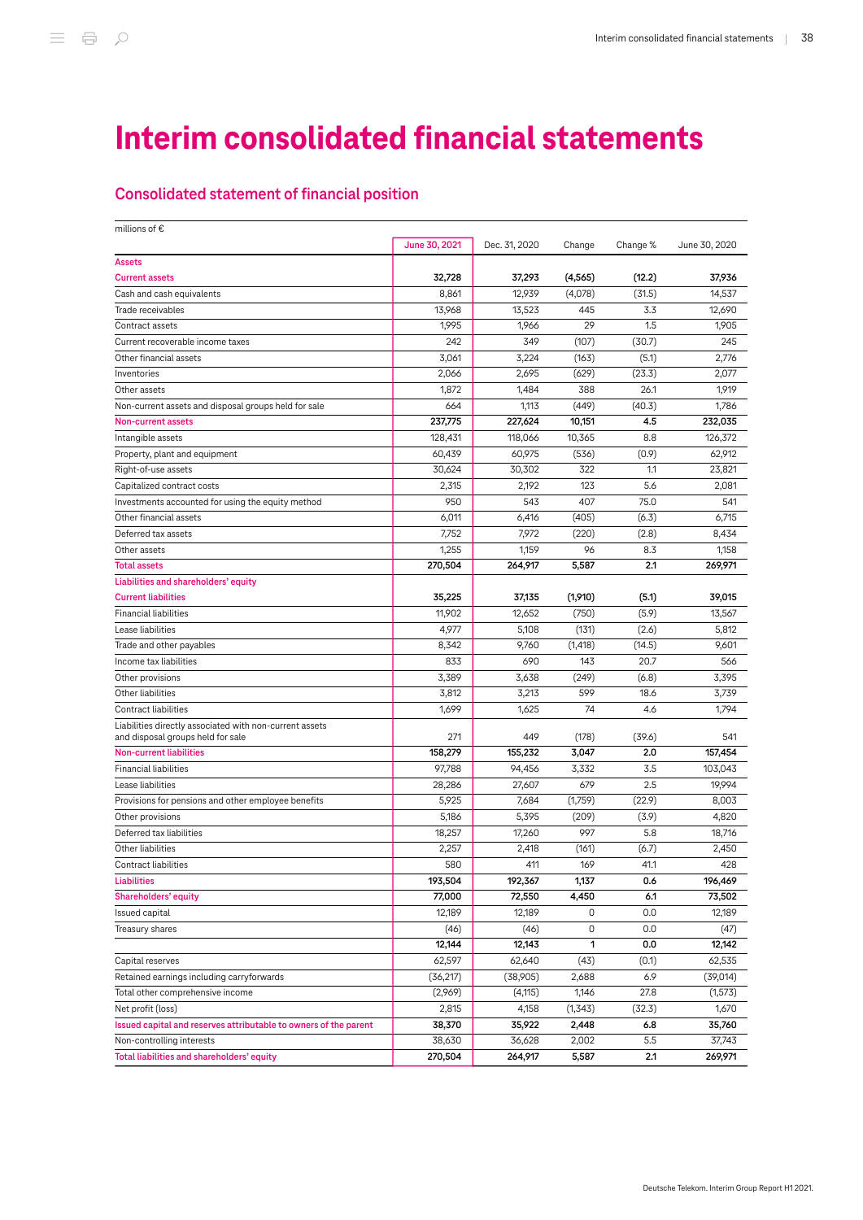# Interim consolidated financial statements

## Consolidated statement of financial position

| millions of € | June 30, 2021 | Dec. 31, 2020 | Change | Change % | June 30, 2020 |
|---|---|---|---|---|---|
| **Assets** | | | | | |
| **Current assets** | **32,728** | **37,293** | **(4,565)** | **(12.2)** | **37,936** |
| Cash and cash equivalents | 8,861 | 12,939 | (4,078) | (31.5) | 14,537 |
| Trade receivables | 13,968 | 13,523 | 445 | 3.3 | 12,690 |
| Contract assets | 1,995 | 1,966 | 29 | 1.5 | 1,905 |
| Current recoverable income taxes | 242 | 349 | (107) | (30.7) | 245 |
| Other financial assets | 3,061 | 3,224 | (163) | (5.1) | 2,776 |
| Inventories | 2,066 | 2,695 | (629) | (23.3) | 2,077 |
| Other assets | 1,872 | 1,484 | 388 | 26.1 | 1,919 |
| Non-current assets and disposal groups held for sale | 664 | 1,113 | (449) | (40.3) | 1,786 |
| **Non-current assets** | **237,775** | **227,624** | **10,151** | **4.5** | **232,035** |
| Intangible assets | 128,431 | 118,066 | 10,365 | 8.8 | 126,372 |
| Property, plant and equipment | 60,439 | 60,975 | (536) | (0.9) | 62,912 |
| Right-of-use assets | 30,624 | 30,302 | 322 | 1.1 | 23,821 |
| Capitalized contract costs | 2,315 | 2,192 | 123 | 5.6 | 2,081 |
| Investments accounted for using the equity method | 950 | 543 | 407 | 75.0 | 541 |
| Other financial assets | 6,011 | 6,416 | (405) | (6.3) | 6,715 |
| Deferred tax assets | 7,752 | 7,972 | (220) | (2.8) | 8,434 |
| Other assets | 1,255 | 1,159 | 96 | 8.3 | 1,158 |
| **Total assets** | **270,504** | **264,917** | **5,587** | **2.1** | **269,971** |
| **Liabilities and shareholders' equity** | | | | | |
| **Current liabilities** | **35,225** | **37,135** | **(1,910)** | **(5.1)** | **39,015** |
| Financial liabilities | 11,902 | 12,652 | (750) | (5.9) | 13,567 |
| Lease liabilities | 4,977 | 5,108 | (131) | (2.6) | 5,812 |
| Trade and other payables | 8,342 | 9,760 | (1,418) | (14.5) | 9,601 |
| Income tax liabilities | 833 | 690 | 143 | 20.7 | 566 |
| Other provisions | 3,389 | 3,638 | (249) | (6.8) | 3,395 |
| Other liabilities | 3,812 | 3,213 | 599 | 18.6 | 3,739 |
| Contract liabilities | 1,699 | 1,625 | 74 | 4.6 | 1,794 |
| Liabilities directly associated with non-current assets and disposal groups held for sale | 271 | 449 | (178) | (39.6) | 541 |
| **Non-current liabilities** | **158,279** | **155,232** | **3,047** | **2.0** | **157,454** |
| Financial liabilities | 97,788 | 94,456 | 3,332 | 3.5 | 103,043 |
| Lease liabilities | 28,286 | 27,607 | 679 | 2.5 | 19,994 |
| Provisions for pensions and other employee benefits | 5,925 | 7,684 | (1,759) | (22.9) | 8,003 |
| Other provisions | 5,186 | 5,395 | (209) | (3.9) | 4,820 |
| Deferred tax liabilities | 18,257 | 17,260 | 997 | 5.8 | 18,716 |
| Other liabilities | 2,257 | 2,418 | (161) | (6.7) | 2,450 |
| Contract liabilities | 580 | 411 | 169 | 41.1 | 428 |
| **Liabilities** | **193,504** | **192,367** | **1,137** | **0.6** | **196,469** |
| **Shareholders' equity** | **77,000** | **72,550** | **4,450** | **6.1** | **73,502** |
| Issued capital | 12,189 | 12,189 | 0 | 0.0 | 12,189 |
| Treasury shares | (46) | (46) | 0 | 0.0 | (47) |
| | **12,144** | **12,143** | **1** | **0.0** | **12,142** |
| Capital reserves | 62,597 | 62,640 | (43) | (0.1) | 62,535 |
| Retained earnings including carryforwards | (36,217) | (38,905) | 2,688 | 6.9 | (39,014) |
| Total other comprehensive income | (2,969) | (4,115) | 1,146 | 27.8 | (1,573) |
| Net profit (loss) | 2,815 | 4,158 | (1,343) | (32.3) | 1,670 |
| **Issued capital and reserves attributable to owners of the parent** | **38,370** | **35,922** | **2,448** | **6.8** | **35,760** |
| Non-controlling interests | 38,630 | 36,628 | 2,002 | 5.5 | 37,743 |
| **Total liabilities and shareholders' equity** | **270,504** | **264,917** | **5,587** | **2.1** | **269,971** |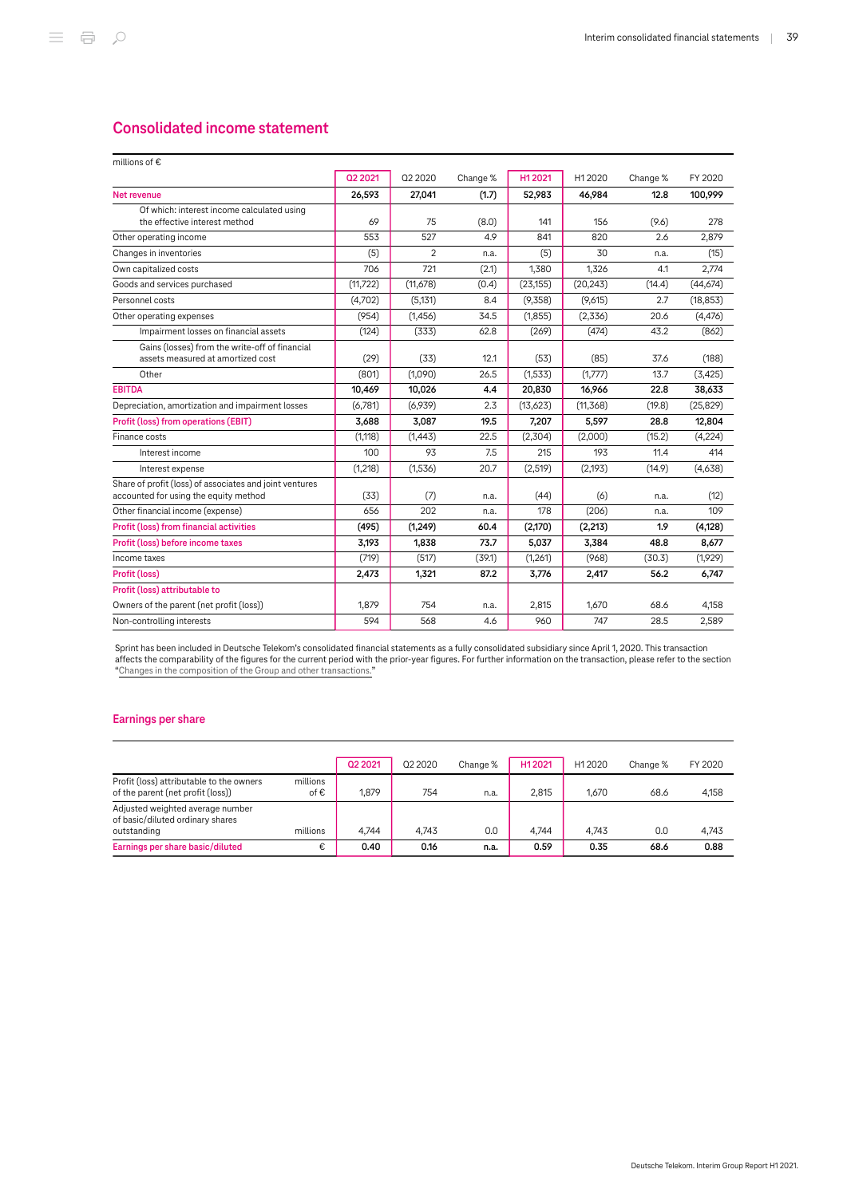## Consolidated income statement

millions of €

| | Q2 2021 | Q2 2020 | Change % | H1 2021 | H1 2020 | Change % | FY 2020 |
|---|---|---|---|---|---|---|---|
| **Net revenue** | **26,593** | **27,041** | **(1.7)** | **52,983** | **46,984** | **12.8** | **100,999** |
| Of which: interest income calculated using the effective interest method | 69 | 75 | (8.0) | 141 | 156 | (9.6) | 278 |
| Other operating income | 553 | 527 | 4.9 | 841 | 820 | 2.6 | 2,879 |
| Changes in inventories | (5) | 2 | n.a. | (5) | 30 | n.a. | (15) |
| Own capitalized costs | 706 | 721 | (2.1) | 1,380 | 1,326 | 4.1 | 2,774 |
| Goods and services purchased | (11,722) | (11,678) | (0.4) | (23,155) | (20,243) | (14.4) | (44,674) |
| Personnel costs | (4,702) | (5,131) | 8.4 | (9,358) | (9,615) | 2.7 | (18,853) |
| Other operating expenses | (954) | (1,456) | 34.5 | (1,855) | (2,336) | 20.6 | (4,476) |
| Impairment losses on financial assets | (124) | (333) | 62.8 | (269) | (474) | 43.2 | (862) |
| Gains (losses) from the write-off of financial assets measured at amortized cost | (29) | (33) | 12.1 | (53) | (85) | 37.6 | (188) |
| Other | (801) | (1,090) | 26.5 | (1,533) | (1,777) | 13.7 | (3,425) |
| **EBITDA** | **10,469** | **10,026** | **4.4** | **20,830** | **16,966** | **22.8** | **38,633** |
| Depreciation, amortization and impairment losses | (6,781) | (6,939) | 2.3 | (13,623) | (11,368) | (19.8) | (25,829) |
| **Profit (loss) from operations (EBIT)** | **3,688** | **3,087** | **19.5** | **7,207** | **5,597** | **28.8** | **12,804** |
| Finance costs | (1,118) | (1,443) | 22.5 | (2,304) | (2,000) | (15.2) | (4,224) |
| Interest income | 100 | 93 | 7.5 | 215 | 193 | 11.4 | 414 |
| Interest expense | (1,218) | (1,536) | 20.7 | (2,519) | (2,193) | (14.9) | (4,638) |
| Share of profit (loss) of associates and joint ventures accounted for using the equity method | (33) | (7) | n.a. | (44) | (6) | n.a. | (12) |
| Other financial income (expense) | 656 | 202 | n.a. | 178 | (206) | n.a. | 109 |
| **Profit (loss) from financial activities** | **(495)** | **(1,249)** | **60.4** | **(2,170)** | **(2,213)** | **1.9** | **(4,128)** |
| **Profit (loss) before income taxes** | **3,193** | **1,838** | **73.7** | **5,037** | **3,384** | **48.8** | **8,677** |
| Income taxes | (719) | (517) | (39.1) | (1,261) | (968) | (30.3) | (1,929) |
| **Profit (loss)** | **2,473** | **1,321** | **87.2** | **3,776** | **2,417** | **56.2** | **6,747** |
| **Profit (loss) attributable to** | | | | | | | |
| Owners of the parent (net profit (loss)) | 1,879 | 754 | n.a. | 2,815 | 1,670 | 68.6 | 4,158 |
| Non-controlling interests | 594 | 568 | 4.6 | 960 | 747 | 28.5 | 2,589 |

Sprint has been included in Deutsche Telekom's consolidated financial statements as a fully consolidated subsidiary since April 1, 2020. This transaction affects the comparability of the figures for the current period with the prior-year figures. For further information on the transaction, please refer to the section "Changes in the composition of the Group and other transactions."

## Earnings per share

| | | Q2 2021 | Q2 2020 | Change % | H1 2021 | H1 2020 | Change % | FY 2020 |
|---|---|---|---|---|---|---|---|---|
| Profit (loss) attributable to the owners of the parent (net profit (loss)) | millions of € | 1,879 | 754 | n.a. | 2,815 | 1,670 | 68.6 | 4,158 |
| Adjusted weighted average number of basic/diluted ordinary shares outstanding | millions | 4,744 | 4,743 | 0.0 | 4,744 | 4,743 | 0.0 | 4,743 |
| **Earnings per share basic/diluted** | € | **0.40** | **0.16** | **n.a.** | **0.59** | **0.35** | **68.6** | **0.88** |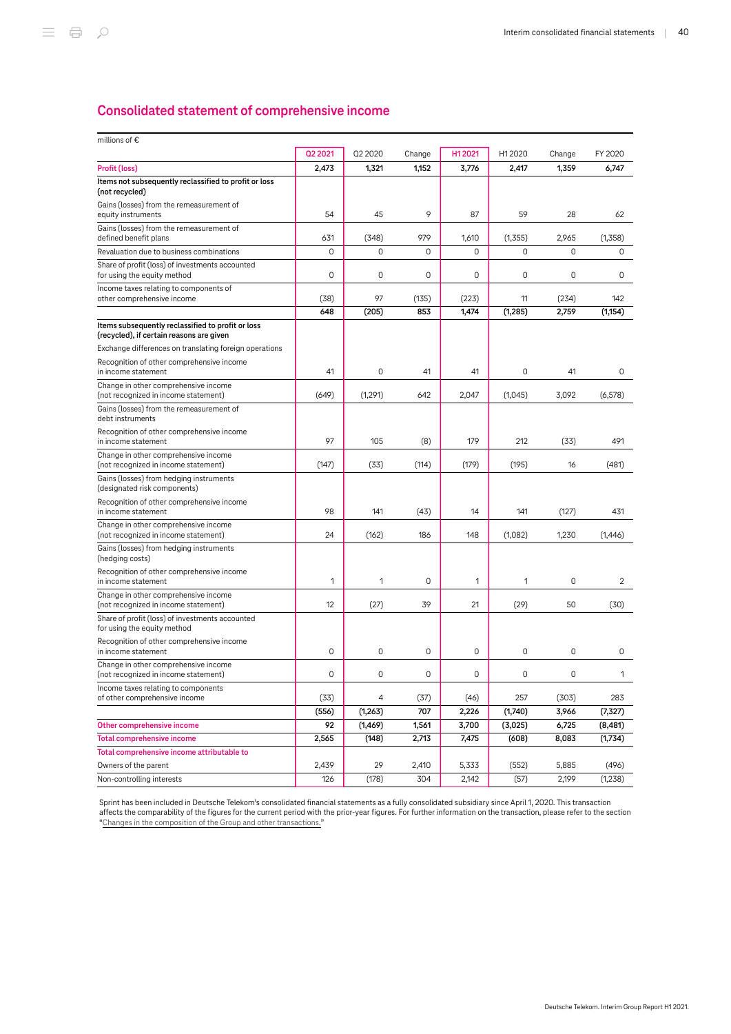## Consolidated statement of comprehensive income

| millions of € | Q2 2021 | Q2 2020 | Change | H1 2021 | H1 2020 | Change | FY 2020 |
|---|---|---|---|---|---|---|---|
| **Profit (loss)** | **2,473** | **1,321** | **1,152** | **3,776** | **2,417** | **1,359** | **6,747** |
| **Items not subsequently reclassified to profit or loss (not recycled)** | | | | | | | |
| Gains (losses) from the remeasurement of equity instruments | 54 | 45 | 9 | 87 | 59 | 28 | 62 |
| Gains (losses) from the remeasurement of defined benefit plans | 631 | (348) | 979 | 1,610 | (1,355) | 2,965 | (1,358) |
| Revaluation due to business combinations | 0 | 0 | 0 | 0 | 0 | 0 | 0 |
| Share of profit (loss) of investments accounted for using the equity method | 0 | 0 | 0 | 0 | 0 | 0 | 0 |
| Income taxes relating to components of other comprehensive income | (38) | 97 | (135) | (223) | 11 | (234) | 142 |
| | **648** | **(205)** | **853** | **1,474** | **(1,285)** | **2,759** | **(1,154)** |
| **Items subsequently reclassified to profit or loss (recycled), if certain reasons are given** | | | | | | | |
| Exchange differences on translating foreign operations | | | | | | | |
| Recognition of other comprehensive income in income statement | 41 | 0 | 41 | 41 | 0 | 41 | 0 |
| Change in other comprehensive income (not recognized in income statement) | (649) | (1,291) | 642 | 2,047 | (1,045) | 3,092 | (6,578) |
| Gains (losses) from the remeasurement of debt instruments | | | | | | | |
| Recognition of other comprehensive income in income statement | 97 | 105 | (8) | 179 | 212 | (33) | 491 |
| Change in other comprehensive income (not recognized in income statement) | (147) | (33) | (114) | (179) | (195) | 16 | (481) |
| Gains (losses) from hedging instruments (designated risk components) | | | | | | | |
| Recognition of other comprehensive income in income statement | 98 | 141 | (43) | 14 | 141 | (127) | 431 |
| Change in other comprehensive income (not recognized in income statement) | 24 | (162) | 186 | 148 | (1,082) | 1,230 | (1,446) |
| Gains (losses) from hedging instruments (hedging costs) | | | | | | | |
| Recognition of other comprehensive income in income statement | 1 | 1 | 0 | 1 | 1 | 0 | 2 |
| Change in other comprehensive income (not recognized in income statement) | 12 | (27) | 39 | 21 | (29) | 50 | (30) |
| Share of profit (loss) of investments accounted for using the equity method | | | | | | | |
| Recognition of other comprehensive income in income statement | 0 | 0 | 0 | 0 | 0 | 0 | 0 |
| Change in other comprehensive income (not recognized in income statement) | 0 | 0 | 0 | 0 | 0 | 0 | 1 |
| Income taxes relating to components of other comprehensive income | (33) | 4 | (37) | (46) | 257 | (303) | 283 |
| | **(556)** | **(1,263)** | **707** | **2,226** | **(1,740)** | **3,966** | **(7,327)** |
| **Other comprehensive income** | **92** | **(1,469)** | **1,561** | **3,700** | **(3,025)** | **6,725** | **(8,481)** |
| **Total comprehensive income** | **2,565** | **(148)** | **2,713** | **7,475** | **(608)** | **8,083** | **(1,734)** |
| **Total comprehensive income attributable to** | | | | | | | |
| Owners of the parent | 2,439 | 29 | 2,410 | 5,333 | (552) | 5,885 | (496) |
| Non-controlling interests | 126 | (178) | 304 | 2,142 | (57) | 2,199 | (1,238) |

Sprint has been included in Deutsche Telekom's consolidated financial statements as a fully consolidated subsidiary since April 1, 2020. This transaction affects the comparability of the figures for the current period with the prior-year figures. For further information on the transaction, please refer to the section "Changes in the composition of the Group and other transactions."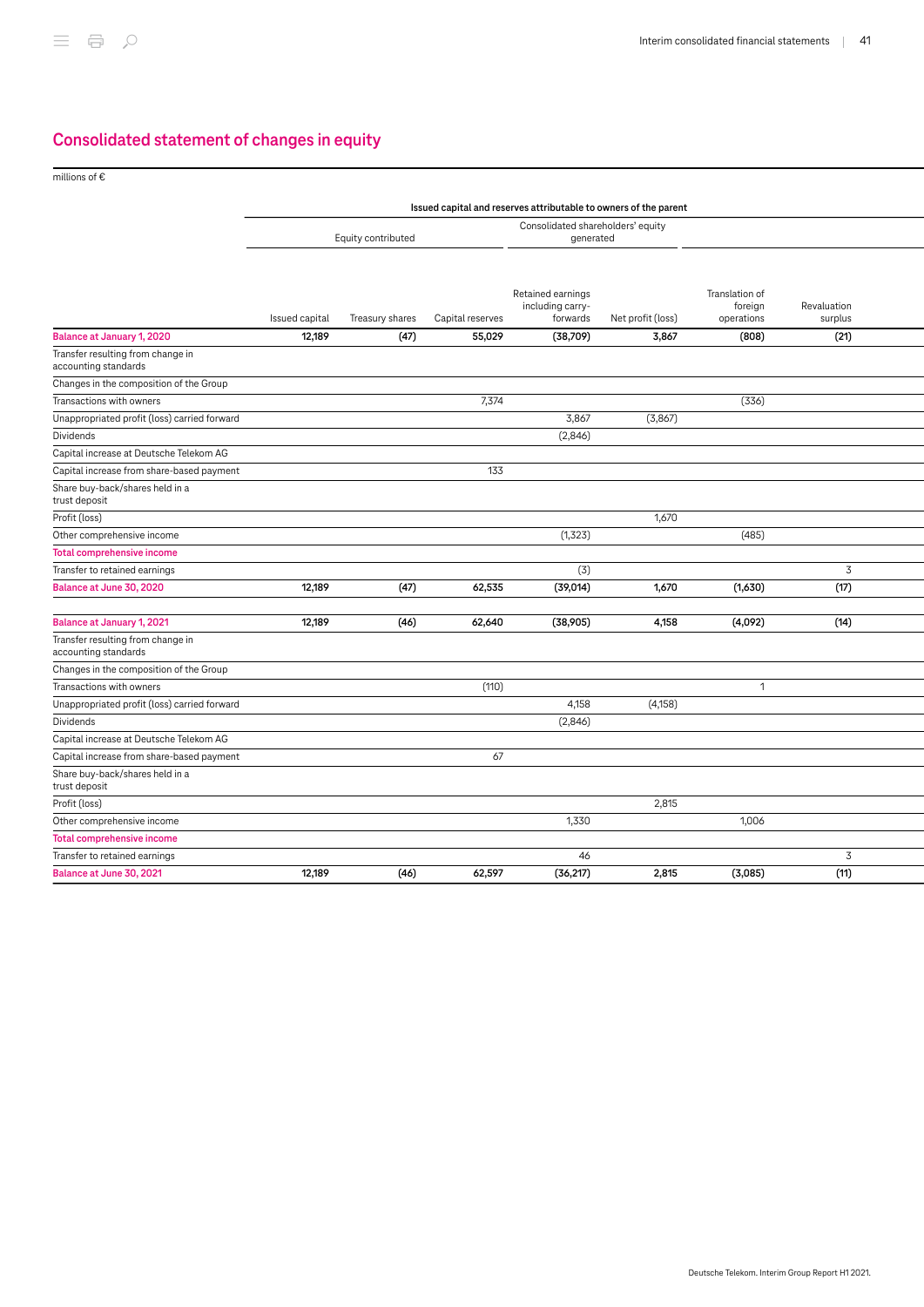## Consolidated statement of changes in equity

millions of €

| | Issued capital and reserves attributable to owners of the parent | | | | | | |
|---|---|---|---|---|---|---|---|
| | Equity contributed | | | Consolidated shareholders' equity generated | | | |
| | Issued capital | Treasury shares | Capital reserves | Retained earnings including carry-forwards | Net profit (loss) | Translation of foreign operations | Revaluation surplus |
| **Balance at January 1, 2020** | **12,189** | **(47)** | **55,029** | **(38,709)** | **3,867** | **(808)** | **(21)** |
| Transfer resulting from change in accounting standards | | | | | | | |
| Changes in the composition of the Group | | | | | | | |
| Transactions with owners | | | 7,374 | | | (336) | |
| Unappropriated profit (loss) carried forward | | | | 3,867 | (3,867) | | |
| Dividends | | | | (2,846) | | | |
| Capital increase at Deutsche Telekom AG | | | | | | | |
| Capital increase from share-based payment | | | 133 | | | | |
| Share buy-back/shares held in a trust deposit | | | | | | | |
| Profit (loss) | | | | | 1,670 | | |
| Other comprehensive income | | | | (1,323) | | (485) | |
| **Total comprehensive income** | | | | | | | |
| Transfer to retained earnings | | | | (3) | | | 3 |
| **Balance at June 30, 2020** | **12,189** | **(47)** | **62,535** | **(39,014)** | **1,670** | **(1,630)** | **(17)** |
| | | | | | | | |
| **Balance at January 1, 2021** | **12,189** | **(46)** | **62,640** | **(38,905)** | **4,158** | **(4,092)** | **(14)** |
| Transfer resulting from change in accounting standards | | | | | | | |
| Changes in the composition of the Group | | | | | | | |
| Transactions with owners | | | (110) | | | 1 | |
| Unappropriated profit (loss) carried forward | | | | 4,158 | (4,158) | | |
| Dividends | | | | (2,846) | | | |
| Capital increase at Deutsche Telekom AG | | | | | | | |
| Capital increase from share-based payment | | | 67 | | | | |
| Share buy-back/shares held in a trust deposit | | | | | | | |
| Profit (loss) | | | | | 2,815 | | |
| Other comprehensive income | | | | 1,330 | | 1,006 | |
| **Total comprehensive income** | | | | | | | |
| Transfer to retained earnings | | | | 46 | | | 3 |
| **Balance at June 30, 2021** | **12,189** | **(46)** | **62,597** | **(36,217)** | **2,815** | **(3,085)** | **(11)** |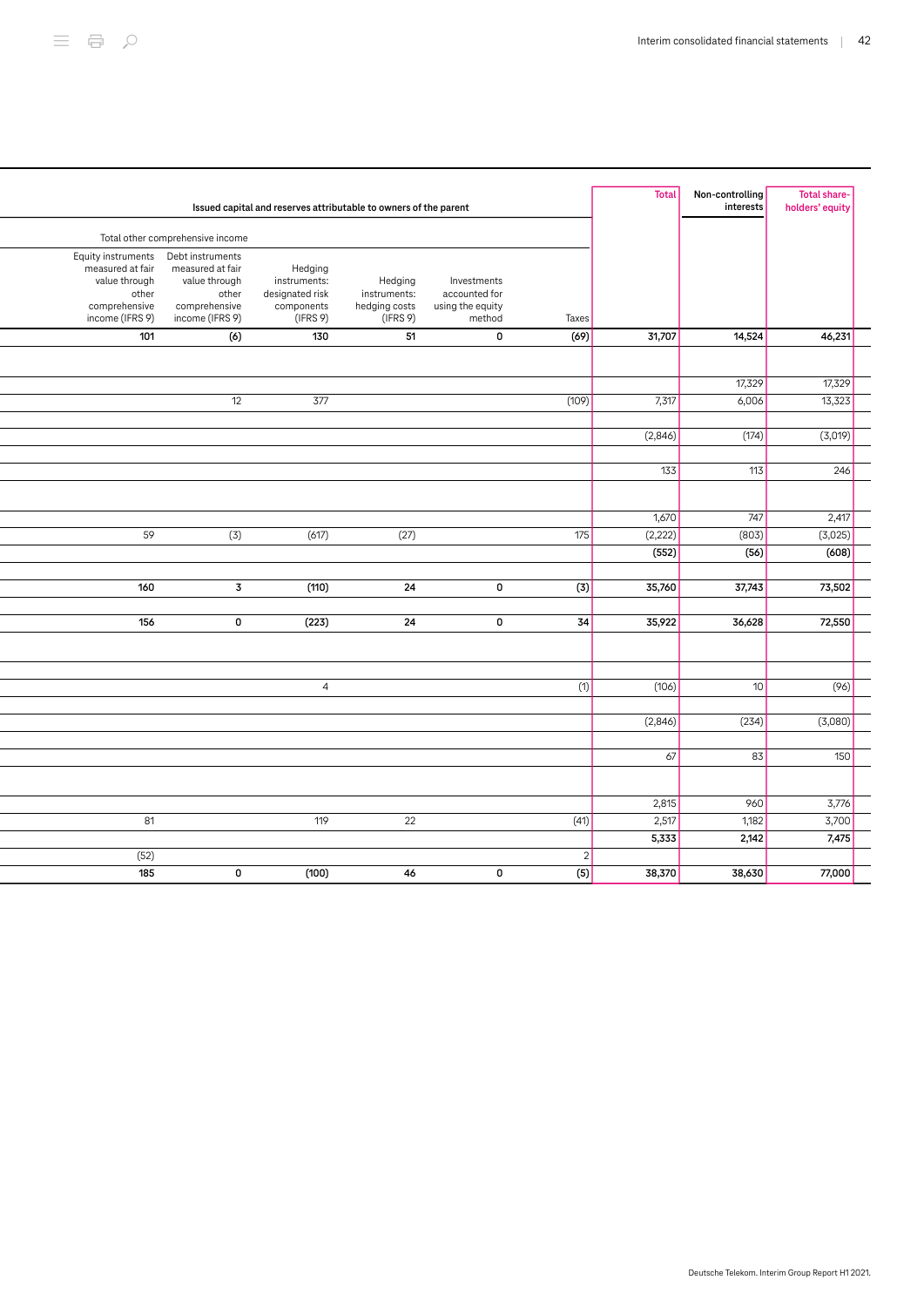| Issued capital and reserves attributable to owners of the parent | | | | | | Total | Non-controlling interests | Total share-holders' equity |
|---|---|---|---|---|---|---|---|---|
| Total other comprehensive income | | | | | | | | |
| Equity instruments measured at fair value through other comprehensive income (IFRS 9) | Debt instruments measured at fair value through other comprehensive income (IFRS 9) | Hedging instruments: designated risk components (IFRS 9) | Hedging instruments: hedging costs (IFRS 9) | Investments accounted for using the equity method | Taxes | | | |
| **101** | **(6)** | **130** | **51** | **0** | **(69)** | **31,707** | **14,524** | **46,231** |
| | | | | | | | | |
| | | | | | | | 17,329 | 17,329 |
| | 12 | 377 | | | (109) | 7,317 | 6,006 | 13,323 |
| | | | | | | | | |
| | | | | | | (2,846) | (174) | (3,019) |
| | | | | | | | | |
| | | | | | | 133 | 113 | 246 |
| | | | | | | | | |
| | | | | | | 1,670 | 747 | 2,417 |
| 59 | (3) | (617) | (27) | | 175 | (2,222) | (803) | (3,025) |
| | | | | | | **(552)** | **(56)** | **(608)** |
| | | | | | | | | |
| **160** | **3** | **(110)** | **24** | **0** | **(3)** | **35,760** | **37,743** | **73,502** |
| | | | | | | | | |
| **156** | **0** | **(223)** | **24** | **0** | **34** | **35,922** | **36,628** | **72,550** |
| | | | | | | | | |
| | | | | | | | | |
| | | 4 | | | (1) | (106) | 10 | (96) |
| | | | | | | | | |
| | | | | | | (2,846) | (234) | (3,080) |
| | | | | | | | | |
| | | | | | | 67 | 83 | 150 |
| | | | | | | | | |
| | | | | | | 2,815 | 960 | 3,776 |
| 81 | | 119 | 22 | | (41) | 2,517 | 1,182 | 3,700 |
| | | | | | | **5,333** | **2,142** | **7,475** |
| (52) | | | | | 2 | | | |
| **185** | **0** | **(100)** | **46** | **0** | **(5)** | **38,370** | **38,630** | **77,000** |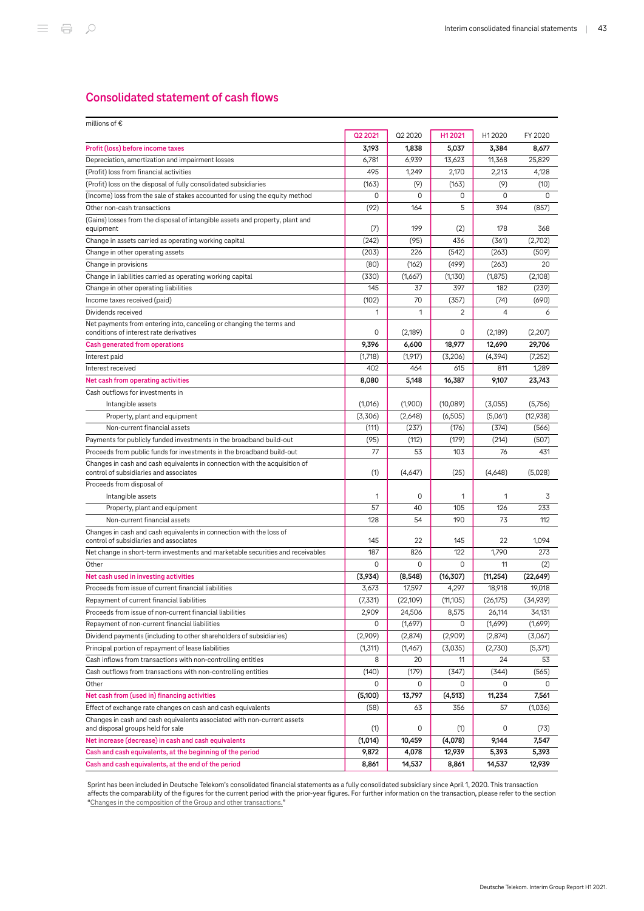## Consolidated statement of cash flows

| millions of € | Q2 2021 | Q2 2020 | H1 2021 | H1 2020 | FY 2020 |
|---|---|---|---|---|---|
| **Profit (loss) before income taxes** | **3,193** | **1,838** | **5,037** | **3,384** | **8,677** |
| Depreciation, amortization and impairment losses | 6,781 | 6,939 | 13,623 | 11,368 | 25,829 |
| (Profit) loss from financial activities | 495 | 1,249 | 2,170 | 2,213 | 4,128 |
| (Profit) loss on the disposal of fully consolidated subsidiaries | (163) | (9) | (163) | (9) | (10) |
| (Income) loss from the sale of stakes accounted for using the equity method | 0 | 0 | 0 | 0 | 0 |
| Other non-cash transactions | (92) | 164 | 5 | 394 | (857) |
| (Gains) losses from the disposal of intangible assets and property, plant and equipment | (7) | 199 | (2) | 178 | 368 |
| Change in assets carried as operating working capital | (242) | (95) | 436 | (361) | (2,702) |
| Change in other operating assets | (203) | 226 | (542) | (263) | (509) |
| Change in provisions | (80) | (162) | (499) | (263) | 20 |
| Change in liabilities carried as operating working capital | (330) | (1,667) | (1,130) | (1,875) | (2,108) |
| Change in other operating liabilities | 145 | 37 | 397 | 182 | (239) |
| Income taxes received (paid) | (102) | 70 | (357) | (74) | (690) |
| Dividends received | 1 | 1 | 2 | 4 | 6 |
| Net payments from entering into, canceling or changing the terms and conditions of interest rate derivatives | 0 | (2,189) | 0 | (2,189) | (2,207) |
| **Cash generated from operations** | **9,396** | **6,600** | **18,977** | **12,690** | **29,706** |
| Interest paid | (1,718) | (1,917) | (3,206) | (4,394) | (7,252) |
| Interest received | 402 | 464 | 615 | 811 | 1,289 |
| **Net cash from operating activities** | **8,080** | **5,148** | **16,387** | **9,107** | **23,743** |
| Cash outflows for investments in | | | | | |
| Intangible assets | (1,016) | (1,900) | (10,089) | (3,055) | (5,756) |
| Property, plant and equipment | (3,306) | (2,648) | (6,505) | (5,061) | (12,938) |
| Non-current financial assets | (111) | (237) | (176) | (374) | (566) |
| Payments for publicly funded investments in the broadband build-out | (95) | (112) | (179) | (214) | (507) |
| Proceeds from public funds for investments in the broadband build-out | 77 | 53 | 103 | 76 | 431 |
| Changes in cash and cash equivalents in connection with the acquisition of control of subsidiaries and associates | (1) | (4,647) | (25) | (4,648) | (5,028) |
| Proceeds from disposal of | | | | | |
| Intangible assets | 1 | 0 | 1 | 1 | 3 |
| Property, plant and equipment | 57 | 40 | 105 | 126 | 233 |
| Non-current financial assets | 128 | 54 | 190 | 73 | 112 |
| Changes in cash and cash equivalents in connection with the loss of control of subsidiaries and associates | 145 | 22 | 145 | 22 | 1,094 |
| Net change in short-term investments and marketable securities and receivables | 187 | 826 | 122 | 1,790 | 273 |
| Other | 0 | 0 | 0 | 11 | (2) |
| **Net cash used in investing activities** | **(3,934)** | **(8,548)** | **(16,307)** | **(11,254)** | **(22,649)** |
| Proceeds from issue of current financial liabilities | 3,673 | 17,597 | 4,297 | 18,918 | 19,018 |
| Repayment of current financial liabilities | (7,331) | (22,109) | (11,105) | (26,175) | (34,939) |
| Proceeds from issue of non-current financial liabilities | 2,909 | 24,506 | 8,575 | 26,114 | 34,131 |
| Repayment of non-current financial liabilities | 0 | (1,697) | 0 | (1,699) | (1,699) |
| Dividend payments (including to other shareholders of subsidiaries) | (2,909) | (2,874) | (2,909) | (2,874) | (3,067) |
| Principal portion of repayment of lease liabilities | (1,311) | (1,467) | (3,035) | (2,730) | (5,371) |
| Cash inflows from transactions with non-controlling entities | 8 | 20 | 11 | 24 | 53 |
| Cash outflows from transactions with non-controlling entities | (140) | (179) | (347) | (344) | (565) |
| Other | 0 | 0 | 0 | 0 | 0 |
| **Net cash from (used in) financing activities** | **(5,100)** | **13,797** | **(4,513)** | **11,234** | **7,561** |
| Effect of exchange rate changes on cash and cash equivalents | (58) | 63 | 356 | 57 | (1,036) |
| Changes in cash and cash equivalents associated with non-current assets and disposal groups held for sale | (1) | 0 | (1) | 0 | (73) |
| **Net increase (decrease) in cash and cash equivalents** | **(1,014)** | **10,459** | **(4,078)** | **9,144** | **7,547** |
| **Cash and cash equivalents, at the beginning of the period** | **9,872** | **4,078** | **12,939** | **5,393** | **5,393** |
| **Cash and cash equivalents, at the end of the period** | **8,861** | **14,537** | **8,861** | **14,537** | **12,939** |

Sprint has been included in Deutsche Telekom's consolidated financial statements as a fully consolidated subsidiary since April 1, 2020. This transaction affects the comparability of the figures for the current period with the prior-year figures. For further information on the transaction, please refer to the section "Changes in the composition of the Group and other transactions."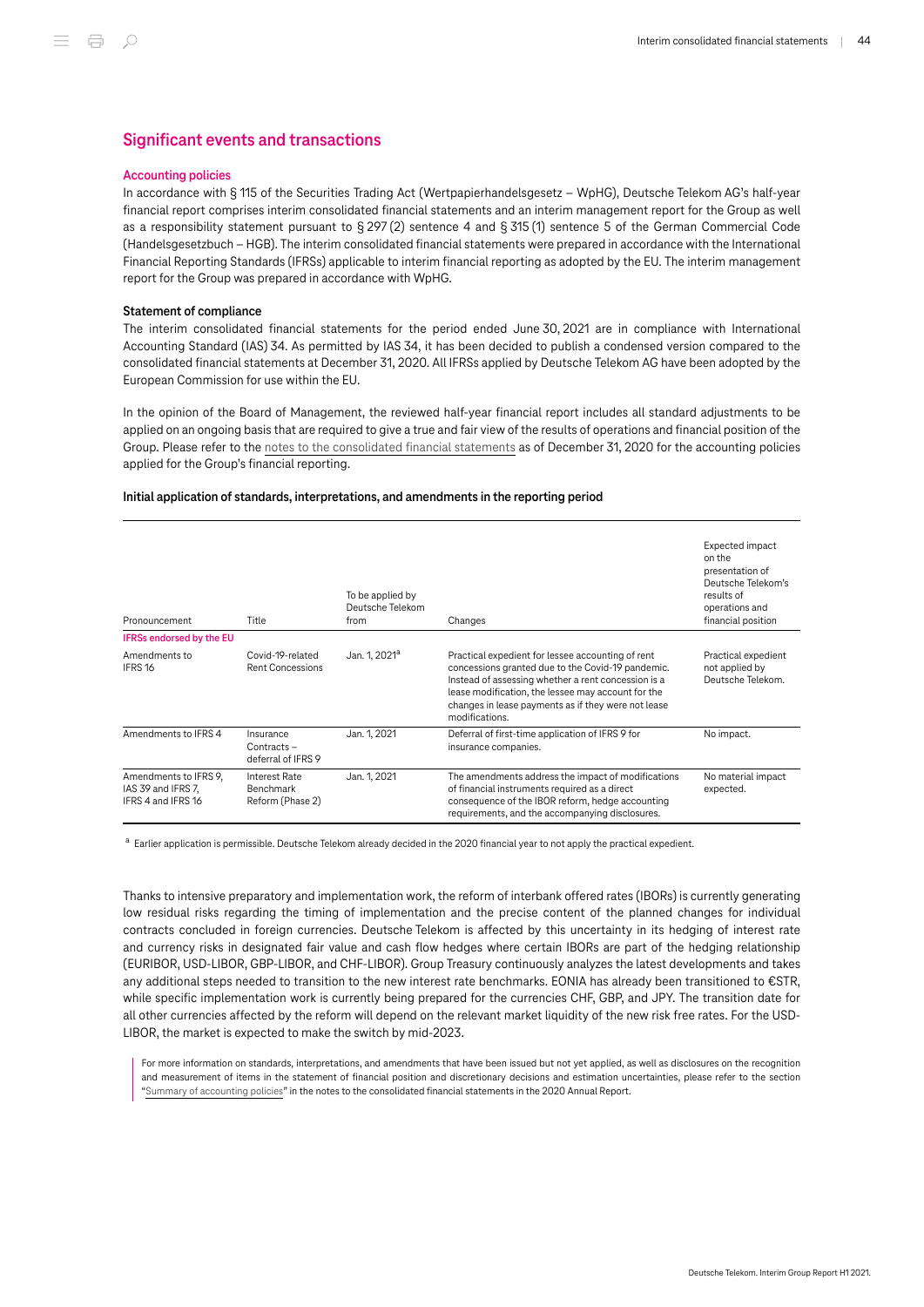## Significant events and transactions

### Accounting policies

In accordance with § 115 of the Securities Trading Act (Wertpapierhandelsgesetz – WpHG), Deutsche Telekom AG's half-year financial report comprises interim consolidated financial statements and an interim management report for the Group as well as a responsibility statement pursuant to § 297 (2) sentence 4 and § 315 (1) sentence 5 of the German Commercial Code (Handelsgesetzbuch – HGB). The interim consolidated financial statements were prepared in accordance with the International Financial Reporting Standards (IFRSs) applicable to interim financial reporting as adopted by the EU. The interim management report for the Group was prepared in accordance with WpHG.

#### Statement of compliance

The interim consolidated financial statements for the period ended June 30, 2021 are in compliance with International Accounting Standard (IAS) 34. As permitted by IAS 34, it has been decided to publish a condensed version compared to the consolidated financial statements at December 31, 2020. All IFRSs applied by Deutsche Telekom AG have been adopted by the European Commission for use within the EU.

In the opinion of the Board of Management, the reviewed half-year financial report includes all standard adjustments to be applied on an ongoing basis that are required to give a true and fair view of the results of operations and financial position of the Group. Please refer to the notes to the consolidated financial statements as of December 31, 2020 for the accounting policies applied for the Group's financial reporting.

#### Initial application of standards, interpretations, and amendments in the reporting period

| Pronouncement | Title | To be applied by Deutsche Telekom from | Changes | Expected impact on the presentation of Deutsche Telekom's results of operations and financial position |
|---|---|---|---|---|
| **IFRSs endorsed by the EU** | | | | |
| Amendments to IFRS 16 | Covid-19-related Rent Concessions | Jan. 1, 2021[a] | Practical expedient for lessee accounting of rent concessions granted due to the Covid-19 pandemic. Instead of assessing whether a rent concession is a lease modification, the lessee may account for the changes in lease payments as if they were not lease modifications. | Practical expedient not applied by Deutsche Telekom. |
| Amendments to IFRS 4 | Insurance Contracts – deferral of IFRS 9 | Jan. 1, 2021 | Deferral of first-time application of IFRS 9 for insurance companies. | No impact. |
| Amendments to IFRS 9, IAS 39 and IFRS 7, IFRS 4 and IFRS 16 | Interest Rate Benchmark Reform (Phase 2) | Jan. 1, 2021 | The amendments address the impact of modifications of financial instruments required as a direct consequence of the IBOR reform, hedge accounting requirements, and the accompanying disclosures. | No material impact expected. |

[a] Earlier application is permissible. Deutsche Telekom already decided in the 2020 financial year to not apply the practical expedient.

Thanks to intensive preparatory and implementation work, the reform of interbank offered rates (IBORs) is currently generating low residual risks regarding the timing of implementation and the precise content of the planned changes for individual contracts concluded in foreign currencies. Deutsche Telekom is affected by this uncertainty in its hedging of interest rate and currency risks in designated fair value and cash flow hedges where certain IBORs are part of the hedging relationship (EURIBOR, USD-LIBOR, GBP-LIBOR, and CHF-LIBOR). Group Treasury continuously analyzes the latest developments and takes any additional steps needed to transition to the new interest rate benchmarks. EONIA has already been transitioned to €STR, while specific implementation work is currently being prepared for the currencies CHF, GBP, and JPY. The transition date for all other currencies affected by the reform will depend on the relevant market liquidity of the new risk free rates. For the USD-LIBOR, the market is expected to make the switch by mid-2023.

For more information on standards, interpretations, and amendments that have been issued but not yet applied, as well as disclosures on the recognition and measurement of items in the statement of financial position and discretionary decisions and estimation uncertainties, please refer to the section "Summary of accounting policies" in the notes to the consolidated financial statements in the 2020 Annual Report.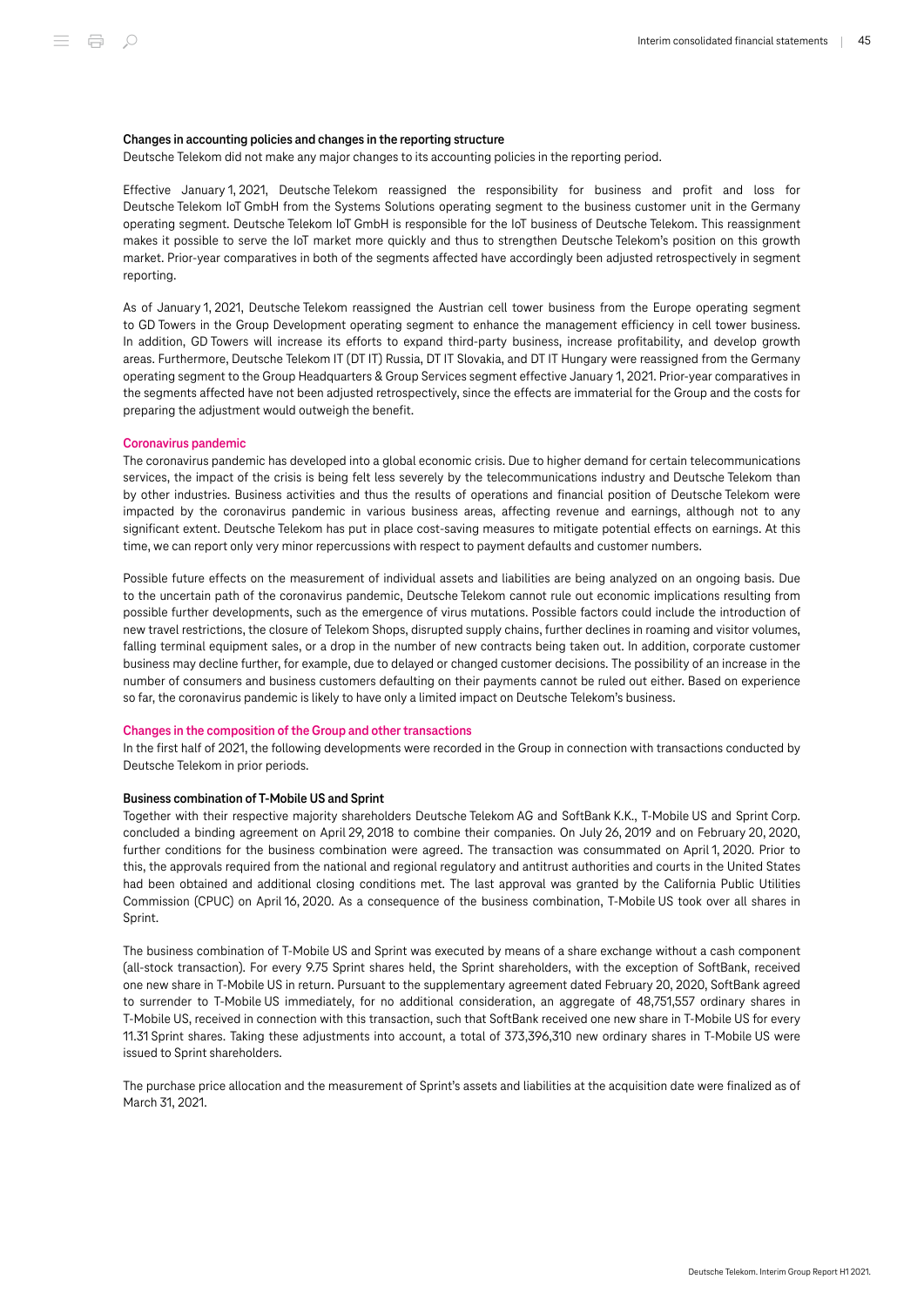#### Changes in accounting policies and changes in the reporting structure

Deutsche Telekom did not make any major changes to its accounting policies in the reporting period.

Effective January 1, 2021, Deutsche Telekom reassigned the responsibility for business and profit and loss for Deutsche Telekom IoT GmbH from the Systems Solutions operating segment to the business customer unit in the Germany operating segment. Deutsche Telekom IoT GmbH is responsible for the IoT business of Deutsche Telekom. This reassignment makes it possible to serve the IoT market more quickly and thus to strengthen Deutsche Telekom's position on this growth market. Prior-year comparatives in both of the segments affected have accordingly been adjusted retrospectively in segment reporting.

As of January 1, 2021, Deutsche Telekom reassigned the Austrian cell tower business from the Europe operating segment to GD Towers in the Group Development operating segment to enhance the management efficiency in cell tower business. In addition, GD Towers will increase its efforts to expand third-party business, increase profitability, and develop growth areas. Furthermore, Deutsche Telekom IT (DT IT) Russia, DT IT Slovakia, and DT IT Hungary were reassigned from the Germany operating segment to the Group Headquarters & Group Services segment effective January 1, 2021. Prior-year comparatives in the segments affected have not been adjusted retrospectively, since the effects are immaterial for the Group and the costs for preparing the adjustment would outweigh the benefit.

### Coronavirus pandemic

The coronavirus pandemic has developed into a global economic crisis. Due to higher demand for certain telecommunications services, the impact of the crisis is being felt less severely by the telecommunications industry and Deutsche Telekom than by other industries. Business activities and thus the results of operations and financial position of Deutsche Telekom were impacted by the coronavirus pandemic in various business areas, affecting revenue and earnings, although not to any significant extent. Deutsche Telekom has put in place cost-saving measures to mitigate potential effects on earnings. At this time, we can report only very minor repercussions with respect to payment defaults and customer numbers.

Possible future effects on the measurement of individual assets and liabilities are being analyzed on an ongoing basis. Due to the uncertain path of the coronavirus pandemic, Deutsche Telekom cannot rule out economic implications resulting from possible further developments, such as the emergence of virus mutations. Possible factors could include the introduction of new travel restrictions, the closure of Telekom Shops, disrupted supply chains, further declines in roaming and visitor volumes, falling terminal equipment sales, or a drop in the number of new contracts being taken out. In addition, corporate customer business may decline further, for example, due to delayed or changed customer decisions. The possibility of an increase in the number of consumers and business customers defaulting on their payments cannot be ruled out either. Based on experience so far, the coronavirus pandemic is likely to have only a limited impact on Deutsche Telekom's business.

### Changes in the composition of the Group and other transactions

In the first half of 2021, the following developments were recorded in the Group in connection with transactions conducted by Deutsche Telekom in prior periods.

#### Business combination of T-Mobile US and Sprint

Together with their respective majority shareholders Deutsche Telekom AG and SoftBank K.K., T-Mobile US and Sprint Corp. concluded a binding agreement on April 29, 2018 to combine their companies. On July 26, 2019 and on February 20, 2020, further conditions for the business combination were agreed. The transaction was consummated on April 1, 2020. Prior to this, the approvals required from the national and regional regulatory and antitrust authorities and courts in the United States had been obtained and additional closing conditions met. The last approval was granted by the California Public Utilities Commission (CPUC) on April 16, 2020. As a consequence of the business combination, T-Mobile US took over all shares in Sprint.

The business combination of T-Mobile US and Sprint was executed by means of a share exchange without a cash component (all-stock transaction). For every 9.75 Sprint shares held, the Sprint shareholders, with the exception of SoftBank, received one new share in T-Mobile US in return. Pursuant to the supplementary agreement dated February 20, 2020, SoftBank agreed to surrender to T-Mobile US immediately, for no additional consideration, an aggregate of 48,751,557 ordinary shares in T-Mobile US, received in connection with this transaction, such that SoftBank received one new share in T-Mobile US for every 11.31 Sprint shares. Taking these adjustments into account, a total of 373,396,310 new ordinary shares in T-Mobile US were issued to Sprint shareholders.

The purchase price allocation and the measurement of Sprint's assets and liabilities at the acquisition date were finalized as of March 31, 2021.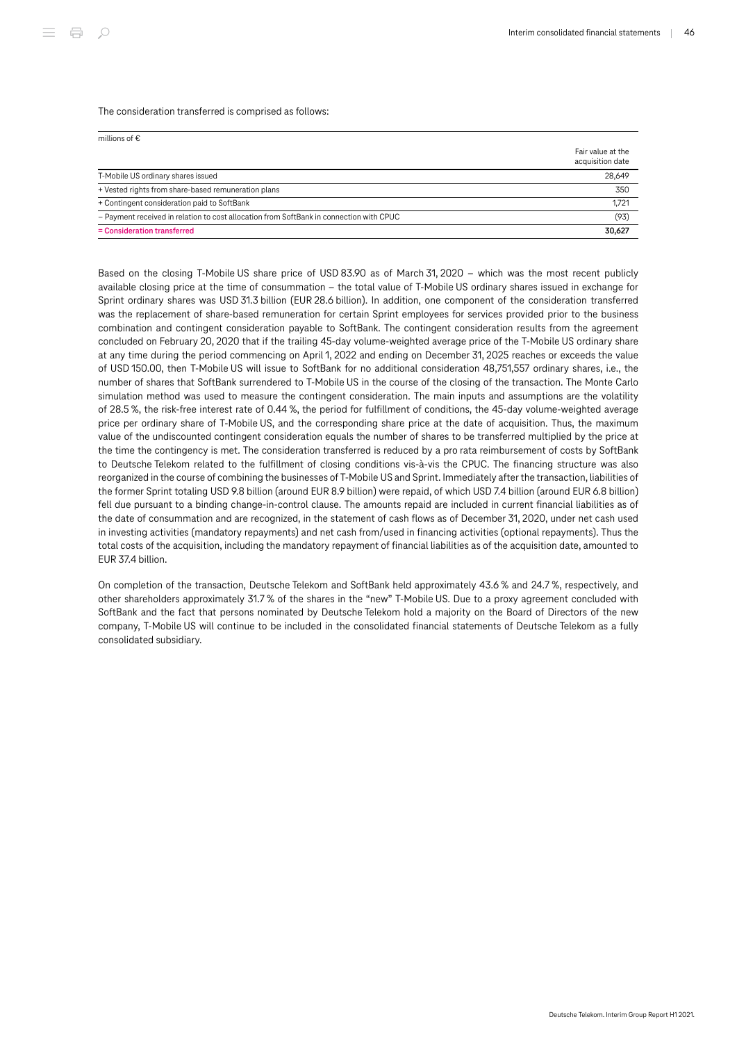The consideration transferred is comprised as follows:

| millions of € | Fair value at the acquisition date |
|---|---|
| T-Mobile US ordinary shares issued | 28,649 |
| + Vested rights from share-based remuneration plans | 350 |
| + Contingent consideration paid to SoftBank | 1,721 |
| – Payment received in relation to cost allocation from SoftBank in connection with CPUC | (93) |
| **= Consideration transferred** | **30,627** |

Based on the closing T-Mobile US share price of USD 83.90 as of March 31, 2020 – which was the most recent publicly available closing price at the time of consummation – the total value of T-Mobile US ordinary shares issued in exchange for Sprint ordinary shares was USD 31.3 billion (EUR 28.6 billion). In addition, one component of the consideration transferred was the replacement of share-based remuneration for certain Sprint employees for services provided prior to the business combination and contingent consideration payable to SoftBank. The contingent consideration results from the agreement concluded on February 20, 2020 that if the trailing 45-day volume-weighted average price of the T-Mobile US ordinary share at any time during the period commencing on April 1, 2022 and ending on December 31, 2025 reaches or exceeds the value of USD 150.00, then T-Mobile US will issue to SoftBank for no additional consideration 48,751,557 ordinary shares, i.e., the number of shares that SoftBank surrendered to T-Mobile US in the course of the closing of the transaction. The Monte Carlo simulation method was used to measure the contingent consideration. The main inputs and assumptions are the volatility of 28.5 %, the risk-free interest rate of 0.44 %, the period for fulfillment of conditions, the 45-day volume-weighted average price per ordinary share of T-Mobile US, and the corresponding share price at the date of acquisition. Thus, the maximum value of the undiscounted contingent consideration equals the number of shares to be transferred multiplied by the price at the time the contingency is met. The consideration transferred is reduced by a pro rata reimbursement of costs by SoftBank to Deutsche Telekom related to the fulfillment of closing conditions vis-à-vis the CPUC. The financing structure was also reorganized in the course of combining the businesses of T-Mobile US and Sprint. Immediately after the transaction, liabilities of the former Sprint totaling USD 9.8 billion (around EUR 8.9 billion) were repaid, of which USD 7.4 billion (around EUR 6.8 billion) fell due pursuant to a binding change-in-control clause. The amounts repaid are included in current financial liabilities as of the date of consummation and are recognized, in the statement of cash flows as of December 31, 2020, under net cash used in investing activities (mandatory repayments) and net cash from/used in financing activities (optional repayments). Thus the total costs of the acquisition, including the mandatory repayment of financial liabilities as of the acquisition date, amounted to EUR 37.4 billion.

On completion of the transaction, Deutsche Telekom and SoftBank held approximately 43.6 % and 24.7 %, respectively, and other shareholders approximately 31.7 % of the shares in the "new" T-Mobile US. Due to a proxy agreement concluded with SoftBank and the fact that persons nominated by Deutsche Telekom hold a majority on the Board of Directors of the new company, T-Mobile US will continue to be included in the consolidated financial statements of Deutsche Telekom as a fully consolidated subsidiary.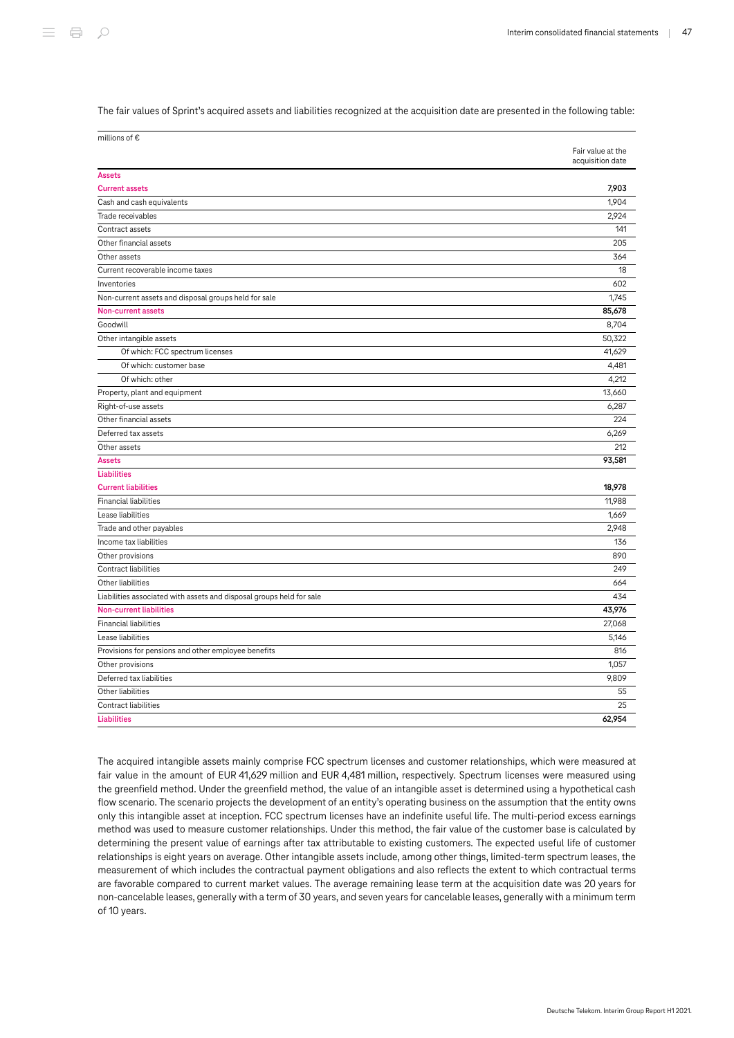The fair values of Sprint's acquired assets and liabilities recognized at the acquisition date are presented in the following table:

| millions of € | Fair value at the acquisition date |
|---|---|
| **Assets** | |
| **Current assets** | **7,903** |
| Cash and cash equivalents | 1,904 |
| Trade receivables | 2,924 |
| Contract assets | 141 |
| Other financial assets | 205 |
| Other assets | 364 |
| Current recoverable income taxes | 18 |
| Inventories | 602 |
| Non-current assets and disposal groups held for sale | 1,745 |
| **Non-current assets** | **85,678** |
| Goodwill | 8,704 |
| Other intangible assets | 50,322 |
| Of which: FCC spectrum licenses | 41,629 |
| Of which: customer base | 4,481 |
| Of which: other | 4,212 |
| Property, plant and equipment | 13,660 |
| Right-of-use assets | 6,287 |
| Other financial assets | 224 |
| Deferred tax assets | 6,269 |
| Other assets | 212 |
| **Assets** | **93,581** |
| **Liabilities** | |
| **Current liabilities** | **18,978** |
| Financial liabilities | 11,988 |
| Lease liabilities | 1,669 |
| Trade and other payables | 2,948 |
| Income tax liabilities | 136 |
| Other provisions | 890 |
| Contract liabilities | 249 |
| Other liabilities | 664 |
| Liabilities associated with assets and disposal groups held for sale | 434 |
| **Non-current liabilities** | **43,976** |
| Financial liabilities | 27,068 |
| Lease liabilities | 5,146 |
| Provisions for pensions and other employee benefits | 816 |
| Other provisions | 1,057 |
| Deferred tax liabilities | 9,809 |
| Other liabilities | 55 |
| Contract liabilities | 25 |
| **Liabilities** | **62,954** |

The acquired intangible assets mainly comprise FCC spectrum licenses and customer relationships, which were measured at fair value in the amount of EUR 41,629 million and EUR 4,481 million, respectively. Spectrum licenses were measured using the greenfield method. Under the greenfield method, the value of an intangible asset is determined using a hypothetical cash flow scenario. The scenario projects the development of an entity's operating business on the assumption that the entity owns only this intangible asset at inception. FCC spectrum licenses have an indefinite useful life. The multi-period excess earnings method was used to measure customer relationships. Under this method, the fair value of the customer base is calculated by determining the present value of earnings after tax attributable to existing customers. The expected useful life of customer relationships is eight years on average. Other intangible assets include, among other things, limited-term spectrum leases, the measurement of which includes the contractual payment obligations and also reflects the extent to which contractual terms are favorable compared to current market values. The average remaining lease term at the acquisition date was 20 years for non-cancelable leases, generally with a term of 30 years, and seven years for cancelable leases, generally with a minimum term of 10 years.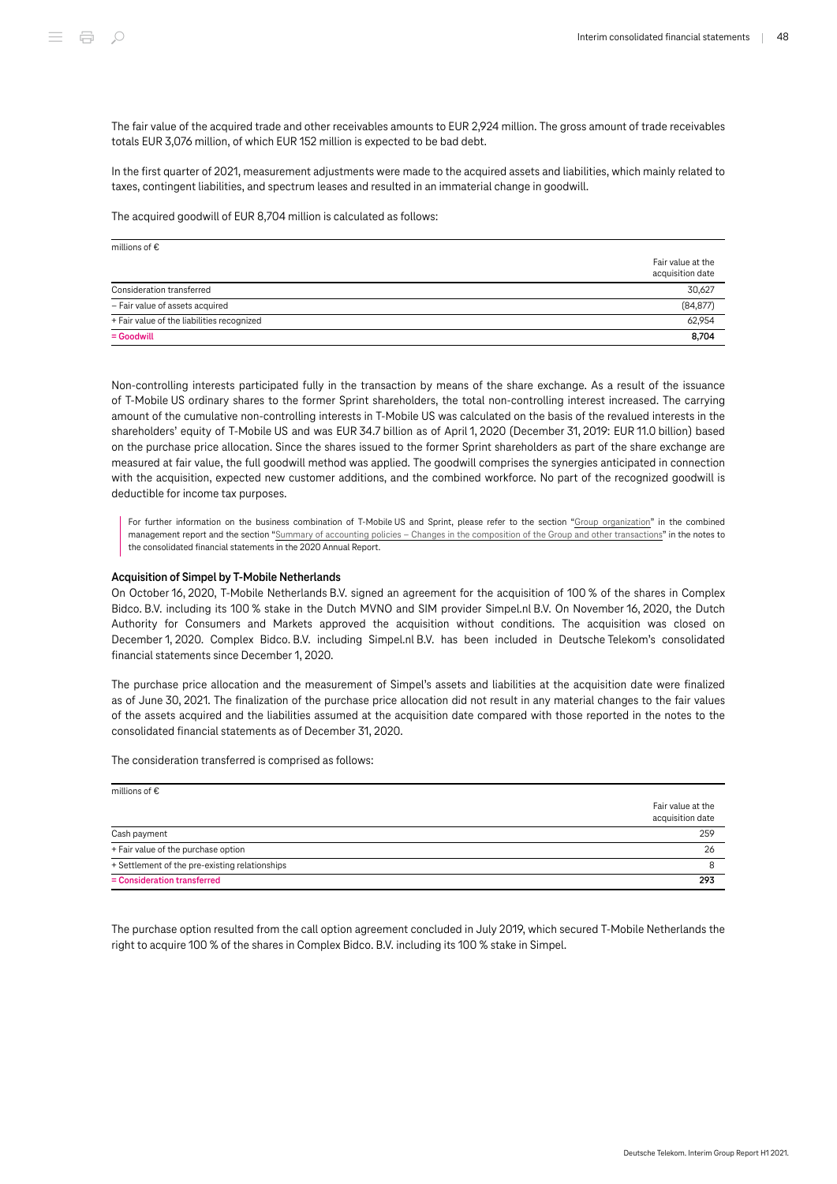The fair value of the acquired trade and other receivables amounts to EUR 2,924 million. The gross amount of trade receivables totals EUR 3,076 million, of which EUR 152 million is expected to be bad debt.

In the first quarter of 2021, measurement adjustments were made to the acquired assets and liabilities, which mainly related to taxes, contingent liabilities, and spectrum leases and resulted in an immaterial change in goodwill.

The acquired goodwill of EUR 8,704 million is calculated as follows:

| millions of € | Fair value at the acquisition date |
|---|---|
| Consideration transferred | 30,627 |
| – Fair value of assets acquired | (84,877) |
| + Fair value of the liabilities recognized | 62,954 |
| **= Goodwill** | **8,704** |

Non-controlling interests participated fully in the transaction by means of the share exchange. As a result of the issuance of T-Mobile US ordinary shares to the former Sprint shareholders, the total non-controlling interest increased. The carrying amount of the cumulative non-controlling interests in T-Mobile US was calculated on the basis of the revalued interests in the shareholders' equity of T-Mobile US and was EUR 34.7 billion as of April 1, 2020 (December 31, 2019: EUR 11.0 billion) based on the purchase price allocation. Since the shares issued to the former Sprint shareholders as part of the share exchange are measured at fair value, the full goodwill method was applied. The goodwill comprises the synergies anticipated in connection with the acquisition, expected new customer additions, and the combined workforce. No part of the recognized goodwill is deductible for income tax purposes.

For further information on the business combination of T-Mobile US and Sprint, please refer to the section "Group organization" in the combined management report and the section "Summary of accounting policies – Changes in the composition of the Group and other transactions" in the notes to the consolidated financial statements in the 2020 Annual Report.

### Acquisition of Simpel by T-Mobile Netherlands

On October 16, 2020, T-Mobile Netherlands B.V. signed an agreement for the acquisition of 100 % of the shares in Complex Bidco. B.V. including its 100 % stake in the Dutch MVNO and SIM provider Simpel.nl B.V. On November 16, 2020, the Dutch Authority for Consumers and Markets approved the acquisition without conditions. The acquisition was closed on December 1, 2020. Complex Bidco. B.V. including Simpel.nl B.V. has been included in Deutsche Telekom's consolidated financial statements since December 1, 2020.

The purchase price allocation and the measurement of Simpel's assets and liabilities at the acquisition date were finalized as of June 30, 2021. The finalization of the purchase price allocation did not result in any material changes to the fair values of the assets acquired and the liabilities assumed at the acquisition date compared with those reported in the notes to the consolidated financial statements as of December 31, 2020.

The consideration transferred is comprised as follows:

| millions of € | Fair value at the acquisition date |
|---|---|
| Cash payment | 259 |
| + Fair value of the purchase option | 26 |
| + Settlement of the pre-existing relationships | 8 |
| **= Consideration transferred** | **293** |

The purchase option resulted from the call option agreement concluded in July 2019, which secured T-Mobile Netherlands the right to acquire 100 % of the shares in Complex Bidco. B.V. including its 100 % stake in Simpel.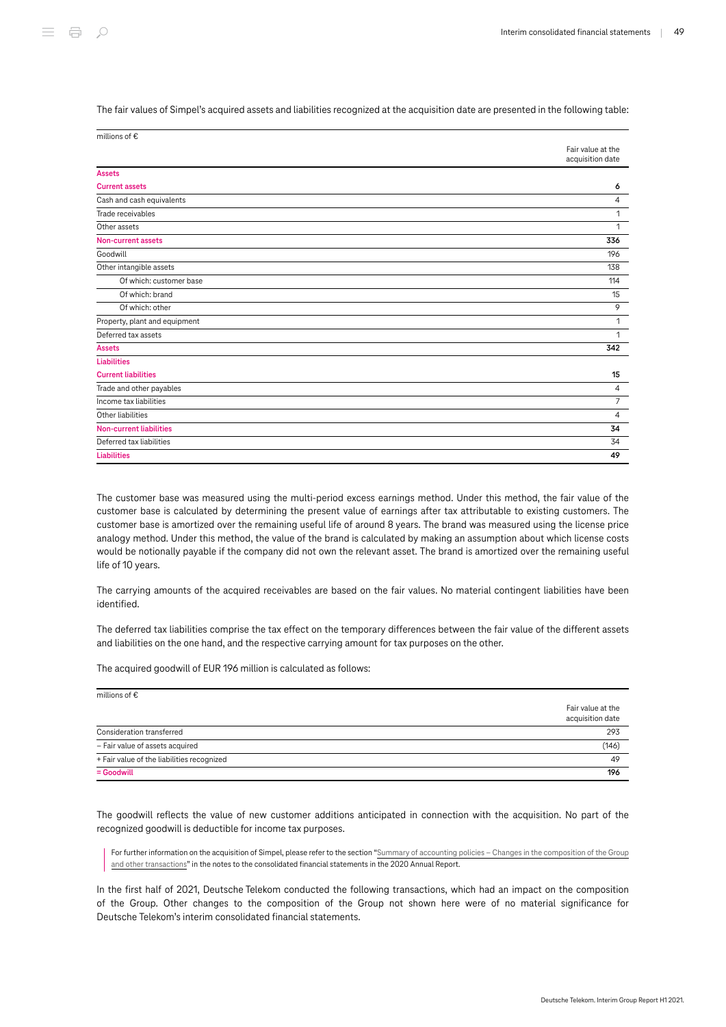The fair values of Simpel's acquired assets and liabilities recognized at the acquisition date are presented in the following table:

| millions of € | Fair value at the acquisition date |
|---|---|
| **Assets** | |
| **Current assets** | **6** |
| Cash and cash equivalents | 4 |
| Trade receivables | 1 |
| Other assets | 1 |
| **Non-current assets** | **336** |
| Goodwill | 196 |
| Other intangible assets | 138 |
| Of which: customer base | 114 |
| Of which: brand | 15 |
| Of which: other | 9 |
| Property, plant and equipment | 1 |
| Deferred tax assets | 1 |
| **Assets** | **342** |
| **Liabilities** | |
| **Current liabilities** | **15** |
| Trade and other payables | 4 |
| Income tax liabilities | 7 |
| Other liabilities | 4 |
| **Non-current liabilities** | **34** |
| Deferred tax liabilities | 34 |
| **Liabilities** | **49** |

The customer base was measured using the multi-period excess earnings method. Under this method, the fair value of the customer base is calculated by determining the present value of earnings after tax attributable to existing customers. The customer base is amortized over the remaining useful life of around 8 years. The brand was measured using the license price analogy method. Under this method, the value of the brand is calculated by making an assumption about which license costs would be notionally payable if the company did not own the relevant asset. The brand is amortized over the remaining useful life of 10 years.

The carrying amounts of the acquired receivables are based on the fair values. No material contingent liabilities have been identified.

The deferred tax liabilities comprise the tax effect on the temporary differences between the fair value of the different assets and liabilities on the one hand, and the respective carrying amount for tax purposes on the other.

The acquired goodwill of EUR 196 million is calculated as follows:

| millions of € | Fair value at the acquisition date |
|---|---|
| Consideration transferred | 293 |
| – Fair value of assets acquired | (146) |
| + Fair value of the liabilities recognized | 49 |
| **= Goodwill** | **196** |

The goodwill reflects the value of new customer additions anticipated in connection with the acquisition. No part of the recognized goodwill is deductible for income tax purposes.

> For further information on the acquisition of Simpel, please refer to the section "Summary of accounting policies – Changes in the composition of the Group and other transactions" in the notes to the consolidated financial statements in the 2020 Annual Report.

In the first half of 2021, Deutsche Telekom conducted the following transactions, which had an impact on the composition of the Group. Other changes to the composition of the Group not shown here were of no material significance for Deutsche Telekom's interim consolidated financial statements.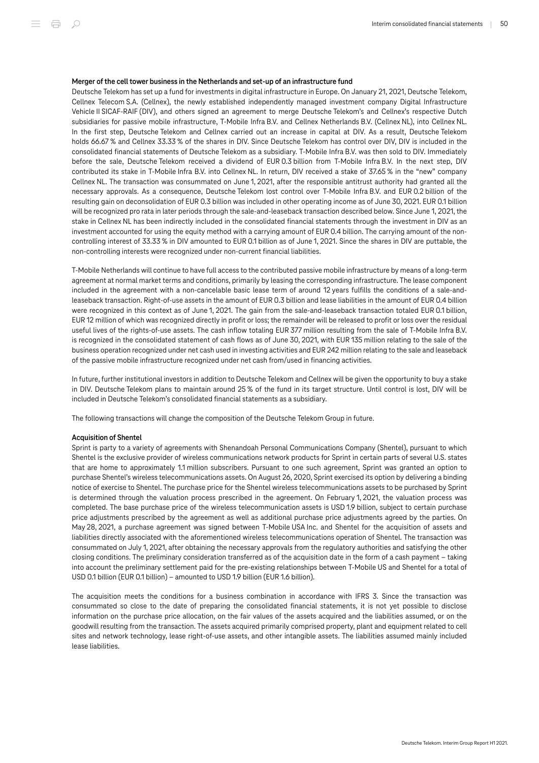**Merger of the cell tower business in the Netherlands and set-up of an infrastructure fund**

Deutsche Telekom has set up a fund for investments in digital infrastructure in Europe. On January 21, 2021, Deutsche Telekom, Cellnex Telecom S.A. (Cellnex), the newly established independently managed investment company Digital Infrastructure Vehicle II SICAF-RAIF (DIV), and others signed an agreement to merge Deutsche Telekom's and Cellnex's respective Dutch subsidiaries for passive mobile infrastructure, T-Mobile Infra B.V. and Cellnex Netherlands B.V. (Cellnex NL), into Cellnex NL. In the first step, Deutsche Telekom and Cellnex carried out an increase in capital at DIV. As a result, Deutsche Telekom holds 66.67 % and Cellnex 33.33 % of the shares in DIV. Since Deutsche Telekom has control over DIV, DIV is included in the consolidated financial statements of Deutsche Telekom as a subsidiary. T-Mobile Infra B.V. was then sold to DIV. Immediately before the sale, Deutsche Telekom received a dividend of EUR 0.3 billion from T-Mobile Infra B.V. In the next step, DIV contributed its stake in T-Mobile Infra B.V. into Cellnex NL. In return, DIV received a stake of 37.65 % in the "new" company Cellnex NL. The transaction was consummated on June 1, 2021, after the responsible antitrust authority had granted all the necessary approvals. As a consequence, Deutsche Telekom lost control over T-Mobile Infra B.V. and EUR 0.2 billion of the resulting gain on deconsolidation of EUR 0.3 billion was included in other operating income as of June 30, 2021. EUR 0.1 billion will be recognized pro rata in later periods through the sale-and-leaseback transaction described below. Since June 1, 2021, the stake in Cellnex NL has been indirectly included in the consolidated financial statements through the investment in DIV as an investment accounted for using the equity method with a carrying amount of EUR 0.4 billion. The carrying amount of the non-controlling interest of 33.33 % in DIV amounted to EUR 0.1 billion as of June 1, 2021. Since the shares in DIV are puttable, the non-controlling interests were recognized under non-current financial liabilities.

T-Mobile Netherlands will continue to have full access to the contributed passive mobile infrastructure by means of a long-term agreement at normal market terms and conditions, primarily by leasing the corresponding infrastructure. The lease component included in the agreement with a non-cancelable basic lease term of around 12 years fulfills the conditions of a sale-and-leaseback transaction. Right-of-use assets in the amount of EUR 0.3 billion and lease liabilities in the amount of EUR 0.4 billion were recognized in this context as of June 1, 2021. The gain from the sale-and-leaseback transaction totaled EUR 0.1 billion, EUR 12 million of which was recognized directly in profit or loss; the remainder will be released to profit or loss over the residual useful lives of the rights-of-use assets. The cash inflow totaling EUR 377 million resulting from the sale of T-Mobile Infra B.V. is recognized in the consolidated statement of cash flows as of June 30, 2021, with EUR 135 million relating to the sale of the business operation recognized under net cash used in investing activities and EUR 242 million relating to the sale and leaseback of the passive mobile infrastructure recognized under net cash from/used in financing activities.

In future, further institutional investors in addition to Deutsche Telekom and Cellnex will be given the opportunity to buy a stake in DIV. Deutsche Telekom plans to maintain around 25 % of the fund in its target structure. Until control is lost, DIV will be included in Deutsche Telekom's consolidated financial statements as a subsidiary.

The following transactions will change the composition of the Deutsche Telekom Group in future.

**Acquisition of Shentel**

Sprint is party to a variety of agreements with Shenandoah Personal Communications Company (Shentel), pursuant to which Shentel is the exclusive provider of wireless communications network products for Sprint in certain parts of several U.S. states that are home to approximately 1.1 million subscribers. Pursuant to one such agreement, Sprint was granted an option to purchase Shentel's wireless telecommunications assets. On August 26, 2020, Sprint exercised its option by delivering a binding notice of exercise to Shentel. The purchase price for the Shentel wireless telecommunications assets to be purchased by Sprint is determined through the valuation process prescribed in the agreement. On February 1, 2021, the valuation process was completed. The base purchase price of the wireless telecommunication assets is USD 1.9 billion, subject to certain purchase price adjustments prescribed by the agreement as well as additional purchase price adjustments agreed by the parties. On May 28, 2021, a purchase agreement was signed between T-Mobile USA Inc. and Shentel for the acquisition of assets and liabilities directly associated with the aforementioned wireless telecommunications operation of Shentel. The transaction was consummated on July 1, 2021, after obtaining the necessary approvals from the regulatory authorities and satisfying the other closing conditions. The preliminary consideration transferred as of the acquisition date in the form of a cash payment – taking into account the preliminary settlement paid for the pre-existing relationships between T-Mobile US and Shentel for a total of USD 0.1 billion (EUR 0.1 billion) – amounted to USD 1.9 billion (EUR 1.6 billion).

The acquisition meets the conditions for a business combination in accordance with IFRS 3. Since the transaction was consummated so close to the date of preparing the consolidated financial statements, it is not yet possible to disclose information on the purchase price allocation, on the fair values of the assets acquired and the liabilities assumed, or on the goodwill resulting from the transaction. The assets acquired primarily comprised property, plant and equipment related to cell sites and network technology, lease right-of-use assets, and other intangible assets. The liabilities assumed mainly included lease liabilities.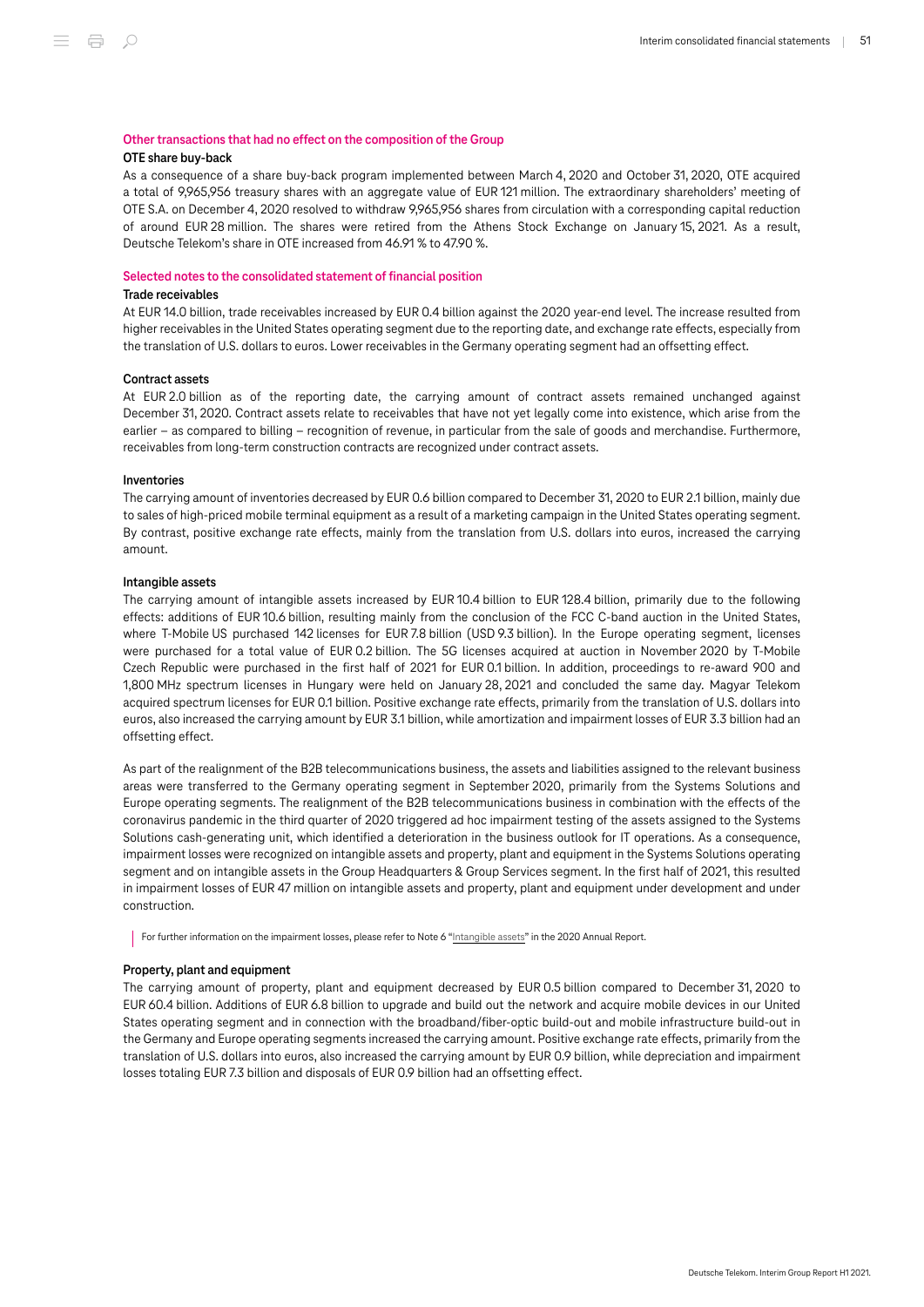## Other transactions that had no effect on the composition of the Group

### OTE share buy-back

As a consequence of a share buy-back program implemented between March 4, 2020 and October 31, 2020, OTE acquired a total of 9,965,956 treasury shares with an aggregate value of EUR 121 million. The extraordinary shareholders' meeting of OTE S.A. on December 4, 2020 resolved to withdraw 9,965,956 shares from circulation with a corresponding capital reduction of around EUR 28 million. The shares were retired from the Athens Stock Exchange on January 15, 2021. As a result, Deutsche Telekom's share in OTE increased from 46.91 % to 47.90 %.

## Selected notes to the consolidated statement of financial position

### Trade receivables

At EUR 14.0 billion, trade receivables increased by EUR 0.4 billion against the 2020 year-end level. The increase resulted from higher receivables in the United States operating segment due to the reporting date, and exchange rate effects, especially from the translation of U.S. dollars to euros. Lower receivables in the Germany operating segment had an offsetting effect.

### Contract assets

At EUR 2.0 billion as of the reporting date, the carrying amount of contract assets remained unchanged against December 31, 2020. Contract assets relate to receivables that have not yet legally come into existence, which arise from the earlier – as compared to billing – recognition of revenue, in particular from the sale of goods and merchandise. Furthermore, receivables from long-term construction contracts are recognized under contract assets.

### Inventories

The carrying amount of inventories decreased by EUR 0.6 billion compared to December 31, 2020 to EUR 2.1 billion, mainly due to sales of high-priced mobile terminal equipment as a result of a marketing campaign in the United States operating segment. By contrast, positive exchange rate effects, mainly from the translation from U.S. dollars into euros, increased the carrying amount.

### Intangible assets

The carrying amount of intangible assets increased by EUR 10.4 billion to EUR 128.4 billion, primarily due to the following effects: additions of EUR 10.6 billion, resulting mainly from the conclusion of the FCC C-band auction in the United States, where T-Mobile US purchased 142 licenses for EUR 7.8 billion (USD 9.3 billion). In the Europe operating segment, licenses were purchased for a total value of EUR 0.2 billion. The 5G licenses acquired at auction in November 2020 by T-Mobile Czech Republic were purchased in the first half of 2021 for EUR 0.1 billion. In addition, proceedings to re-award 900 and 1,800 MHz spectrum licenses in Hungary were held on January 28, 2021 and concluded the same day. Magyar Telekom acquired spectrum licenses for EUR 0.1 billion. Positive exchange rate effects, primarily from the translation of U.S. dollars into euros, also increased the carrying amount by EUR 3.1 billion, while amortization and impairment losses of EUR 3.3 billion had an offsetting effect.

As part of the realignment of the B2B telecommunications business, the assets and liabilities assigned to the relevant business areas were transferred to the Germany operating segment in September 2020, primarily from the Systems Solutions and Europe operating segments. The realignment of the B2B telecommunications business in combination with the effects of the coronavirus pandemic in the third quarter of 2020 triggered ad hoc impairment testing of the assets assigned to the Systems Solutions cash-generating unit, which identified a deterioration in the business outlook for IT operations. As a consequence, impairment losses were recognized on intangible assets and property, plant and equipment in the Systems Solutions operating segment and on intangible assets in the Group Headquarters & Group Services segment. In the first half of 2021, this resulted in impairment losses of EUR 47 million on intangible assets and property, plant and equipment under development and under construction.

> For further information on the impairment losses, please refer to Note 6 "Intangible assets" in the 2020 Annual Report.

### Property, plant and equipment

The carrying amount of property, plant and equipment decreased by EUR 0.5 billion compared to December 31, 2020 to EUR 60.4 billion. Additions of EUR 6.8 billion to upgrade and build out the network and acquire mobile devices in our United States operating segment and in connection with the broadband/fiber-optic build-out and mobile infrastructure build-out in the Germany and Europe operating segments increased the carrying amount. Positive exchange rate effects, primarily from the translation of U.S. dollars into euros, also increased the carrying amount by EUR 0.9 billion, while depreciation and impairment losses totaling EUR 7.3 billion and disposals of EUR 0.9 billion had an offsetting effect.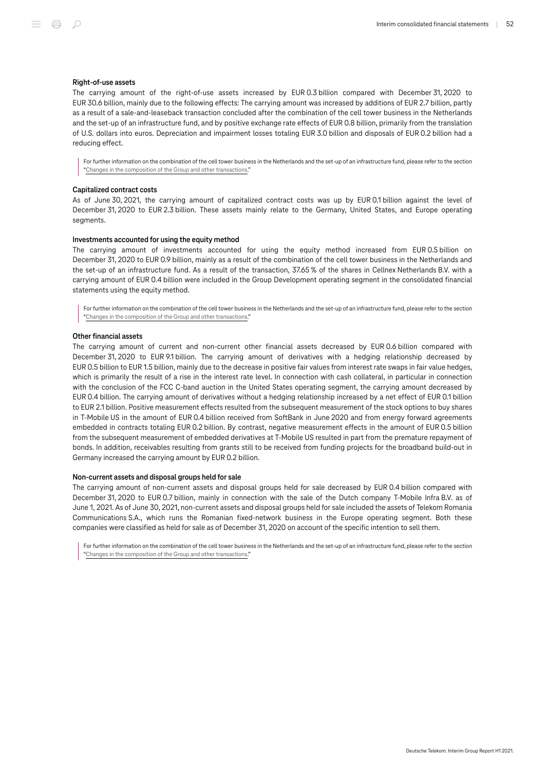### Right-of-use assets

The carrying amount of the right-of-use assets increased by EUR 0.3 billion compared with December 31, 2020 to EUR 30.6 billion, mainly due to the following effects: The carrying amount was increased by additions of EUR 2.7 billion, partly as a result of a sale-and-leaseback transaction concluded after the combination of the cell tower business in the Netherlands and the set-up of an infrastructure fund, and by positive exchange rate effects of EUR 0.8 billion, primarily from the translation of U.S. dollars into euros. Depreciation and impairment losses totaling EUR 3.0 billion and disposals of EUR 0.2 billion had a reducing effect.

> For further information on the combination of the cell tower business in the Netherlands and the set-up of an infrastructure fund, please refer to the section "Changes in the composition of the Group and other transactions."

### Capitalized contract costs

As of June 30, 2021, the carrying amount of capitalized contract costs was up by EUR 0.1 billion against the level of December 31, 2020 to EUR 2.3 billion. These assets mainly relate to the Germany, United States, and Europe operating segments.

### Investments accounted for using the equity method

The carrying amount of investments accounted for using the equity method increased from EUR 0.5 billion on December 31, 2020 to EUR 0.9 billion, mainly as a result of the combination of the cell tower business in the Netherlands and the set-up of an infrastructure fund. As a result of the transaction, 37.65 % of the shares in Cellnex Netherlands B.V. with a carrying amount of EUR 0.4 billion were included in the Group Development operating segment in the consolidated financial statements using the equity method.

> For further information on the combination of the cell tower business in the Netherlands and the set-up of an infrastructure fund, please refer to the section "Changes in the composition of the Group and other transactions."

### Other financial assets

The carrying amount of current and non-current other financial assets decreased by EUR 0.6 billion compared with December 31, 2020 to EUR 9.1 billion. The carrying amount of derivatives with a hedging relationship decreased by EUR 0.5 billion to EUR 1.5 billion, mainly due to the decrease in positive fair values from interest rate swaps in fair value hedges, which is primarily the result of a rise in the interest rate level. In connection with cash collateral, in particular in connection with the conclusion of the FCC C-band auction in the United States operating segment, the carrying amount decreased by EUR 0.4 billion. The carrying amount of derivatives without a hedging relationship increased by a net effect of EUR 0.1 billion to EUR 2.1 billion. Positive measurement effects resulted from the subsequent measurement of the stock options to buy shares in T-Mobile US in the amount of EUR 0.4 billion received from SoftBank in June 2020 and from energy forward agreements embedded in contracts totaling EUR 0.2 billion. By contrast, negative measurement effects in the amount of EUR 0.5 billion from the subsequent measurement of embedded derivatives at T-Mobile US resulted in part from the premature repayment of bonds. In addition, receivables resulting from grants still to be received from funding projects for the broadband build-out in Germany increased the carrying amount by EUR 0.2 billion.

### Non-current assets and disposal groups held for sale

The carrying amount of non-current assets and disposal groups held for sale decreased by EUR 0.4 billion compared with December 31, 2020 to EUR 0.7 billion, mainly in connection with the sale of the Dutch company T-Mobile Infra B.V. as of June 1, 2021. As of June 30, 2021, non-current assets and disposal groups held for sale included the assets of Telekom Romania Communications S.A., which runs the Romanian fixed-network business in the Europe operating segment. Both these companies were classified as held for sale as of December 31, 2020 on account of the specific intention to sell them.

> For further information on the combination of the cell tower business in the Netherlands and the set-up of an infrastructure fund, please refer to the section "Changes in the composition of the Group and other transactions."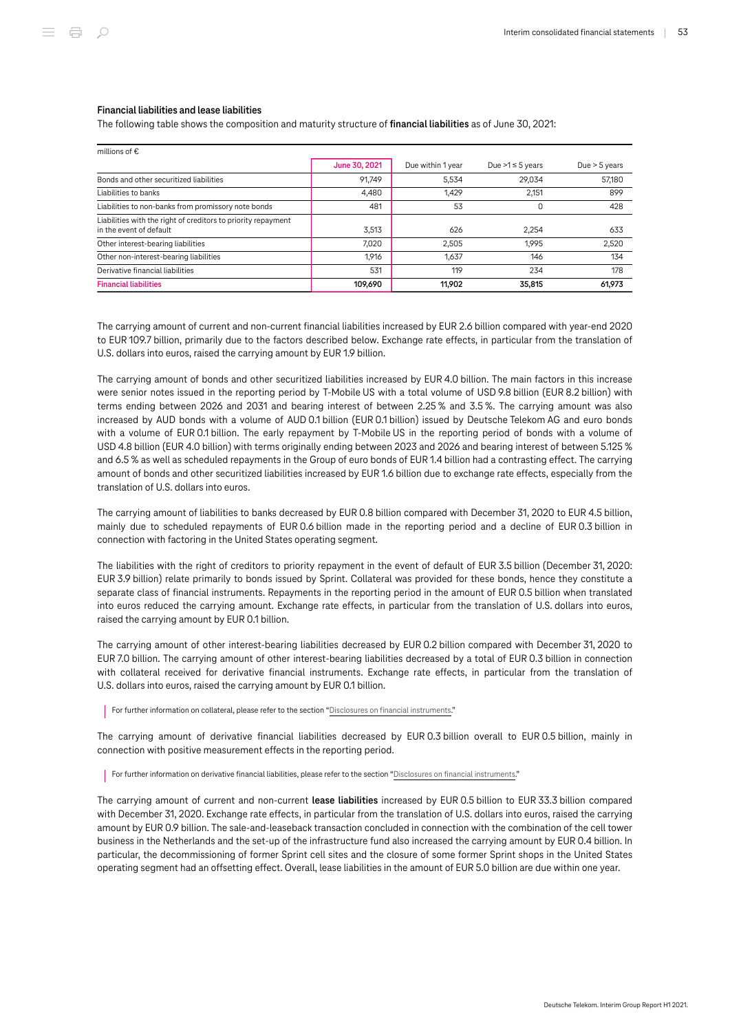### Financial liabilities and lease liabilities

The following table shows the composition and maturity structure of **financial liabilities** as of June 30, 2021:

| millions of € | June 30, 2021 | Due within 1 year | Due >1 ≤ 5 years | Due > 5 years |
|---|---|---|---|---|
| Bonds and other securitized liabilities | 91,749 | 5,534 | 29,034 | 57,180 |
| Liabilities to banks | 4,480 | 1,429 | 2,151 | 899 |
| Liabilities to non-banks from promissory note bonds | 481 | 53 | 0 | 428 |
| Liabilities with the right of creditors to priority repayment in the event of default | 3,513 | 626 | 2,254 | 633 |
| Other interest-bearing liabilities | 7,020 | 2,505 | 1,995 | 2,520 |
| Other non-interest-bearing liabilities | 1,916 | 1,637 | 146 | 134 |
| Derivative financial liabilities | 531 | 119 | 234 | 178 |
| **Financial liabilities** | **109,690** | **11,902** | **35,815** | **61,973** |

The carrying amount of current and non-current financial liabilities increased by EUR 2.6 billion compared with year-end 2020 to EUR 109.7 billion, primarily due to the factors described below. Exchange rate effects, in particular from the translation of U.S. dollars into euros, raised the carrying amount by EUR 1.9 billion.

The carrying amount of bonds and other securitized liabilities increased by EUR 4.0 billion. The main factors in this increase were senior notes issued in the reporting period by T-Mobile US with a total volume of USD 9.8 billion (EUR 8.2 billion) with terms ending between 2026 and 2031 and bearing interest of between 2.25 % and 3.5 %. The carrying amount was also increased by AUD bonds with a volume of AUD 0.1 billion (EUR 0.1 billion) issued by Deutsche Telekom AG and euro bonds with a volume of EUR 0.1 billion. The early repayment by T-Mobile US in the reporting period of bonds with a volume of USD 4.8 billion (EUR 4.0 billion) with terms originally ending between 2023 and 2026 and bearing interest of between 5.125 % and 6.5 % as well as scheduled repayments in the Group of euro bonds of EUR 1.4 billion had a contrasting effect. The carrying amount of bonds and other securitized liabilities increased by EUR 1.6 billion due to exchange rate effects, especially from the translation of U.S. dollars into euros.

The carrying amount of liabilities to banks decreased by EUR 0.8 billion compared with December 31, 2020 to EUR 4.5 billion, mainly due to scheduled repayments of EUR 0.6 billion made in the reporting period and a decline of EUR 0.3 billion in connection with factoring in the United States operating segment.

The liabilities with the right of creditors to priority repayment in the event of default of EUR 3.5 billion (December 31, 2020: EUR 3.9 billion) relate primarily to bonds issued by Sprint. Collateral was provided for these bonds, hence they constitute a separate class of financial instruments. Repayments in the reporting period in the amount of EUR 0.5 billion when translated into euros reduced the carrying amount. Exchange rate effects, in particular from the translation of U.S. dollars into euros, raised the carrying amount by EUR 0.1 billion.

The carrying amount of other interest-bearing liabilities decreased by EUR 0.2 billion compared with December 31, 2020 to EUR 7.0 billion. The carrying amount of other interest-bearing liabilities decreased by a total of EUR 0.3 billion in connection with collateral received for derivative financial instruments. Exchange rate effects, in particular from the translation of U.S. dollars into euros, raised the carrying amount by EUR 0.1 billion.

For further information on collateral, please refer to the section "Disclosures on financial instruments."

The carrying amount of derivative financial liabilities decreased by EUR 0.3 billion overall to EUR 0.5 billion, mainly in connection with positive measurement effects in the reporting period.

For further information on derivative financial liabilities, please refer to the section "Disclosures on financial instruments."

The carrying amount of current and non-current **lease liabilities** increased by EUR 0.5 billion to EUR 33.3 billion compared with December 31, 2020. Exchange rate effects, in particular from the translation of U.S. dollars into euros, raised the carrying amount by EUR 0.9 billion. The sale-and-leaseback transaction concluded in connection with the combination of the cell tower business in the Netherlands and the set-up of the infrastructure fund also increased the carrying amount by EUR 0.4 billion. In particular, the decommissioning of former Sprint cell sites and the closure of some former Sprint shops in the United States operating segment had an offsetting effect. Overall, lease liabilities in the amount of EUR 5.0 billion are due within one year.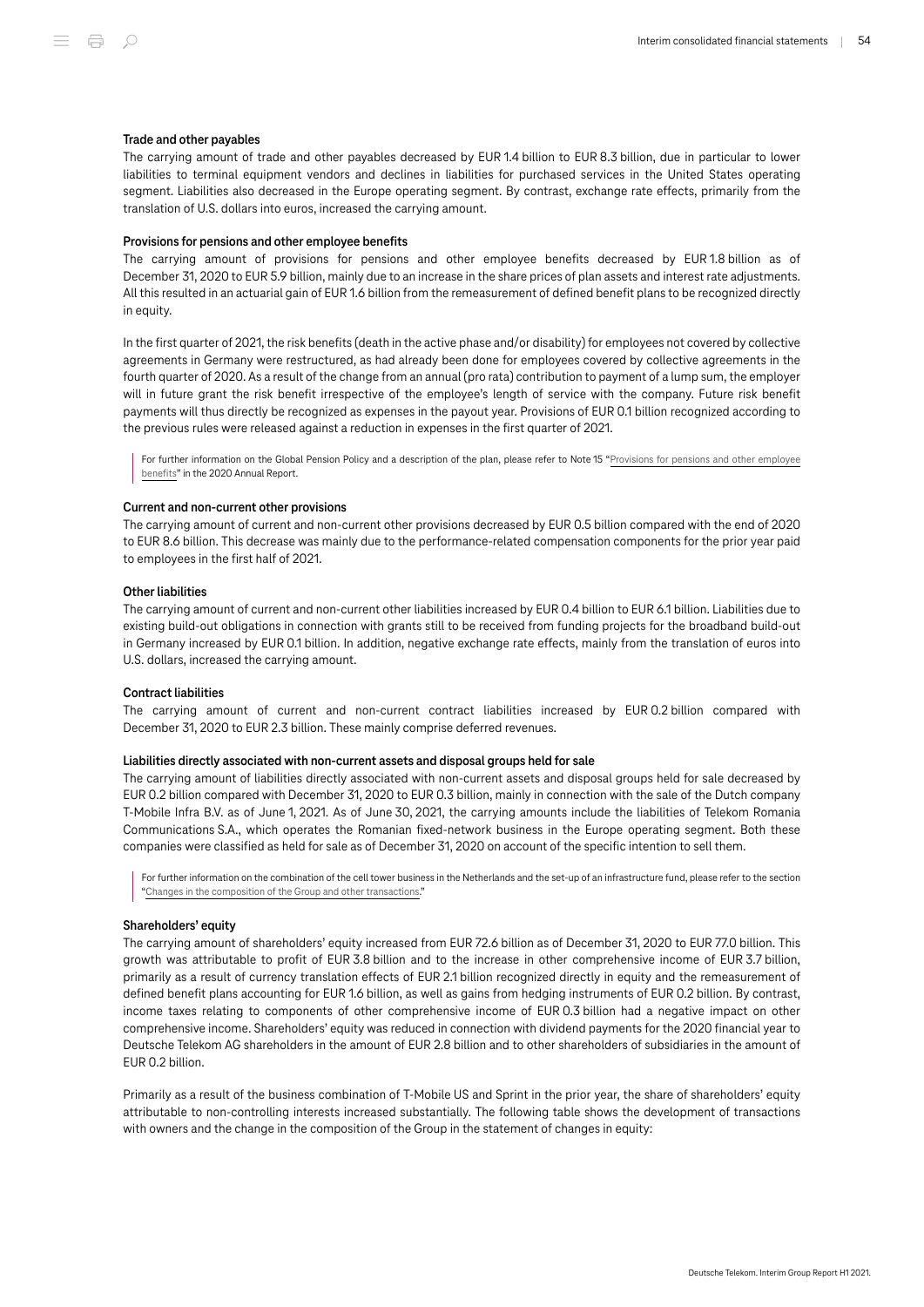#### Trade and other payables

The carrying amount of trade and other payables decreased by EUR 1.4 billion to EUR 8.3 billion, due in particular to lower liabilities to terminal equipment vendors and declines in liabilities for purchased services in the United States operating segment. Liabilities also decreased in the Europe operating segment. By contrast, exchange rate effects, primarily from the translation of U.S. dollars into euros, increased the carrying amount.

#### Provisions for pensions and other employee benefits

The carrying amount of provisions for pensions and other employee benefits decreased by EUR 1.8 billion as of December 31, 2020 to EUR 5.9 billion, mainly due to an increase in the share prices of plan assets and interest rate adjustments. All this resulted in an actuarial gain of EUR 1.6 billion from the remeasurement of defined benefit plans to be recognized directly in equity.

In the first quarter of 2021, the risk benefits (death in the active phase and/or disability) for employees not covered by collective agreements in Germany were restructured, as had already been done for employees covered by collective agreements in the fourth quarter of 2020. As a result of the change from an annual (pro rata) contribution to payment of a lump sum, the employer will in future grant the risk benefit irrespective of the employee's length of service with the company. Future risk benefit payments will thus directly be recognized as expenses in the payout year. Provisions of EUR 0.1 billion recognized according to the previous rules were released against a reduction in expenses in the first quarter of 2021.

> For further information on the Global Pension Policy and a description of the plan, please refer to Note 15 "Provisions for pensions and other employee benefits" in the 2020 Annual Report.

#### Current and non-current other provisions

The carrying amount of current and non-current other provisions decreased by EUR 0.5 billion compared with the end of 2020 to EUR 8.6 billion. This decrease was mainly due to the performance-related compensation components for the prior year paid to employees in the first half of 2021.

#### Other liabilities

The carrying amount of current and non-current other liabilities increased by EUR 0.4 billion to EUR 6.1 billion. Liabilities due to existing build-out obligations in connection with grants still to be received from funding projects for the broadband build-out in Germany increased by EUR 0.1 billion. In addition, negative exchange rate effects, mainly from the translation of euros into U.S. dollars, increased the carrying amount.

#### Contract liabilities

The carrying amount of current and non-current contract liabilities increased by EUR 0.2 billion compared with December 31, 2020 to EUR 2.3 billion. These mainly comprise deferred revenues.

#### Liabilities directly associated with non-current assets and disposal groups held for sale

The carrying amount of liabilities directly associated with non-current assets and disposal groups held for sale decreased by EUR 0.2 billion compared with December 31, 2020 to EUR 0.3 billion, mainly in connection with the sale of the Dutch company T-Mobile Infra B.V. as of June 1, 2021. As of June 30, 2021, the carrying amounts include the liabilities of Telekom Romania Communications S.A., which operates the Romanian fixed-network business in the Europe operating segment. Both these companies were classified as held for sale as of December 31, 2020 on account of the specific intention to sell them.

> For further information on the combination of the cell tower business in the Netherlands and the set-up of an infrastructure fund, please refer to the section "Changes in the composition of the Group and other transactions."

#### Shareholders' equity

The carrying amount of shareholders' equity increased from EUR 72.6 billion as of December 31, 2020 to EUR 77.0 billion. This growth was attributable to profit of EUR 3.8 billion and to the increase in other comprehensive income of EUR 3.7 billion, primarily as a result of currency translation effects of EUR 2.1 billion recognized directly in equity and the remeasurement of defined benefit plans accounting for EUR 1.6 billion, as well as gains from hedging instruments of EUR 0.2 billion. By contrast, income taxes relating to components of other comprehensive income of EUR 0.3 billion had a negative impact on other comprehensive income. Shareholders' equity was reduced in connection with dividend payments for the 2020 financial year to Deutsche Telekom AG shareholders in the amount of EUR 2.8 billion and to other shareholders of subsidiaries in the amount of EUR 0.2 billion.

Primarily as a result of the business combination of T-Mobile US and Sprint in the prior year, the share of shareholders' equity attributable to non-controlling interests increased substantially. The following table shows the development of transactions with owners and the change in the composition of the Group in the statement of changes in equity: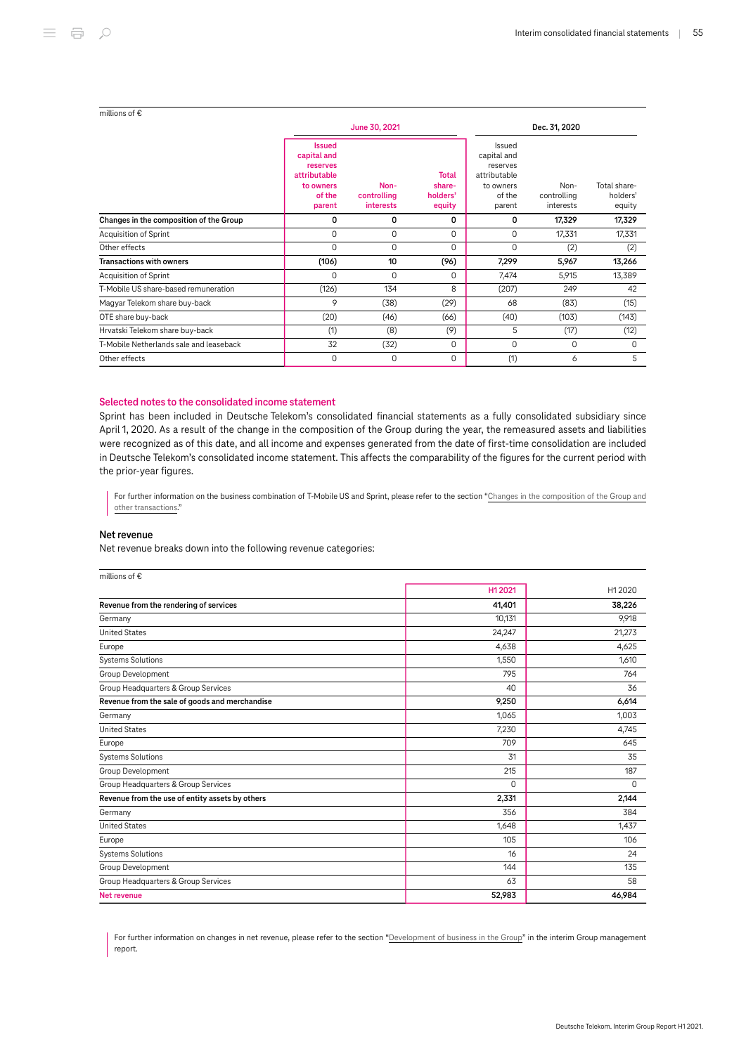millions of €

| | June 30, 2021 | | | Dec. 31, 2020 | | |
|---|---|---|---|---|---|---|
| | Issued capital and reserves attributable to owners of the parent | Non-controlling interests | Total share-holders' equity | Issued capital and reserves attributable to owners of the parent | Non-controlling interests | Total share-holders' equity |
| **Changes in the composition of the Group** | **0** | **0** | **0** | **0** | **17,329** | **17,329** |
| Acquisition of Sprint | 0 | 0 | 0 | 0 | 17,331 | 17,331 |
| Other effects | 0 | 0 | 0 | 0 | (2) | (2) |
| **Transactions with owners** | **(106)** | **10** | **(96)** | **7,299** | **5,967** | **13,266** |
| Acquisition of Sprint | 0 | 0 | 0 | 7,474 | 5,915 | 13,389 |
| T-Mobile US share-based remuneration | (126) | 134 | 8 | (207) | 249 | 42 |
| Magyar Telekom share buy-back | 9 | (38) | (29) | 68 | (83) | (15) |
| OTE share buy-back | (20) | (46) | (66) | (40) | (103) | (143) |
| Hrvatski Telekom share buy-back | (1) | (8) | (9) | 5 | (17) | (12) |
| T-Mobile Netherlands sale and leaseback | 32 | (32) | 0 | 0 | 0 | 0 |
| Other effects | 0 | 0 | 0 | (1) | 6 | 5 |

## Selected notes to the consolidated income statement

Sprint has been included in Deutsche Telekom's consolidated financial statements as a fully consolidated subsidiary since April 1, 2020. As a result of the change in the composition of the Group during the year, the remeasured assets and liabilities were recognized as of this date, and all income and expenses generated from the date of first-time consolidation are included in Deutsche Telekom's consolidated income statement. This affects the comparability of the figures for the current period with the prior-year figures.

For further information on the business combination of T-Mobile US and Sprint, please refer to the section "Changes in the composition of the Group and other transactions."

### Net revenue

Net revenue breaks down into the following revenue categories:

millions of €

| | H1 2021 | H1 2020 |
|---|---|---|
| **Revenue from the rendering of services** | **41,401** | **38,226** |
| Germany | 10,131 | 9,918 |
| United States | 24,247 | 21,273 |
| Europe | 4,638 | 4,625 |
| Systems Solutions | 1,550 | 1,610 |
| Group Development | 795 | 764 |
| Group Headquarters & Group Services | 40 | 36 |
| **Revenue from the sale of goods and merchandise** | **9,250** | **6,614** |
| Germany | 1,065 | 1,003 |
| United States | 7,230 | 4,745 |
| Europe | 709 | 645 |
| Systems Solutions | 31 | 35 |
| Group Development | 215 | 187 |
| Group Headquarters & Group Services | 0 | 0 |
| **Revenue from the use of entity assets by others** | **2,331** | **2,144** |
| Germany | 356 | 384 |
| United States | 1,648 | 1,437 |
| Europe | 105 | 106 |
| Systems Solutions | 16 | 24 |
| Group Development | 144 | 135 |
| Group Headquarters & Group Services | 63 | 58 |
| **Net revenue** | **52,983** | **46,984** |

For further information on changes in net revenue, please refer to the section "Development of business in the Group" in the interim Group management report.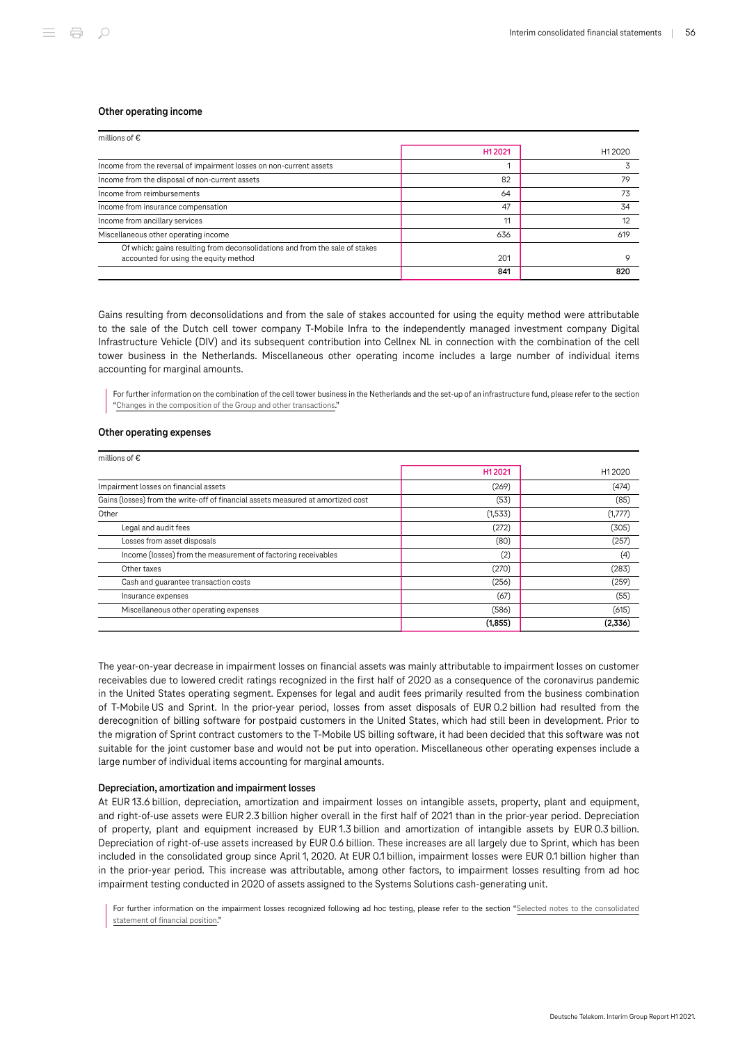### Other operating income

| millions of € | H1 2021 | H1 2020 |
|---|---|---|
| Income from the reversal of impairment losses on non-current assets | 1 | 3 |
| Income from the disposal of non-current assets | 82 | 79 |
| Income from reimbursements | 64 | 73 |
| Income from insurance compensation | 47 | 34 |
| Income from ancillary services | 11 | 12 |
| Miscellaneous other operating income | 636 | 619 |
| Of which: gains resulting from deconsolidations and from the sale of stakes accounted for using the equity method | 201 | 9 |
| | **841** | **820** |

Gains resulting from deconsolidations and from the sale of stakes accounted for using the equity method were attributable to the sale of the Dutch cell tower company T-Mobile Infra to the independently managed investment company Digital Infrastructure Vehicle (DIV) and its subsequent contribution into Cellnex NL in connection with the combination of the cell tower business in the Netherlands. Miscellaneous other operating income includes a large number of individual items accounting for marginal amounts.

For further information on the combination of the cell tower business in the Netherlands and the set-up of an infrastructure fund, please refer to the section "Changes in the composition of the Group and other transactions."

### Other operating expenses

| millions of € | H1 2021 | H1 2020 |
|---|---|---|
| Impairment losses on financial assets | (269) | (474) |
| Gains (losses) from the write-off of financial assets measured at amortized cost | (53) | (85) |
| Other | (1,533) | (1,777) |
| Legal and audit fees | (272) | (305) |
| Losses from asset disposals | (80) | (257) |
| Income (losses) from the measurement of factoring receivables | (2) | (4) |
| Other taxes | (270) | (283) |
| Cash and guarantee transaction costs | (256) | (259) |
| Insurance expenses | (67) | (55) |
| Miscellaneous other operating expenses | (586) | (615) |
| | **(1,855)** | **(2,336)** |

The year-on-year decrease in impairment losses on financial assets was mainly attributable to impairment losses on customer receivables due to lowered credit ratings recognized in the first half of 2020 as a consequence of the coronavirus pandemic in the United States operating segment. Expenses for legal and audit fees primarily resulted from the business combination of T-Mobile US and Sprint. In the prior-year period, losses from asset disposals of EUR 0.2 billion had resulted from the derecognition of billing software for postpaid customers in the United States, which had still been in development. Prior to the migration of Sprint contract customers to the T-Mobile US billing software, it had been decided that this software was not suitable for the joint customer base and would not be put into operation. Miscellaneous other operating expenses include a large number of individual items accounting for marginal amounts.

### Depreciation, amortization and impairment losses

At EUR 13.6 billion, depreciation, amortization and impairment losses on intangible assets, property, plant and equipment, and right-of-use assets were EUR 2.3 billion higher overall in the first half of 2021 than in the prior-year period. Depreciation of property, plant and equipment increased by EUR 1.3 billion and amortization of intangible assets by EUR 0.3 billion. Depreciation of right-of-use assets increased by EUR 0.6 billion. These increases are all largely due to Sprint, which has been included in the consolidated group since April 1, 2020. At EUR 0.1 billion, impairment losses were EUR 0.1 billion higher than in the prior-year period. This increase was attributable, among other factors, to impairment losses resulting from ad hoc impairment testing conducted in 2020 of assets assigned to the Systems Solutions cash-generating unit.

For further information on the impairment losses recognized following ad hoc testing, please refer to the section "Selected notes to the consolidated statement of financial position."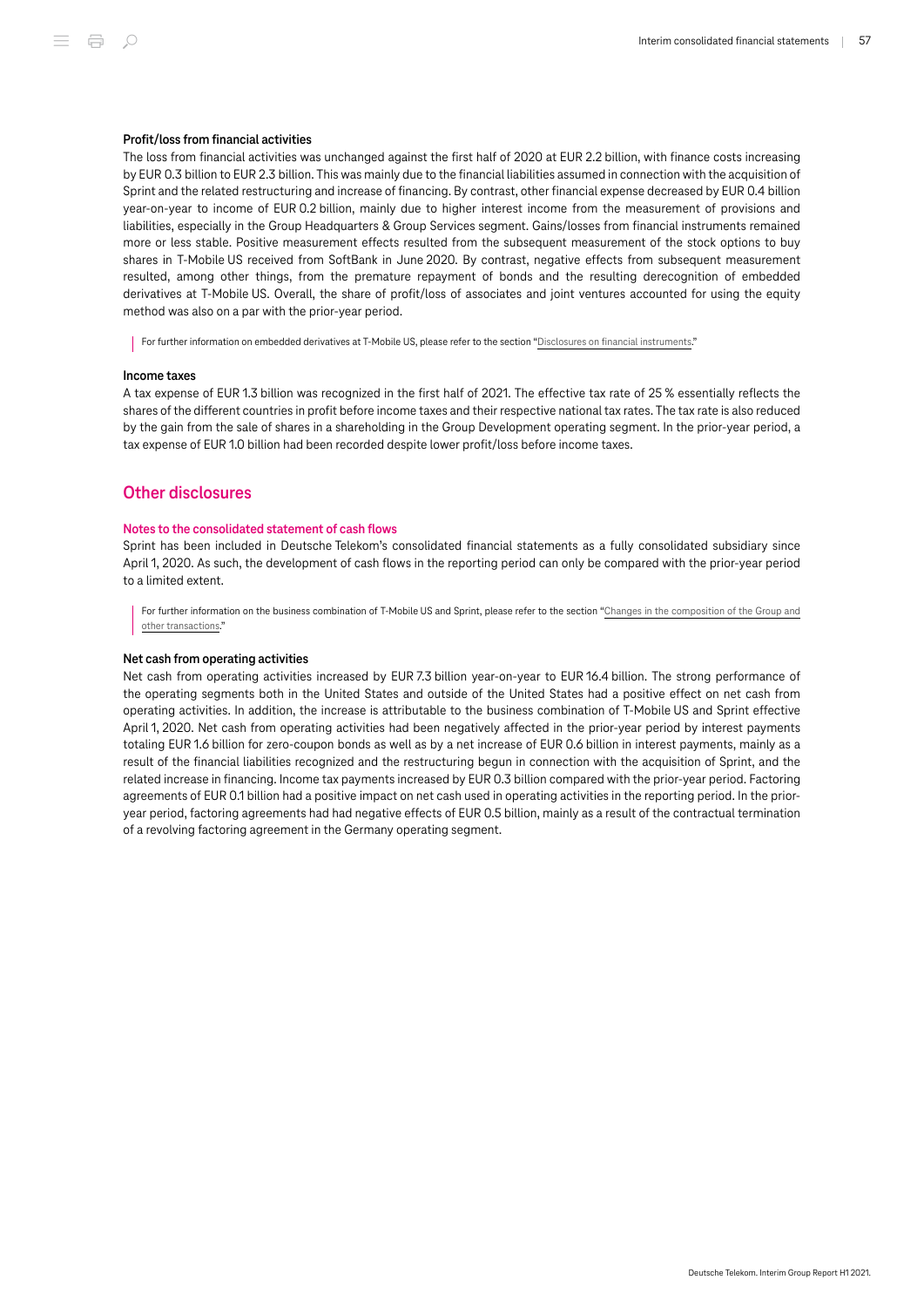#### Profit/loss from financial activities

The loss from financial activities was unchanged against the first half of 2020 at EUR 2.2 billion, with finance costs increasing by EUR 0.3 billion to EUR 2.3 billion. This was mainly due to the financial liabilities assumed in connection with the acquisition of Sprint and the related restructuring and increase of financing. By contrast, other financial expense decreased by EUR 0.4 billion year-on-year to income of EUR 0.2 billion, mainly due to higher interest income from the measurement of provisions and liabilities, especially in the Group Headquarters & Group Services segment. Gains/losses from financial instruments remained more or less stable. Positive measurement effects resulted from the subsequent measurement of the stock options to buy shares in T-Mobile US received from SoftBank in June 2020. By contrast, negative effects from subsequent measurement resulted, among other things, from the premature repayment of bonds and the resulting derecognition of embedded derivatives at T-Mobile US. Overall, the share of profit/loss of associates and joint ventures accounted for using the equity method was also on a par with the prior-year period.

For further information on embedded derivatives at T-Mobile US, please refer to the section "Disclosures on financial instruments."

#### Income taxes

A tax expense of EUR 1.3 billion was recognized in the first half of 2021. The effective tax rate of 25 % essentially reflects the shares of the different countries in profit before income taxes and their respective national tax rates. The tax rate is also reduced by the gain from the sale of shares in a shareholding in the Group Development operating segment. In the prior-year period, a tax expense of EUR 1.0 billion had been recorded despite lower profit/loss before income taxes.

## Other disclosures

### Notes to the consolidated statement of cash flows

Sprint has been included in Deutsche Telekom's consolidated financial statements as a fully consolidated subsidiary since April 1, 2020. As such, the development of cash flows in the reporting period can only be compared with the prior-year period to a limited extent.

For further information on the business combination of T-Mobile US and Sprint, please refer to the section "Changes in the composition of the Group and other transactions."

#### Net cash from operating activities

Net cash from operating activities increased by EUR 7.3 billion year-on-year to EUR 16.4 billion. The strong performance of the operating segments both in the United States and outside of the United States had a positive effect on net cash from operating activities. In addition, the increase is attributable to the business combination of T-Mobile US and Sprint effective April 1, 2020. Net cash from operating activities had been negatively affected in the prior-year period by interest payments totaling EUR 1.6 billion for zero-coupon bonds as well as by a net increase of EUR 0.6 billion in interest payments, mainly as a result of the financial liabilities recognized and the restructuring begun in connection with the acquisition of Sprint, and the related increase in financing. Income tax payments increased by EUR 0.3 billion compared with the prior-year period. Factoring agreements of EUR 0.1 billion had a positive impact on net cash used in operating activities in the reporting period. In the prior-year period, factoring agreements had had negative effects of EUR 0.5 billion, mainly as a result of the contractual termination of a revolving factoring agreement in the Germany operating segment.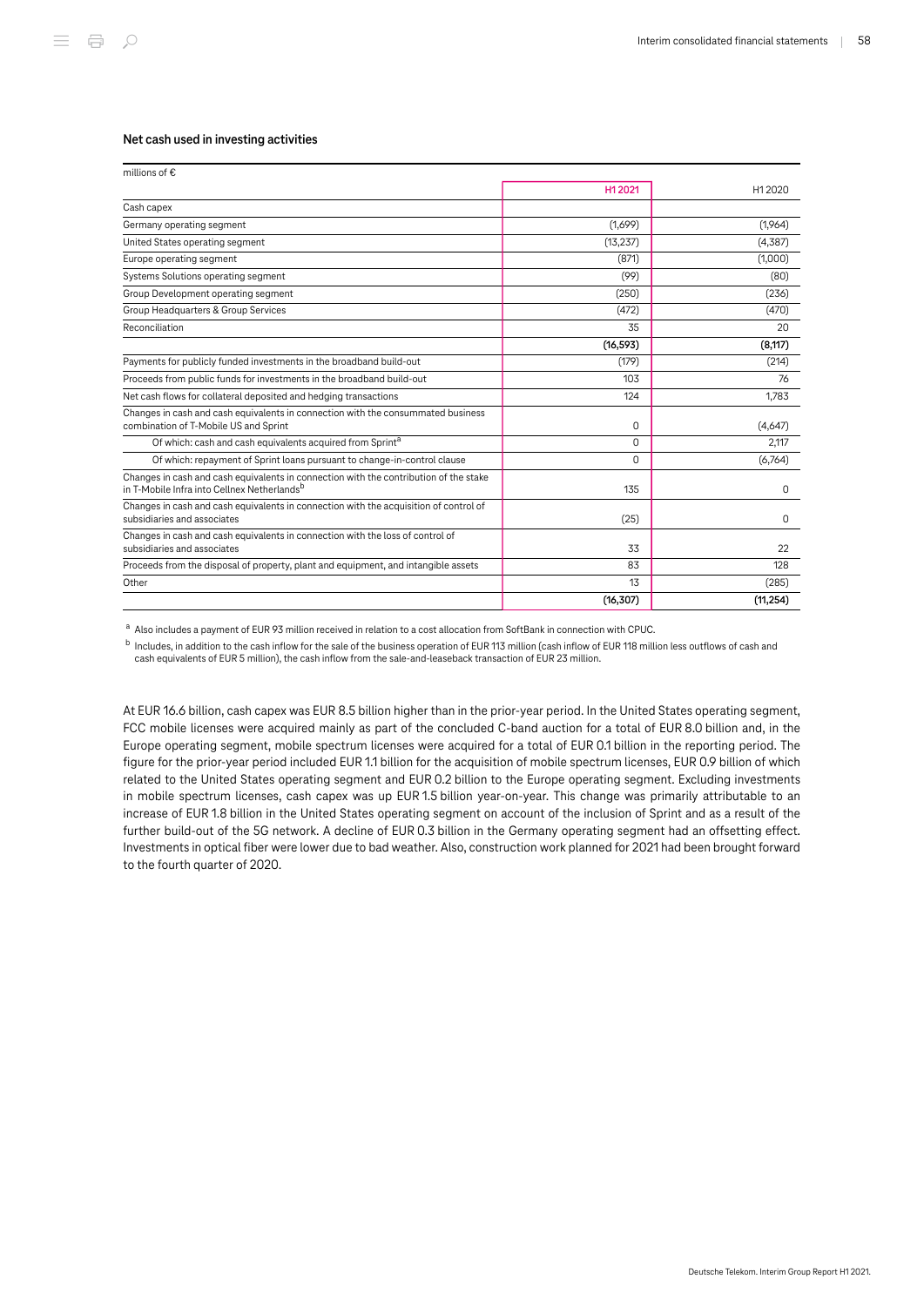### Net cash used in investing activities

| millions of € | H1 2021 | H1 2020 |
|---|---|---|
| Cash capex | | |
| Germany operating segment | (1,699) | (1,964) |
| United States operating segment | (13,237) | (4,387) |
| Europe operating segment | (871) | (1,000) |
| Systems Solutions operating segment | (99) | (80) |
| Group Development operating segment | (250) | (236) |
| Group Headquarters & Group Services | (472) | (470) |
| Reconciliation | 35 | 20 |
| | (16,593) | (8,117) |
| Payments for publicly funded investments in the broadband build-out | (179) | (214) |
| Proceeds from public funds for investments in the broadband build-out | 103 | 76 |
| Net cash flows for collateral deposited and hedging transactions | 124 | 1,783 |
| Changes in cash and cash equivalents in connection with the consummated business combination of T-Mobile US and Sprint | 0 | (4,647) |
| Of which: cash and cash equivalents acquired from Sprint[a] | 0 | 2,117 |
| Of which: repayment of Sprint loans pursuant to change-in-control clause | 0 | (6,764) |
| Changes in cash and cash equivalents in connection with the contribution of the stake in T-Mobile Infra into Cellnex Netherlands[b] | 135 | 0 |
| Changes in cash and cash equivalents in connection with the acquisition of control of subsidiaries and associates | (25) | 0 |
| Changes in cash and cash equivalents in connection with the loss of control of subsidiaries and associates | 33 | 22 |
| Proceeds from the disposal of property, plant and equipment, and intangible assets | 83 | 128 |
| Other | 13 | (285) |
| | (16,307) | (11,254) |

[a] Also includes a payment of EUR 93 million received in relation to a cost allocation from SoftBank in connection with CPUC.

[b] Includes, in addition to the cash inflow for the sale of the business operation of EUR 113 million (cash inflow of EUR 118 million less outflows of cash and cash equivalents of EUR 5 million), the cash inflow from the sale-and-leaseback transaction of EUR 23 million.

At EUR 16.6 billion, cash capex was EUR 8.5 billion higher than in the prior-year period. In the United States operating segment, FCC mobile licenses were acquired mainly as part of the concluded C-band auction for a total of EUR 8.0 billion and, in the Europe operating segment, mobile spectrum licenses were acquired for a total of EUR 0.1 billion in the reporting period. The figure for the prior-year period included EUR 1.1 billion for the acquisition of mobile spectrum licenses, EUR 0.9 billion of which related to the United States operating segment and EUR 0.2 billion to the Europe operating segment. Excluding investments in mobile spectrum licenses, cash capex was up EUR 1.5 billion year-on-year. This change was primarily attributable to an increase of EUR 1.8 billion in the United States operating segment on account of the inclusion of Sprint and as a result of the further build-out of the 5G network. A decline of EUR 0.3 billion in the Germany operating segment had an offsetting effect. Investments in optical fiber were lower due to bad weather. Also, construction work planned for 2021 had been brought forward to the fourth quarter of 2020.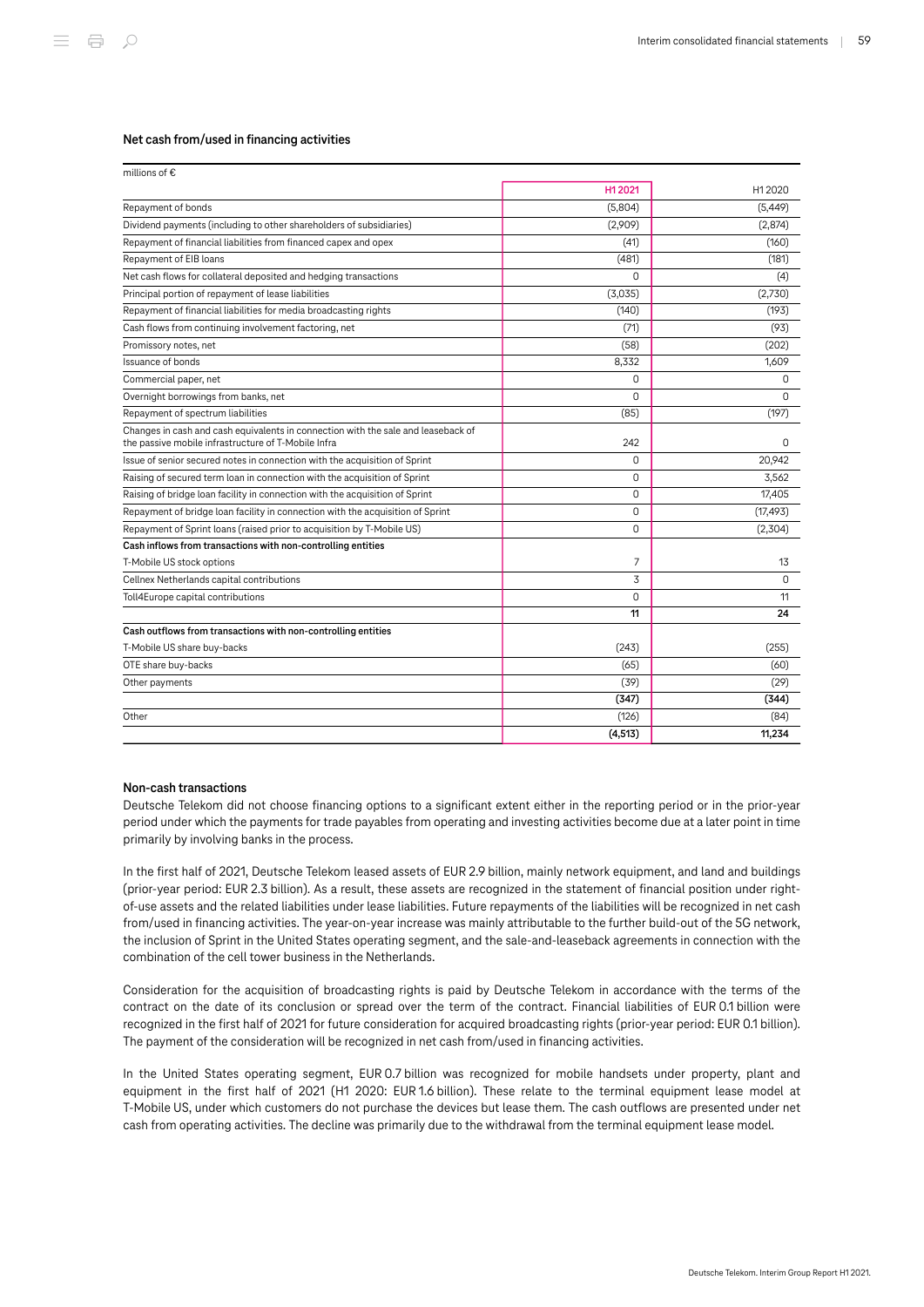### Net cash from/used in financing activities

| millions of € | H1 2021 | H1 2020 |
|---|---|---|
| Repayment of bonds | (5,804) | (5,449) |
| Dividend payments (including to other shareholders of subsidiaries) | (2,909) | (2,874) |
| Repayment of financial liabilities from financed capex and opex | (41) | (160) |
| Repayment of EIB loans | (481) | (181) |
| Net cash flows for collateral deposited and hedging transactions | 0 | (4) |
| Principal portion of repayment of lease liabilities | (3,035) | (2,730) |
| Repayment of financial liabilities for media broadcasting rights | (140) | (193) |
| Cash flows from continuing involvement factoring, net | (71) | (93) |
| Promissory notes, net | (58) | (202) |
| Issuance of bonds | 8,332 | 1,609 |
| Commercial paper, net | 0 | 0 |
| Overnight borrowings from banks, net | 0 | 0 |
| Repayment of spectrum liabilities | (85) | (197) |
| Changes in cash and cash equivalents in connection with the sale and leaseback of the passive mobile infrastructure of T-Mobile Infra | 242 | 0 |
| Issue of senior secured notes in connection with the acquisition of Sprint | 0 | 20,942 |
| Raising of secured term loan in connection with the acquisition of Sprint | 0 | 3,562 |
| Raising of bridge loan facility in connection with the acquisition of Sprint | 0 | 17,405 |
| Repayment of bridge loan facility in connection with the acquisition of Sprint | 0 | (17,493) |
| Repayment of Sprint loans (raised prior to acquisition by T-Mobile US) | 0 | (2,304) |
| **Cash inflows from transactions with non-controlling entities** | | |
| T-Mobile US stock options | 7 | 13 |
| Cellnex Netherlands capital contributions | 3 | 0 |
| Toll4Europe capital contributions | 0 | 11 |
| | **11** | **24** |
| **Cash outflows from transactions with non-controlling entities** | | |
| T-Mobile US share buy-backs | (243) | (255) |
| OTE share buy-backs | (65) | (60) |
| Other payments | (39) | (29) |
| | **(347)** | **(344)** |
| Other | (126) | (84) |
| | **(4,513)** | **11,234** |

#### Non-cash transactions

Deutsche Telekom did not choose financing options to a significant extent either in the reporting period or in the prior-year period under which the payments for trade payables from operating and investing activities become due at a later point in time primarily by involving banks in the process.

In the first half of 2021, Deutsche Telekom leased assets of EUR 2.9 billion, mainly network equipment, and land and buildings (prior-year period: EUR 2.3 billion). As a result, these assets are recognized in the statement of financial position under right-of-use assets and the related liabilities under lease liabilities. Future repayments of the liabilities will be recognized in net cash from/used in financing activities. The year-on-year increase was mainly attributable to the further build-out of the 5G network, the inclusion of Sprint in the United States operating segment, and the sale-and-leaseback agreements in connection with the combination of the cell tower business in the Netherlands.

Consideration for the acquisition of broadcasting rights is paid by Deutsche Telekom in accordance with the terms of the contract on the date of its conclusion or spread over the term of the contract. Financial liabilities of EUR 0.1 billion were recognized in the first half of 2021 for future consideration for acquired broadcasting rights (prior-year period: EUR 0.1 billion). The payment of the consideration will be recognized in net cash from/used in financing activities.

In the United States operating segment, EUR 0.7 billion was recognized for mobile handsets under property, plant and equipment in the first half of 2021 (H1 2020: EUR 1.6 billion). These relate to the terminal equipment lease model at T-Mobile US, under which customers do not purchase the devices but lease them. The cash outflows are presented under net cash from operating activities. The decline was primarily due to the withdrawal from the terminal equipment lease model.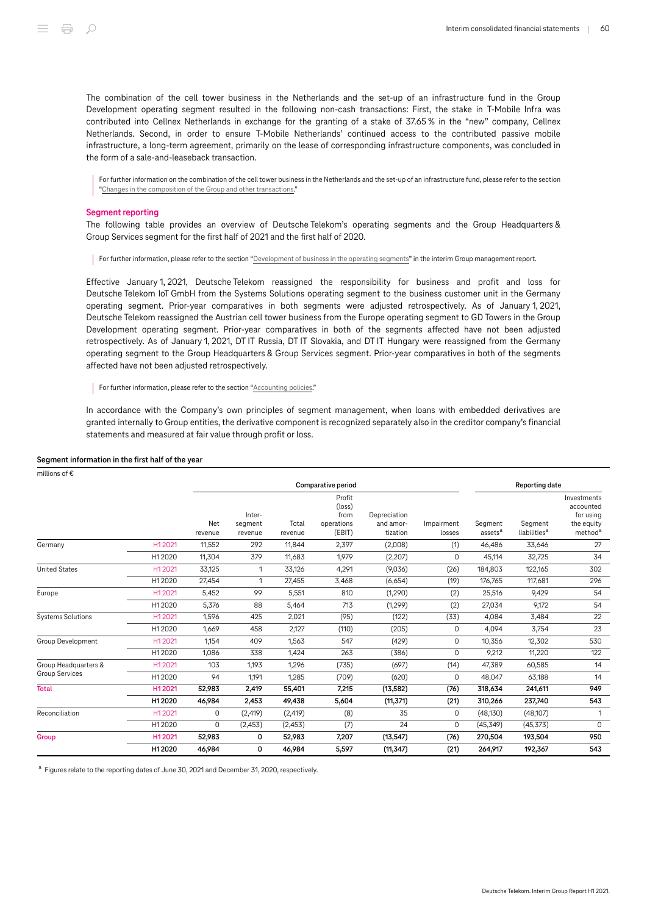The combination of the cell tower business in the Netherlands and the set-up of an infrastructure fund in the Group Development operating segment resulted in the following non-cash transactions: First, the stake in T-Mobile Infra was contributed into Cellnex Netherlands in exchange for the granting of a stake of 37.65 % in the "new" company, Cellnex Netherlands. Second, in order to ensure T-Mobile Netherlands' continued access to the contributed passive mobile infrastructure, a long-term agreement, primarily on the lease of corresponding infrastructure components, was concluded in the form of a sale-and-leaseback transaction.

For further information on the combination of the cell tower business in the Netherlands and the set-up of an infrastructure fund, please refer to the section "Changes in the composition of the Group and other transactions."

## Segment reporting

The following table provides an overview of Deutsche Telekom's operating segments and the Group Headquarters & Group Services segment for the first half of 2021 and the first half of 2020.

For further information, please refer to the section "Development of business in the operating segments" in the interim Group management report.

Effective January 1, 2021, Deutsche Telekom reassigned the responsibility for business and profit and loss for Deutsche Telekom IoT GmbH from the Systems Solutions operating segment to the business customer unit in the Germany operating segment. Prior-year comparatives in both segments were adjusted retrospectively. As of January 1, 2021, Deutsche Telekom reassigned the Austrian cell tower business from the Europe operating segment to GD Towers in the Group Development operating segment. Prior-year comparatives in both of the segments affected have not been adjusted retrospectively. As of January 1, 2021, DT IT Russia, DT IT Slovakia, and DT IT Hungary were reassigned from the Germany operating segment to the Group Headquarters & Group Services segment. Prior-year comparatives in both of the segments affected have not been adjusted retrospectively.

For further information, please refer to the section "Accounting policies."

In accordance with the Company's own principles of segment management, when loans with embedded derivatives are granted internally to Group entities, the derivative component is recognized separately also in the creditor company's financial statements and measured at fair value through profit or loss.

**Segment information in the first half of the year**

millions of €

| | | Comparative period | | | | | | Reporting date | | |
|---|---|---|---|---|---|---|---|---|---|---|
| | | Net revenue | Inter-segment revenue | Total revenue | Profit (loss) from operations (EBIT) | Depreciation and amor-tization | Impairment losses | Segment assets[a] | Segment liabilities[a] | Investments accounted for using the equity method[a] |
| Germany | H1 2021 | 11,552 | 292 | 11,844 | 2,397 | (2,008) | (1) | 46,486 | 33,646 | 27 |
| | H1 2020 | 11,304 | 379 | 11,683 | 1,979 | (2,207) | 0 | 45,114 | 32,725 | 34 |
| United States | H1 2021 | 33,125 | 1 | 33,126 | 4,291 | (9,036) | (26) | 184,803 | 122,165 | 302 |
| | H1 2020 | 27,454 | 1 | 27,455 | 3,468 | (6,654) | (19) | 176,765 | 117,681 | 296 |
| Europe | H1 2021 | 5,452 | 99 | 5,551 | 810 | (1,290) | (2) | 25,516 | 9,429 | 54 |
| | H1 2020 | 5,376 | 88 | 5,464 | 713 | (1,299) | (2) | 27,034 | 9,172 | 54 |
| Systems Solutions | H1 2021 | 1,596 | 425 | 2,021 | (95) | (122) | (33) | 4,084 | 3,484 | 22 |
| | H1 2020 | 1,669 | 458 | 2,127 | (110) | (205) | 0 | 4,094 | 3,754 | 23 |
| Group Development | H1 2021 | 1,154 | 409 | 1,563 | 547 | (429) | 0 | 10,356 | 12,302 | 530 |
| | H1 2020 | 1,086 | 338 | 1,424 | 263 | (386) | 0 | 9,212 | 11,220 | 122 |
| Group Headquarters & Group Services | H1 2021 | 103 | 1,193 | 1,296 | (735) | (697) | (14) | 47,389 | 60,585 | 14 |
| | H1 2020 | 94 | 1,191 | 1,285 | (709) | (620) | 0 | 48,047 | 63,188 | 14 |
| **Total** | **H1 2021** | **52,983** | **2,419** | **55,401** | **7,215** | **(13,582)** | **(76)** | **318,634** | **241,611** | **949** |
| | **H1 2020** | **46,984** | **2,453** | **49,438** | **5,604** | **(11,371)** | **(21)** | **310,266** | **237,740** | **543** |
| Reconciliation | H1 2021 | 0 | (2,419) | (2,419) | (8) | 35 | 0 | (48,130) | (48,107) | 1 |
| | H1 2020 | 0 | (2,453) | (2,453) | (7) | 24 | 0 | (45,349) | (45,373) | 0 |
| **Group** | **H1 2021** | **52,983** | **0** | **52,983** | **7,207** | **(13,547)** | **(76)** | **270,504** | **193,504** | **950** |
| | **H1 2020** | **46,984** | **0** | **46,984** | **5,597** | **(11,347)** | **(21)** | **264,917** | **192,367** | **543** |

[a] Figures relate to the reporting dates of June 30, 2021 and December 31, 2020, respectively.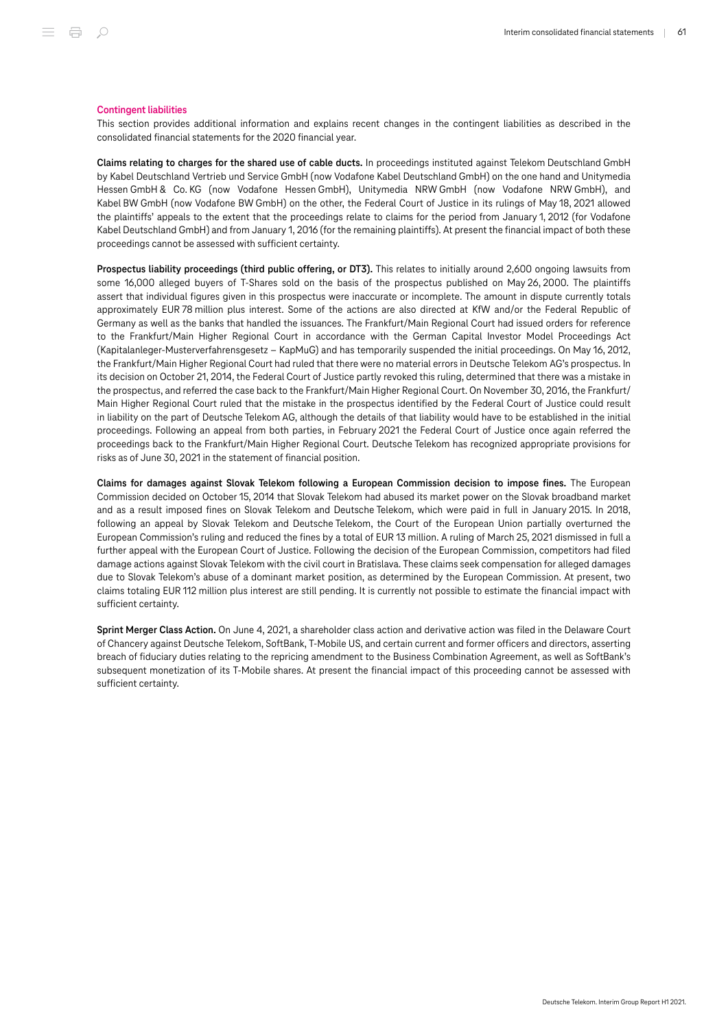## Contingent liabilities

This section provides additional information and explains recent changes in the contingent liabilities as described in the consolidated financial statements for the 2020 financial year.

**Claims relating to charges for the shared use of cable ducts.** In proceedings instituted against Telekom Deutschland GmbH by Kabel Deutschland Vertrieb und Service GmbH (now Vodafone Kabel Deutschland GmbH) on the one hand and Unitymedia Hessen GmbH & Co. KG (now Vodafone Hessen GmbH), Unitymedia NRW GmbH (now Vodafone NRW GmbH), and Kabel BW GmbH (now Vodafone BW GmbH) on the other, the Federal Court of Justice in its rulings of May 18, 2021 allowed the plaintiffs' appeals to the extent that the proceedings relate to claims for the period from January 1, 2012 (for Vodafone Kabel Deutschland GmbH) and from January 1, 2016 (for the remaining plaintiffs). At present the financial impact of both these proceedings cannot be assessed with sufficient certainty.

**Prospectus liability proceedings (third public offering, or DT3).** This relates to initially around 2,600 ongoing lawsuits from some 16,000 alleged buyers of T-Shares sold on the basis of the prospectus published on May 26, 2000. The plaintiffs assert that individual figures given in this prospectus were inaccurate or incomplete. The amount in dispute currently totals approximately EUR 78 million plus interest. Some of the actions are also directed at KfW and/or the Federal Republic of Germany as well as the banks that handled the issuances. The Frankfurt/Main Regional Court had issued orders for reference to the Frankfurt/Main Higher Regional Court in accordance with the German Capital Investor Model Proceedings Act (Kapitalanleger-Musterverfahrensgesetz – KapMuG) and has temporarily suspended the initial proceedings. On May 16, 2012, the Frankfurt/Main Higher Regional Court had ruled that there were no material errors in Deutsche Telekom AG's prospectus. In its decision on October 21, 2014, the Federal Court of Justice partly revoked this ruling, determined that there was a mistake in the prospectus, and referred the case back to the Frankfurt/Main Higher Regional Court. On November 30, 2016, the Frankfurt/Main Higher Regional Court ruled that the mistake in the prospectus identified by the Federal Court of Justice could result in liability on the part of Deutsche Telekom AG, although the details of that liability would have to be established in the initial proceedings. Following an appeal from both parties, in February 2021 the Federal Court of Justice once again referred the proceedings back to the Frankfurt/Main Higher Regional Court. Deutsche Telekom has recognized appropriate provisions for risks as of June 30, 2021 in the statement of financial position.

**Claims for damages against Slovak Telekom following a European Commission decision to impose fines.** The European Commission decided on October 15, 2014 that Slovak Telekom had abused its market power on the Slovak broadband market and as a result imposed fines on Slovak Telekom and Deutsche Telekom, which were paid in full in January 2015. In 2018, following an appeal by Slovak Telekom and Deutsche Telekom, the Court of the European Union partially overturned the European Commission's ruling and reduced the fines by a total of EUR 13 million. A ruling of March 25, 2021 dismissed in full a further appeal with the European Court of Justice. Following the decision of the European Commission, competitors had filed damage actions against Slovak Telekom with the civil court in Bratislava. These claims seek compensation for alleged damages due to Slovak Telekom's abuse of a dominant market position, as determined by the European Commission. At present, two claims totaling EUR 112 million plus interest are still pending. It is currently not possible to estimate the financial impact with sufficient certainty.

**Sprint Merger Class Action.** On June 4, 2021, a shareholder class action and derivative action was filed in the Delaware Court of Chancery against Deutsche Telekom, SoftBank, T-Mobile US, and certain current and former officers and directors, asserting breach of fiduciary duties relating to the repricing amendment to the Business Combination Agreement, as well as SoftBank's subsequent monetization of its T-Mobile shares. At present the financial impact of this proceeding cannot be assessed with sufficient certainty.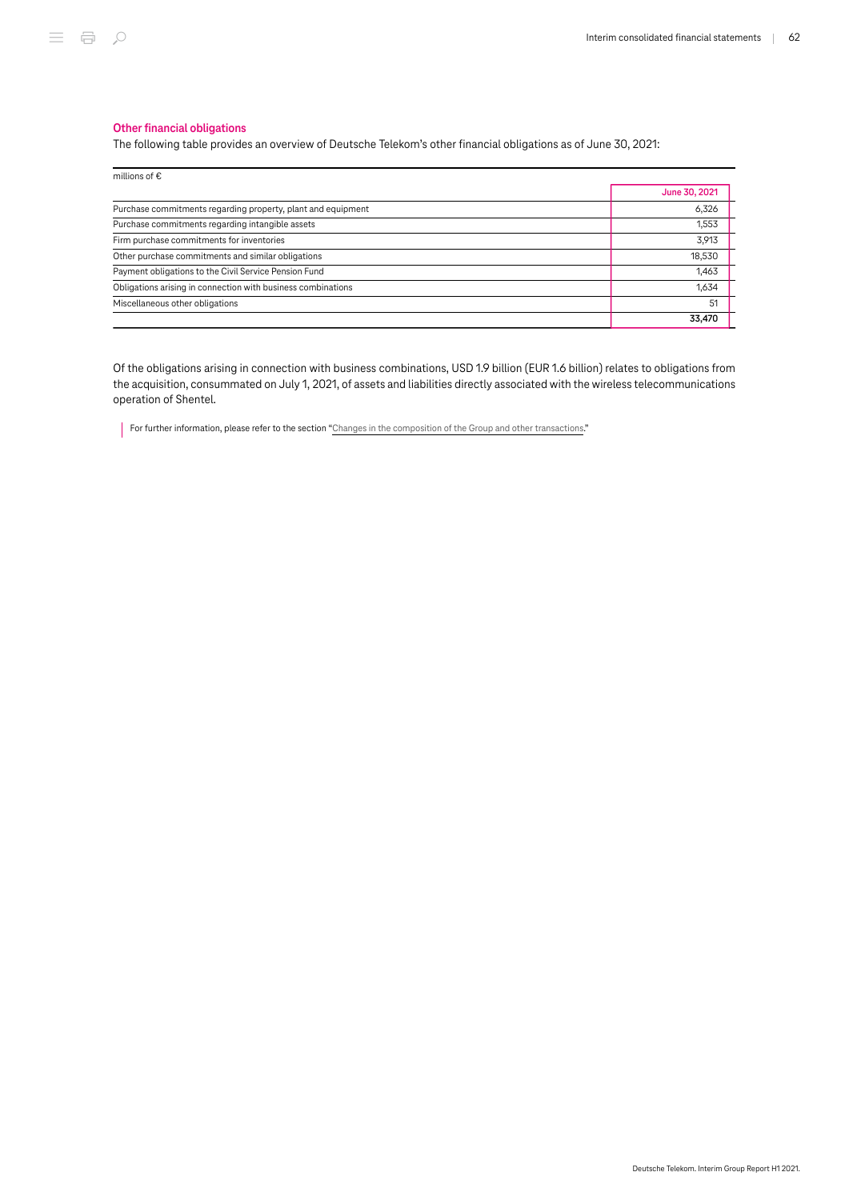### Other financial obligations

The following table provides an overview of Deutsche Telekom's other financial obligations as of June 30, 2021:

| millions of € | June 30, 2021 |
|---|---|
| Purchase commitments regarding property, plant and equipment | 6,326 |
| Purchase commitments regarding intangible assets | 1,553 |
| Firm purchase commitments for inventories | 3,913 |
| Other purchase commitments and similar obligations | 18,530 |
| Payment obligations to the Civil Service Pension Fund | 1,463 |
| Obligations arising in connection with business combinations | 1,634 |
| Miscellaneous other obligations | 51 |
| | **33,470** |

Of the obligations arising in connection with business combinations, USD 1.9 billion (EUR 1.6 billion) relates to obligations from the acquisition, consummated on July 1, 2021, of assets and liabilities directly associated with the wireless telecommunications operation of Shentel.

For further information, please refer to the section "Changes in the composition of the Group and other transactions."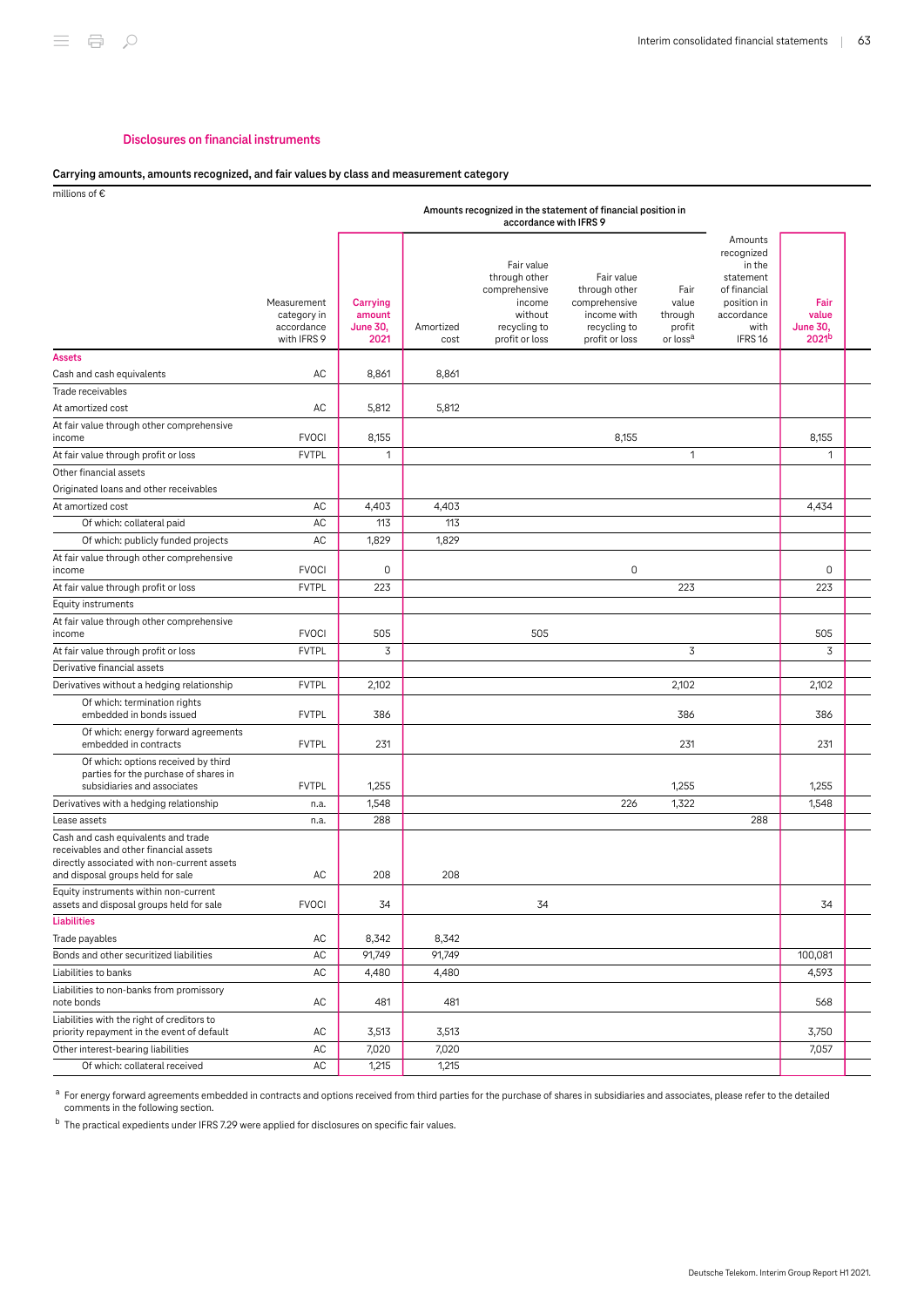## Disclosures on financial instruments

### Carrying amounts, amounts recognized, and fair values by class and measurement category

millions of €

| | Measurement category in accordance with IFRS 9 | Carrying amount June 30, 2021 | Amounts recognized in the statement of financial position in accordance with IFRS 9 | | | | Amounts recognized in the statement of financial position in accordance with IFRS 16 | Fair value June 30, 2021[b] |
|---|---|---|---|---|---|---|---|---|
| | | | Amortized cost | Fair value through other comprehensive income without recycling to profit or loss | Fair value through other comprehensive income with recycling to profit or loss | Fair value through profit or loss[a] | | |
| **Assets** | | | | | | | | |
| Cash and cash equivalents | AC | 8,861 | 8,861 | | | | | |
| Trade receivables | | | | | | | | |
| At amortized cost | AC | 5,812 | 5,812 | | | | | |
| At fair value through other comprehensive income | FVOCI | 8,155 | | | 8,155 | | | 8,155 |
| At fair value through profit or loss | FVTPL | 1 | | | | 1 | | 1 |
| Other financial assets | | | | | | | | |
| Originated loans and other receivables | | | | | | | | |
| At amortized cost | AC | 4,403 | 4,403 | | | | | 4,434 |
| Of which: collateral paid | AC | 113 | 113 | | | | | |
| Of which: publicly funded projects | AC | 1,829 | 1,829 | | | | | |
| At fair value through other comprehensive income | FVOCI | 0 | | | 0 | | | 0 |
| At fair value through profit or loss | FVTPL | 223 | | | | 223 | | 223 |
| Equity instruments | | | | | | | | |
| At fair value through other comprehensive income | FVOCI | 505 | | 505 | | | | 505 |
| At fair value through profit or loss | FVTPL | 3 | | | | 3 | | 3 |
| Derivative financial assets | | | | | | | | |
| Derivatives without a hedging relationship | FVTPL | 2,102 | | | | 2,102 | | 2,102 |
| Of which: termination rights embedded in bonds issued | FVTPL | 386 | | | | 386 | | 386 |
| Of which: energy forward agreements embedded in contracts | FVTPL | 231 | | | | 231 | | 231 |
| Of which: options received by third parties for the purchase of shares in subsidiaries and associates | FVTPL | 1,255 | | | | 1,255 | | 1,255 |
| Derivatives with a hedging relationship | n.a. | 1,548 | | | 226 | 1,322 | | 1,548 |
| Lease assets | n.a. | 288 | | | | | 288 | |
| Cash and cash equivalents and trade receivables and other financial assets directly associated with non-current assets and disposal groups held for sale | AC | 208 | 208 | | | | | |
| Equity instruments within non-current assets and disposal groups held for sale | FVOCI | 34 | | 34 | | | | 34 |
| **Liabilities** | | | | | | | | |
| Trade payables | AC | 8,342 | 8,342 | | | | | |
| Bonds and other securitized liabilities | AC | 91,749 | 91,749 | | | | | 100,081 |
| Liabilities to banks | AC | 4,480 | 4,480 | | | | | 4,593 |
| Liabilities to non-banks from promissory note bonds | AC | 481 | 481 | | | | | 568 |
| Liabilities with the right of creditors to priority repayment in the event of default | AC | 3,513 | 3,513 | | | | | 3,750 |
| Other interest-bearing liabilities | AC | 7,020 | 7,020 | | | | | 7,057 |
| Of which: collateral received | AC | 1,215 | 1,215 | | | | | |

[a] For energy forward agreements embedded in contracts and options received from third parties for the purchase of shares in subsidiaries and associates, please refer to the detailed comments in the following section.

[b] The practical expedients under IFRS 7.29 were applied for disclosures on specific fair values.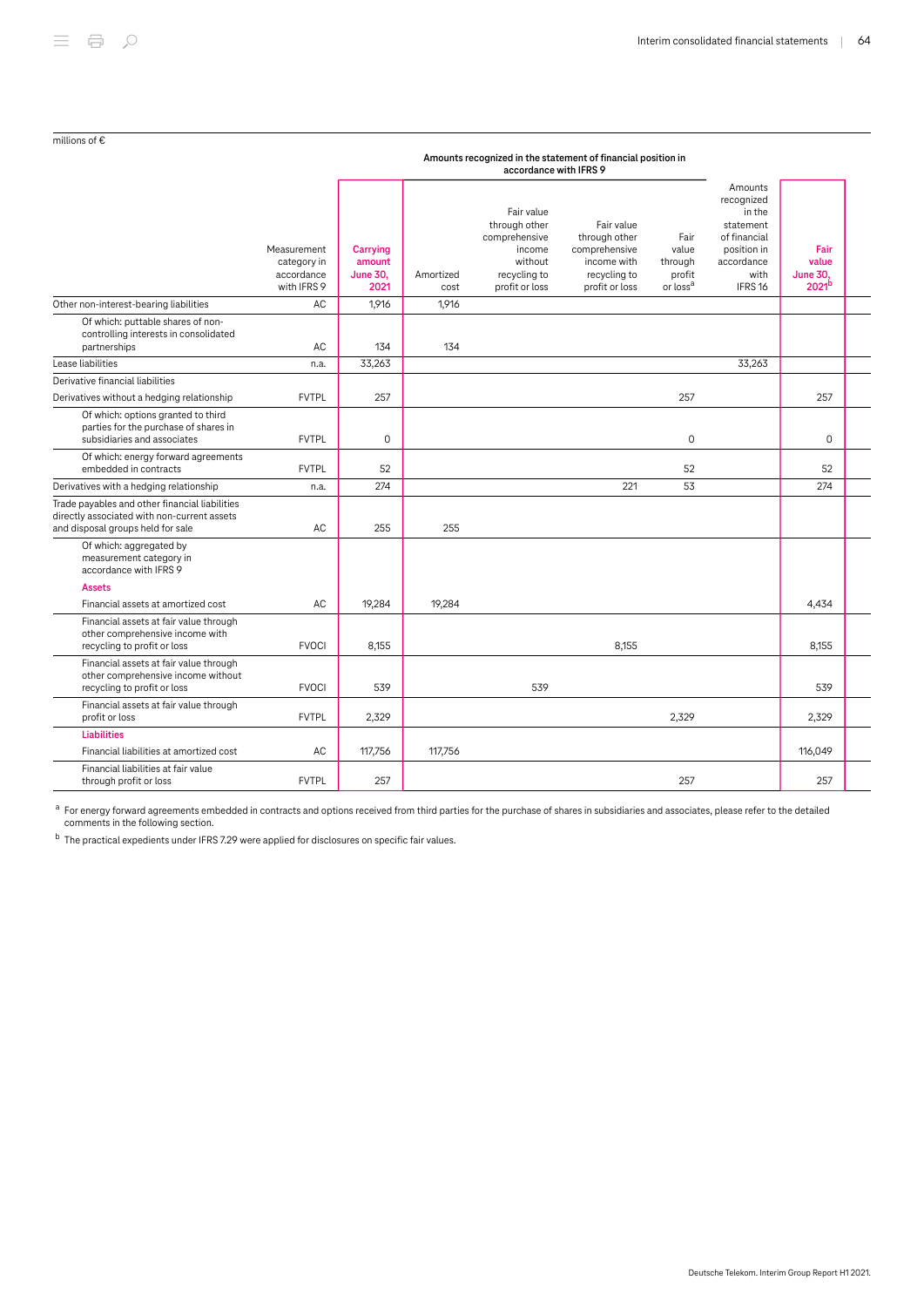millions of €

| | Measurement category in accordance with IFRS 9 | Carrying amount June 30, 2021 | Amounts recognized in the statement of financial position in accordance with IFRS 9 | | | | Amounts recognized in the statement of financial position in accordance with IFRS 16 | Fair value June 30, 2021[b] |
|---|---|---|---|---|---|---|---|---|
| | | | Amortized cost | Fair value through other comprehensive income without recycling to profit or loss | Fair value through other comprehensive income with recycling to profit or loss | Fair value through profit or loss[a] | | |
| Other non-interest-bearing liabilities | AC | 1,916 | 1,916 | | | | | |
| Of which: puttable shares of non-controlling interests in consolidated partnerships | AC | 134 | 134 | | | | | |
| Lease liabilities | n.a. | 33,263 | | | | | 33,263 | |
| Derivative financial liabilities | | | | | | | | |
| Derivatives without a hedging relationship | FVTPL | 257 | | | | 257 | | 257 |
| Of which: options granted to third parties for the purchase of shares in subsidiaries and associates | FVTPL | 0 | | | | 0 | | 0 |
| Of which: energy forward agreements embedded in contracts | FVTPL | 52 | | | | 52 | | 52 |
| Derivatives with a hedging relationship | n.a. | 274 | | | 221 | 53 | | 274 |
| Trade payables and other financial liabilities directly associated with non-current assets and disposal groups held for sale | AC | 255 | 255 | | | | | |
| Of which: aggregated by measurement category in accordance with IFRS 9 | | | | | | | | |
| **Assets** | | | | | | | | |
| Financial assets at amortized cost | AC | 19,284 | 19,284 | | | | | 4,434 |
| Financial assets at fair value through other comprehensive income with recycling to profit or loss | FVOCI | 8,155 | | | 8,155 | | | 8,155 |
| Financial assets at fair value through other comprehensive income without recycling to profit or loss | FVOCI | 539 | | 539 | | | | 539 |
| Financial assets at fair value through profit or loss | FVTPL | 2,329 | | | | 2,329 | | 2,329 |
| **Liabilities** | | | | | | | | |
| Financial liabilities at amortized cost | AC | 117,756 | 117,756 | | | | | 116,049 |
| Financial liabilities at fair value through profit or loss | FVTPL | 257 | | | | 257 | | 257 |

[a] For energy forward agreements embedded in contracts and options received from third parties for the purchase of shares in subsidiaries and associates, please refer to the detailed comments in the following section.

[b] The practical expedients under IFRS 7.29 were applied for disclosures on specific fair values.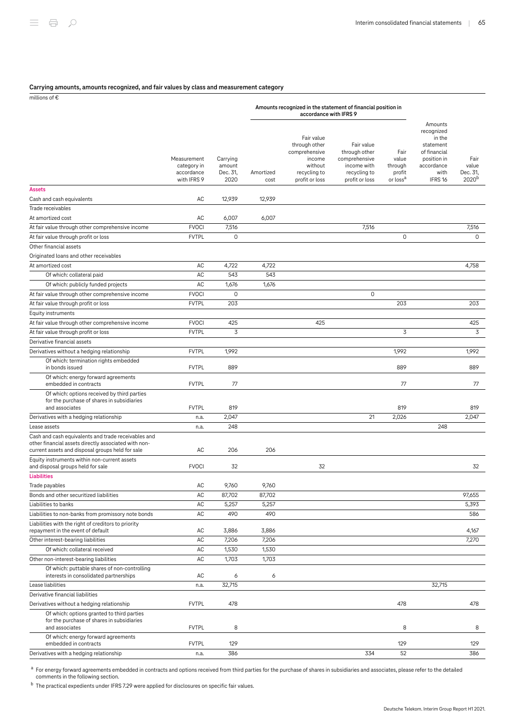## Carrying amounts, amounts recognized, and fair values by class and measurement category

millions of €

| | Measurement category in accordance with IFRS 9 | Carrying amount Dec. 31, 2020 | Amounts recognized in the statement of financial position in accordance with IFRS 9 | | | | Amounts recognized in the statement of financial position in accordance with IFRS 16 | Fair value Dec. 31, 2020[b] |
|---|---|---|---|---|---|---|---|---|
| | | | Amortized cost | Fair value through other comprehensive income without recycling to profit or loss | Fair value through other comprehensive income with recycling to profit or loss | Fair value through profit or loss[a] | | |
| **Assets** | | | | | | | | |
| Cash and cash equivalents | AC | 12,939 | 12,939 | | | | | |
| Trade receivables | | | | | | | | |
| At amortized cost | AC | 6,007 | 6,007 | | | | | |
| At fair value through other comprehensive income | FVOCI | 7,516 | | | 7,516 | | | 7,516 |
| At fair value through profit or loss | FVTPL | 0 | | | | 0 | | 0 |
| Other financial assets | | | | | | | | |
| Originated loans and other receivables | | | | | | | | |
| At amortized cost | AC | 4,722 | 4,722 | | | | | 4,758 |
| Of which: collateral paid | AC | 543 | 543 | | | | | |
| Of which: publicly funded projects | AC | 1,676 | 1,676 | | | | | |
| At fair value through other comprehensive income | FVOCI | 0 | | | 0 | | | |
| At fair value through profit or loss | FVTPL | 203 | | | | 203 | | 203 |
| Equity instruments | | | | | | | | |
| At fair value through other comprehensive income | FVOCI | 425 | | 425 | | | | 425 |
| At fair value through profit or loss | FVTPL | 3 | | | | 3 | | 3 |
| Derivative financial assets | | | | | | | | |
| Derivatives without a hedging relationship | FVTPL | 1,992 | | | | 1,992 | | 1,992 |
| Of which: termination rights embedded in bonds issued | FVTPL | 889 | | | | 889 | | 889 |
| Of which: energy forward agreements embedded in contracts | FVTPL | 77 | | | | 77 | | 77 |
| Of which: options received by third parties for the purchase of shares in subsidiaries and associates | FVTPL | 819 | | | | 819 | | 819 |
| Derivatives with a hedging relationship | n.a. | 2,047 | | | 21 | 2,026 | | 2,047 |
| Lease assets | n.a. | 248 | | | | | 248 | |
| Cash and cash equivalents and trade receivables and other financial assets directly associated with non-current assets and disposal groups held for sale | AC | 206 | 206 | | | | | |
| Equity instruments within non-current assets and disposal groups held for sale | FVOCI | 32 | | 32 | | | | 32 |
| **Liabilities** | | | | | | | | |
| Trade payables | AC | 9,760 | 9,760 | | | | | |
| Bonds and other securitized liabilities | AC | 87,702 | 87,702 | | | | | 97,655 |
| Liabilities to banks | AC | 5,257 | 5,257 | | | | | 5,393 |
| Liabilities to non-banks from promissory note bonds | AC | 490 | 490 | | | | | 586 |
| Liabilities with the right of creditors to priority repayment in the event of default | AC | 3,886 | 3,886 | | | | | 4,167 |
| Other interest-bearing liabilities | AC | 7,206 | 7,206 | | | | | 7,270 |
| Of which: collateral received | AC | 1,530 | 1,530 | | | | | |
| Other non-interest-bearing liabilities | AC | 1,703 | 1,703 | | | | | |
| Of which: puttable shares of non-controlling interests in consolidated partnerships | AC | 6 | 6 | | | | | |
| Lease liabilities | n.a. | 32,715 | | | | | 32,715 | |
| Derivative financial liabilities | | | | | | | | |
| Derivatives without a hedging relationship | FVTPL | 478 | | | | 478 | | 478 |
| Of which: options granted to third parties for the purchase of shares in subsidiaries and associates | FVTPL | 8 | | | | 8 | | 8 |
| Of which: energy forward agreements embedded in contracts | FVTPL | 129 | | | | 129 | | 129 |
| Derivatives with a hedging relationship | n.a. | 386 | | | 334 | 52 | | 386 |

[a] For energy forward agreements embedded in contracts and options received from third parties for the purchase of shares in subsidiaries and associates, please refer to the detailed comments in the following section.

[b] The practical expedients under IFRS 7.29 were applied for disclosures on specific fair values.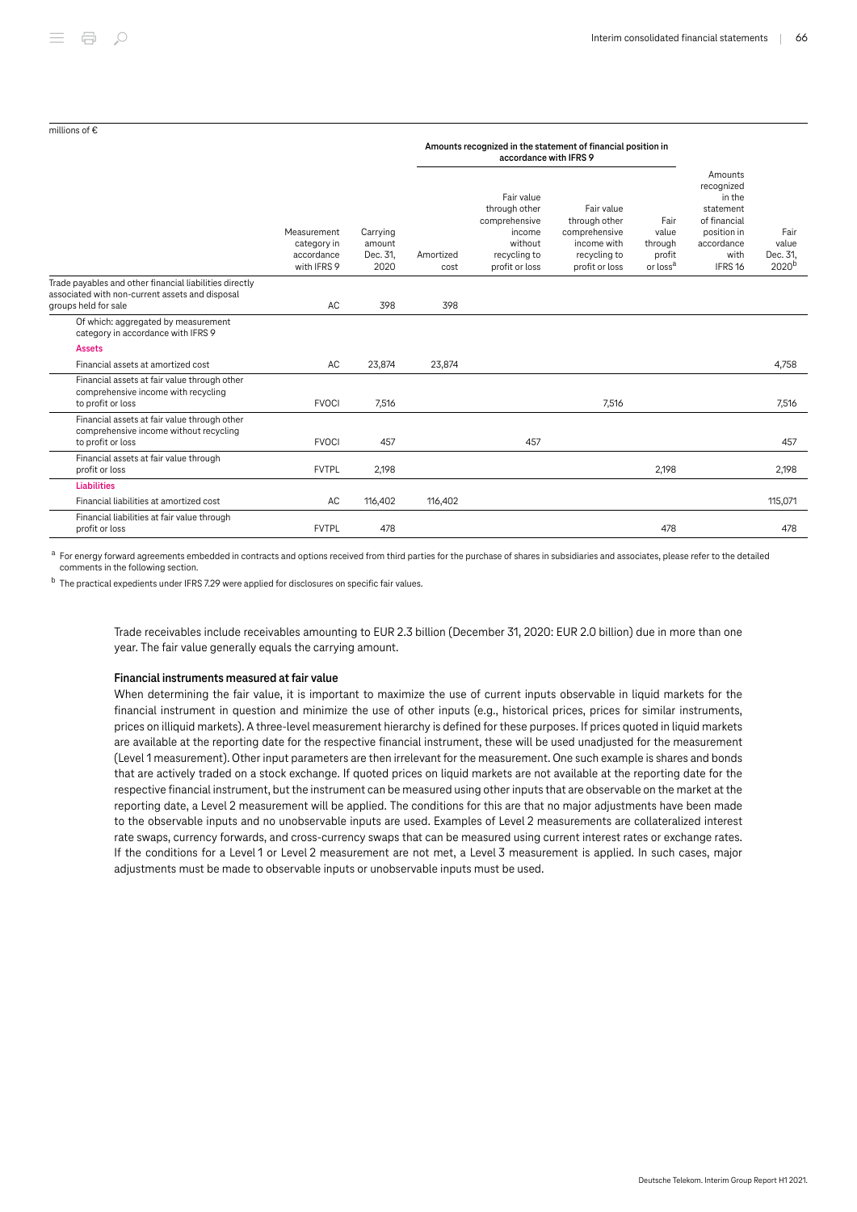millions of €

| | Measurement category in accordance with IFRS 9 | Carrying amount Dec. 31, 2020 | Amounts recognized in the statement of financial position in accordance with IFRS 9 | | | | Amounts recognized in the statement of financial position in accordance with IFRS 16 | Fair value Dec. 31, 2020[b] |
|---|---|---|---|---|---|---|---|---|
| | | | Amortized cost | Fair value through other comprehensive income without recycling to profit or loss | Fair value through other comprehensive income with recycling to profit or loss | Fair value through profit or loss[a] | | |
| Trade payables and other financial liabilities directly associated with non-current assets and disposal groups held for sale | AC | 398 | 398 | | | | | |
| Of which: aggregated by measurement category in accordance with IFRS 9 | | | | | | | | |
| **Assets** | | | | | | | | |
| Financial assets at amortized cost | AC | 23,874 | 23,874 | | | | | 4,758 |
| Financial assets at fair value through other comprehensive income with recycling to profit or loss | FVOCI | 7,516 | | | 7,516 | | | 7,516 |
| Financial assets at fair value through other comprehensive income without recycling to profit or loss | FVOCI | 457 | | 457 | | | | 457 |
| Financial assets at fair value through profit or loss | FVTPL | 2,198 | | | | 2,198 | | 2,198 |
| **Liabilities** | | | | | | | | |
| Financial liabilities at amortized cost | AC | 116,402 | 116,402 | | | | | 115,071 |
| Financial liabilities at fair value through profit or loss | FVTPL | 478 | | | | 478 | | 478 |

[a] For energy forward agreements embedded in contracts and options received from third parties for the purchase of shares in subsidiaries and associates, please refer to the detailed comments in the following section.

[b] The practical expedients under IFRS 7.29 were applied for disclosures on specific fair values.

Trade receivables include receivables amounting to EUR 2.3 billion (December 31, 2020: EUR 2.0 billion) due in more than one year. The fair value generally equals the carrying amount.

### Financial instruments measured at fair value

When determining the fair value, it is important to maximize the use of current inputs observable in liquid markets for the financial instrument in question and minimize the use of other inputs (e.g., historical prices, prices for similar instruments, prices on illiquid markets). A three-level measurement hierarchy is defined for these purposes. If prices quoted in liquid markets are available at the reporting date for the respective financial instrument, these will be used unadjusted for the measurement (Level 1 measurement). Other input parameters are then irrelevant for the measurement. One such example is shares and bonds that are actively traded on a stock exchange. If quoted prices on liquid markets are not available at the reporting date for the respective financial instrument, but the instrument can be measured using other inputs that are observable on the market at the reporting date, a Level 2 measurement will be applied. The conditions for this are that no major adjustments have been made to the observable inputs and no unobservable inputs are used. Examples of Level 2 measurements are collateralized interest rate swaps, currency forwards, and cross-currency swaps that can be measured using current interest rates or exchange rates. If the conditions for a Level 1 or Level 2 measurement are not met, a Level 3 measurement is applied. In such cases, major adjustments must be made to observable inputs or unobservable inputs must be used.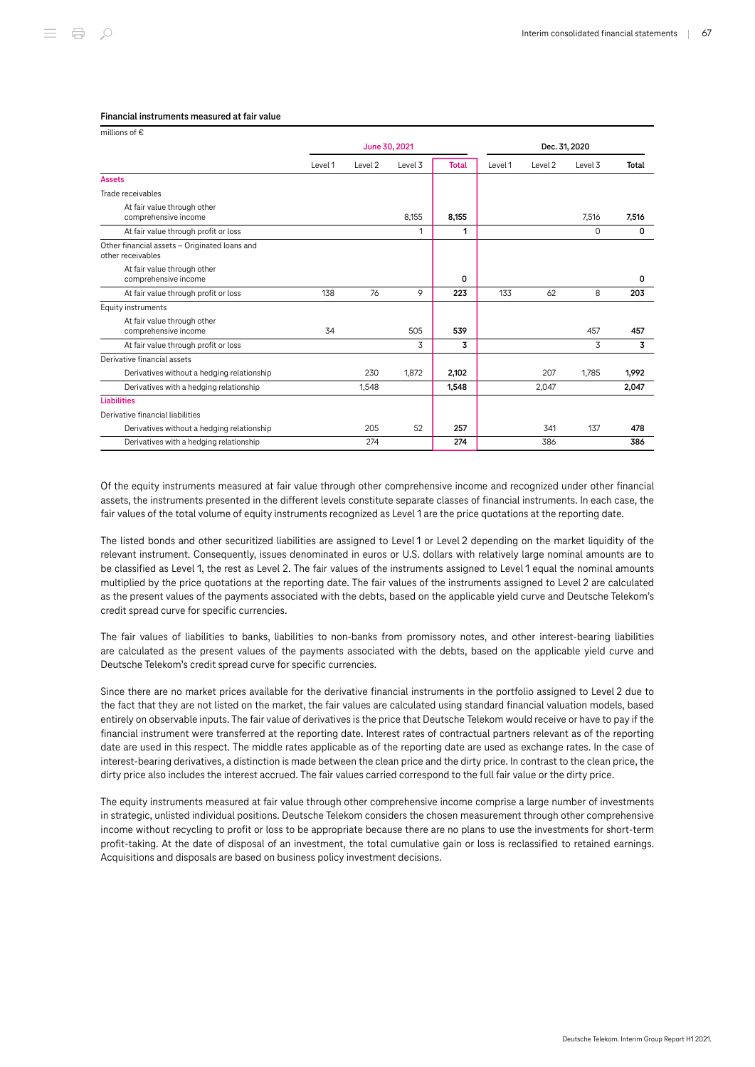**Financial instruments measured at fair value**

millions of €

| | June 30, 2021 | | | | Dec. 31, 2020 | | | |
|---|---|---|---|---|---|---|---|---|
| | Level 1 | Level 2 | Level 3 | **Total** | Level 1 | Level 2 | Level 3 | **Total** |
| **Assets** | | | | | | | | |
| Trade receivables | | | | | | | | |
| At fair value through other comprehensive income | | | 8,155 | **8,155** | | | 7,516 | **7,516** |
| At fair value through profit or loss | | | 1 | **1** | | | 0 | **0** |
| Other financial assets – Originated loans and other receivables | | | | | | | | |
| At fair value through other comprehensive income | | | | **0** | | | | **0** |
| At fair value through profit or loss | 138 | 76 | 9 | **223** | 133 | 62 | 8 | **203** |
| Equity instruments | | | | | | | | |
| At fair value through other comprehensive income | 34 | | 505 | **539** | | | 457 | **457** |
| At fair value through profit or loss | | | 3 | **3** | | | 3 | **3** |
| Derivative financial assets | | | | | | | | |
| Derivatives without a hedging relationship | | 230 | 1,872 | **2,102** | | 207 | 1,785 | **1,992** |
| Derivatives with a hedging relationship | | 1,548 | | **1,548** | | 2,047 | | **2,047** |
| **Liabilities** | | | | | | | | |
| Derivative financial liabilities | | | | | | | | |
| Derivatives without a hedging relationship | | 205 | 52 | **257** | | 341 | 137 | **478** |
| Derivatives with a hedging relationship | | 274 | | **274** | | 386 | | **386** |

Of the equity instruments measured at fair value through other comprehensive income and recognized under other financial assets, the instruments presented in the different levels constitute separate classes of financial instruments. In each case, the fair values of the total volume of equity instruments recognized as Level 1 are the price quotations at the reporting date.

The listed bonds and other securitized liabilities are assigned to Level 1 or Level 2 depending on the market liquidity of the relevant instrument. Consequently, issues denominated in euros or U.S. dollars with relatively large nominal amounts are to be classified as Level 1, the rest as Level 2. The fair values of the instruments assigned to Level 1 equal the nominal amounts multiplied by the price quotations at the reporting date. The fair values of the instruments assigned to Level 2 are calculated as the present values of the payments associated with the debts, based on the applicable yield curve and Deutsche Telekom's credit spread curve for specific currencies.

The fair values of liabilities to banks, liabilities to non-banks from promissory notes, and other interest-bearing liabilities are calculated as the present values of the payments associated with the debts, based on the applicable yield curve and Deutsche Telekom's credit spread curve for specific currencies.

Since there are no market prices available for the derivative financial instruments in the portfolio assigned to Level 2 due to the fact that they are not listed on the market, the fair values are calculated using standard financial valuation models, based entirely on observable inputs. The fair value of derivatives is the price that Deutsche Telekom would receive or have to pay if the financial instrument were transferred at the reporting date. Interest rates of contractual partners relevant as of the reporting date are used in this respect. The middle rates applicable as of the reporting date are used as exchange rates. In the case of interest-bearing derivatives, a distinction is made between the clean price and the dirty price. In contrast to the clean price, the dirty price also includes the interest accrued. The fair values carried correspond to the full fair value or the dirty price.

The equity instruments measured at fair value through other comprehensive income comprise a large number of investments in strategic, unlisted individual positions. Deutsche Telekom considers the chosen measurement through other comprehensive income without recycling to profit or loss to be appropriate because there are no plans to use the investments for short-term profit-taking. At the date of disposal of an investment, the total cumulative gain or loss is reclassified to retained earnings. Acquisitions and disposals are based on business policy investment decisions.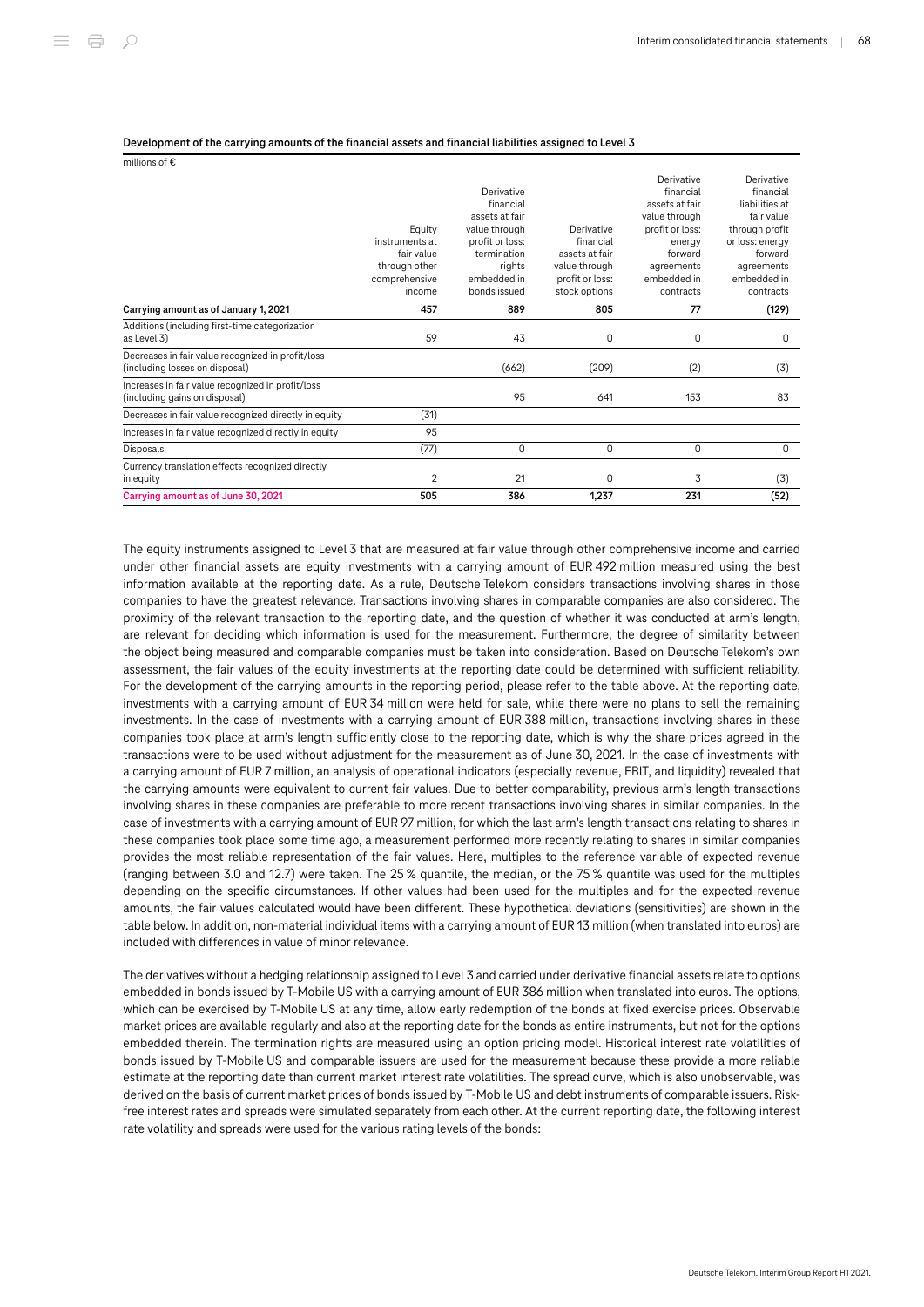**Development of the carrying amounts of the financial assets and financial liabilities assigned to Level 3**

millions of €

| | Equity instruments at fair value through other comprehensive income | Derivative financial assets at fair value through profit or loss: termination rights embedded in bonds issued | Derivative financial assets at fair value through profit or loss: stock options | Derivative financial assets at fair value through profit or loss: energy forward agreements embedded in contracts | Derivative financial liabilities at fair value through profit or loss: energy forward agreements embedded in contracts |
|---|---|---|---|---|---|
| **Carrying amount as of January 1, 2021** | **457** | **889** | **805** | **77** | **(129)** |
| Additions (including first-time categorization as Level 3) | 59 | 43 | 0 | 0 | 0 |
| Decreases in fair value recognized in profit/loss (including losses on disposal) | | (662) | (209) | (2) | (3) |
| Increases in fair value recognized in profit/loss (including gains on disposal) | | 95 | 641 | 153 | 83 |
| Decreases in fair value recognized directly in equity | (31) | | | | |
| Increases in fair value recognized directly in equity | 95 | | | | |
| Disposals | (77) | 0 | 0 | 0 | 0 |
| Currency translation effects recognized directly in equity | 2 | 21 | 0 | 3 | (3) |
| **Carrying amount as of June 30, 2021** | **505** | **386** | **1,237** | **231** | **(52)** |

The equity instruments assigned to Level 3 that are measured at fair value through other comprehensive income and carried under other financial assets are equity investments with a carrying amount of EUR 492 million measured using the best information available at the reporting date. As a rule, Deutsche Telekom considers transactions involving shares in those companies to have the greatest relevance. Transactions involving shares in comparable companies are also considered. The proximity of the relevant transaction to the reporting date, and the question of whether it was conducted at arm's length, are relevant for deciding which information is used for the measurement. Furthermore, the degree of similarity between the object being measured and comparable companies must be taken into consideration. Based on Deutsche Telekom's own assessment, the fair values of the equity investments at the reporting date could be determined with sufficient reliability. For the development of the carrying amounts in the reporting period, please refer to the table above. At the reporting date, investments with a carrying amount of EUR 34 million were held for sale, while there were no plans to sell the remaining investments. In the case of investments with a carrying amount of EUR 388 million, transactions involving shares in these companies took place at arm's length sufficiently close to the reporting date, which is why the share prices agreed in the transactions were to be used without adjustment for the measurement as of June 30, 2021. In the case of investments with a carrying amount of EUR 7 million, an analysis of operational indicators (especially revenue, EBIT, and liquidity) revealed that the carrying amounts were equivalent to current fair values. Due to better comparability, previous arm's length transactions involving shares in these companies are preferable to more recent transactions involving shares in similar companies. In the case of investments with a carrying amount of EUR 97 million, for which the last arm's length transactions relating to shares in these companies took place some time ago, a measurement performed more recently relating to shares in similar companies provides the most reliable representation of the fair values. Here, multiples to the reference variable of expected revenue (ranging between 3.0 and 12.7) were taken. The 25 % quantile, the median, or the 75 % quantile was used for the multiples depending on the specific circumstances. If other values had been used for the multiples and for the expected revenue amounts, the fair values calculated would have been different. These hypothetical deviations (sensitivities) are shown in the table below. In addition, non-material individual items with a carrying amount of EUR 13 million (when translated into euros) are included with differences in value of minor relevance.

The derivatives without a hedging relationship assigned to Level 3 and carried under derivative financial assets relate to options embedded in bonds issued by T-Mobile US with a carrying amount of EUR 386 million when translated into euros. The options, which can be exercised by T-Mobile US at any time, allow early redemption of the bonds at fixed exercise prices. Observable market prices are available regularly and also at the reporting date for the bonds as entire instruments, but not for the options embedded therein. The termination rights are measured using an option pricing model. Historical interest rate volatilities of bonds issued by T-Mobile US and comparable issuers are used for the measurement because these provide a more reliable estimate at the reporting date than current market interest rate volatilities. The spread curve, which is also unobservable, was derived on the basis of current market prices of bonds issued by T-Mobile US and debt instruments of comparable issuers. Risk-free interest rates and spreads were simulated separately from each other. At the current reporting date, the following interest rate volatility and spreads were used for the various rating levels of the bonds: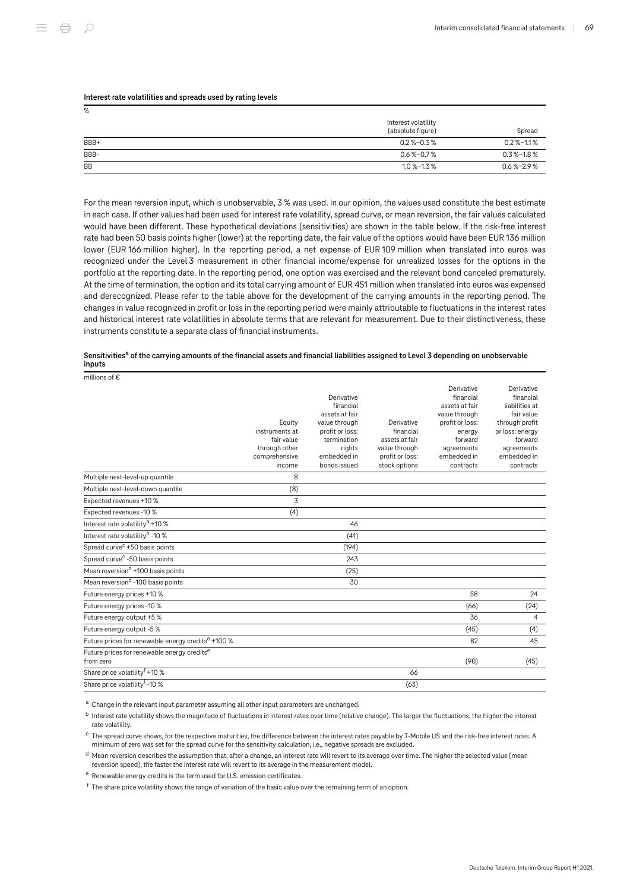**Interest rate volatilities and spreads used by rating levels**

| % | Interest volatility (absolute figure) | Spread |
|---|---|---|
| BBB+ | 0.2 %–0.3 % | 0.2 %–1.1 % |
| BBB- | 0.6 %–0.7 % | 0.3 %–1.8 % |
| BB | 1.0 %–1.3 % | 0.6 %–2.9 % |

For the mean reversion input, which is unobservable, 3 % was used. In our opinion, the values used constitute the best estimate in each case. If other values had been used for interest rate volatility, spread curve, or mean reversion, the fair values calculated would have been different. These hypothetical deviations (sensitivities) are shown in the table below. If the risk-free interest rate had been 50 basis points higher (lower) at the reporting date, the fair value of the options would have been EUR 136 million lower (EUR 166 million higher). In the reporting period, a net expense of EUR 109 million when translated into euros was recognized under the Level 3 measurement in other financial income/expense for unrealized losses for the options in the portfolio at the reporting date. In the reporting period, one option was exercised and the relevant bond canceled prematurely. At the time of termination, the option and its total carrying amount of EUR 451 million when translated into euros was expensed and derecognized. Please refer to the table above for the development of the carrying amounts in the reporting period. The changes in value recognized in profit or loss in the reporting period were mainly attributable to fluctuations in the interest rates and historical interest rate volatilities in absolute terms that are relevant for measurement. Due to their distinctiveness, these instruments constitute a separate class of financial instruments.

**Sensitivities[a] of the carrying amounts of the financial assets and financial liabilities assigned to Level 3 depending on unobservable inputs**

| millions of € | Equity instruments at fair value through other comprehensive income | Derivative financial assets at fair value through profit or loss: termination rights embedded in bonds issued | Derivative financial assets at fair value through profit or loss: stock options | Derivative financial assets at fair value through profit or loss: energy forward agreements embedded in contracts | Derivative financial liabilities at fair value through profit or loss: energy forward agreements embedded in contracts |
|---|---|---|---|---|---|
| Multiple next-level-up quantile | 8 | | | | |
| Multiple next-level-down quantile | (8) | | | | |
| Expected revenues +10 % | 3 | | | | |
| Expected revenues -10 % | (4) | | | | |
| Interest rate volatility[b] +10 % | | 46 | | | |
| Interest rate volatility[b] -10 % | | (41) | | | |
| Spread curve[c] +50 basis points | | (194) | | | |
| Spread curve[c] -50 basis points | | 243 | | | |
| Mean reversion[d] +100 basis points | | (25) | | | |
| Mean reversion[d] -100 basis points | | 30 | | | |
| Future energy prices +10 % | | | | 58 | 24 |
| Future energy prices -10 % | | | | (66) | (24) |
| Future energy output +5 % | | | | 36 | 4 |
| Future energy output -5 % | | | | (45) | (4) |
| Future prices for renewable energy credits[e] +100 % | | | | 82 | 45 |
| Future prices for renewable energy credits[e] from zero | | | | (90) | (45) |
| Share price volatility[f] +10 % | | | 66 | | |
| Share price volatility[f] -10 % | | | (63) | | |

[a] Change in the relevant input parameter assuming all other input parameters are unchanged.

[b] Interest rate volatility shows the magnitude of fluctuations in interest rates over time (relative change). The larger the fluctuations, the higher the interest rate volatility.

[c] The spread curve shows, for the respective maturities, the difference between the interest rates payable by T-Mobile US and the risk-free interest rates. A minimum of zero was set for the spread curve for the sensitivity calculation, i.e., negative spreads are excluded.

[d] Mean reversion describes the assumption that, after a change, an interest rate will revert to its average over time. The higher the selected value (mean reversion speed), the faster the interest rate will revert to its average in the measurement model.

[e] Renewable energy credits is the term used for U.S. emission certificates.

[f] The share price volatility shows the range of variation of the basic value over the remaining term of an option.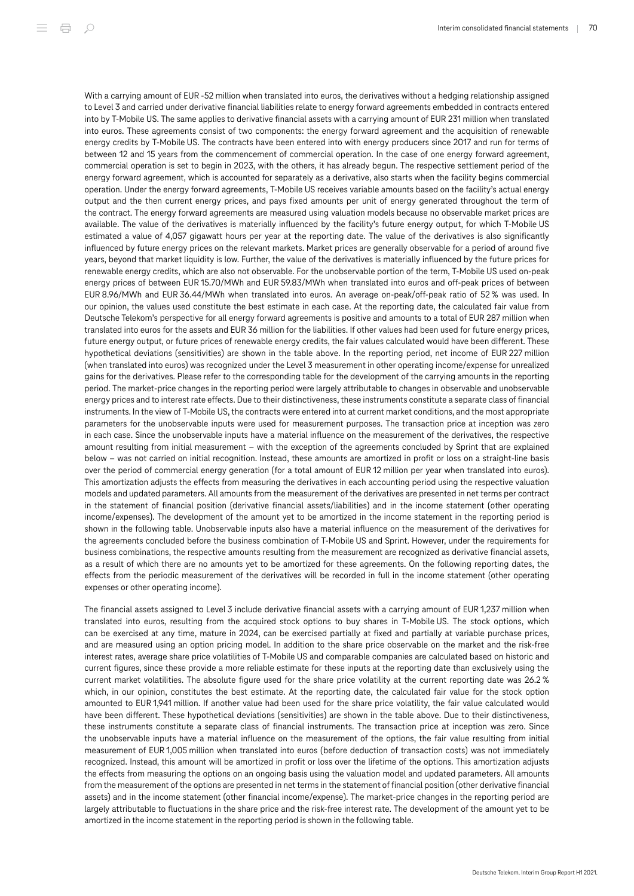With a carrying amount of EUR -52 million when translated into euros, the derivatives without a hedging relationship assigned to Level 3 and carried under derivative financial liabilities relate to energy forward agreements embedded in contracts entered into by T-Mobile US. The same applies to derivative financial assets with a carrying amount of EUR 231 million when translated into euros. These agreements consist of two components: the energy forward agreement and the acquisition of renewable energy credits by T-Mobile US. The contracts have been entered into with energy producers since 2017 and run for terms of between 12 and 15 years from the commencement of commercial operation. In the case of one energy forward agreement, commercial operation is set to begin in 2023, with the others, it has already begun. The respective settlement period of the energy forward agreement, which is accounted for separately as a derivative, also starts when the facility begins commercial operation. Under the energy forward agreements, T-Mobile US receives variable amounts based on the facility's actual energy output and the then current energy prices, and pays fixed amounts per unit of energy generated throughout the term of the contract. The energy forward agreements are measured using valuation models because no observable market prices are available. The value of the derivatives is materially influenced by the facility's future energy output, for which T-Mobile US estimated a value of 4,057 gigawatt hours per year at the reporting date. The value of the derivatives is also significantly influenced by future energy prices on the relevant markets. Market prices are generally observable for a period of around five years, beyond that market liquidity is low. Further, the value of the derivatives is materially influenced by the future prices for renewable energy credits, which are also not observable. For the unobservable portion of the term, T-Mobile US used on-peak energy prices of between EUR 15.70/MWh and EUR 59.83/MWh when translated into euros and off-peak prices of between EUR 8.96/MWh and EUR 36.44/MWh when translated into euros. An average on-peak/off-peak ratio of 52 % was used. In our opinion, the values used constitute the best estimate in each case. At the reporting date, the calculated fair value from Deutsche Telekom's perspective for all energy forward agreements is positive and amounts to a total of EUR 287 million when translated into euros for the assets and EUR 36 million for the liabilities. If other values had been used for future energy prices, future energy output, or future prices of renewable energy credits, the fair values calculated would have been different. These hypothetical deviations (sensitivities) are shown in the table above. In the reporting period, net income of EUR 227 million (when translated into euros) was recognized under the Level 3 measurement in other operating income/expense for unrealized gains for the derivatives. Please refer to the corresponding table for the development of the carrying amounts in the reporting period. The market-price changes in the reporting period were largely attributable to changes in observable and unobservable energy prices and to interest rate effects. Due to their distinctiveness, these instruments constitute a separate class of financial instruments. In the view of T-Mobile US, the contracts were entered into at current market conditions, and the most appropriate parameters for the unobservable inputs were used for measurement purposes. The transaction price at inception was zero in each case. Since the unobservable inputs have a material influence on the measurement of the derivatives, the respective amount resulting from initial measurement – with the exception of the agreements concluded by Sprint that are explained below – was not carried on initial recognition. Instead, these amounts are amortized in profit or loss on a straight-line basis over the period of commercial energy generation (for a total amount of EUR 12 million per year when translated into euros). This amortization adjusts the effects from measuring the derivatives in each accounting period using the respective valuation models and updated parameters. All amounts from the measurement of the derivatives are presented in net terms per contract in the statement of financial position (derivative financial assets/liabilities) and in the income statement (other operating income/expenses). The development of the amount yet to be amortized in the income statement in the reporting period is shown in the following table. Unobservable inputs also have a material influence on the measurement of the derivatives for the agreements concluded before the business combination of T-Mobile US and Sprint. However, under the requirements for business combinations, the respective amounts resulting from the measurement are recognized as derivative financial assets, as a result of which there are no amounts yet to be amortized for these agreements. On the following reporting dates, the effects from the periodic measurement of the derivatives will be recorded in full in the income statement (other operating expenses or other operating income).

The financial assets assigned to Level 3 include derivative financial assets with a carrying amount of EUR 1,237 million when translated into euros, resulting from the acquired stock options to buy shares in T-Mobile US. The stock options, which can be exercised at any time, mature in 2024, can be exercised partially at fixed and partially at variable purchase prices, and are measured using an option pricing model. In addition to the share price observable on the market and the risk-free interest rates, average share price volatilities of T-Mobile US and comparable companies are calculated based on historic and current figures, since these provide a more reliable estimate for these inputs at the reporting date than exclusively using the current market volatilities. The absolute figure used for the share price volatility at the current reporting date was 26.2 % which, in our opinion, constitutes the best estimate. At the reporting date, the calculated fair value for the stock option amounted to EUR 1,941 million. If another value had been used for the share price volatility, the fair value calculated would have been different. These hypothetical deviations (sensitivities) are shown in the table above. Due to their distinctiveness, these instruments constitute a separate class of financial instruments. The transaction price at inception was zero. Since the unobservable inputs have a material influence on the measurement of the options, the fair value resulting from initial measurement of EUR 1,005 million when translated into euros (before deduction of transaction costs) was not immediately recognized. Instead, this amount will be amortized in profit or loss over the lifetime of the options. This amortization adjusts the effects from measuring the options on an ongoing basis using the valuation model and updated parameters. All amounts from the measurement of the options are presented in net terms in the statement of financial position (other derivative financial assets) and in the income statement (other financial income/expense). The market-price changes in the reporting period are largely attributable to fluctuations in the share price and the risk-free interest rate. The development of the amount yet to be amortized in the income statement in the reporting period is shown in the following table.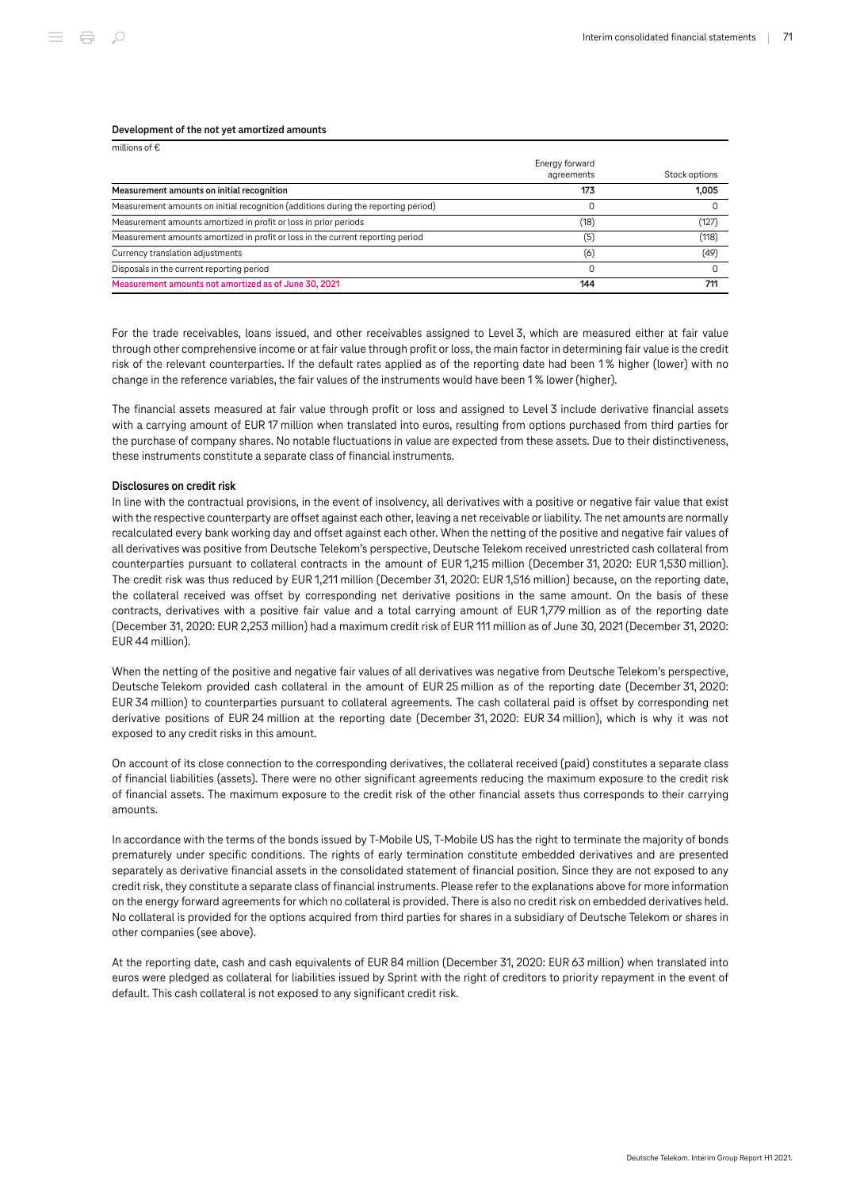**Development of the not yet amortized amounts**

millions of €

| | Energy forward agreements | Stock options |
|---|---|---|
| **Measurement amounts on initial recognition** | **173** | **1,005** |
| Measurement amounts on initial recognition (additions during the reporting period) | 0 | 0 |
| Measurement amounts amortized in profit or loss in prior periods | (18) | (127) |
| Measurement amounts amortized in profit or loss in the current reporting period | (5) | (118) |
| Currency translation adjustments | (6) | (49) |
| Disposals in the current reporting period | 0 | 0 |
| **Measurement amounts not amortized as of June 30, 2021** | **144** | **711** |

For the trade receivables, loans issued, and other receivables assigned to Level 3, which are measured either at fair value through other comprehensive income or at fair value through profit or loss, the main factor in determining fair value is the credit risk of the relevant counterparties. If the default rates applied as of the reporting date had been 1 % higher (lower) with no change in the reference variables, the fair values of the instruments would have been 1 % lower (higher).

The financial assets measured at fair value through profit or loss and assigned to Level 3 include derivative financial assets with a carrying amount of EUR 17 million when translated into euros, resulting from options purchased from third parties for the purchase of company shares. No notable fluctuations in value are expected from these assets. Due to their distinctiveness, these instruments constitute a separate class of financial instruments.

**Disclosures on credit risk**

In line with the contractual provisions, in the event of insolvency, all derivatives with a positive or negative fair value that exist with the respective counterparty are offset against each other, leaving a net receivable or liability. The net amounts are normally recalculated every bank working day and offset against each other. When the netting of the positive and negative fair values of all derivatives was positive from Deutsche Telekom's perspective, Deutsche Telekom received unrestricted cash collateral from counterparties pursuant to collateral contracts in the amount of EUR 1,215 million (December 31, 2020: EUR 1,530 million). The credit risk was thus reduced by EUR 1,211 million (December 31, 2020: EUR 1,516 million) because, on the reporting date, the collateral received was offset by corresponding net derivative positions in the same amount. On the basis of these contracts, derivatives with a positive fair value and a total carrying amount of EUR 1,779 million as of the reporting date (December 31, 2020: EUR 2,253 million) had a maximum credit risk of EUR 111 million as of June 30, 2021 (December 31, 2020: EUR 44 million).

When the netting of the positive and negative fair values of all derivatives was negative from Deutsche Telekom's perspective, Deutsche Telekom provided cash collateral in the amount of EUR 25 million as of the reporting date (December 31, 2020: EUR 34 million) to counterparties pursuant to collateral agreements. The cash collateral paid is offset by corresponding net derivative positions of EUR 24 million at the reporting date (December 31, 2020: EUR 34 million), which is why it was not exposed to any credit risks in this amount.

On account of its close connection to the corresponding derivatives, the collateral received (paid) constitutes a separate class of financial liabilities (assets). There were no other significant agreements reducing the maximum exposure to the credit risk of financial assets. The maximum exposure to the credit risk of the other financial assets thus corresponds to their carrying amounts.

In accordance with the terms of the bonds issued by T-Mobile US, T-Mobile US has the right to terminate the majority of bonds prematurely under specific conditions. The rights of early termination constitute embedded derivatives and are presented separately as derivative financial assets in the consolidated statement of financial position. Since they are not exposed to any credit risk, they constitute a separate class of financial instruments. Please refer to the explanations above for more information on the energy forward agreements for which no collateral is provided. There is also no credit risk on embedded derivatives held. No collateral is provided for the options acquired from third parties for shares in a subsidiary of Deutsche Telekom or shares in other companies (see above).

At the reporting date, cash and cash equivalents of EUR 84 million (December 31, 2020: EUR 63 million) when translated into euros were pledged as collateral for liabilities issued by Sprint with the right of creditors to priority repayment in the event of default. This cash collateral is not exposed to any significant credit risk.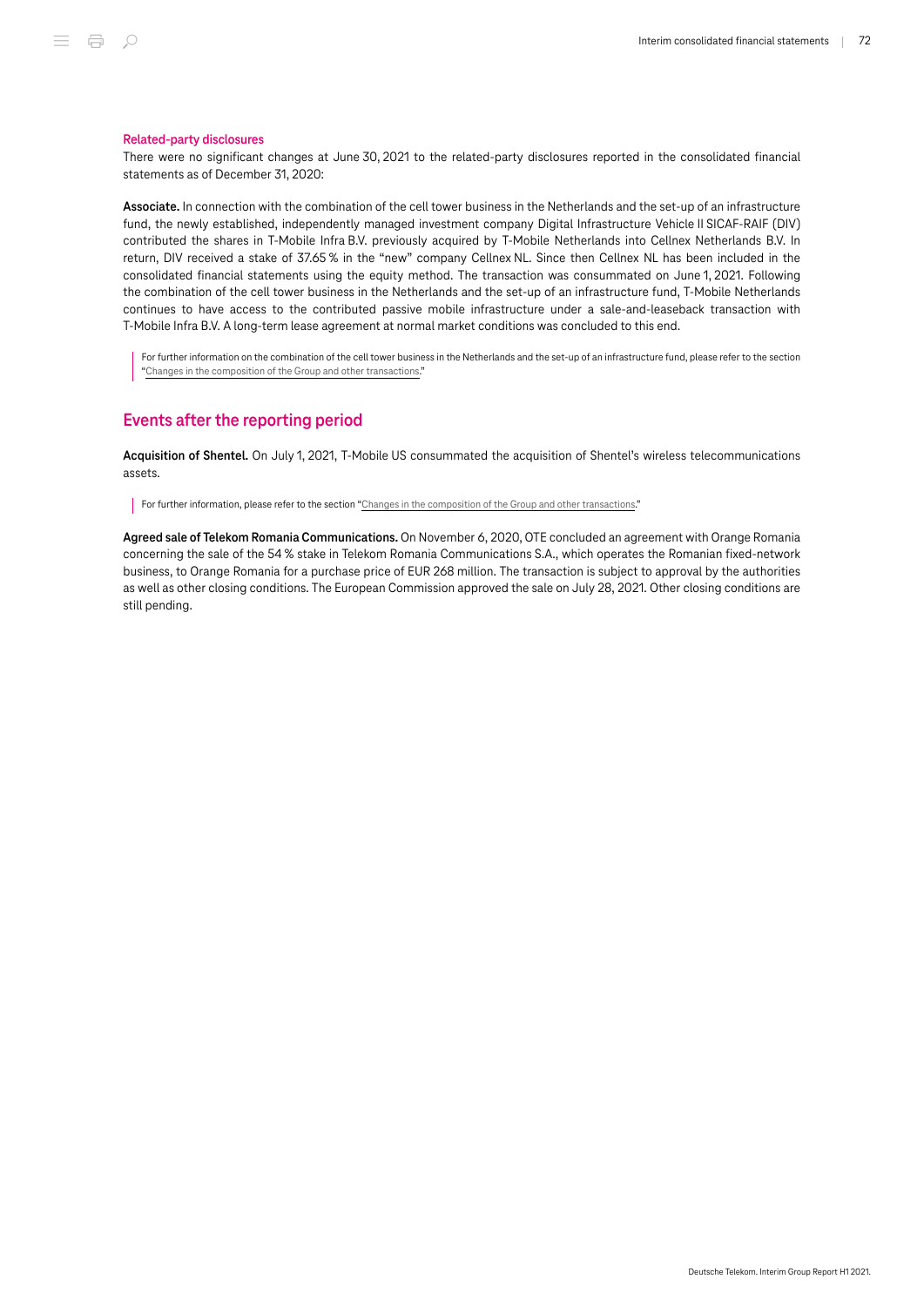### Related-party disclosures

There were no significant changes at June 30, 2021 to the related-party disclosures reported in the consolidated financial statements as of December 31, 2020:

**Associate.** In connection with the combination of the cell tower business in the Netherlands and the set-up of an infrastructure fund, the newly established, independently managed investment company Digital Infrastructure Vehicle II SICAF-RAIF (DIV) contributed the shares in T-Mobile Infra B.V. previously acquired by T-Mobile Netherlands into Cellnex Netherlands B.V. In return, DIV received a stake of 37.65 % in the "new" company Cellnex NL. Since then Cellnex NL has been included in the consolidated financial statements using the equity method. The transaction was consummated on June 1, 2021. Following the combination of the cell tower business in the Netherlands and the set-up of an infrastructure fund, T-Mobile Netherlands continues to have access to the contributed passive mobile infrastructure under a sale-and-leaseback transaction with T-Mobile Infra B.V. A long-term lease agreement at normal market conditions was concluded to this end.

> For further information on the combination of the cell tower business in the Netherlands and the set-up of an infrastructure fund, please refer to the section "Changes in the composition of the Group and other transactions."

## Events after the reporting period

**Acquisition of Shentel.** On July 1, 2021, T-Mobile US consummated the acquisition of Shentel's wireless telecommunications assets.

> For further information, please refer to the section "Changes in the composition of the Group and other transactions."

**Agreed sale of Telekom Romania Communications.** On November 6, 2020, OTE concluded an agreement with Orange Romania concerning the sale of the 54 % stake in Telekom Romania Communications S.A., which operates the Romanian fixed-network business, to Orange Romania for a purchase price of EUR 268 million. The transaction is subject to approval by the authorities as well as other closing conditions. The European Commission approved the sale on July 28, 2021. Other closing conditions are still pending.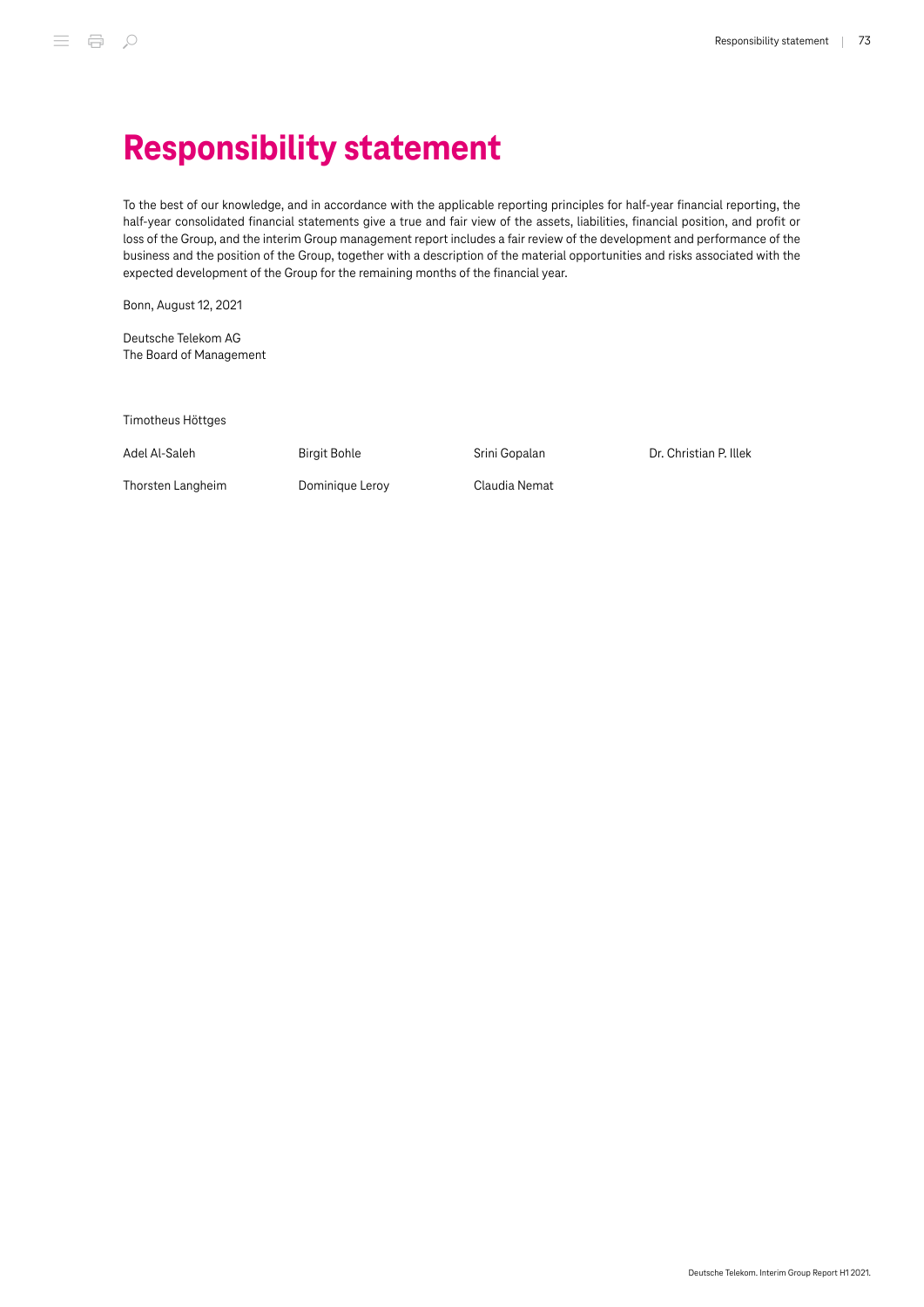# Responsibility statement

To the best of our knowledge, and in accordance with the applicable reporting principles for half-year financial reporting, the half-year consolidated financial statements give a true and fair view of the assets, liabilities, financial position, and profit or loss of the Group, and the interim Group management report includes a fair review of the development and performance of the business and the position of the Group, together with a description of the material opportunities and risks associated with the expected development of the Group for the remaining months of the financial year.

Bonn, August 12, 2021

Deutsche Telekom AG
The Board of Management

Timotheus Höttges

Adel Al-Saleh        Birgit Bohle        Srini Gopalan        Dr. Christian P. Illek

Thorsten Langheim        Dominique Leroy        Claudia Nemat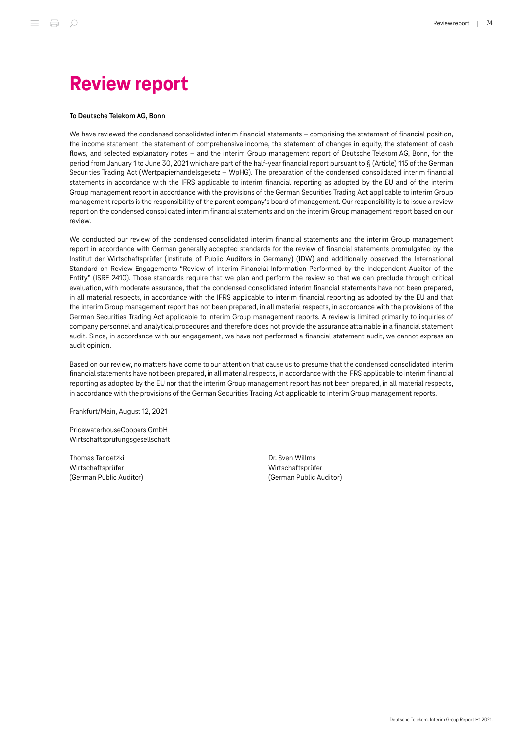# Review report

**To Deutsche Telekom AG, Bonn**

We have reviewed the condensed consolidated interim financial statements – comprising the statement of financial position, the income statement, the statement of comprehensive income, the statement of changes in equity, the statement of cash flows, and selected explanatory notes – and the interim Group management report of Deutsche Telekom AG, Bonn, for the period from January 1 to June 30, 2021 which are part of the half-year financial report pursuant to § (Article) 115 of the German Securities Trading Act (Wertpapierhandelsgesetz – WpHG). The preparation of the condensed consolidated interim financial statements in accordance with the IFRS applicable to interim financial reporting as adopted by the EU and of the interim Group management report in accordance with the provisions of the German Securities Trading Act applicable to interim Group management reports is the responsibility of the parent company's board of management. Our responsibility is to issue a review report on the condensed consolidated interim financial statements and on the interim Group management report based on our review.

We conducted our review of the condensed consolidated interim financial statements and the interim Group management report in accordance with German generally accepted standards for the review of financial statements promulgated by the Institut der Wirtschaftsprüfer (Institute of Public Auditors in Germany) (IDW) and additionally observed the International Standard on Review Engagements "Review of Interim Financial Information Performed by the Independent Auditor of the Entity" (ISRE 2410). Those standards require that we plan and perform the review so that we can preclude through critical evaluation, with moderate assurance, that the condensed consolidated interim financial statements have not been prepared, in all material respects, in accordance with the IFRS applicable to interim financial reporting as adopted by the EU and that the interim Group management report has not been prepared, in all material respects, in accordance with the provisions of the German Securities Trading Act applicable to interim Group management reports. A review is limited primarily to inquiries of company personnel and analytical procedures and therefore does not provide the assurance attainable in a financial statement audit. Since, in accordance with our engagement, we have not performed a financial statement audit, we cannot express an audit opinion.

Based on our review, no matters have come to our attention that cause us to presume that the condensed consolidated interim financial statements have not been prepared, in all material respects, in accordance with the IFRS applicable to interim financial reporting as adopted by the EU nor that the interim Group management report has not been prepared, in all material respects, in accordance with the provisions of the German Securities Trading Act applicable to interim Group management reports.

Frankfurt/Main, August 12, 2021

PricewaterhouseCoopers GmbH
Wirtschaftsprüfungsgesellschaft

Thomas Tandetzki
Wirtschaftsprüfer
(German Public Auditor)

Dr. Sven Willms
Wirtschaftsprüfer
(German Public Auditor)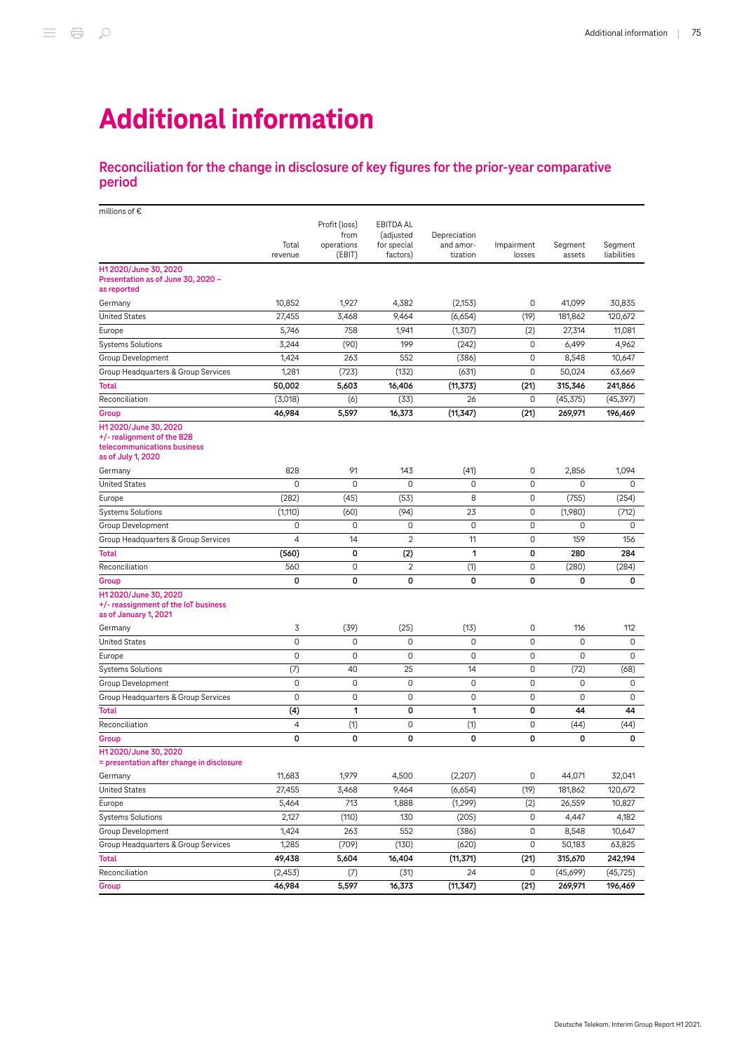# Additional information

## Reconciliation for the change in disclosure of key figures for the prior-year comparative period

| millions of € | Total revenue | Profit (loss) from operations (EBIT) | EBITDA AL (adjusted for special factors) | Depreciation and amortization | Impairment losses | Segment assets | Segment liabilities |
|---|---|---|---|---|---|---|---|
| **H1 2020/June 30, 2020 Presentation as of June 30, 2020 – as reported** | | | | | | | |
| Germany | 10,852 | 1,927 | 4,382 | (2,153) | 0 | 41,099 | 30,835 |
| United States | 27,455 | 3,468 | 9,464 | (6,654) | (19) | 181,862 | 120,672 |
| Europe | 5,746 | 758 | 1,941 | (1,307) | (2) | 27,314 | 11,081 |
| Systems Solutions | 3,244 | (90) | 199 | (242) | 0 | 6,499 | 4,962 |
| Group Development | 1,424 | 263 | 552 | (386) | 0 | 8,548 | 10,647 |
| Group Headquarters & Group Services | 1,281 | (723) | (132) | (631) | 0 | 50,024 | 63,669 |
| **Total** | **50,002** | **5,603** | **16,406** | **(11,373)** | **(21)** | **315,346** | **241,866** |
| Reconciliation | (3,018) | (6) | (33) | 26 | 0 | (45,375) | (45,397) |
| **Group** | **46,984** | **5,597** | **16,373** | **(11,347)** | **(21)** | **269,971** | **196,469** |
| **H1 2020/June 30, 2020 +/- realignment of the B2B telecommunications business as of July 1, 2020** | | | | | | | |
| Germany | 828 | 91 | 143 | (41) | 0 | 2,856 | 1,094 |
| United States | 0 | 0 | 0 | 0 | 0 | 0 | 0 |
| Europe | (282) | (45) | (53) | 8 | 0 | (755) | (254) |
| Systems Solutions | (1,110) | (60) | (94) | 23 | 0 | (1,980) | (712) |
| Group Development | 0 | 0 | 0 | 0 | 0 | 0 | 0 |
| Group Headquarters & Group Services | 4 | 14 | 2 | 11 | 0 | 159 | 156 |
| **Total** | **(560)** | **0** | **(2)** | **1** | **0** | **280** | **284** |
| Reconciliation | 560 | 0 | 2 | (1) | 0 | (280) | (284) |
| **Group** | **0** | **0** | **0** | **0** | **0** | **0** | **0** |
| **H1 2020/June 30, 2020 +/- reassignment of the IoT business as of January 1, 2021** | | | | | | | |
| Germany | 3 | (39) | (25) | (13) | 0 | 116 | 112 |
| United States | 0 | 0 | 0 | 0 | 0 | 0 | 0 |
| Europe | 0 | 0 | 0 | 0 | 0 | 0 | 0 |
| Systems Solutions | (7) | 40 | 25 | 14 | 0 | (72) | (68) |
| Group Development | 0 | 0 | 0 | 0 | 0 | 0 | 0 |
| Group Headquarters & Group Services | 0 | 0 | 0 | 0 | 0 | 0 | 0 |
| **Total** | **(4)** | **1** | **0** | **1** | **0** | **44** | **44** |
| Reconciliation | 4 | (1) | 0 | (1) | 0 | (44) | (44) |
| **Group** | **0** | **0** | **0** | **0** | **0** | **0** | **0** |
| **H1 2020/June 30, 2020 = presentation after change in disclosure** | | | | | | | |
| Germany | 11,683 | 1,979 | 4,500 | (2,207) | 0 | 44,071 | 32,041 |
| United States | 27,455 | 3,468 | 9,464 | (6,654) | (19) | 181,862 | 120,672 |
| Europe | 5,464 | 713 | 1,888 | (1,299) | (2) | 26,559 | 10,827 |
| Systems Solutions | 2,127 | (110) | 130 | (205) | 0 | 4,447 | 4,182 |
| Group Development | 1,424 | 263 | 552 | (386) | 0 | 8,548 | 10,647 |
| Group Headquarters & Group Services | 1,285 | (709) | (130) | (620) | 0 | 50,183 | 63,825 |
| **Total** | **49,438** | **5,604** | **16,404** | **(11,371)** | **(21)** | **315,670** | **242,194** |
| Reconciliation | (2,453) | (7) | (31) | 24 | 0 | (45,699) | (45,725) |
| **Group** | **46,984** | **5,597** | **16,373** | **(11,347)** | **(21)** | **269,971** | **196,469** |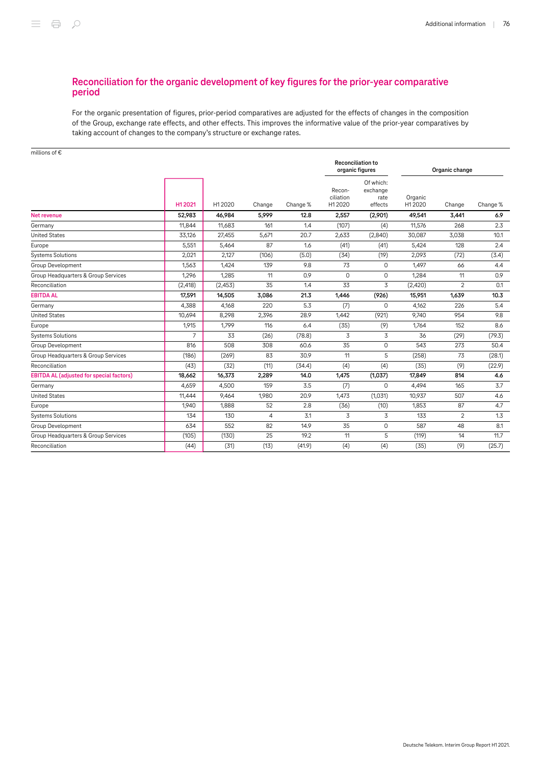## Reconciliation for the organic development of key figures for the prior-year comparative period

For the organic presentation of figures, prior-period comparatives are adjusted for the effects of changes in the composition of the Group, exchange rate effects, and other effects. This improves the informative value of the prior-year comparatives by taking account of changes to the company's structure or exchange rates.

millions of €

| | | | | | Reconciliation to organic figures | | Organic change | | |
|---|---|---|---|---|---|---|---|---|---|
| | H1 2021 | H1 2020 | Change | Change % | Recon-ciliation H1 2020 | Of which: exchange rate effects | Organic H1 2020 | Change | Change % |
| **Net revenue** | **52,983** | **46,984** | **5,999** | **12.8** | **2,557** | **(2,901)** | **49,541** | **3,441** | **6.9** |
| Germany | 11,844 | 11,683 | 161 | 1.4 | (107) | (4) | 11,576 | 268 | 2.3 |
| United States | 33,126 | 27,455 | 5,671 | 20.7 | 2,633 | (2,840) | 30,087 | 3,038 | 10.1 |
| Europe | 5,551 | 5,464 | 87 | 1.6 | (41) | (41) | 5,424 | 128 | 2.4 |
| Systems Solutions | 2,021 | 2,127 | (106) | (5.0) | (34) | (19) | 2,093 | (72) | (3.4) |
| Group Development | 1,563 | 1,424 | 139 | 9.8 | 73 | 0 | 1,497 | 66 | 4.4 |
| Group Headquarters & Group Services | 1,296 | 1,285 | 11 | 0.9 | 0 | 0 | 1,284 | 11 | 0.9 |
| Reconciliation | (2,418) | (2,453) | 35 | 1.4 | 33 | 3 | (2,420) | 2 | 0.1 |
| **EBITDA AL** | **17,591** | **14,505** | **3,086** | **21.3** | **1,446** | **(926)** | **15,951** | **1,639** | **10.3** |
| Germany | 4,388 | 4,168 | 220 | 5.3 | (7) | 0 | 4,162 | 226 | 5.4 |
| United States | 10,694 | 8,298 | 2,396 | 28.9 | 1,442 | (921) | 9,740 | 954 | 9.8 |
| Europe | 1,915 | 1,799 | 116 | 6.4 | (35) | (9) | 1,764 | 152 | 8.6 |
| Systems Solutions | 7 | 33 | (26) | (78.8) | 3 | 3 | 36 | (29) | (79.3) |
| Group Development | 816 | 508 | 308 | 60.6 | 35 | 0 | 543 | 273 | 50.4 |
| Group Headquarters & Group Services | (186) | (269) | 83 | 30.9 | 11 | 5 | (258) | 73 | (28.1) |
| Reconciliation | (43) | (32) | (11) | (34.4) | (4) | (4) | (35) | (9) | (22.9) |
| **EBITDA AL (adjusted for special factors)** | **18,662** | **16,373** | **2,289** | **14.0** | **1,475** | **(1,037)** | **17,849** | **814** | **4.6** |
| Germany | 4,659 | 4,500 | 159 | 3.5 | (7) | 0 | 4,494 | 165 | 3.7 |
| United States | 11,444 | 9,464 | 1,980 | 20.9 | 1,473 | (1,031) | 10,937 | 507 | 4.6 |
| Europe | 1,940 | 1,888 | 52 | 2.8 | (36) | (10) | 1,853 | 87 | 4.7 |
| Systems Solutions | 134 | 130 | 4 | 3.1 | 3 | 3 | 133 | 2 | 1.3 |
| Group Development | 634 | 552 | 82 | 14.9 | 35 | 0 | 587 | 48 | 8.1 |
| Group Headquarters & Group Services | (105) | (130) | 25 | 19.2 | 11 | 5 | (119) | 14 | 11.7 |
| Reconciliation | (44) | (31) | (13) | (41.9) | (4) | (4) | (35) | (9) | (25.7) |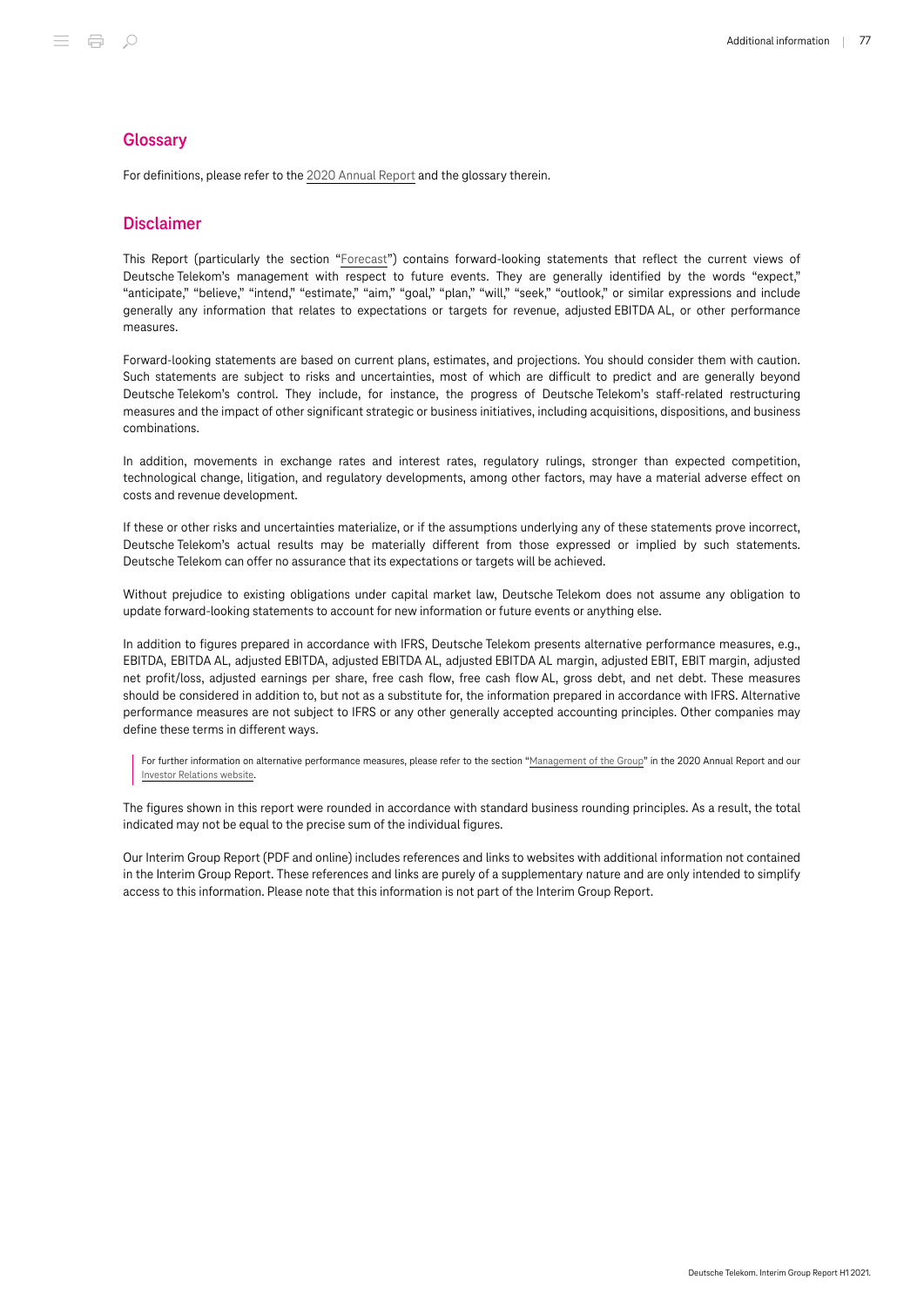## Glossary

For definitions, please refer to the 2020 Annual Report and the glossary therein.

## Disclaimer

This Report (particularly the section "Forecast") contains forward-looking statements that reflect the current views of Deutsche Telekom's management with respect to future events. They are generally identified by the words "expect," "anticipate," "believe," "intend," "estimate," "aim," "goal," "plan," "will," "seek," "outlook," or similar expressions and include generally any information that relates to expectations or targets for revenue, adjusted EBITDA AL, or other performance measures.

Forward-looking statements are based on current plans, estimates, and projections. You should consider them with caution. Such statements are subject to risks and uncertainties, most of which are difficult to predict and are generally beyond Deutsche Telekom's control. They include, for instance, the progress of Deutsche Telekom's staff-related restructuring measures and the impact of other significant strategic or business initiatives, including acquisitions, dispositions, and business combinations.

In addition, movements in exchange rates and interest rates, regulatory rulings, stronger than expected competition, technological change, litigation, and regulatory developments, among other factors, may have a material adverse effect on costs and revenue development.

If these or other risks and uncertainties materialize, or if the assumptions underlying any of these statements prove incorrect, Deutsche Telekom's actual results may be materially different from those expressed or implied by such statements. Deutsche Telekom can offer no assurance that its expectations or targets will be achieved.

Without prejudice to existing obligations under capital market law, Deutsche Telekom does not assume any obligation to update forward-looking statements to account for new information or future events or anything else.

In addition to figures prepared in accordance with IFRS, Deutsche Telekom presents alternative performance measures, e.g., EBITDA, EBITDA AL, adjusted EBITDA, adjusted EBITDA AL, adjusted EBITDA AL margin, adjusted EBIT, EBIT margin, adjusted net profit/loss, adjusted earnings per share, free cash flow, free cash flow AL, gross debt, and net debt. These measures should be considered in addition to, but not as a substitute for, the information prepared in accordance with IFRS. Alternative performance measures are not subject to IFRS or any other generally accepted accounting principles. Other companies may define these terms in different ways.

For further information on alternative performance measures, please refer to the section "Management of the Group" in the 2020 Annual Report and our Investor Relations website.

The figures shown in this report were rounded in accordance with standard business rounding principles. As a result, the total indicated may not be equal to the precise sum of the individual figures.

Our Interim Group Report (PDF and online) includes references and links to websites with additional information not contained in the Interim Group Report. These references and links are purely of a supplementary nature and are only intended to simplify access to this information. Please note that this information is not part of the Interim Group Report.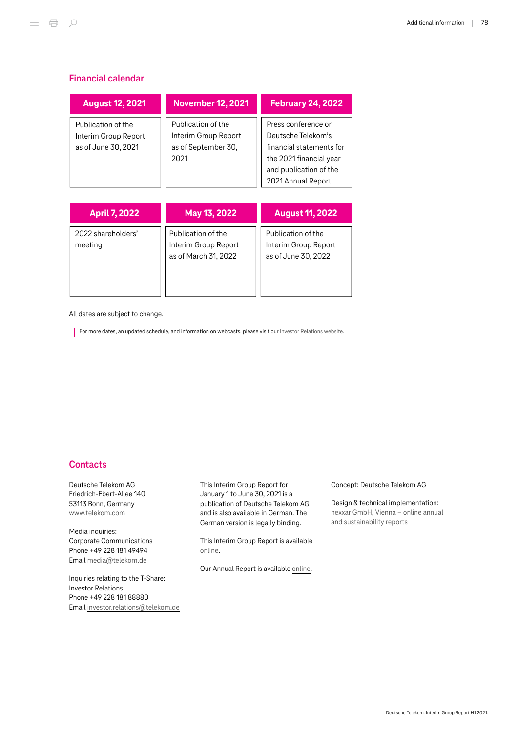## Financial calendar

| August 12, 2021 | November 12, 2021 | February 24, 2022 |
|---|---|---|
| Publication of the Interim Group Report as of June 30, 2021 | Publication of the Interim Group Report as of September 30, 2021 | Press conference on Deutsche Telekom's financial statements for the 2021 financial year and publication of the 2021 Annual Report |

| April 7, 2022 | May 13, 2022 | August 11, 2022 |
|---|---|---|
| 2022 shareholders' meeting | Publication of the Interim Group Report as of March 31, 2022 | Publication of the Interim Group Report as of June 30, 2022 |

All dates are subject to change.

For more dates, an updated schedule, and information on webcasts, please visit our Investor Relations website.

## Contacts

Deutsche Telekom AG
Friedrich-Ebert-Allee 140
53113 Bonn, Germany
www.telekom.com

Media inquiries:
Corporate Communications
Phone +49 228 181 49494
Email media@telekom.de

Inquiries relating to the T-Share:
Investor Relations
Phone +49 228 181 88880
Email investor.relations@telekom.de

This Interim Group Report for January 1 to June 30, 2021 is a publication of Deutsche Telekom AG and is also available in German. The German version is legally binding.

This Interim Group Report is available online.

Our Annual Report is available online.

Concept: Deutsche Telekom AG

Design & technical implementation:
nexxar GmbH, Vienna – online annual and sustainability reports